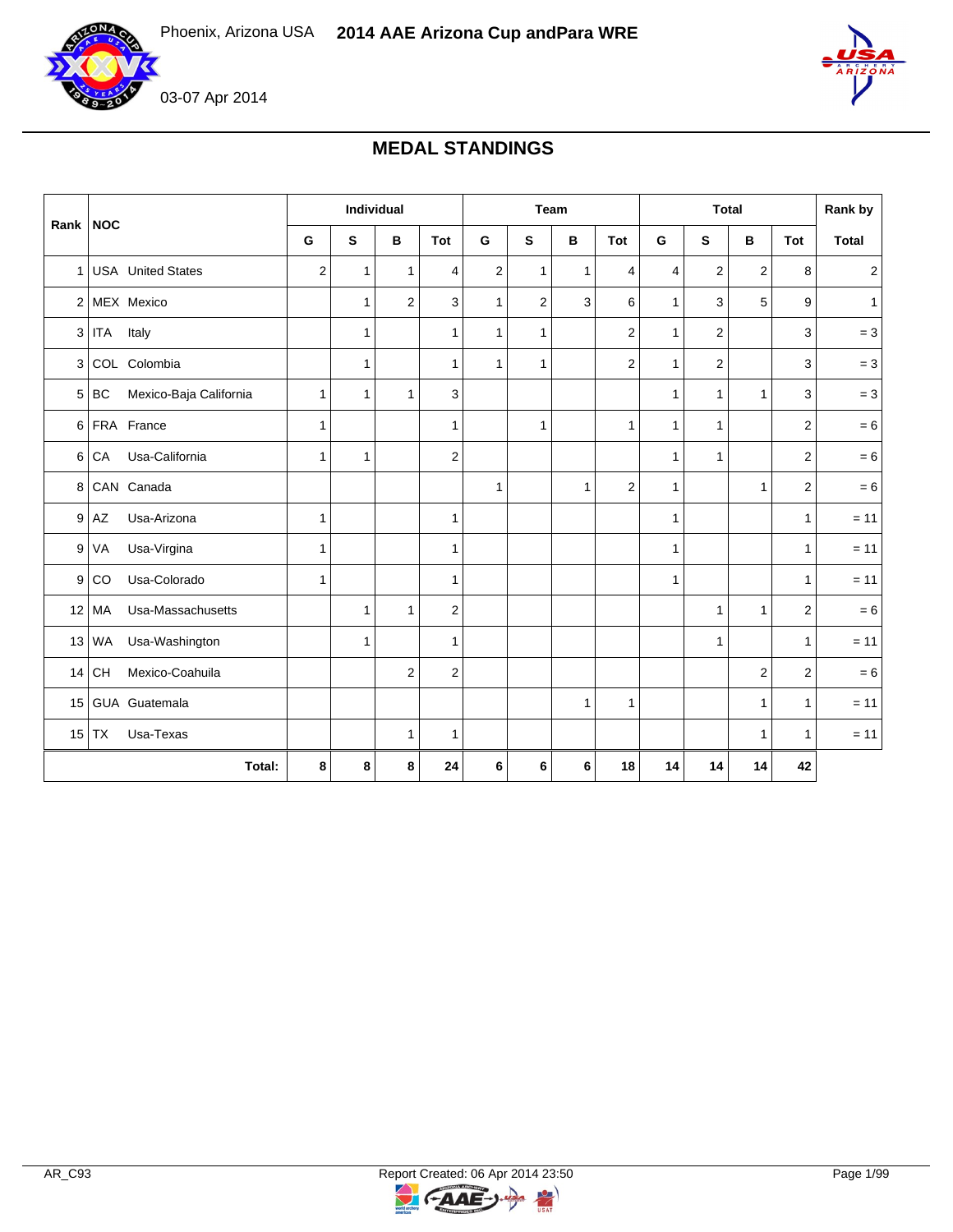Phoenix, Arizona USA **2014 AAE Arizona Cup andPara WRE**

03-07 Apr 2014

## MEDAL STANDINGS

| Rank | NOC | | Individual | | | | Team | | | | Total | | | | Rank by |
|---|---|---|---|---|---|---|---|---|---|---|---|---|---|---|---|
| | | | G | S | B | Tot | G | S | B | Tot | G | S | B | Tot | Total |
| 1 | USA | United States | 2 | 1 | 1 | 4 | 2 | 1 | 1 | 4 | 4 | 2 | 2 | 8 | 2 |
| 2 | MEX | Mexico | | 1 | 2 | 3 | 1 | 2 | 3 | 6 | 1 | 3 | 5 | 9 | 1 |
| 3 | ITA | Italy | | 1 | | 1 | 1 | 1 | | 2 | 1 | 2 | | 3 | = 3 |
| 3 | COL | Colombia | | 1 | | 1 | 1 | 1 | | 2 | 1 | 2 | | 3 | = 3 |
| 5 | BC | Mexico-Baja California | 1 | 1 | 1 | 3 | | | | | 1 | 1 | 1 | 3 | = 3 |
| 6 | FRA | France | 1 | | | 1 | | 1 | | 1 | 1 | 1 | | 2 | = 6 |
| 6 | CA | Usa-California | 1 | 1 | | 2 | | | | | 1 | 1 | | 2 | = 6 |
| 8 | CAN | Canada | | | | | 1 | | 1 | 2 | 1 | | 1 | 2 | = 6 |
| 9 | AZ | Usa-Arizona | 1 | | | 1 | | | | | 1 | | | 1 | = 11 |
| 9 | VA | Usa-Virgina | 1 | | | 1 | | | | | 1 | | | 1 | = 11 |
| 9 | CO | Usa-Colorado | 1 | | | 1 | | | | | 1 | | | 1 | = 11 |
| 12 | MA | Usa-Massachusetts | | 1 | 1 | 2 | | | | | | 1 | 1 | 2 | = 6 |
| 13 | WA | Usa-Washington | | 1 | | 1 | | | | | | 1 | | 1 | = 11 |
| 14 | CH | Mexico-Coahuila | | | 2 | 2 | | | | | | | 2 | 2 | = 6 |
| 15 | GUA | Guatemala | | | | | | | 1 | 1 | | | 1 | 1 | = 11 |
| 15 | TX | Usa-Texas | | | 1 | 1 | | | | | | | 1 | 1 | = 11 |
| | | **Total:** | **8** | **8** | **8** | **24** | **6** | **6** | **6** | **18** | **14** | **14** | **14** | **42** | |

AR_C93 Report Created: 06 Apr 2014 23:50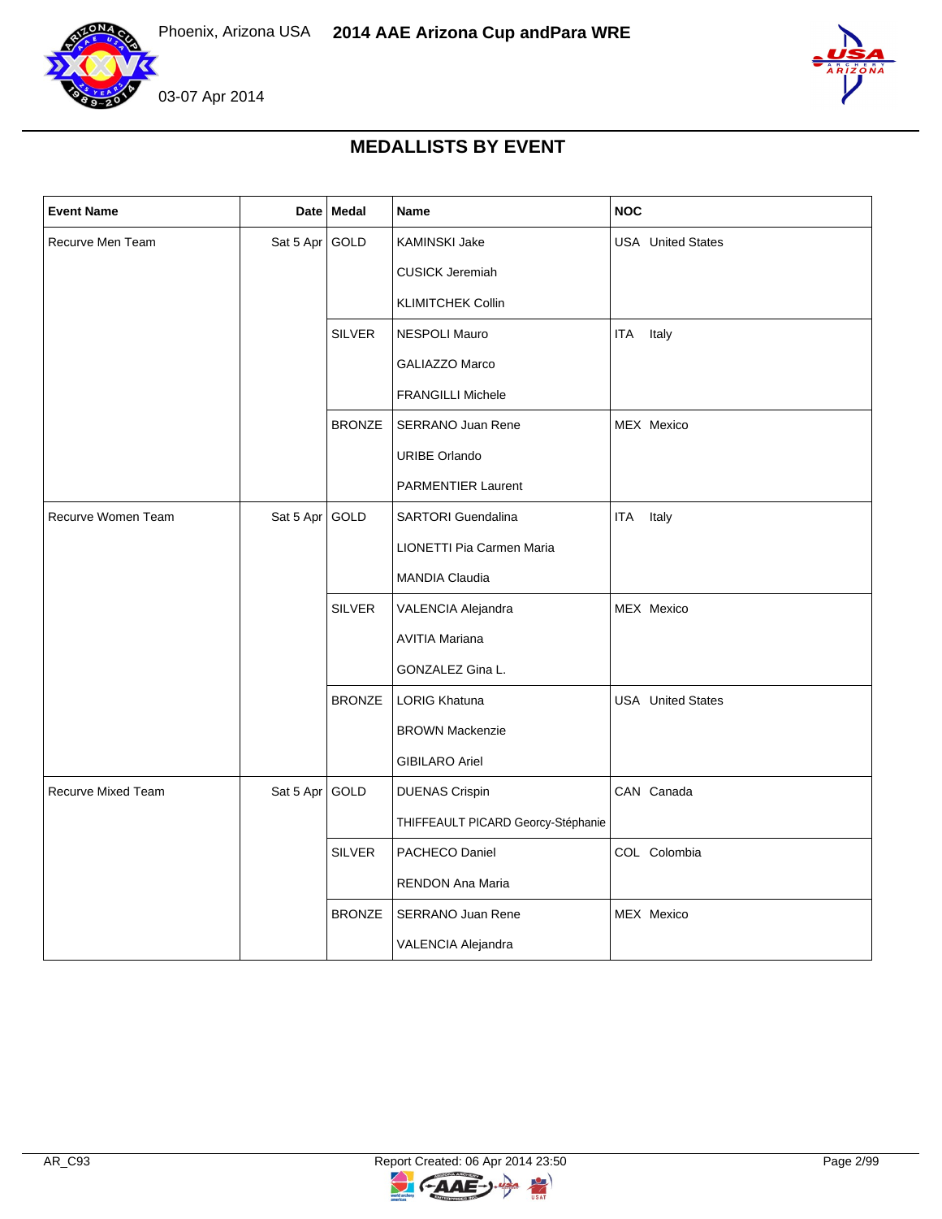Phoenix, Arizona USA **2014 AAE Arizona Cup andPara WRE**

03-07 Apr 2014

## MEDALLISTS BY EVENT

| Event Name | Date | Medal | Name | NOC |
|---|---|---|---|---|
| Recurve Men Team | Sat 5 Apr | GOLD | KAMINSKI Jake<br>CUSICK Jeremiah<br>KLIMITCHEK Collin | USA United States |
| | | SILVER | NESPOLI Mauro<br>GALIAZZO Marco<br>FRANGILLI Michele | ITA Italy |
| | | BRONZE | SERRANO Juan Rene<br>URIBE Orlando<br>PARMENTIER Laurent | MEX Mexico |
| Recurve Women Team | Sat 5 Apr | GOLD | SARTORI Guendalina<br>LIONETTI Pia Carmen Maria<br>MANDIA Claudia | ITA Italy |
| | | SILVER | VALENCIA Alejandra<br>AVITIA Mariana<br>GONZALEZ Gina L. | MEX Mexico |
| | | BRONZE | LORIG Khatuna<br>BROWN Mackenzie<br>GIBILARO Ariel | USA United States |
| Recurve Mixed Team | Sat 5 Apr | GOLD | DUENAS Crispin<br>THIFFEAULT PICARD Georcy-Stéphanie | CAN Canada |
| | | SILVER | PACHECO Daniel<br>RENDON Ana Maria | COL Colombia |
| | | BRONZE | SERRANO Juan Rene<br>VALENCIA Alejandra | MEX Mexico |

AR_C93 Report Created: 06 Apr 2014 23:50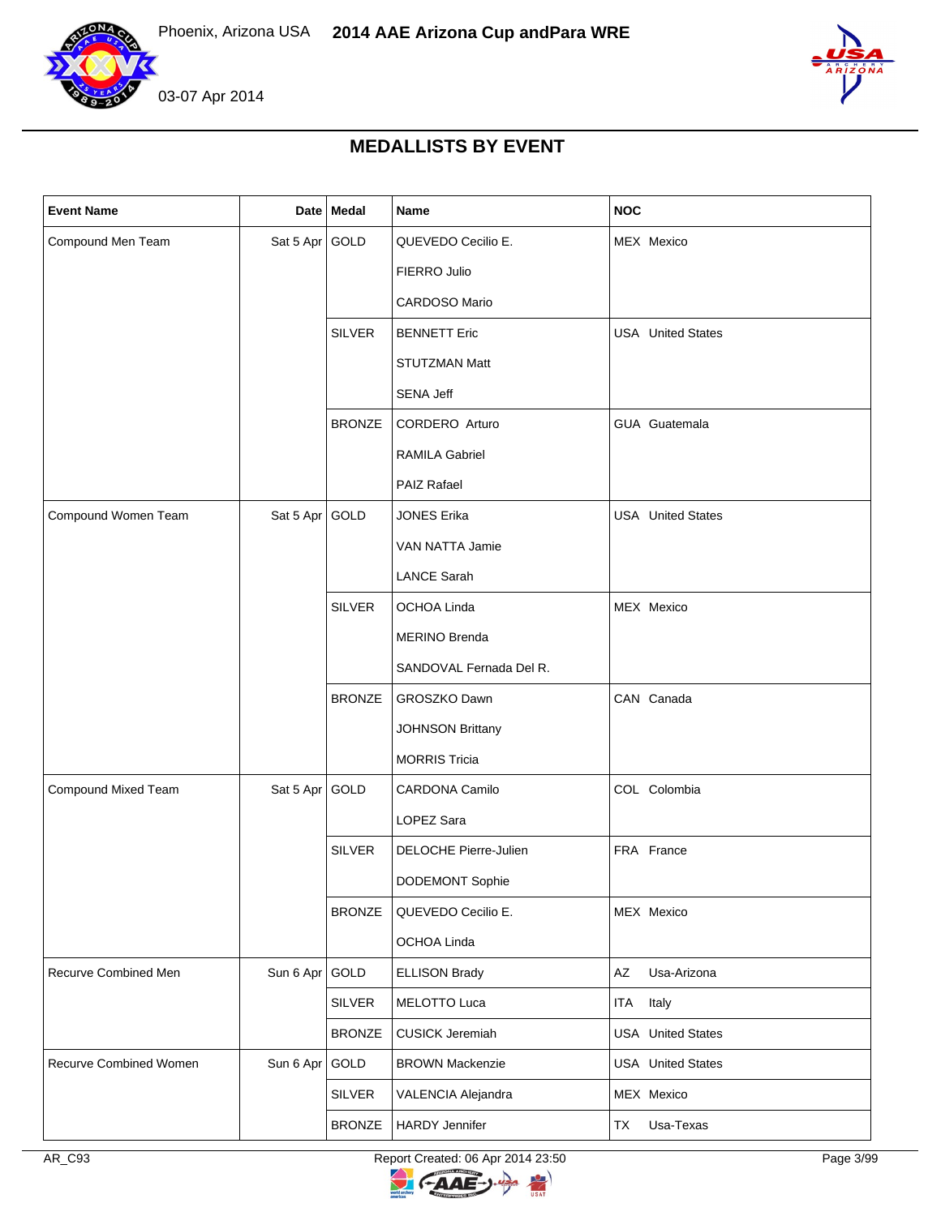Phoenix, Arizona USA **2014 AAE Arizona Cup andPara WRE**

03-07 Apr 2014

## MEDALLISTS BY EVENT

| Event Name | Date | Medal | Name | NOC |
|---|---|---|---|---|
| Compound Men Team | Sat 5 Apr | GOLD | QUEVEDO Cecilio E. | MEX Mexico |
| | | | FIERRO Julio | |
| | | | CARDOSO Mario | |
| | | SILVER | BENNETT Eric | USA United States |
| | | | STUTZMAN Matt | |
| | | | SENA Jeff | |
| | | BRONZE | CORDERO Arturo | GUA Guatemala |
| | | | RAMILA Gabriel | |
| | | | PAIZ Rafael | |
| Compound Women Team | Sat 5 Apr | GOLD | JONES Erika | USA United States |
| | | | VAN NATTA Jamie | |
| | | | LANCE Sarah | |
| | | SILVER | OCHOA Linda | MEX Mexico |
| | | | MERINO Brenda | |
| | | | SANDOVAL Fernada Del R. | |
| | | BRONZE | GROSZKO Dawn | CAN Canada |
| | | | JOHNSON Brittany | |
| | | | MORRIS Tricia | |
| Compound Mixed Team | Sat 5 Apr | GOLD | CARDONA Camilo | COL Colombia |
| | | | LOPEZ Sara | |
| | | SILVER | DELOCHE Pierre-Julien | FRA France |
| | | | DODEMONT Sophie | |
| | | BRONZE | QUEVEDO Cecilio E. | MEX Mexico |
| | | | OCHOA Linda | |
| Recurve Combined Men | Sun 6 Apr | GOLD | ELLISON Brady | AZ Usa-Arizona |
| | | SILVER | MELOTTO Luca | ITA Italy |
| | | BRONZE | CUSICK Jeremiah | USA United States |
| Recurve Combined Women | Sun 6 Apr | GOLD | BROWN Mackenzie | USA United States |
| | | SILVER | VALENCIA Alejandra | MEX Mexico |
| | | BRONZE | HARDY Jennifer | TX Usa-Texas |

AR_C93 Report Created: 06 Apr 2014 23:50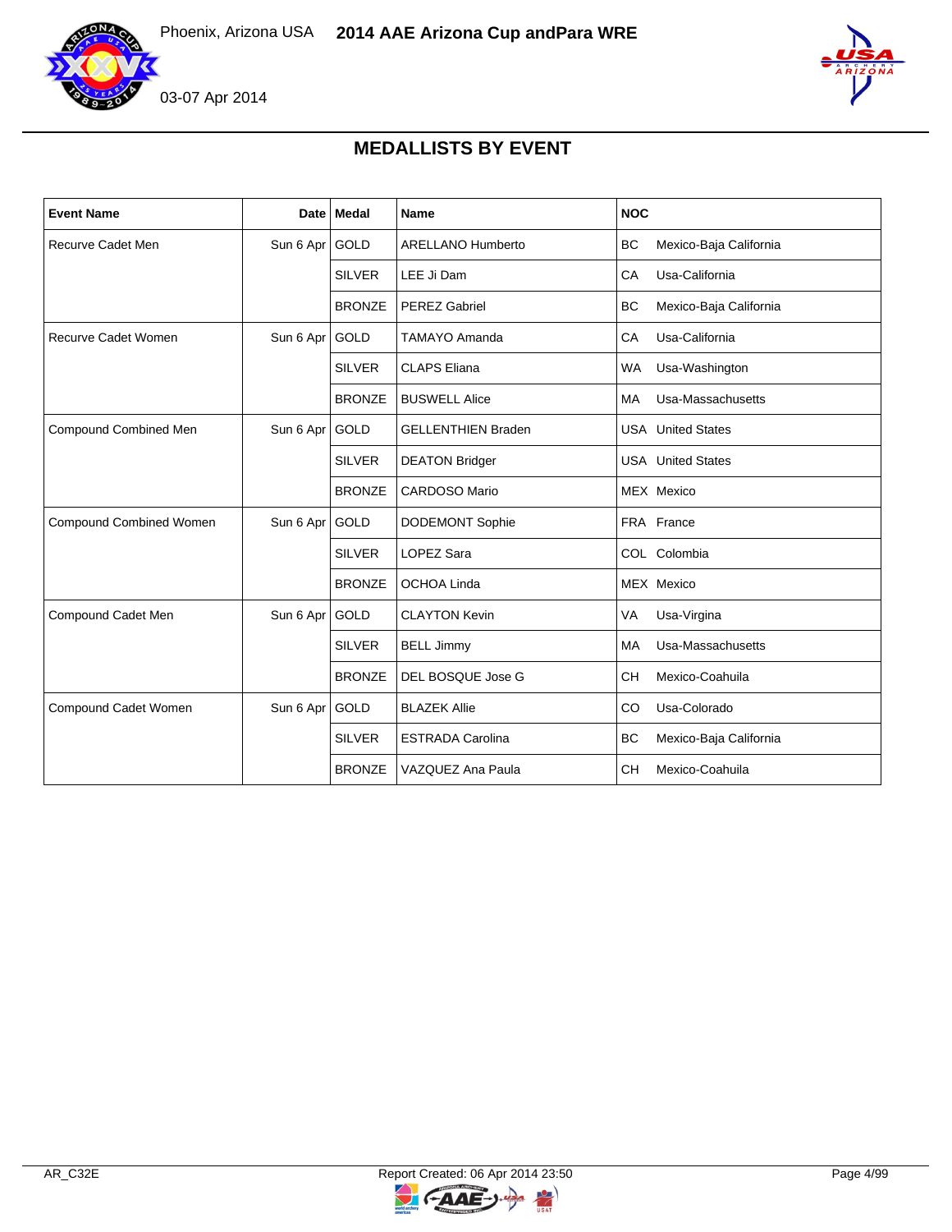# MEDALLISTS BY EVENT

| Event Name | Date | Medal | Name | NOC |
|---|---|---|---|---|
| Recurve Cadet Men | Sun 6 Apr | GOLD | ARELLANO Humberto | BC Mexico-Baja California |
| | | SILVER | LEE Ji Dam | CA Usa-California |
| | | BRONZE | PEREZ Gabriel | BC Mexico-Baja California |
| Recurve Cadet Women | Sun 6 Apr | GOLD | TAMAYO Amanda | CA Usa-California |
| | | SILVER | CLAPS Eliana | WA Usa-Washington |
| | | BRONZE | BUSWELL Alice | MA Usa-Massachusetts |
| Compound Combined Men | Sun 6 Apr | GOLD | GELLENTHIEN Braden | USA United States |
| | | SILVER | DEATON Bridger | USA United States |
| | | BRONZE | CARDOSO Mario | MEX Mexico |
| Compound Combined Women | Sun 6 Apr | GOLD | DODEMONT Sophie | FRA France |
| | | SILVER | LOPEZ Sara | COL Colombia |
| | | BRONZE | OCHOA Linda | MEX Mexico |
| Compound Cadet Men | Sun 6 Apr | GOLD | CLAYTON Kevin | VA Usa-Virgina |
| | | SILVER | BELL Jimmy | MA Usa-Massachusetts |
| | | BRONZE | DEL BOSQUE Jose G | CH Mexico-Coahuila |
| Compound Cadet Women | Sun 6 Apr | GOLD | BLAZEK Allie | CO Usa-Colorado |
| | | SILVER | ESTRADA Carolina | BC Mexico-Baja California |
| | | BRONZE | VAZQUEZ Ana Paula | CH Mexico-Coahuila |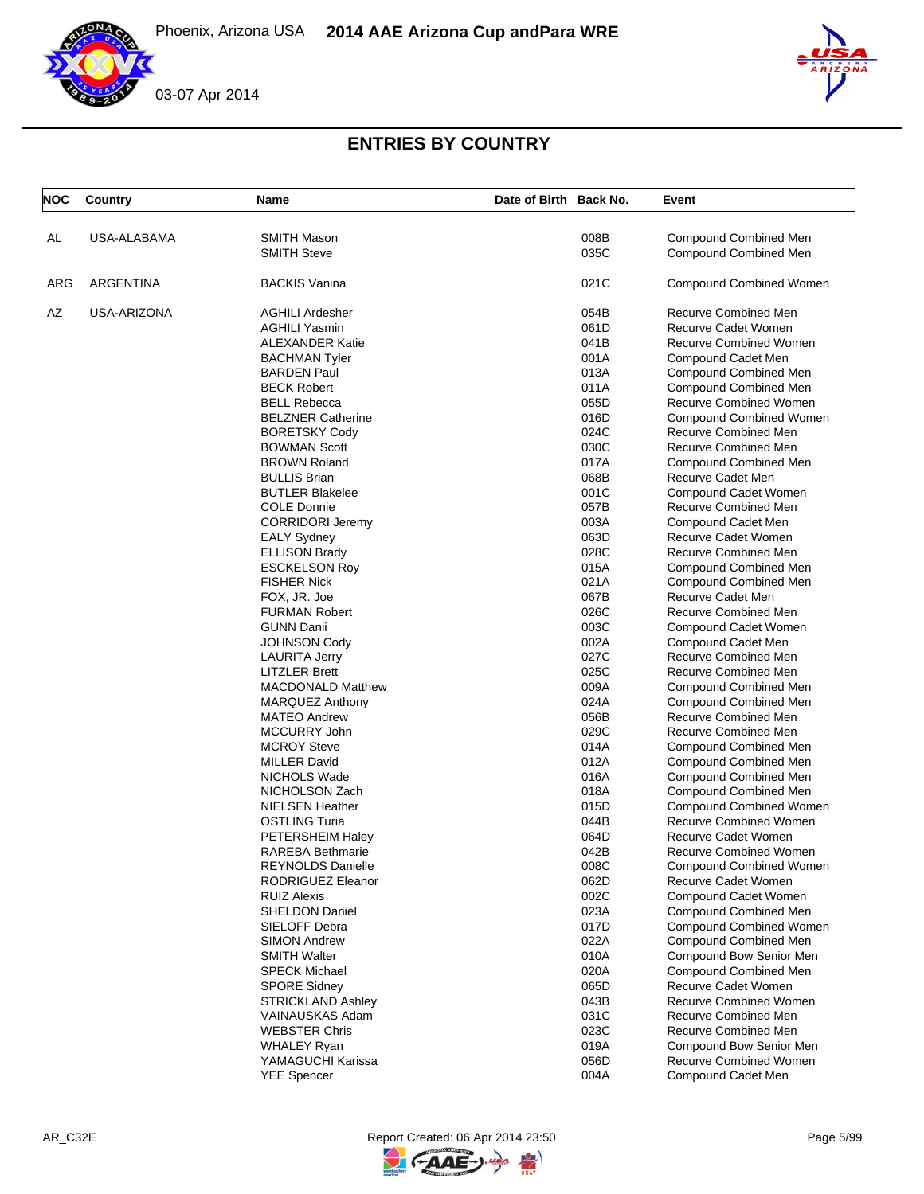## ENTRIES BY COUNTRY

| NOC | Country | Name | Date of Birth | Back No. | Event |
|---|---|---|---|---|---|
| AL | USA-ALABAMA | SMITH Mason | | 008B | Compound Combined Men |
| | | SMITH Steve | | 035C | Compound Combined Men |
| ARG | ARGENTINA | BACKIS Vanina | | 021C | Compound Combined Women |
| AZ | USA-ARIZONA | AGHILI Ardesher | | 054B | Recurve Combined Men |
| | | AGHILI Yasmin | | 061D | Recurve Cadet Women |
| | | ALEXANDER Katie | | 041B | Recurve Combined Women |
| | | BACHMAN Tyler | | 001A | Compound Cadet Men |
| | | BARDEN Paul | | 013A | Compound Combined Men |
| | | BECK Robert | | 011A | Compound Combined Men |
| | | BELL Rebecca | | 055D | Recurve Combined Women |
| | | BELZNER Catherine | | 016D | Compound Combined Women |
| | | BORETSKY Cody | | 024C | Recurve Combined Men |
| | | BOWMAN Scott | | 030C | Recurve Combined Men |
| | | BROWN Roland | | 017A | Compound Combined Men |
| | | BULLIS Brian | | 068B | Recurve Cadet Men |
| | | BUTLER Blakelee | | 001C | Compound Cadet Women |
| | | COLE Donnie | | 057B | Recurve Combined Men |
| | | CORRIDORI Jeremy | | 003A | Compound Cadet Men |
| | | EALY Sydney | | 063D | Recurve Cadet Women |
| | | ELLISON Brady | | 028C | Recurve Combined Men |
| | | ESCKELSON Roy | | 015A | Compound Combined Men |
| | | FISHER Nick | | 021A | Compound Combined Men |
| | | FOX, JR. Joe | | 067B | Recurve Cadet Men |
| | | FURMAN Robert | | 026C | Recurve Combined Men |
| | | GUNN Danii | | 003C | Compound Cadet Women |
| | | JOHNSON Cody | | 002A | Compound Cadet Men |
| | | LAURITA Jerry | | 027C | Recurve Combined Men |
| | | LITZLER Brett | | 025C | Recurve Combined Men |
| | | MACDONALD Matthew | | 009A | Compound Combined Men |
| | | MARQUEZ Anthony | | 024A | Compound Combined Men |
| | | MATEO Andrew | | 056B | Recurve Combined Men |
| | | MCCURRY John | | 029C | Recurve Combined Men |
| | | MCROY Steve | | 014A | Compound Combined Men |
| | | MILLER David | | 012A | Compound Combined Men |
| | | NICHOLS Wade | | 016A | Compound Combined Men |
| | | NICHOLSON Zach | | 018A | Compound Combined Men |
| | | NIELSEN Heather | | 015D | Compound Combined Women |
| | | OSTLING Turia | | 044B | Recurve Combined Women |
| | | PETERSHEIM Haley | | 064D | Recurve Cadet Women |
| | | RAREBA Bethmarie | | 042B | Recurve Combined Women |
| | | REYNOLDS Danielle | | 008C | Compound Combined Women |
| | | RODRIGUEZ Eleanor | | 062D | Recurve Cadet Women |
| | | RUIZ Alexis | | 002C | Compound Cadet Women |
| | | SHELDON Daniel | | 023A | Compound Combined Men |
| | | SIELOFF Debra | | 017D | Compound Combined Women |
| | | SIMON Andrew | | 022A | Compound Combined Men |
| | | SMITH Walter | | 010A | Compound Bow Senior Men |
| | | SPECK Michael | | 020A | Compound Combined Men |
| | | SPORE Sidney | | 065D | Recurve Cadet Women |
| | | STRICKLAND Ashley | | 043B | Recurve Combined Women |
| | | VAINAUSKAS Adam | | 031C | Recurve Combined Men |
| | | WEBSTER Chris | | 023C | Recurve Combined Men |
| | | WHALEY Ryan | | 019A | Compound Bow Senior Men |
| | | YAMAGUCHI Karissa | | 056D | Recurve Combined Women |
| | | YEE Spencer | | 004A | Compound Cadet Men |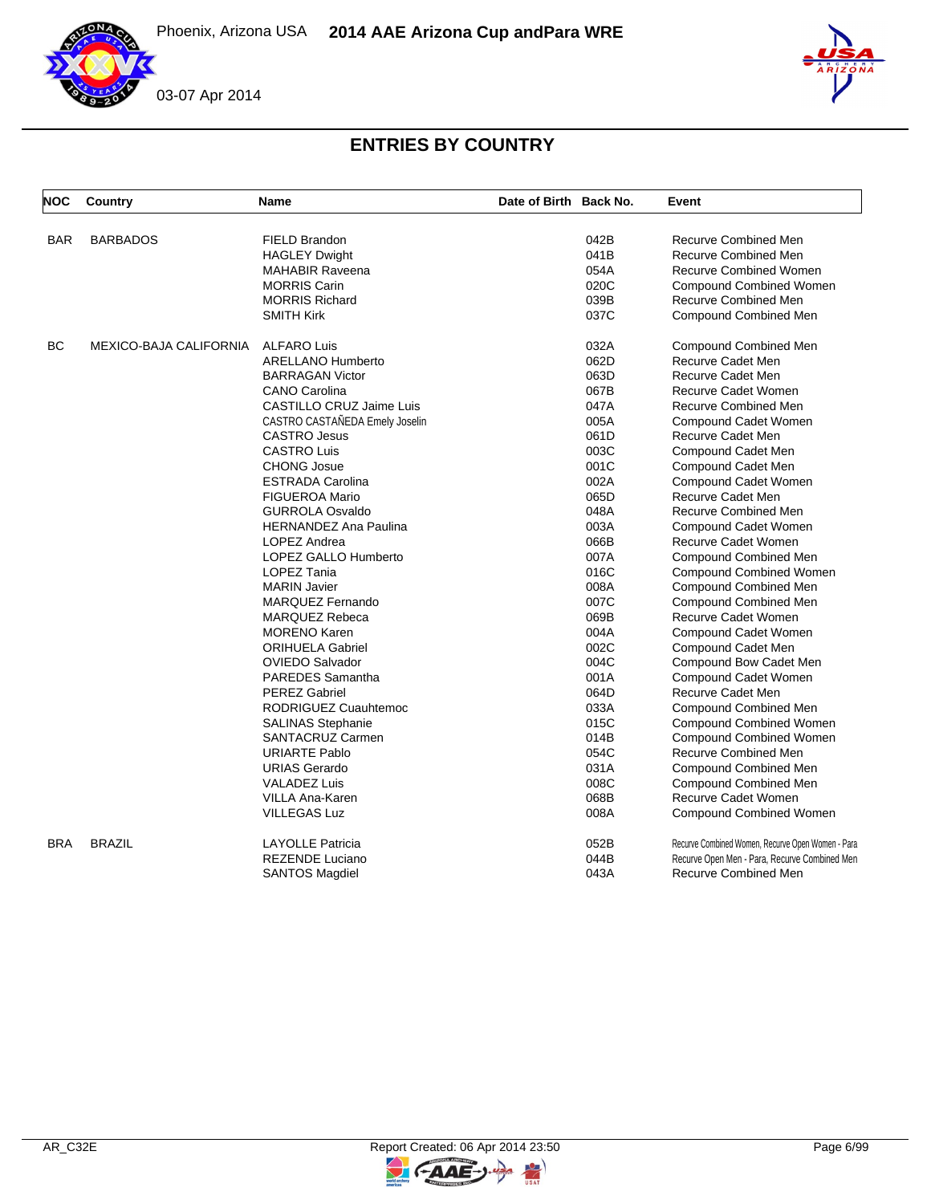## ENTRIES BY COUNTRY

| NOC | Country | Name | Date of Birth | Back No. | Event |
|---|---|---|---|---|---|
| BAR | BARBADOS | FIELD Brandon | | 042B | Recurve Combined Men |
| | | HAGLEY Dwight | | 041B | Recurve Combined Men |
| | | MAHABIR Raveena | | 054A | Recurve Combined Women |
| | | MORRIS Carin | | 020C | Compound Combined Women |
| | | MORRIS Richard | | 039B | Recurve Combined Men |
| | | SMITH Kirk | | 037C | Compound Combined Men |
| BC | MEXICO-BAJA CALIFORNIA | ALFARO Luis | | 032A | Compound Combined Men |
| | | ARELLANO Humberto | | 062D | Recurve Cadet Men |
| | | BARRAGAN Victor | | 063D | Recurve Cadet Men |
| | | CANO Carolina | | 067B | Recurve Cadet Women |
| | | CASTILLO CRUZ Jaime Luis | | 047A | Recurve Combined Men |
| | | CASTRO CASTAÑEDA Emely Joselin | | 005A | Compound Cadet Women |
| | | CASTRO Jesus | | 061D | Recurve Cadet Men |
| | | CASTRO Luis | | 003C | Compound Cadet Men |
| | | CHONG Josue | | 001C | Compound Cadet Men |
| | | ESTRADA Carolina | | 002A | Compound Cadet Women |
| | | FIGUEROA Mario | | 065D | Recurve Cadet Men |
| | | GURROLA Osvaldo | | 048A | Recurve Combined Men |
| | | HERNANDEZ Ana Paulina | | 003A | Compound Cadet Women |
| | | LOPEZ Andrea | | 066B | Recurve Cadet Women |
| | | LOPEZ GALLO Humberto | | 007A | Compound Combined Men |
| | | LOPEZ Tania | | 016C | Compound Combined Women |
| | | MARIN Javier | | 008A | Compound Combined Men |
| | | MARQUEZ Fernando | | 007C | Compound Combined Men |
| | | MARQUEZ Rebeca | | 069B | Recurve Cadet Women |
| | | MORENO Karen | | 004A | Compound Cadet Women |
| | | ORIHUELA Gabriel | | 002C | Compound Cadet Men |
| | | OVIEDO Salvador | | 004C | Compound Bow Cadet Men |
| | | PAREDES Samantha | | 001A | Compound Cadet Women |
| | | PEREZ Gabriel | | 064D | Recurve Cadet Men |
| | | RODRIGUEZ Cuauhtemoc | | 033A | Compound Combined Men |
| | | SALINAS Stephanie | | 015C | Compound Combined Women |
| | | SANTACRUZ Carmen | | 014B | Compound Combined Women |
| | | URIARTE Pablo | | 054C | Recurve Combined Men |
| | | URIAS Gerardo | | 031A | Compound Combined Men |
| | | VALADEZ Luis | | 008C | Compound Combined Men |
| | | VILLA Ana-Karen | | 068B | Recurve Cadet Women |
| | | VILLEGAS Luz | | 008A | Compound Combined Women |
| BRA | BRAZIL | LAYOLLE Patricia | | 052B | Recurve Combined Women, Recurve Open Women - Para |
| | | REZENDE Luciano | | 044B | Recurve Open Men - Para, Recurve Combined Men |
| | | SANTOS Magdiel | | 043A | Recurve Combined Men |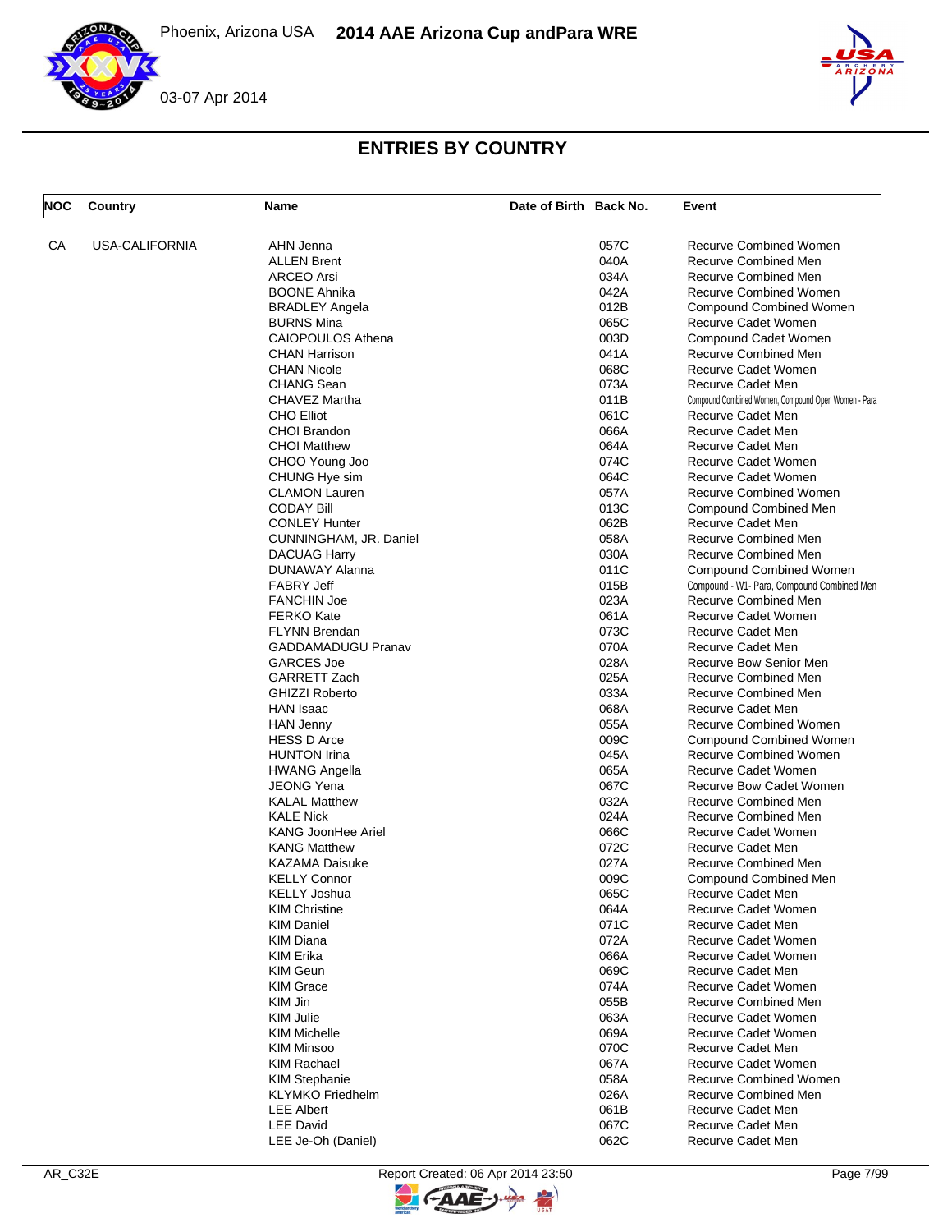## ENTRIES BY COUNTRY

| NOC | Country | Name | Date of Birth | Back No. | Event |
|---|---|---|---|---|---|
| CA | USA-CALIFORNIA | AHN Jenna | | 057C | Recurve Combined Women |
| | | ALLEN Brent | | 040A | Recurve Combined Men |
| | | ARCEO Arsi | | 034A | Recurve Combined Men |
| | | BOONE Ahnika | | 042A | Recurve Combined Women |
| | | BRADLEY Angela | | 012B | Compound Combined Women |
| | | BURNS Mina | | 065C | Recurve Cadet Women |
| | | CAIOPOULOS Athena | | 003D | Compound Cadet Women |
| | | CHAN Harrison | | 041A | Recurve Combined Men |
| | | CHAN Nicole | | 068C | Recurve Cadet Women |
| | | CHANG Sean | | 073A | Recurve Cadet Men |
| | | CHAVEZ Martha | | 011B | Compound Combined Women, Compound Open Women - Para |
| | | CHO Elliot | | 061C | Recurve Cadet Men |
| | | CHOI Brandon | | 066A | Recurve Cadet Men |
| | | CHOI Matthew | | 064A | Recurve Cadet Men |
| | | CHOO Young Joo | | 074C | Recurve Cadet Women |
| | | CHUNG Hye sim | | 064C | Recurve Cadet Women |
| | | CLAMON Lauren | | 057A | Recurve Combined Women |
| | | CODAY Bill | | 013C | Compound Combined Men |
| | | CONLEY Hunter | | 062B | Recurve Cadet Men |
| | | CUNNINGHAM, JR. Daniel | | 058A | Recurve Combined Men |
| | | DACUAG Harry | | 030A | Recurve Combined Men |
| | | DUNAWAY Alanna | | 011C | Compound Combined Women |
| | | FABRY Jeff | | 015B | Compound - W1- Para, Compound Combined Men |
| | | FANCHIN Joe | | 023A | Recurve Combined Men |
| | | FERKO Kate | | 061A | Recurve Cadet Women |
| | | FLYNN Brendan | | 073C | Recurve Cadet Men |
| | | GADDAMADUGU Pranav | | 070A | Recurve Cadet Men |
| | | GARCES Joe | | 028A | Recurve Bow Senior Men |
| | | GARRETT Zach | | 025A | Recurve Combined Men |
| | | GHIZZI Roberto | | 033A | Recurve Combined Men |
| | | HAN Isaac | | 068A | Recurve Cadet Men |
| | | HAN Jenny | | 055A | Recurve Combined Women |
| | | HESS D Arce | | 009C | Compound Combined Women |
| | | HUNTON Irina | | 045A | Recurve Combined Women |
| | | HWANG Angella | | 065A | Recurve Cadet Women |
| | | JEONG Yena | | 067C | Recurve Bow Cadet Women |
| | | KALAL Matthew | | 032A | Recurve Combined Men |
| | | KALE Nick | | 024A | Recurve Combined Men |
| | | KANG JoonHee Ariel | | 066C | Recurve Cadet Women |
| | | KANG Matthew | | 072C | Recurve Cadet Men |
| | | KAZAMA Daisuke | | 027A | Recurve Combined Men |
| | | KELLY Connor | | 009C | Compound Combined Men |
| | | KELLY Joshua | | 065C | Recurve Cadet Men |
| | | KIM Christine | | 064A | Recurve Cadet Women |
| | | KIM Daniel | | 071C | Recurve Cadet Men |
| | | KIM Diana | | 072A | Recurve Cadet Women |
| | | KIM Erika | | 066A | Recurve Cadet Women |
| | | KIM Geun | | 069C | Recurve Cadet Men |
| | | KIM Grace | | 074A | Recurve Cadet Women |
| | | KIM Jin | | 055B | Recurve Combined Men |
| | | KIM Julie | | 063A | Recurve Cadet Women |
| | | KIM Michelle | | 069A | Recurve Cadet Women |
| | | KIM Minsoo | | 070C | Recurve Cadet Men |
| | | KIM Rachael | | 067A | Recurve Cadet Women |
| | | KIM Stephanie | | 058A | Recurve Combined Women |
| | | KLYMKO Friedhelm | | 026A | Recurve Combined Men |
| | | LEE Albert | | 061B | Recurve Cadet Men |
| | | LEE David | | 067C | Recurve Cadet Men |
| | | LEE Je-Oh (Daniel) | | 062C | Recurve Cadet Men |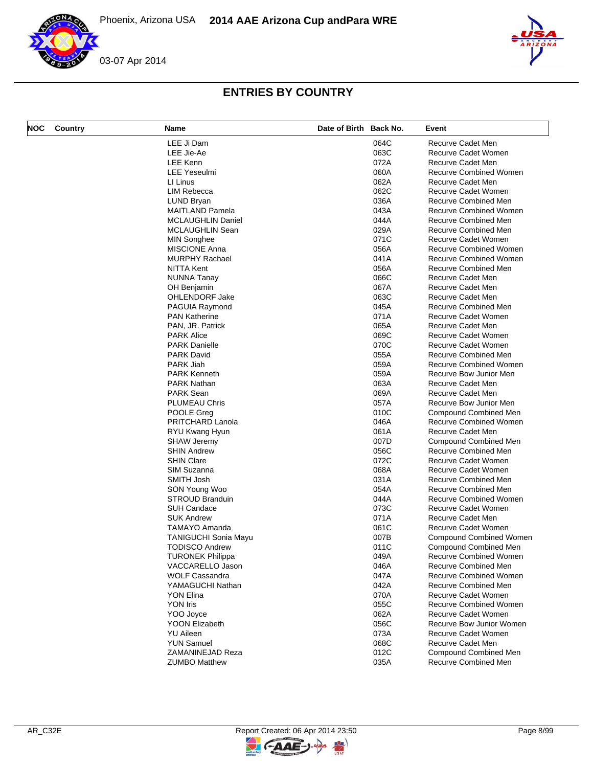## ENTRIES BY COUNTRY

| NOC | Country | Name | Date of Birth | Back No. | Event |
|---|---|---|---|---|---|
| | | LEE Ji Dam | | 064C | Recurve Cadet Men |
| | | LEE Jie-Ae | | 063C | Recurve Cadet Women |
| | | LEE Kenn | | 072A | Recurve Cadet Men |
| | | LEE Yeseulmi | | 060A | Recurve Combined Women |
| | | LI Linus | | 062A | Recurve Cadet Men |
| | | LIM Rebecca | | 062C | Recurve Cadet Women |
| | | LUND Bryan | | 036A | Recurve Combined Men |
| | | MAITLAND Pamela | | 043A | Recurve Combined Women |
| | | MCLAUGHLIN Daniel | | 044A | Recurve Combined Men |
| | | MCLAUGHLIN Sean | | 029A | Recurve Combined Men |
| | | MIN Songhee | | 071C | Recurve Cadet Women |
| | | MISCIONE Anna | | 056A | Recurve Combined Women |
| | | MURPHY Rachael | | 041A | Recurve Combined Women |
| | | NITTA Kent | | 056A | Recurve Combined Men |
| | | NUNNA Tanay | | 066C | Recurve Cadet Men |
| | | OH Benjamin | | 067A | Recurve Cadet Men |
| | | OHLENDORF Jake | | 063C | Recurve Cadet Men |
| | | PAGUIA Raymond | | 045A | Recurve Combined Men |
| | | PAN Katherine | | 071A | Recurve Cadet Women |
| | | PAN, JR. Patrick | | 065A | Recurve Cadet Men |
| | | PARK Alice | | 069C | Recurve Cadet Women |
| | | PARK Danielle | | 070C | Recurve Cadet Women |
| | | PARK David | | 055A | Recurve Combined Men |
| | | PARK Jiah | | 059A | Recurve Combined Women |
| | | PARK Kenneth | | 059A | Recurve Bow Junior Men |
| | | PARK Nathan | | 063A | Recurve Cadet Men |
| | | PARK Sean | | 069A | Recurve Cadet Men |
| | | PLUMEAU Chris | | 057A | Recurve Bow Junior Men |
| | | POOLE Greg | | 010C | Compound Combined Men |
| | | PRITCHARD Lanola | | 046A | Recurve Combined Women |
| | | RYU Kwang Hyun | | 061A | Recurve Cadet Men |
| | | SHAW Jeremy | | 007D | Compound Combined Men |
| | | SHIN Andrew | | 056C | Recurve Combined Men |
| | | SHIN Clare | | 072C | Recurve Cadet Women |
| | | SIM Suzanna | | 068A | Recurve Cadet Women |
| | | SMITH Josh | | 031A | Recurve Combined Men |
| | | SON Young Woo | | 054A | Recurve Combined Men |
| | | STROUD Branduin | | 044A | Recurve Combined Women |
| | | SUH Candace | | 073C | Recurve Cadet Women |
| | | SUK Andrew | | 071A | Recurve Cadet Men |
| | | TAMAYO Amanda | | 061C | Recurve Cadet Women |
| | | TANIGUCHI Sonia Mayu | | 007B | Compound Combined Women |
| | | TODISCO Andrew | | 011C | Compound Combined Men |
| | | TURONEK Philippa | | 049A | Recurve Combined Women |
| | | VACCARELLO Jason | | 046A | Recurve Combined Men |
| | | WOLF Cassandra | | 047A | Recurve Combined Women |
| | | YAMAGUCHI Nathan | | 042A | Recurve Combined Men |
| | | YON Elina | | 070A | Recurve Cadet Women |
| | | YON Iris | | 055C | Recurve Combined Women |
| | | YOO Joyce | | 062A | Recurve Cadet Women |
| | | YOON Elizabeth | | 056C | Recurve Bow Junior Women |
| | | YU Aileen | | 073A | Recurve Cadet Women |
| | | YUN Samuel | | 068C | Recurve Cadet Men |
| | | ZAMANINEJAD Reza | | 012C | Compound Combined Men |
| | | ZUMBO Matthew | | 035A | Recurve Combined Men |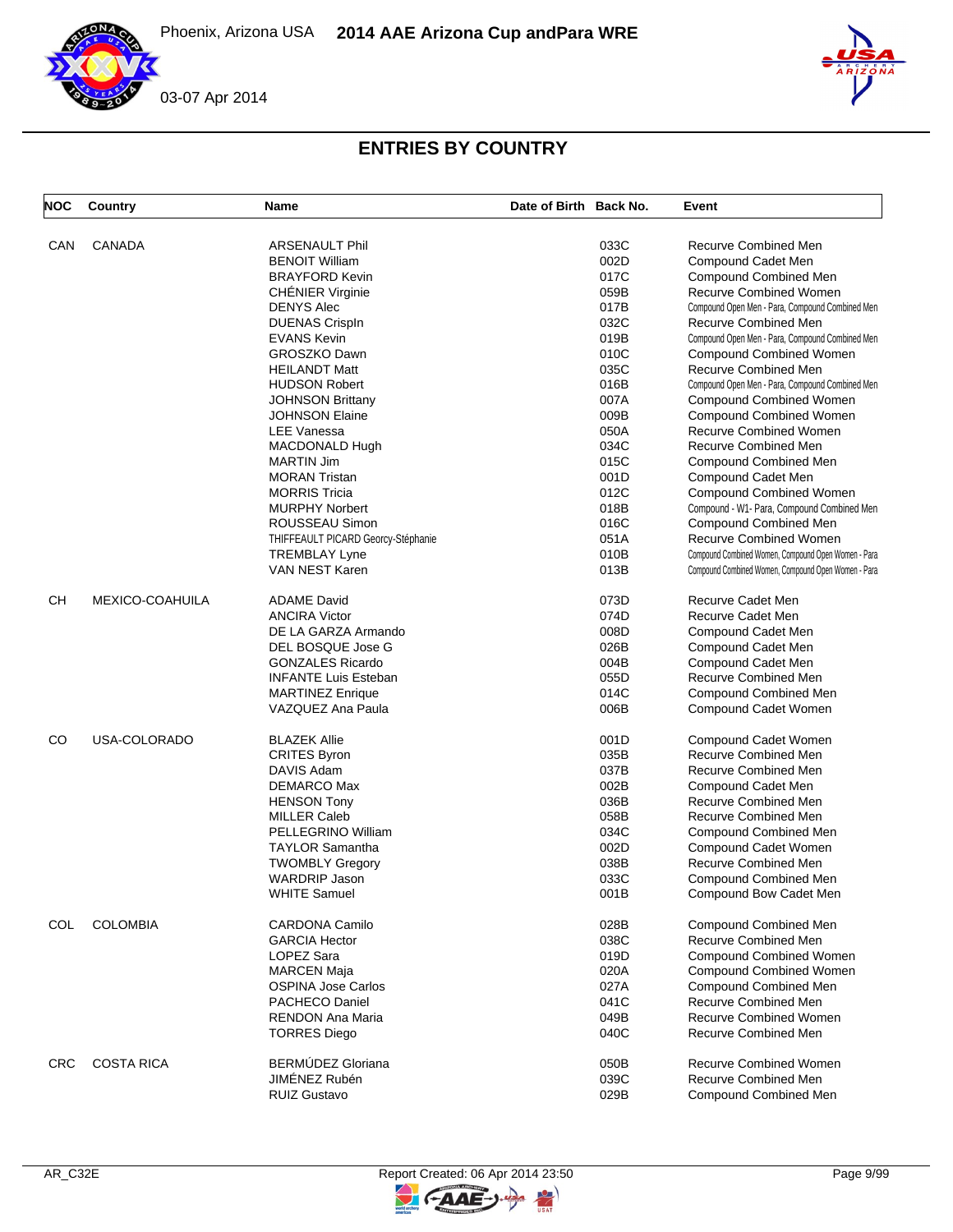## ENTRIES BY COUNTRY

| NOC | Country | Name | Date of Birth | Back No. | Event |
|---|---|---|---|---|---|
| CAN | CANADA | ARSENAULT Phil | | 033C | Recurve Combined Men |
| | | BENOIT William | | 002D | Compound Cadet Men |
| | | BRAYFORD Kevin | | 017C | Compound Combined Men |
| | | CHÉNIER Virginie | | 059B | Recurve Combined Women |
| | | DENYS Alec | | 017B | Compound Open Men - Para, Compound Combined Men |
| | | DUENAS CrispIn | | 032C | Recurve Combined Men |
| | | EVANS Kevin | | 019B | Compound Open Men - Para, Compound Combined Men |
| | | GROSZKO Dawn | | 010C | Compound Combined Women |
| | | HEILANDT Matt | | 035C | Recurve Combined Men |
| | | HUDSON Robert | | 016B | Compound Open Men - Para, Compound Combined Men |
| | | JOHNSON Brittany | | 007A | Compound Combined Women |
| | | JOHNSON Elaine | | 009B | Compound Combined Women |
| | | LEE Vanessa | | 050A | Recurve Combined Women |
| | | MACDONALD Hugh | | 034C | Recurve Combined Men |
| | | MARTIN Jim | | 015C | Compound Combined Men |
| | | MORAN Tristan | | 001D | Compound Cadet Men |
| | | MORRIS Tricia | | 012C | Compound Combined Women |
| | | MURPHY Norbert | | 018B | Compound - W1- Para, Compound Combined Men |
| | | ROUSSEAU Simon | | 016C | Compound Combined Men |
| | | THIFFEAULT PICARD Georcy-Stéphanie | | 051A | Recurve Combined Women |
| | | TREMBLAY Lyne | | 010B | Compound Combined Women, Compound Open Women - Para |
| | | VAN NEST Karen | | 013B | Compound Combined Women, Compound Open Women - Para |
| CH | MEXICO-COAHUILA | ADAME David | | 073D | Recurve Cadet Men |
| | | ANCIRA Victor | | 074D | Recurve Cadet Men |
| | | DE LA GARZA Armando | | 008D | Compound Cadet Men |
| | | DEL BOSQUE Jose G | | 026B | Compound Cadet Men |
| | | GONZALES Ricardo | | 004B | Compound Cadet Men |
| | | INFANTE Luis Esteban | | 055D | Recurve Combined Men |
| | | MARTINEZ Enrique | | 014C | Compound Combined Men |
| | | VAZQUEZ Ana Paula | | 006B | Compound Cadet Women |
| CO | USA-COLORADO | BLAZEK Allie | | 001D | Compound Cadet Women |
| | | CRITES Byron | | 035B | Recurve Combined Men |
| | | DAVIS Adam | | 037B | Recurve Combined Men |
| | | DEMARCO Max | | 002B | Compound Cadet Men |
| | | HENSON Tony | | 036B | Recurve Combined Men |
| | | MILLER Caleb | | 058B | Recurve Combined Men |
| | | PELLEGRINO William | | 034C | Compound Combined Men |
| | | TAYLOR Samantha | | 002D | Compound Cadet Women |
| | | TWOMBLY Gregory | | 038B | Recurve Combined Men |
| | | WARDRIP Jason | | 033C | Compound Combined Men |
| | | WHITE Samuel | | 001B | Compound Bow Cadet Men |
| COL | COLOMBIA | CARDONA Camilo | | 028B | Compound Combined Men |
| | | GARCIA Hector | | 038C | Recurve Combined Men |
| | | LOPEZ Sara | | 019D | Compound Combined Women |
| | | MARCEN Maja | | 020A | Compound Combined Women |
| | | OSPINA Jose Carlos | | 027A | Compound Combined Men |
| | | PACHECO Daniel | | 041C | Recurve Combined Men |
| | | RENDON Ana Maria | | 049B | Recurve Combined Women |
| | | TORRES Diego | | 040C | Recurve Combined Men |
| CRC | COSTA RICA | BERMÚDEZ Gloriana | | 050B | Recurve Combined Women |
| | | JIMÉNEZ Rubén | | 039C | Recurve Combined Men |
| | | RUIZ Gustavo | | 029B | Compound Combined Men |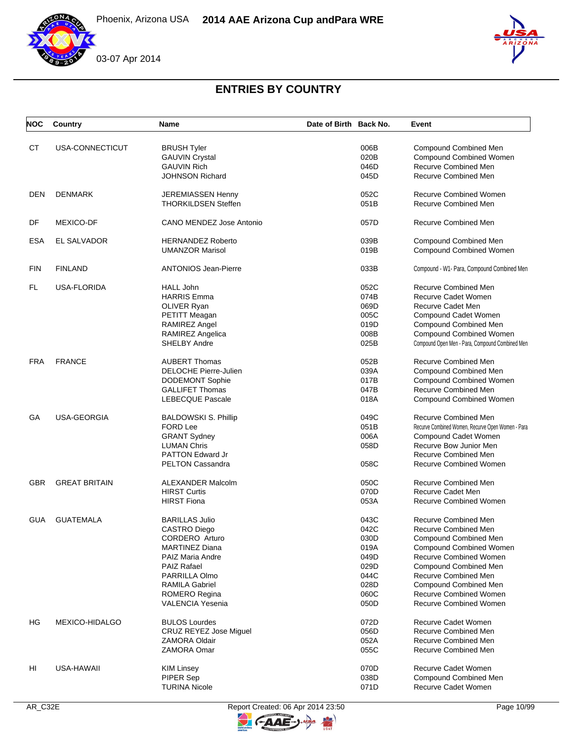# ENTRIES BY COUNTRY

| NOC | Country | Name | Date of Birth | Back No. | Event |
|---|---|---|---|---|---|
| CT | USA-CONNECTICUT | BRUSH Tyler | | 006B | Compound Combined Men |
| | | GAUVIN Crystal | | 020B | Compound Combined Women |
| | | GAUVIN Rich | | 046D | Recurve Combined Men |
| | | JOHNSON Richard | | 045D | Recurve Combined Men |
| DEN | DENMARK | JEREMIASSEN Henny | | 052C | Recurve Combined Women |
| | | THORKILDSEN Steffen | | 051B | Recurve Combined Men |
| DF | MEXICO-DF | CANO MENDEZ Jose Antonio | | 057D | Recurve Combined Men |
| ESA | EL SALVADOR | HERNANDEZ Roberto | | 039B | Compound Combined Men |
| | | UMANZOR Marisol | | 019B | Compound Combined Women |
| FIN | FINLAND | ANTONIOS Jean-Pierre | | 033B | Compound - W1- Para, Compound Combined Men |
| FL | USA-FLORIDA | HALL John | | 052C | Recurve Combined Men |
| | | HARRIS Emma | | 074B | Recurve Cadet Women |
| | | OLIVER Ryan | | 069D | Recurve Cadet Men |
| | | PETITT Meagan | | 005C | Compound Cadet Women |
| | | RAMIREZ Angel | | 019D | Compound Combined Men |
| | | RAMIREZ Angelica | | 008B | Compound Combined Women |
| | | SHELBY Andre | | 025B | Compound Open Men - Para, Compound Combined Men |
| FRA | FRANCE | AUBERT Thomas | | 052B | Recurve Combined Men |
| | | DELOCHE Pierre-Julien | | 039A | Compound Combined Men |
| | | DODEMONT Sophie | | 017B | Compound Combined Women |
| | | GALLIFET Thomas | | 047B | Recurve Combined Men |
| | | LEBECQUE Pascale | | 018A | Compound Combined Women |
| GA | USA-GEORGIA | BALDOWSKI S. Phillip | | 049C | Recurve Combined Men |
| | | FORD Lee | | 051B | Recurve Combined Women, Recurve Open Women - Para |
| | | GRANT Sydney | | 006A | Compound Cadet Women |
| | | LUMAN Chris | | 058D | Recurve Bow Junior Men |
| | | PATTON Edward Jr | | | Recurve Combined Men |
| | | PELTON Cassandra | | 058C | Recurve Combined Women |
| GBR | GREAT BRITAIN | ALEXANDER Malcolm | | 050C | Recurve Combined Men |
| | | HIRST Curtis | | 070D | Recurve Cadet Men |
| | | HIRST Fiona | | 053A | Recurve Combined Women |
| GUA | GUATEMALA | BARILLAS Julio | | 043C | Recurve Combined Men |
| | | CASTRO Diego | | 042C | Recurve Combined Men |
| | | CORDERO Arturo | | 030D | Compound Combined Men |
| | | MARTINEZ Diana | | 019A | Compound Combined Women |
| | | PAIZ Maria Andre | | 049D | Recurve Combined Women |
| | | PAIZ Rafael | | 029D | Compound Combined Men |
| | | PARRILLA Olmo | | 044C | Recurve Combined Men |
| | | RAMILA Gabriel | | 028D | Compound Combined Men |
| | | ROMERO Regina | | 060C | Recurve Combined Women |
| | | VALENCIA Yesenia | | 050D | Recurve Combined Women |
| HG | MEXICO-HIDALGO | BULOS Lourdes | | 072D | Recurve Cadet Women |
| | | CRUZ REYEZ Jose Miguel | | 056D | Recurve Combined Men |
| | | ZAMORA Oldair | | 052A | Recurve Combined Men |
| | | ZAMORA Omar | | 055C | Recurve Combined Men |
| HI | USA-HAWAII | KIM Linsey | | 070D | Recurve Cadet Women |
| | | PIPER Sep | | 038D | Compound Combined Men |
| | | TURINA Nicole | | 071D | Recurve Cadet Women |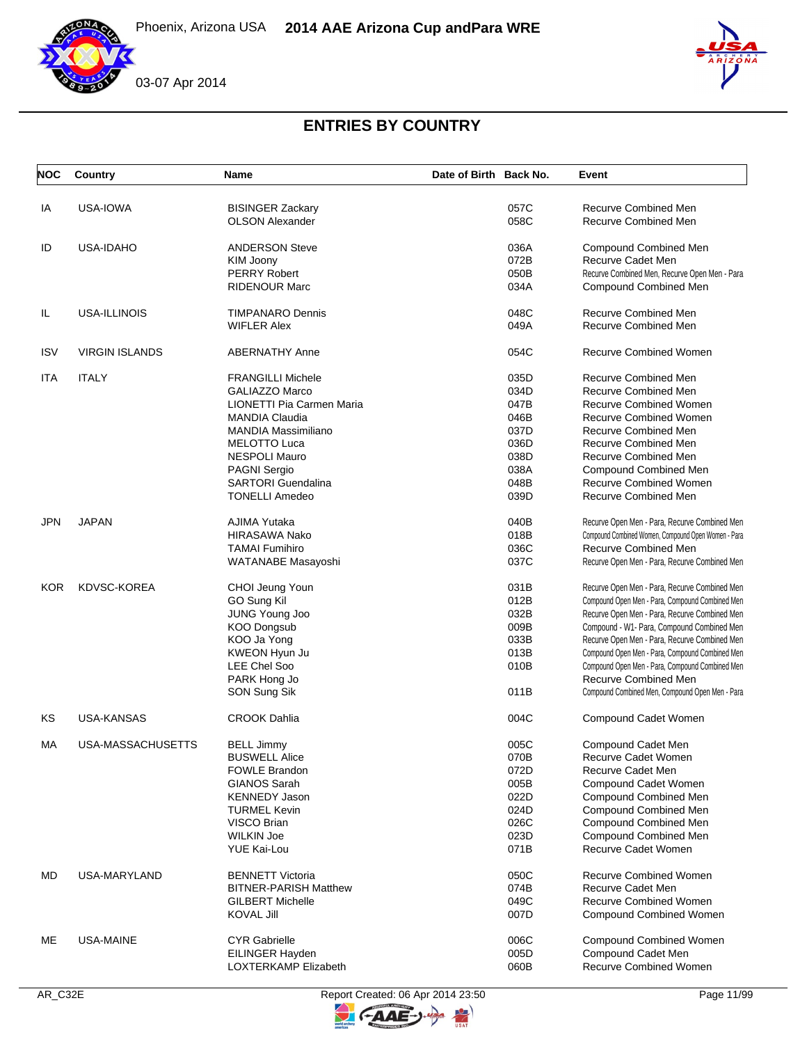# ENTRIES BY COUNTRY

| NOC | Country | Name | Date of Birth | Back No. | Event |
|---|---|---|---|---|---|
| IA | USA-IOWA | BISINGER Zackary | | 057C | Recurve Combined Men |
| | | OLSON Alexander | | 058C | Recurve Combined Men |
| ID | USA-IDAHO | ANDERSON Steve | | 036A | Compound Combined Men |
| | | KIM Joony | | 072B | Recurve Cadet Men |
| | | PERRY Robert | | 050B | Recurve Combined Men, Recurve Open Men - Para |
| | | RIDENOUR Marc | | 034A | Compound Combined Men |
| IL | USA-ILLINOIS | TIMPANARO Dennis | | 048C | Recurve Combined Men |
| | | WIFLER Alex | | 049A | Recurve Combined Men |
| ISV | VIRGIN ISLANDS | ABERNATHY Anne | | 054C | Recurve Combined Women |
| ITA | ITALY | FRANGILLI Michele | | 035D | Recurve Combined Men |
| | | GALIAZZO Marco | | 034D | Recurve Combined Men |
| | | LIONETTI Pia Carmen Maria | | 047B | Recurve Combined Women |
| | | MANDIA Claudia | | 046B | Recurve Combined Women |
| | | MANDIA Massimiliano | | 037D | Recurve Combined Men |
| | | MELOTTO Luca | | 036D | Recurve Combined Men |
| | | NESPOLI Mauro | | 038D | Recurve Combined Men |
| | | PAGNI Sergio | | 038A | Compound Combined Men |
| | | SARTORI Guendalina | | 048B | Recurve Combined Women |
| | | TONELLI Amedeo | | 039D | Recurve Combined Men |
| JPN | JAPAN | AJIMA Yutaka | | 040B | Recurve Open Men - Para, Recurve Combined Men |
| | | HIRASAWA Nako | | 018B | Compound Combined Women, Compound Open Women - Para |
| | | TAMAI Fumihiro | | 036C | Recurve Combined Men |
| | | WATANABE Masayoshi | | 037C | Recurve Open Men - Para, Recurve Combined Men |
| KOR | KDVSC-KOREA | CHOI Jeung Youn | | 031B | Recurve Open Men - Para, Recurve Combined Men |
| | | GO Sung Kil | | 012B | Compound Open Men - Para, Compound Combined Men |
| | | JUNG Young Joo | | 032B | Recurve Open Men - Para, Recurve Combined Men |
| | | KOO Dongsub | | 009B | Compound - W1- Para, Compound Combined Men |
| | | KOO Ja Yong | | 033B | Recurve Open Men - Para, Recurve Combined Men |
| | | KWEON Hyun Ju | | 013B | Compound Open Men - Para, Compound Combined Men |
| | | LEE Chel Soo | | 010B | Compound Open Men - Para, Compound Combined Men |
| | | PARK Hong Jo | | | Recurve Combined Men |
| | | SON Sung Sik | | 011B | Compound Combined Men, Compound Open Men - Para |
| KS | USA-KANSAS | CROOK Dahlia | | 004C | Compound Cadet Women |
| MA | USA-MASSACHUSETTS | BELL Jimmy | | 005C | Compound Cadet Men |
| | | BUSWELL Alice | | 070B | Recurve Cadet Women |
| | | FOWLE Brandon | | 072D | Recurve Cadet Men |
| | | GIANOS Sarah | | 005B | Compound Cadet Women |
| | | KENNEDY Jason | | 022D | Compound Combined Men |
| | | TURMEL Kevin | | 024D | Compound Combined Men |
| | | VISCO Brian | | 026C | Compound Combined Men |
| | | WILKIN Joe | | 023D | Compound Combined Men |
| | | YUE Kai-Lou | | 071B | Recurve Cadet Women |
| MD | USA-MARYLAND | BENNETT Victoria | | 050C | Recurve Combined Women |
| | | BITNER-PARISH Matthew | | 074B | Recurve Cadet Men |
| | | GILBERT Michelle | | 049C | Recurve Combined Women |
| | | KOVAL Jill | | 007D | Compound Combined Women |
| ME | USA-MAINE | CYR Gabrielle | | 006C | Compound Combined Women |
| | | EILINGER Hayden | | 005D | Compound Cadet Men |
| | | LOXTERKAMP Elizabeth | | 060B | Recurve Combined Women |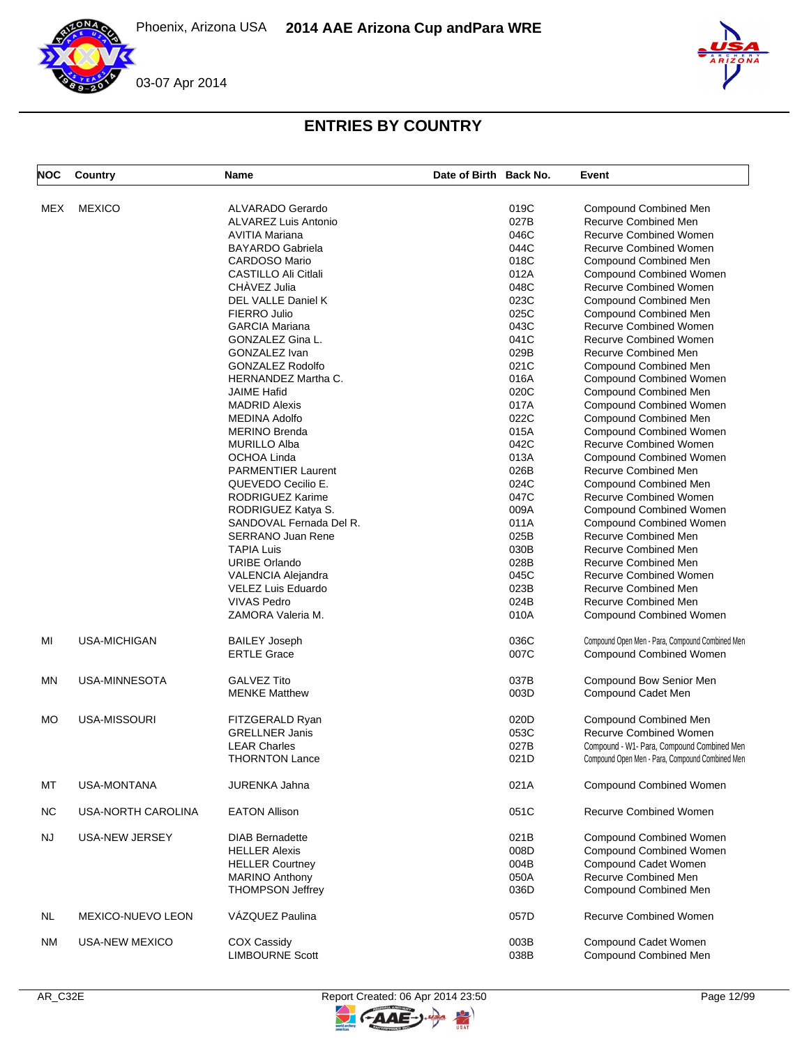# ENTRIES BY COUNTRY

| NOC | Country | Name | Date of Birth | Back No. | Event |
|---|---|---|---|---|---|
| MEX | MEXICO | ALVARADO Gerardo | | 019C | Compound Combined Men |
| | | ALVAREZ Luis Antonio | | 027B | Recurve Combined Men |
| | | AVITIA Mariana | | 046C | Recurve Combined Women |
| | | BAYARDO Gabriela | | 044C | Recurve Combined Women |
| | | CARDOSO Mario | | 018C | Compound Combined Men |
| | | CASTILLO Ali Citlali | | 012A | Compound Combined Women |
| | | CHÀVEZ Julia | | 048C | Recurve Combined Women |
| | | DEL VALLE Daniel K | | 023C | Compound Combined Men |
| | | FIERRO Julio | | 025C | Compound Combined Men |
| | | GARCIA Mariana | | 043C | Recurve Combined Women |
| | | GONZALEZ Gina L. | | 041C | Recurve Combined Women |
| | | GONZALEZ Ivan | | 029B | Recurve Combined Men |
| | | GONZALEZ Rodolfo | | 021C | Compound Combined Men |
| | | HERNANDEZ Martha C. | | 016A | Compound Combined Women |
| | | JAIME Hafid | | 020C | Compound Combined Men |
| | | MADRID Alexis | | 017A | Compound Combined Women |
| | | MEDINA Adolfo | | 022C | Compound Combined Men |
| | | MERINO Brenda | | 015A | Compound Combined Women |
| | | MURILLO Alba | | 042C | Recurve Combined Women |
| | | OCHOA Linda | | 013A | Compound Combined Women |
| | | PARMENTIER Laurent | | 026B | Recurve Combined Men |
| | | QUEVEDO Cecilio E. | | 024C | Compound Combined Men |
| | | RODRIGUEZ Karime | | 047C | Recurve Combined Women |
| | | RODRIGUEZ Katya S. | | 009A | Compound Combined Women |
| | | SANDOVAL Fernada Del R. | | 011A | Compound Combined Women |
| | | SERRANO Juan Rene | | 025B | Recurve Combined Men |
| | | TAPIA Luis | | 030B | Recurve Combined Men |
| | | URIBE Orlando | | 028B | Recurve Combined Men |
| | | VALENCIA Alejandra | | 045C | Recurve Combined Women |
| | | VELEZ Luis Eduardo | | 023B | Recurve Combined Men |
| | | VIVAS Pedro | | 024B | Recurve Combined Men |
| | | ZAMORA Valeria M. | | 010A | Compound Combined Women |
| MI | USA-MICHIGAN | BAILEY Joseph | | 036C | Compound Open Men - Para, Compound Combined Men |
| | | ERTLE Grace | | 007C | Compound Combined Women |
| MN | USA-MINNESOTA | GALVEZ Tito | | 037B | Compound Bow Senior Men |
| | | MENKE Matthew | | 003D | Compound Cadet Men |
| MO | USA-MISSOURI | FITZGERALD Ryan | | 020D | Compound Combined Men |
| | | GRELLNER Janis | | 053C | Recurve Combined Women |
| | | LEAR Charles | | 027B | Compound - W1- Para, Compound Combined Men |
| | | THORNTON Lance | | 021D | Compound Open Men - Para, Compound Combined Men |
| MT | USA-MONTANA | JURENKA Jahna | | 021A | Compound Combined Women |
| NC | USA-NORTH CAROLINA | EATON Allison | | 051C | Recurve Combined Women |
| NJ | USA-NEW JERSEY | DIAB Bernadette | | 021B | Compound Combined Women |
| | | HELLER Alexis | | 008D | Compound Combined Women |
| | | HELLER Courtney | | 004B | Compound Cadet Women |
| | | MARINO Anthony | | 050A | Recurve Combined Men |
| | | THOMPSON Jeffrey | | 036D | Compound Combined Men |
| NL | MEXICO-NUEVO LEON | VÁZQUEZ Paulina | | 057D | Recurve Combined Women |
| NM | USA-NEW MEXICO | COX Cassidy | | 003B | Compound Cadet Women |
| | | LIMBOURNE Scott | | 038B | Compound Combined Men |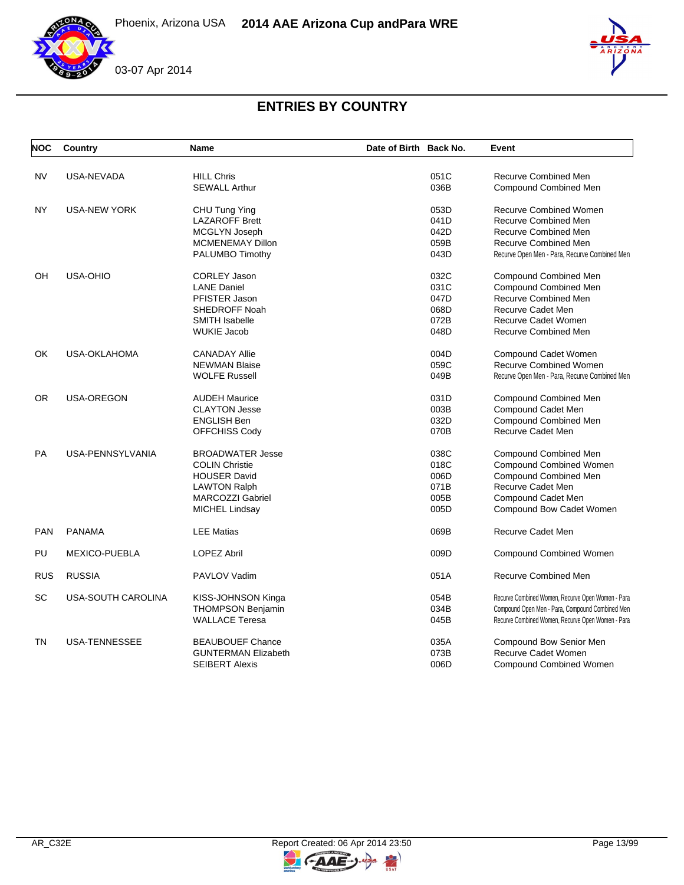## ENTRIES BY COUNTRY

| NOC | Country | Name | Date of Birth | Back No. | Event |
|---|---|---|---|---|---|
| NV | USA-NEVADA | HILL Chris | | 051C | Recurve Combined Men |
| | | SEWALL Arthur | | 036B | Compound Combined Men |
| NY | USA-NEW YORK | CHU Tung Ying | | 053D | Recurve Combined Women |
| | | LAZAROFF Brett | | 041D | Recurve Combined Men |
| | | MCGLYN Joseph | | 042D | Recurve Combined Men |
| | | MCMENEMAY Dillon | | 059B | Recurve Combined Men |
| | | PALUMBO Timothy | | 043D | Recurve Open Men - Para, Recurve Combined Men |
| OH | USA-OHIO | CORLEY Jason | | 032C | Compound Combined Men |
| | | LANE Daniel | | 031C | Compound Combined Men |
| | | PFISTER Jason | | 047D | Recurve Combined Men |
| | | SHEDROFF Noah | | 068D | Recurve Cadet Men |
| | | SMITH Isabelle | | 072B | Recurve Cadet Women |
| | | WUKIE Jacob | | 048D | Recurve Combined Men |
| OK | USA-OKLAHOMA | CANADAY Allie | | 004D | Compound Cadet Women |
| | | NEWMAN Blaise | | 059C | Recurve Combined Women |
| | | WOLFE Russell | | 049B | Recurve Open Men - Para, Recurve Combined Men |
| OR | USA-OREGON | AUDEH Maurice | | 031D | Compound Combined Men |
| | | CLAYTON Jesse | | 003B | Compound Cadet Men |
| | | ENGLISH Ben | | 032D | Compound Combined Men |
| | | OFFCHISS Cody | | 070B | Recurve Cadet Men |
| PA | USA-PENNSYLVANIA | BROADWATER Jesse | | 038C | Compound Combined Men |
| | | COLIN Christie | | 018C | Compound Combined Women |
| | | HOUSER David | | 006D | Compound Combined Men |
| | | LAWTON Ralph | | 071B | Recurve Cadet Men |
| | | MARCOZZI Gabriel | | 005B | Compound Cadet Men |
| | | MICHEL Lindsay | | 005D | Compound Bow Cadet Women |
| PAN | PANAMA | LEE Matias | | 069B | Recurve Cadet Men |
| PU | MEXICO-PUEBLA | LOPEZ Abril | | 009D | Compound Combined Women |
| RUS | RUSSIA | PAVLOV Vadim | | 051A | Recurve Combined Men |
| SC | USA-SOUTH CAROLINA | KISS-JOHNSON Kinga | | 054B | Recurve Combined Women, Recurve Open Women - Para |
| | | THOMPSON Benjamin | | 034B | Compound Open Men - Para, Compound Combined Men |
| | | WALLACE Teresa | | 045B | Recurve Combined Women, Recurve Open Women - Para |
| TN | USA-TENNESSEE | BEAUBOUEF Chance | | 035A | Compound Bow Senior Men |
| | | GUNTERMAN Elizabeth | | 073B | Recurve Cadet Women |
| | | SEIBERT Alexis | | 006D | Compound Combined Women |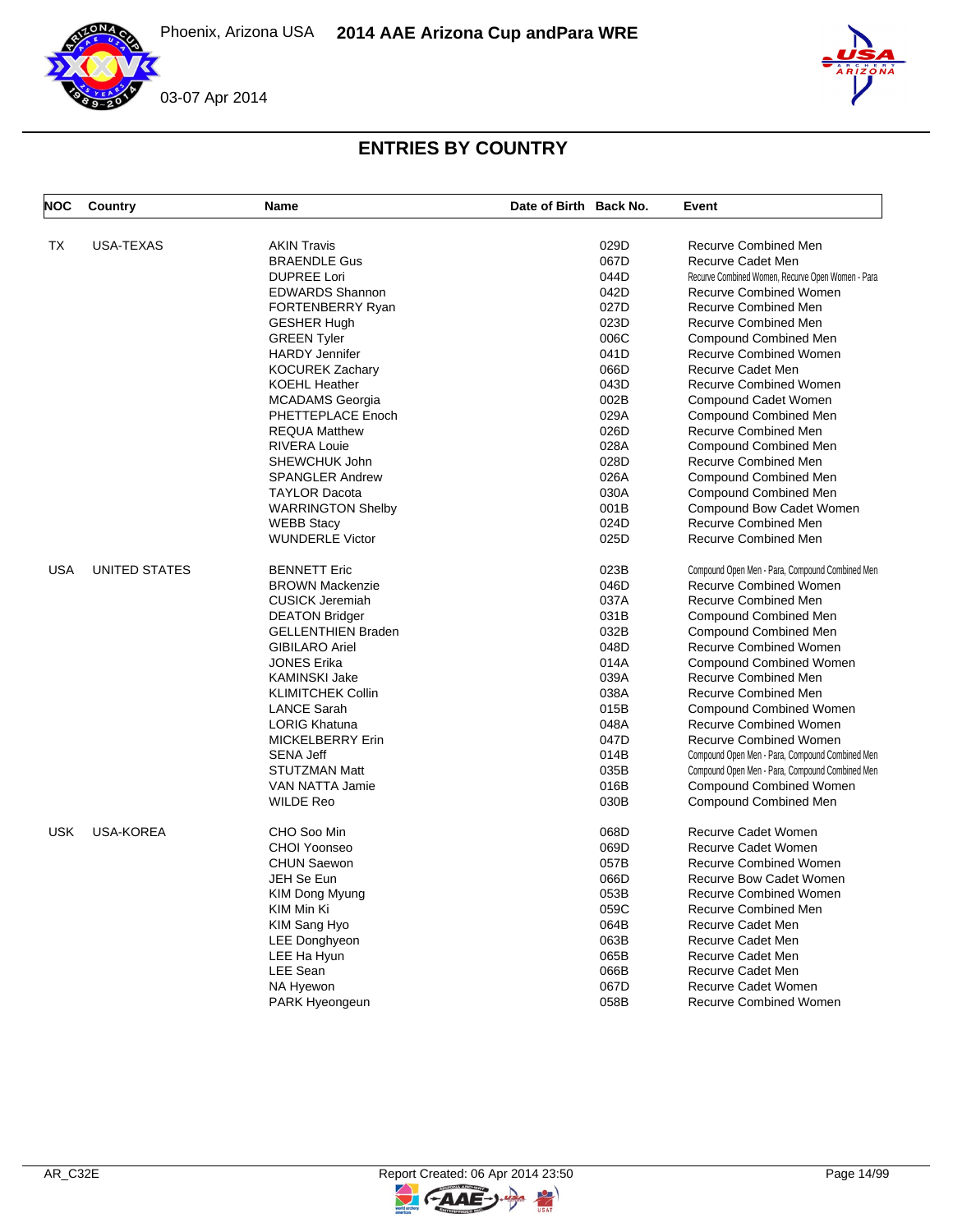Phoenix, Arizona USA — 2014 AAE Arizona Cup andPara WRE

03-07 Apr 2014

## ENTRIES BY COUNTRY

| NOC | Country | Name | Date of Birth | Back No. | Event |
|---|---|---|---|---|---|
| TX | USA-TEXAS | AKIN Travis | | 029D | Recurve Combined Men |
| | | BRAENDLE Gus | | 067D | Recurve Cadet Men |
| | | DUPREE Lori | | 044D | Recurve Combined Women, Recurve Open Women - Para |
| | | EDWARDS Shannon | | 042D | Recurve Combined Women |
| | | FORTENBERRY Ryan | | 027D | Recurve Combined Men |
| | | GESHER Hugh | | 023D | Recurve Combined Men |
| | | GREEN Tyler | | 006C | Compound Combined Men |
| | | HARDY Jennifer | | 041D | Recurve Combined Women |
| | | KOCUREK Zachary | | 066D | Recurve Cadet Men |
| | | KOEHL Heather | | 043D | Recurve Combined Women |
| | | MCADAMS Georgia | | 002B | Compound Cadet Women |
| | | PHETTEPLACE Enoch | | 029A | Compound Combined Men |
| | | REQUA Matthew | | 026D | Recurve Combined Men |
| | | RIVERA Louie | | 028A | Compound Combined Men |
| | | SHEWCHUK John | | 028D | Recurve Combined Men |
| | | SPANGLER Andrew | | 026A | Compound Combined Men |
| | | TAYLOR Dacota | | 030A | Compound Combined Men |
| | | WARRINGTON Shelby | | 001B | Compound Bow Cadet Women |
| | | WEBB Stacy | | 024D | Recurve Combined Men |
| | | WUNDERLE Victor | | 025D | Recurve Combined Men |
| USA | UNITED STATES | BENNETT Eric | | 023B | Compound Open Men - Para, Compound Combined Men |
| | | BROWN Mackenzie | | 046D | Recurve Combined Women |
| | | CUSICK Jeremiah | | 037A | Recurve Combined Men |
| | | DEATON Bridger | | 031B | Compound Combined Men |
| | | GELLENTHIEN Braden | | 032B | Compound Combined Men |
| | | GIBILARO Ariel | | 048D | Recurve Combined Women |
| | | JONES Erika | | 014A | Compound Combined Women |
| | | KAMINSKI Jake | | 039A | Recurve Combined Men |
| | | KLIMITCHEK Collin | | 038A | Recurve Combined Men |
| | | LANCE Sarah | | 015B | Compound Combined Women |
| | | LORIG Khatuna | | 048A | Recurve Combined Women |
| | | MICKELBERRY Erin | | 047D | Recurve Combined Women |
| | | SENA Jeff | | 014B | Compound Open Men - Para, Compound Combined Men |
| | | STUTZMAN Matt | | 035B | Compound Open Men - Para, Compound Combined Men |
| | | VAN NATTA Jamie | | 016B | Compound Combined Women |
| | | WILDE Reo | | 030B | Compound Combined Men |
| USK | USA-KOREA | CHO Soo Min | | 068D | Recurve Cadet Women |
| | | CHOI Yoonseo | | 069D | Recurve Cadet Women |
| | | CHUN Saewon | | 057B | Recurve Combined Women |
| | | JEH Se Eun | | 066D | Recurve Bow Cadet Women |
| | | KIM Dong Myung | | 053B | Recurve Combined Women |
| | | KIM Min Ki | | 059C | Recurve Combined Men |
| | | KIM Sang Hyo | | 064B | Recurve Cadet Men |
| | | LEE Donghyeon | | 063B | Recurve Cadet Men |
| | | LEE Ha Hyun | | 065B | Recurve Cadet Men |
| | | LEE Sean | | 066B | Recurve Cadet Men |
| | | NA Hyewon | | 067D | Recurve Cadet Women |
| | | PARK Hyeongeun | | 058B | Recurve Combined Women |

AR_C32E — Report Created: 06 Apr 2014 23:50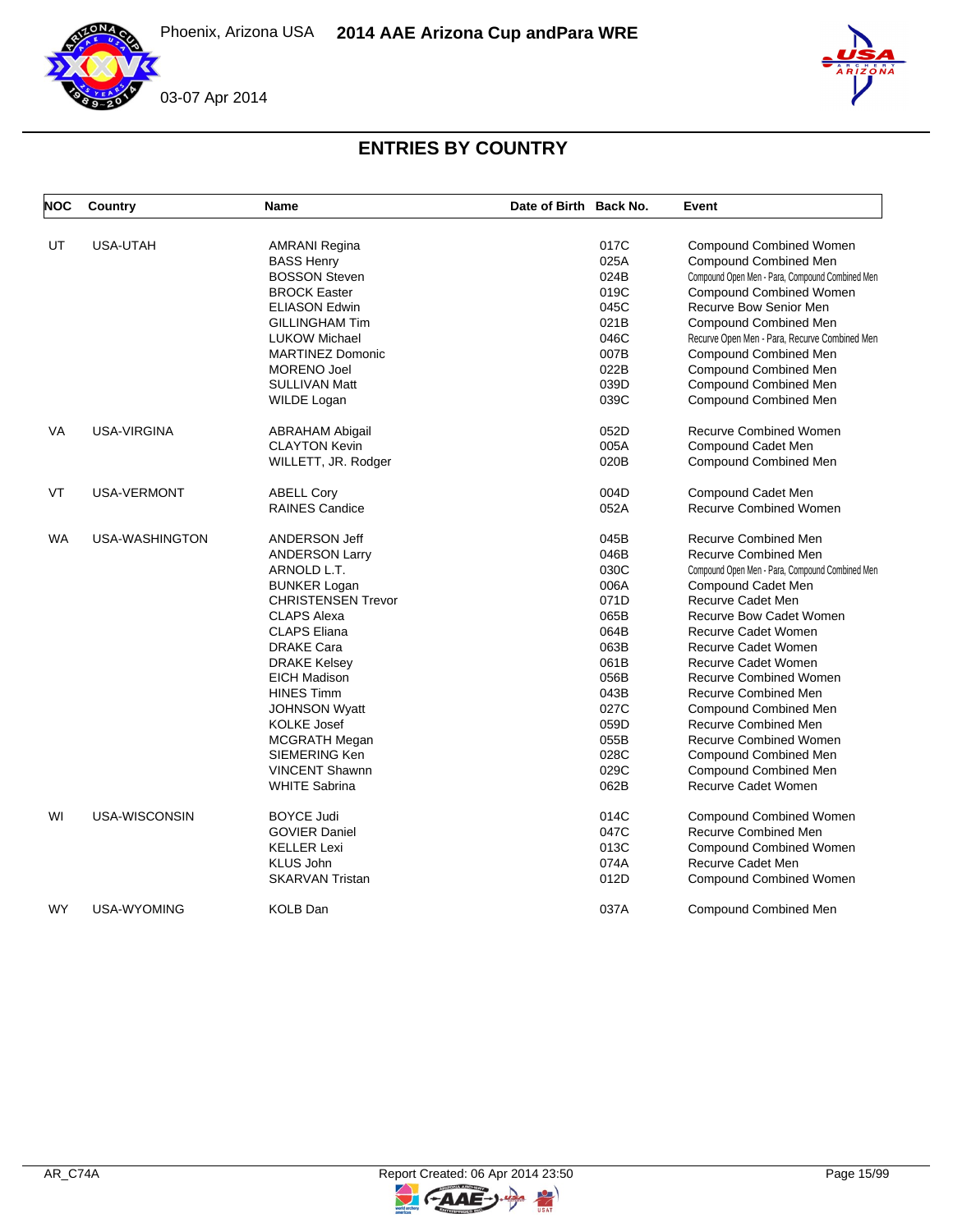## ENTRIES BY COUNTRY

| NOC | Country | Name | Date of Birth | Back No. | Event |
|---|---|---|---|---|---|
| UT | USA-UTAH | AMRANI Regina | | 017C | Compound Combined Women |
| | | BASS Henry | | 025A | Compound Combined Men |
| | | BOSSON Steven | | 024B | Compound Open Men - Para, Compound Combined Men |
| | | BROCK Easter | | 019C | Compound Combined Women |
| | | ELIASON Edwin | | 045C | Recurve Bow Senior Men |
| | | GILLINGHAM Tim | | 021B | Compound Combined Men |
| | | LUKOW Michael | | 046C | Recurve Open Men - Para, Recurve Combined Men |
| | | MARTINEZ Domonic | | 007B | Compound Combined Men |
| | | MORENO Joel | | 022B | Compound Combined Men |
| | | SULLIVAN Matt | | 039D | Compound Combined Men |
| | | WILDE Logan | | 039C | Compound Combined Men |
| VA | USA-VIRGINA | ABRAHAM Abigail | | 052D | Recurve Combined Women |
| | | CLAYTON Kevin | | 005A | Compound Cadet Men |
| | | WILLETT, JR. Rodger | | 020B | Compound Combined Men |
| VT | USA-VERMONT | ABELL Cory | | 004D | Compound Cadet Men |
| | | RAINES Candice | | 052A | Recurve Combined Women |
| WA | USA-WASHINGTON | ANDERSON Jeff | | 045B | Recurve Combined Men |
| | | ANDERSON Larry | | 046B | Recurve Combined Men |
| | | ARNOLD L.T. | | 030C | Compound Open Men - Para, Compound Combined Men |
| | | BUNKER Logan | | 006A | Compound Cadet Men |
| | | CHRISTENSEN Trevor | | 071D | Recurve Cadet Men |
| | | CLAPS Alexa | | 065B | Recurve Bow Cadet Women |
| | | CLAPS Eliana | | 064B | Recurve Cadet Women |
| | | DRAKE Cara | | 063B | Recurve Cadet Women |
| | | DRAKE Kelsey | | 061B | Recurve Cadet Women |
| | | EICH Madison | | 056B | Recurve Combined Women |
| | | HINES Timm | | 043B | Recurve Combined Men |
| | | JOHNSON Wyatt | | 027C | Compound Combined Men |
| | | KOLKE Josef | | 059D | Recurve Combined Men |
| | | MCGRATH Megan | | 055B | Recurve Combined Women |
| | | SIEMERING Ken | | 028C | Compound Combined Men |
| | | VINCENT Shawnn | | 029C | Compound Combined Men |
| | | WHITE Sabrina | | 062B | Recurve Cadet Women |
| WI | USA-WISCONSIN | BOYCE Judi | | 014C | Compound Combined Women |
| | | GOVIER Daniel | | 047C | Recurve Combined Men |
| | | KELLER Lexi | | 013C | Compound Combined Women |
| | | KLUS John | | 074A | Recurve Cadet Men |
| | | SKARVAN Tristan | | 012D | Compound Combined Women |
| WY | USA-WYOMING | KOLB Dan | | 037A | Compound Combined Men |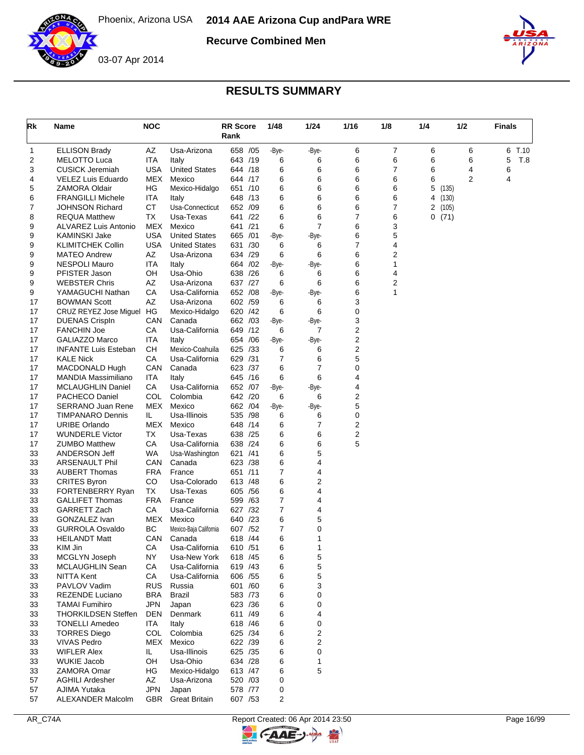Phoenix, Arizona USA **2014 AAE Arizona Cup andPara WRE**

**Recurve Combined Men**

03-07 Apr 2014

## RESULTS SUMMARY

| Rk | Name | NOC | | RR Score Rank | 1/48 | 1/24 | 1/16 | 1/8 | 1/4 | 1/2 | Finals |
|---|---|---|---|---|---|---|---|---|---|---|---|
| 1 | ELLISON Brady | AZ | Usa-Arizona | 658 /05 | -Bye- | -Bye- | 6 | 7 | 6 | 6 | 6 T.10 |
| 2 | MELOTTO Luca | ITA | Italy | 643 /19 | 6 | 6 | 6 | 6 | 6 | 6 | 5 T.8 |
| 3 | CUSICK Jeremiah | USA | United States | 644 /18 | 6 | 6 | 6 | 7 | 6 | 4 | 6 |
| 4 | VELEZ Luis Eduardo | MEX | Mexico | 644 /17 | 6 | 6 | 6 | 6 | 6 | 2 | 4 |
| 5 | ZAMORA Oldair | HG | Mexico-Hidalgo | 651 /10 | 6 | 6 | 6 | 6 | 5 (135) | | |
| 6 | FRANGILLI Michele | ITA | Italy | 648 /13 | 6 | 6 | 6 | 6 | 4 (130) | | |
| 7 | JOHNSON Richard | CT | Usa-Connecticut | 652 /09 | 6 | 6 | 6 | 7 | 2 (105) | | |
| 8 | REQUA Matthew | TX | Usa-Texas | 641 /22 | 6 | 6 | 7 | 6 | 0 (71) | | |
| 9 | ALVAREZ Luis Antonio | MEX | Mexico | 641 /21 | 6 | 7 | 6 | 3 | | | |
| 9 | KAMINSKI Jake | USA | United States | 665 /01 | -Bye- | -Bye- | 6 | 5 | | | |
| 9 | KLIMITCHEK Collin | USA | United States | 631 /30 | 6 | 6 | 7 | 4 | | | |
| 9 | MATEO Andrew | AZ | Usa-Arizona | 634 /29 | 6 | 6 | 6 | 2 | | | |
| 9 | NESPOLI Mauro | ITA | Italy | 664 /02 | -Bye- | -Bye- | 6 | 1 | | | |
| 9 | PFISTER Jason | OH | Usa-Ohio | 638 /26 | 6 | 6 | 6 | 4 | | | |
| 9 | WEBSTER Chris | AZ | Usa-Arizona | 637 /27 | 6 | 6 | 6 | 2 | | | |
| 9 | YAMAGUCHI Nathan | CA | Usa-California | 652 /08 | -Bye- | -Bye- | 6 | 1 | | | |
| 17 | BOWMAN Scott | AZ | Usa-Arizona | 602 /59 | 6 | 6 | 3 | | | | |
| 17 | CRUZ REYEZ Jose Miguel | HG | Mexico-Hidalgo | 620 /42 | 6 | 6 | 0 | | | | |
| 17 | DUENAS CrispIn | CAN | Canada | 662 /03 | -Bye- | -Bye- | 3 | | | | |
| 17 | FANCHIN Joe | CA | Usa-California | 649 /12 | 6 | 7 | 2 | | | | |
| 17 | GALIAZZO Marco | ITA | Italy | 654 /06 | -Bye- | -Bye- | 2 | | | | |
| 17 | INFANTE Luis Esteban | CH | Mexico-Coahuila | 625 /33 | 6 | 6 | 2 | | | | |
| 17 | KALE Nick | CA | Usa-California | 629 /31 | 7 | 6 | 5 | | | | |
| 17 | MACDONALD Hugh | CAN | Canada | 623 /37 | 6 | 7 | 0 | | | | |
| 17 | MANDIA Massimiliano | ITA | Italy | 645 /16 | 6 | 6 | 4 | | | | |
| 17 | MCLAUGHLIN Daniel | CA | Usa-California | 652 /07 | -Bye- | -Bye- | 4 | | | | |
| 17 | PACHECO Daniel | COL | Colombia | 642 /20 | 6 | 6 | 2 | | | | |
| 17 | SERRANO Juan Rene | MEX | Mexico | 662 /04 | -Bye- | -Bye- | 5 | | | | |
| 17 | TIMPANARO Dennis | IL | Usa-Illinois | 535 /98 | 6 | 6 | 0 | | | | |
| 17 | URIBE Orlando | MEX | Mexico | 648 /14 | 6 | 7 | 2 | | | | |
| 17 | WUNDERLE Victor | TX | Usa-Texas | 638 /25 | 6 | 6 | 2 | | | | |
| 17 | ZUMBO Matthew | CA | Usa-California | 638 /24 | 6 | 6 | 5 | | | | |
| 33 | ANDERSON Jeff | WA | Usa-Washington | 621 /41 | 6 | 5 | | | | | |
| 33 | ARSENAULT Phil | CAN | Canada | 623 /38 | 6 | 4 | | | | | |
| 33 | AUBERT Thomas | FRA | France | 651 /11 | 7 | 4 | | | | | |
| 33 | CRITES Byron | CO | Usa-Colorado | 613 /48 | 6 | 2 | | | | | |
| 33 | FORTENBERRY Ryan | TX | Usa-Texas | 605 /56 | 6 | 4 | | | | | |
| 33 | GALLIFET Thomas | FRA | France | 599 /63 | 7 | 4 | | | | | |
| 33 | GARRETT Zach | CA | Usa-California | 627 /32 | 7 | 4 | | | | | |
| 33 | GONZALEZ Ivan | MEX | Mexico | 640 /23 | 6 | 5 | | | | | |
| 33 | GURROLA Osvaldo | BC | Mexico-Baja California | 607 /52 | 7 | 0 | | | | | |
| 33 | HEILANDT Matt | CAN | Canada | 618 /44 | 6 | 1 | | | | | |
| 33 | KIM Jin | CA | Usa-California | 610 /51 | 6 | 1 | | | | | |
| 33 | MCGLYN Joseph | NY | Usa-New York | 618 /45 | 6 | 5 | | | | | |
| 33 | MCLAUGHLIN Sean | CA | Usa-California | 619 /43 | 6 | 5 | | | | | |
| 33 | NITTA Kent | CA | Usa-California | 606 /55 | 6 | 5 | | | | | |
| 33 | PAVLOV Vadim | RUS | Russia | 601 /60 | 6 | 3 | | | | | |
| 33 | REZENDE Luciano | BRA | Brazil | 583 /73 | 6 | 0 | | | | | |
| 33 | TAMAI Fumihiro | JPN | Japan | 623 /36 | 6 | 0 | | | | | |
| 33 | THORKILDSEN Steffen | DEN | Denmark | 611 /49 | 6 | 4 | | | | | |
| 33 | TONELLI Amedeo | ITA | Italy | 618 /46 | 6 | 0 | | | | | |
| 33 | TORRES Diego | COL | Colombia | 625 /34 | 6 | 2 | | | | | |
| 33 | VIVAS Pedro | MEX | Mexico | 622 /39 | 6 | 2 | | | | | |
| 33 | WIFLER Alex | IL | Usa-Illinois | 625 /35 | 6 | 0 | | | | | |
| 33 | WUKIE Jacob | OH | Usa-Ohio | 634 /28 | 6 | 1 | | | | | |
| 33 | ZAMORA Omar | HG | Mexico-Hidalgo | 613 /47 | 6 | 5 | | | | | |
| 57 | AGHILI Ardesher | AZ | Usa-Arizona | 520 /03 | 0 | | | | | | |
| 57 | AJIMA Yutaka | JPN | Japan | 578 /77 | 0 | | | | | | |
| 57 | ALEXANDER Malcolm | GBR | Great Britain | 607 /53 | 2 | | | | | | |

AR_C74A Report Created: 06 Apr 2014 23:50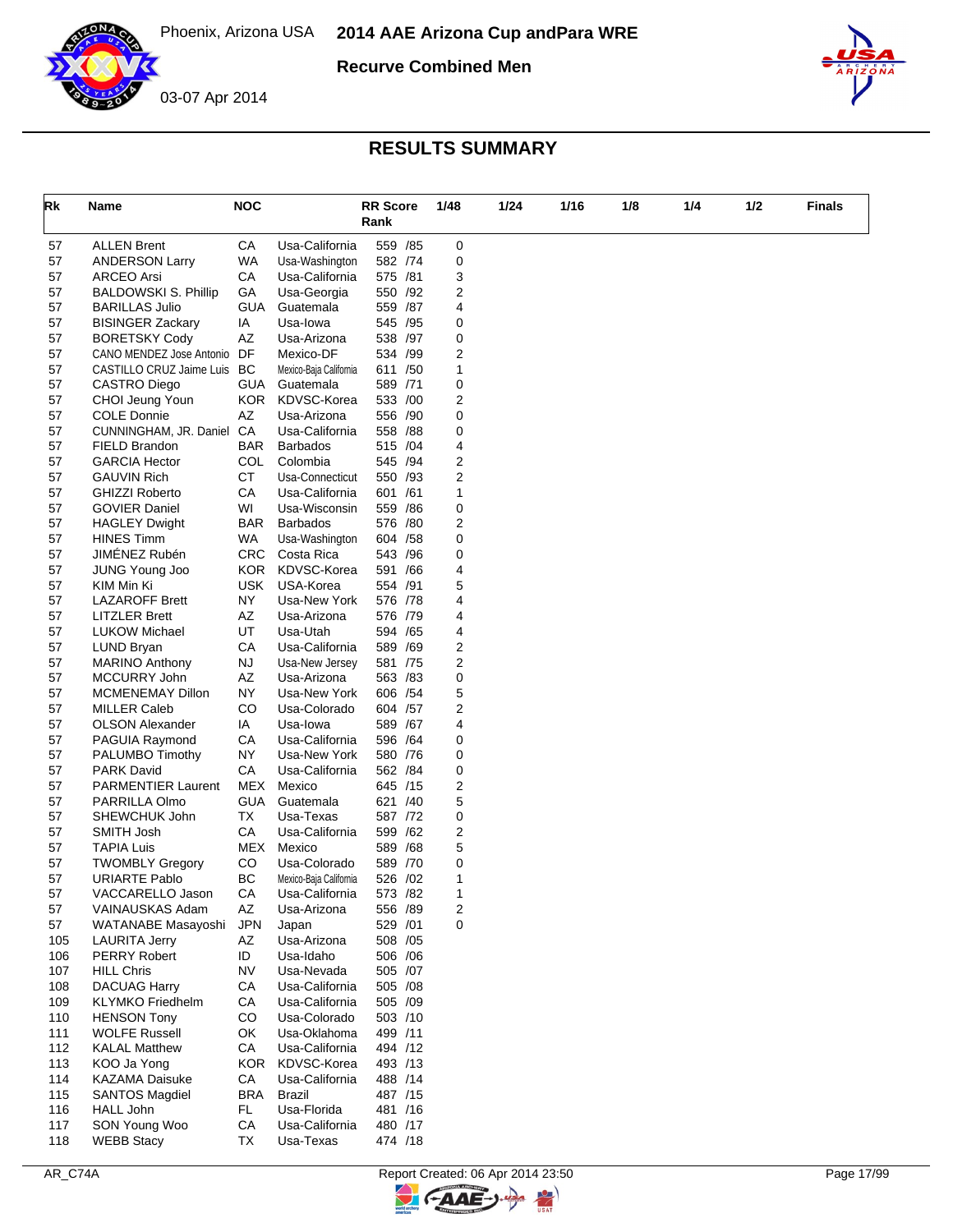# 2014 AAE Arizona Cup andPara WRE

**Recurve Combined Men**

Phoenix, Arizona USA

03-07 Apr 2014

## RESULTS SUMMARY

| Rk | Name | NOC | | RR Score Rank | 1/48 | 1/24 | 1/16 | 1/8 | 1/4 | 1/2 | Finals |
|---|---|---|---|---|---|---|---|---|---|---|---|
| 57 | ALLEN Brent | CA | Usa-California | 559 /85 | 0 | | | | | | |
| 57 | ANDERSON Larry | WA | Usa-Washington | 582 /74 | 0 | | | | | | |
| 57 | ARCEO Arsi | CA | Usa-California | 575 /81 | 3 | | | | | | |
| 57 | BALDOWSKI S. Phillip | GA | Usa-Georgia | 550 /92 | 2 | | | | | | |
| 57 | BARILLAS Julio | GUA | Guatemala | 559 /87 | 4 | | | | | | |
| 57 | BISINGER Zackary | IA | Usa-Iowa | 545 /95 | 0 | | | | | | |
| 57 | BORETSKY Cody | AZ | Usa-Arizona | 538 /97 | 0 | | | | | | |
| 57 | CANO MENDEZ Jose Antonio | DF | Mexico-DF | 534 /99 | 2 | | | | | | |
| 57 | CASTILLO CRUZ Jaime Luis | BC | Mexico-Baja California | 611 /50 | 1 | | | | | | |
| 57 | CASTRO Diego | GUA | Guatemala | 589 /71 | 0 | | | | | | |
| 57 | CHOI Jeung Youn | KOR | KDVSC-Korea | 533 /00 | 2 | | | | | | |
| 57 | COLE Donnie | AZ | Usa-Arizona | 556 /90 | 0 | | | | | | |
| 57 | CUNNINGHAM, JR. Daniel | CA | Usa-California | 558 /88 | 0 | | | | | | |
| 57 | FIELD Brandon | BAR | Barbados | 515 /04 | 4 | | | | | | |
| 57 | GARCIA Hector | COL | Colombia | 545 /94 | 2 | | | | | | |
| 57 | GAUVIN Rich | CT | Usa-Connecticut | 550 /93 | 2 | | | | | | |
| 57 | GHIZZI Roberto | CA | Usa-California | 601 /61 | 1 | | | | | | |
| 57 | GOVIER Daniel | WI | Usa-Wisconsin | 559 /86 | 0 | | | | | | |
| 57 | HAGLEY Dwight | BAR | Barbados | 576 /80 | 2 | | | | | | |
| 57 | HINES Timm | WA | Usa-Washington | 604 /58 | 0 | | | | | | |
| 57 | JIMÉNEZ Rubén | CRC | Costa Rica | 543 /96 | 0 | | | | | | |
| 57 | JUNG Young Joo | KOR | KDVSC-Korea | 591 /66 | 4 | | | | | | |
| 57 | KIM Min Ki | USK | USA-Korea | 554 /91 | 5 | | | | | | |
| 57 | LAZAROFF Brett | NY | Usa-New York | 576 /78 | 4 | | | | | | |
| 57 | LITZLER Brett | AZ | Usa-Arizona | 576 /79 | 4 | | | | | | |
| 57 | LUKOW Michael | UT | Usa-Utah | 594 /65 | 4 | | | | | | |
| 57 | LUND Bryan | CA | Usa-California | 589 /69 | 2 | | | | | | |
| 57 | MARINO Anthony | NJ | Usa-New Jersey | 581 /75 | 2 | | | | | | |
| 57 | MCCURRY John | AZ | Usa-Arizona | 563 /83 | 0 | | | | | | |
| 57 | MCMENEMAY Dillon | NY | Usa-New York | 606 /54 | 5 | | | | | | |
| 57 | MILLER Caleb | CO | Usa-Colorado | 604 /57 | 2 | | | | | | |
| 57 | OLSON Alexander | IA | Usa-Iowa | 589 /67 | 4 | | | | | | |
| 57 | PAGUIA Raymond | CA | Usa-California | 596 /64 | 0 | | | | | | |
| 57 | PALUMBO Timothy | NY | Usa-New York | 580 /76 | 0 | | | | | | |
| 57 | PARK David | CA | Usa-California | 562 /84 | 0 | | | | | | |
| 57 | PARMENTIER Laurent | MEX | Mexico | 645 /15 | 2 | | | | | | |
| 57 | PARRILLA Olmo | GUA | Guatemala | 621 /40 | 5 | | | | | | |
| 57 | SHEWCHUK John | TX | Usa-Texas | 587 /72 | 0 | | | | | | |
| 57 | SMITH Josh | CA | Usa-California | 599 /62 | 2 | | | | | | |
| 57 | TAPIA Luis | MEX | Mexico | 589 /68 | 5 | | | | | | |
| 57 | TWOMBLY Gregory | CO | Usa-Colorado | 589 /70 | 0 | | | | | | |
| 57 | URIARTE Pablo | BC | Mexico-Baja California | 526 /02 | 1 | | | | | | |
| 57 | VACCARELLO Jason | CA | Usa-California | 573 /82 | 1 | | | | | | |
| 57 | VAINAUSKAS Adam | AZ | Usa-Arizona | 556 /89 | 2 | | | | | | |
| 57 | WATANABE Masayoshi | JPN | Japan | 529 /01 | 0 | | | | | | |
| 105 | LAURITA Jerry | AZ | Usa-Arizona | 508 /05 | | | | | | | |
| 106 | PERRY Robert | ID | Usa-Idaho | 506 /06 | | | | | | | |
| 107 | HILL Chris | NV | Usa-Nevada | 505 /07 | | | | | | | |
| 108 | DACUAG Harry | CA | Usa-California | 505 /08 | | | | | | | |
| 109 | KLYMKO Friedhelm | CA | Usa-California | 505 /09 | | | | | | | |
| 110 | HENSON Tony | CO | Usa-Colorado | 503 /10 | | | | | | | |
| 111 | WOLFE Russell | OK | Usa-Oklahoma | 499 /11 | | | | | | | |
| 112 | KALAL Matthew | CA | Usa-California | 494 /12 | | | | | | | |
| 113 | KOO Ja Yong | KOR | KDVSC-Korea | 493 /13 | | | | | | | |
| 114 | KAZAMA Daisuke | CA | Usa-California | 488 /14 | | | | | | | |
| 115 | SANTOS Magdiel | BRA | Brazil | 487 /15 | | | | | | | |
| 116 | HALL John | FL | Usa-Florida | 481 /16 | | | | | | | |
| 117 | SON Young Woo | CA | Usa-California | 480 /17 | | | | | | | |
| 118 | WEBB Stacy | TX | Usa-Texas | 474 /18 | | | | | | | |

AR_C74A Report Created: 06 Apr 2014 23:50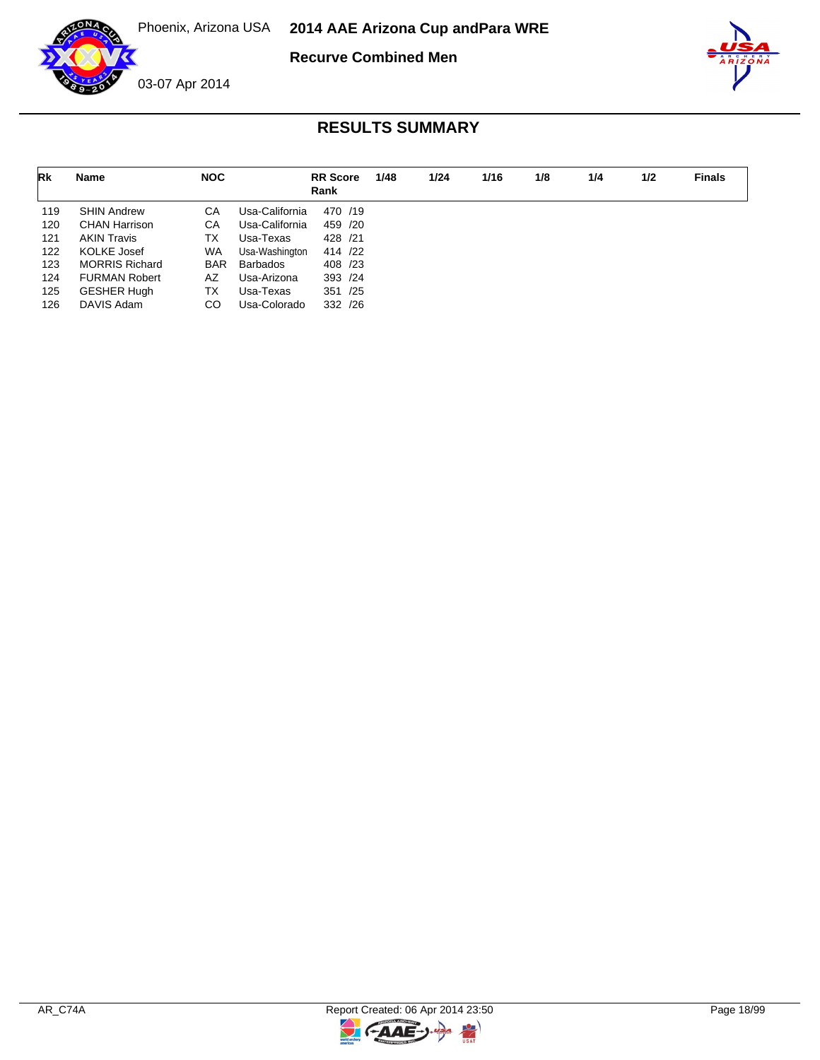# RESULTS SUMMARY

| Rk | Name | NOC | | RR Score Rank | 1/48 | 1/24 | 1/16 | 1/8 | 1/4 | 1/2 | Finals |
|---|---|---|---|---|---|---|---|---|---|---|---|
| 119 | SHIN Andrew | CA | Usa-California | 470 /19 | | | | | | | |
| 120 | CHAN Harrison | CA | Usa-California | 459 /20 | | | | | | | |
| 121 | AKIN Travis | TX | Usa-Texas | 428 /21 | | | | | | | |
| 122 | KOLKE Josef | WA | Usa-Washington | 414 /22 | | | | | | | |
| 123 | MORRIS Richard | BAR | Barbados | 408 /23 | | | | | | | |
| 124 | FURMAN Robert | AZ | Usa-Arizona | 393 /24 | | | | | | | |
| 125 | GESHER Hugh | TX | Usa-Texas | 351 /25 | | | | | | | |
| 126 | DAVIS Adam | CO | Usa-Colorado | 332 /26 | | | | | | | |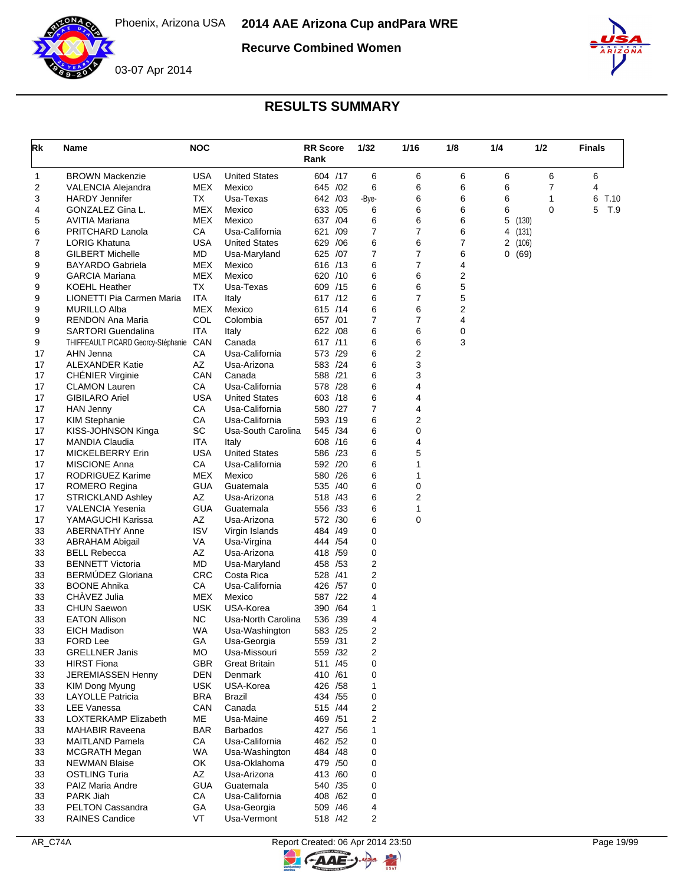Phoenix, Arizona USA **2014 AAE Arizona Cup andPara WRE**

**Recurve Combined Women**

03-07 Apr 2014

## RESULTS SUMMARY

| Rk | Name | NOC | | RR Score Rank | 1/32 | 1/16 | 1/8 | 1/4 | 1/2 | Finals |
|---|---|---|---|---|---|---|---|---|---|---|
| 1 | BROWN Mackenzie | USA | United States | 604 /17 | 6 | 6 | 6 | 6 | 6 | 6 |
| 2 | VALENCIA Alejandra | MEX | Mexico | 645 /02 | 6 | 6 | 6 | 6 | 7 | 4 |
| 3 | HARDY Jennifer | TX | Usa-Texas | 642 /03 | -Bye- | 6 | 6 | 6 | 1 | 6 T.10 |
| 4 | GONZALEZ Gina L. | MEX | Mexico | 633 /05 | 6 | 6 | 6 | 6 | 0 | 5 T.9 |
| 5 | AVITIA Mariana | MEX | Mexico | 637 /04 | 6 | 6 | 6 | 5 (130) | | |
| 6 | PRITCHARD Lanola | CA | Usa-California | 621 /09 | 7 | 7 | 6 | 4 (131) | | |
| 7 | LORIG Khatuna | USA | United States | 629 /06 | 6 | 6 | 7 | 2 (106) | | |
| 8 | GILBERT Michelle | MD | Usa-Maryland | 625 /07 | 7 | 7 | 6 | 0 (69) | | |
| 9 | BAYARDO Gabriela | MEX | Mexico | 616 /13 | 6 | 7 | 4 | | | |
| 9 | GARCIA Mariana | MEX | Mexico | 620 /10 | 6 | 6 | 2 | | | |
| 9 | KOEHL Heather | TX | Usa-Texas | 609 /15 | 6 | 6 | 5 | | | |
| 9 | LIONETTI Pia Carmen Maria | ITA | Italy | 617 /12 | 6 | 7 | 5 | | | |
| 9 | MURILLO Alba | MEX | Mexico | 615 /14 | 6 | 6 | 2 | | | |
| 9 | RENDON Ana Maria | COL | Colombia | 657 /01 | 7 | 7 | 4 | | | |
| 9 | SARTORI Guendalina | ITA | Italy | 622 /08 | 6 | 6 | 0 | | | |
| 9 | THIFFEAULT PICARD Georcy-Stéphanie | CAN | Canada | 617 /11 | 6 | 6 | 3 | | | |
| 17 | AHN Jenna | CA | Usa-California | 573 /29 | 6 | 2 | | | | |
| 17 | ALEXANDER Katie | AZ | Usa-Arizona | 583 /24 | 6 | 3 | | | | |
| 17 | CHÉNIER Virginie | CAN | Canada | 588 /21 | 6 | 3 | | | | |
| 17 | CLAMON Lauren | CA | Usa-California | 578 /28 | 6 | 4 | | | | |
| 17 | GIBILARO Ariel | USA | United States | 603 /18 | 6 | 4 | | | | |
| 17 | HAN Jenny | CA | Usa-California | 580 /27 | 7 | 4 | | | | |
| 17 | KIM Stephanie | CA | Usa-California | 593 /19 | 6 | 2 | | | | |
| 17 | KISS-JOHNSON Kinga | SC | Usa-South Carolina | 545 /34 | 6 | 0 | | | | |
| 17 | MANDIA Claudia | ITA | Italy | 608 /16 | 6 | 4 | | | | |
| 17 | MICKELBERRY Erin | USA | United States | 586 /23 | 6 | 5 | | | | |
| 17 | MISCIONE Anna | CA | Usa-California | 592 /20 | 6 | 1 | | | | |
| 17 | RODRIGUEZ Karime | MEX | Mexico | 580 /26 | 6 | 1 | | | | |
| 17 | ROMERO Regina | GUA | Guatemala | 535 /40 | 6 | 0 | | | | |
| 17 | STRICKLAND Ashley | AZ | Usa-Arizona | 518 /43 | 6 | 2 | | | | |
| 17 | VALENCIA Yesenia | GUA | Guatemala | 556 /33 | 6 | 1 | | | | |
| 17 | YAMAGUCHI Karissa | AZ | Usa-Arizona | 572 /30 | 6 | 0 | | | | |
| 33 | ABERNATHY Anne | ISV | Virgin Islands | 484 /49 | 0 | | | | | |
| 33 | ABRAHAM Abigail | VA | Usa-Virgina | 444 /54 | 0 | | | | | |
| 33 | BELL Rebecca | AZ | Usa-Arizona | 418 /59 | 0 | | | | | |
| 33 | BENNETT Victoria | MD | Usa-Maryland | 458 /53 | 2 | | | | | |
| 33 | BERMÚDEZ Gloriana | CRC | Costa Rica | 528 /41 | 2 | | | | | |
| 33 | BOONE Ahnika | CA | Usa-California | 426 /57 | 0 | | | | | |
| 33 | CHÀVEZ Julia | MEX | Mexico | 587 /22 | 4 | | | | | |
| 33 | CHUN Saewon | USK | USA-Korea | 390 /64 | 1 | | | | | |
| 33 | EATON Allison | NC | Usa-North Carolina | 536 /39 | 4 | | | | | |
| 33 | EICH Madison | WA | Usa-Washington | 583 /25 | 2 | | | | | |
| 33 | FORD Lee | GA | Usa-Georgia | 559 /31 | 2 | | | | | |
| 33 | GRELLNER Janis | MO | Usa-Missouri | 559 /32 | 2 | | | | | |
| 33 | HIRST Fiona | GBR | Great Britain | 511 /45 | 0 | | | | | |
| 33 | JEREMIASSEN Henny | DEN | Denmark | 410 /61 | 0 | | | | | |
| 33 | KIM Dong Myung | USK | USA-Korea | 426 /58 | 1 | | | | | |
| 33 | LAYOLLE Patricia | BRA | Brazil | 434 /55 | 0 | | | | | |
| 33 | LEE Vanessa | CAN | Canada | 515 /44 | 2 | | | | | |
| 33 | LOXTERKAMP Elizabeth | ME | Usa-Maine | 469 /51 | 2 | | | | | |
| 33 | MAHABIR Raveena | BAR | Barbados | 427 /56 | 1 | | | | | |
| 33 | MAITLAND Pamela | CA | Usa-California | 462 /52 | 0 | | | | | |
| 33 | MCGRATH Megan | WA | Usa-Washington | 484 /48 | 0 | | | | | |
| 33 | NEWMAN Blaise | OK | Usa-Oklahoma | 479 /50 | 0 | | | | | |
| 33 | OSTLING Turia | AZ | Usa-Arizona | 413 /60 | 0 | | | | | |
| 33 | PAIZ Maria Andre | GUA | Guatemala | 540 /35 | 0 | | | | | |
| 33 | PARK Jiah | CA | Usa-California | 408 /62 | 0 | | | | | |
| 33 | PELTON Cassandra | GA | Usa-Georgia | 509 /46 | 4 | | | | | |
| 33 | RAINES Candice | VT | Usa-Vermont | 518 /42 | 2 | | | | | |

AR_C74A Report Created: 06 Apr 2014 23:50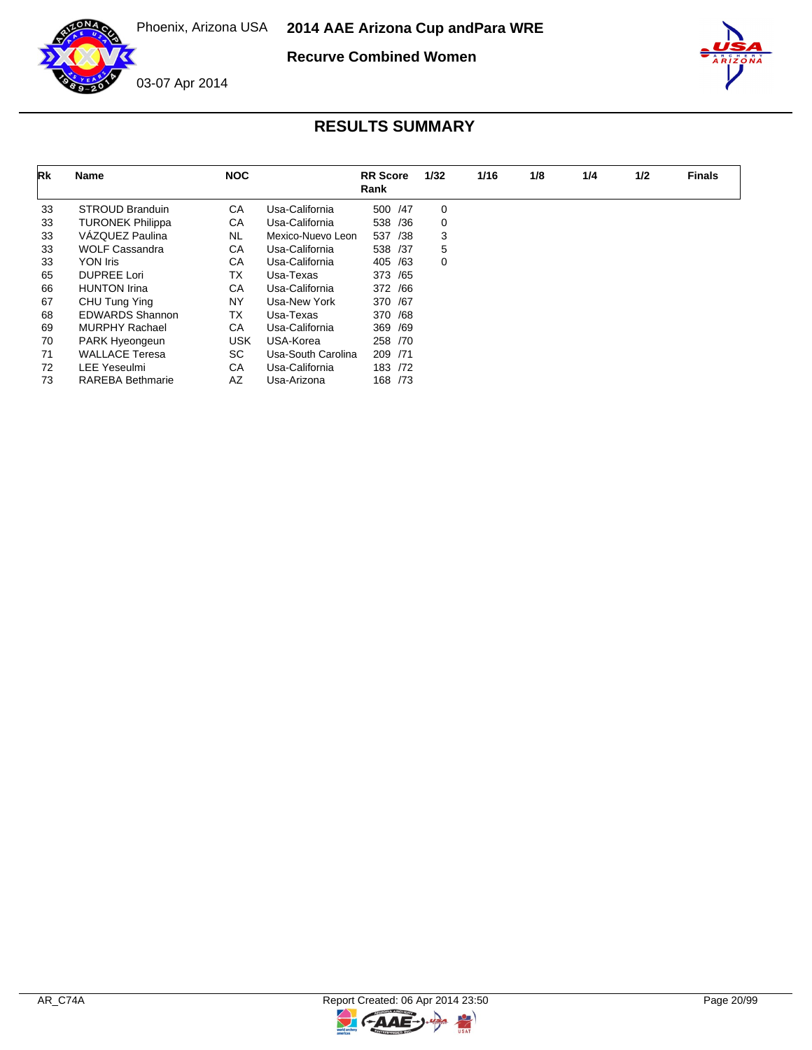# RESULTS SUMMARY

| Rk | Name | NOC | | RR Score Rank | 1/32 | 1/16 | 1/8 | 1/4 | 1/2 | Finals |
|---|---|---|---|---|---|---|---|---|---|---|
| 33 | STROUD Branduin | CA | Usa-California | 500 /47 | 0 | | | | | |
| 33 | TURONEK Philippa | CA | Usa-California | 538 /36 | 0 | | | | | |
| 33 | VÁZQUEZ Paulina | NL | Mexico-Nuevo Leon | 537 /38 | 3 | | | | | |
| 33 | WOLF Cassandra | CA | Usa-California | 538 /37 | 5 | | | | | |
| 33 | YON Iris | CA | Usa-California | 405 /63 | 0 | | | | | |
| 65 | DUPREE Lori | TX | Usa-Texas | 373 /65 | | | | | | |
| 66 | HUNTON Irina | CA | Usa-California | 372 /66 | | | | | | |
| 67 | CHU Tung Ying | NY | Usa-New York | 370 /67 | | | | | | |
| 68 | EDWARDS Shannon | TX | Usa-Texas | 370 /68 | | | | | | |
| 69 | MURPHY Rachael | CA | Usa-California | 369 /69 | | | | | | |
| 70 | PARK Hyeongeun | USK | USA-Korea | 258 /70 | | | | | | |
| 71 | WALLACE Teresa | SC | Usa-South Carolina | 209 /71 | | | | | | |
| 72 | LEE Yeseulmi | CA | Usa-California | 183 /72 | | | | | | |
| 73 | RAREBA Bethmarie | AZ | Usa-Arizona | 168 /73 | | | | | | |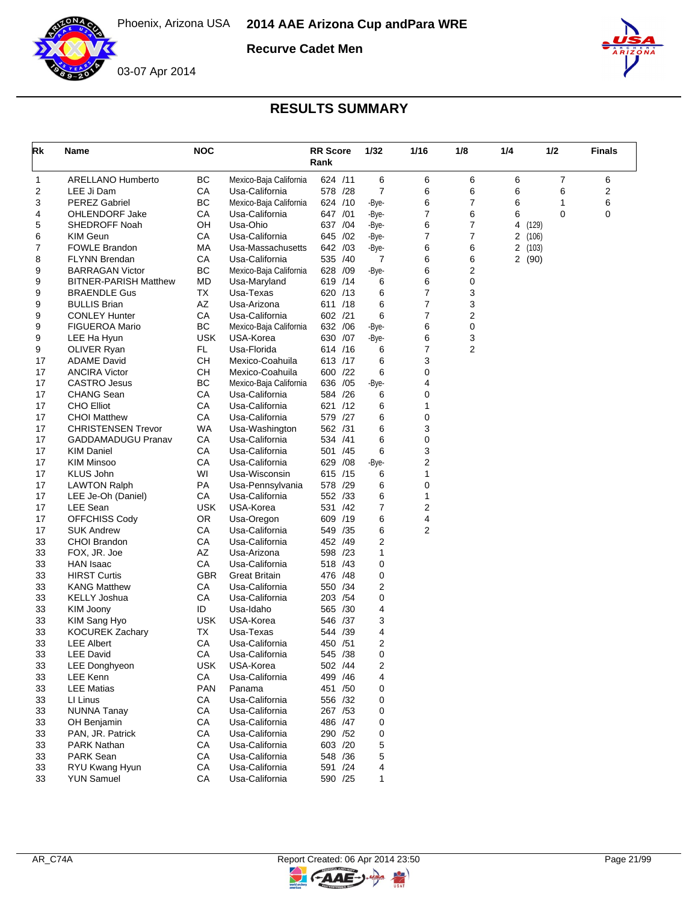Phoenix, Arizona USA **2014 AAE Arizona Cup andPara WRE**

**Recurve Cadet Men**

03-07 Apr 2014

## RESULTS SUMMARY

| Rk | Name | NOC | | RR Score Rank | 1/32 | 1/16 | 1/8 | 1/4 | 1/2 | Finals |
|---|---|---|---|---|---|---|---|---|---|---|
| 1 | ARELLANO Humberto | BC | Mexico-Baja California | 624 /11 | 6 | 6 | 6 | 6 | 7 | 6 |
| 2 | LEE Ji Dam | CA | Usa-California | 578 /28 | 7 | 6 | 6 | 6 | 6 | 2 |
| 3 | PEREZ Gabriel | BC | Mexico-Baja California | 624 /10 | -Bye- | 6 | 7 | 6 | 1 | 6 |
| 4 | OHLENDORF Jake | CA | Usa-California | 647 /01 | -Bye- | 7 | 6 | 6 | 0 | 0 |
| 5 | SHEDROFF Noah | OH | Usa-Ohio | 637 /04 | -Bye- | 6 | 7 | 4 (129) | | |
| 6 | KIM Geun | CA | Usa-California | 645 /02 | -Bye- | 7 | 7 | 2 (106) | | |
| 7 | FOWLE Brandon | MA | Usa-Massachusetts | 642 /03 | -Bye- | 6 | 6 | 2 (103) | | |
| 8 | FLYNN Brendan | CA | Usa-California | 535 /40 | 7 | 6 | 6 | 2 (90) | | |
| 9 | BARRAGAN Victor | BC | Mexico-Baja California | 628 /09 | -Bye- | 6 | 2 | | | |
| 9 | BITNER-PARISH Matthew | MD | Usa-Maryland | 619 /14 | 6 | 6 | 0 | | | |
| 9 | BRAENDLE Gus | TX | Usa-Texas | 620 /13 | 6 | 7 | 3 | | | |
| 9 | BULLIS Brian | AZ | Usa-Arizona | 611 /18 | 6 | 7 | 3 | | | |
| 9 | CONLEY Hunter | CA | Usa-California | 602 /21 | 6 | 7 | 2 | | | |
| 9 | FIGUEROA Mario | BC | Mexico-Baja California | 632 /06 | -Bye- | 6 | 0 | | | |
| 9 | LEE Ha Hyun | USK | USA-Korea | 630 /07 | -Bye- | 6 | 3 | | | |
| 9 | OLIVER Ryan | FL | Usa-Florida | 614 /16 | 6 | 7 | 2 | | | |
| 17 | ADAME David | CH | Mexico-Coahuila | 613 /17 | 6 | 3 | | | | |
| 17 | ANCIRA Victor | CH | Mexico-Coahuila | 600 /22 | 6 | 0 | | | | |
| 17 | CASTRO Jesus | BC | Mexico-Baja California | 636 /05 | -Bye- | 4 | | | | |
| 17 | CHANG Sean | CA | Usa-California | 584 /26 | 6 | 0 | | | | |
| 17 | CHO Elliot | CA | Usa-California | 621 /12 | 6 | 1 | | | | |
| 17 | CHOI Matthew | CA | Usa-California | 579 /27 | 6 | 0 | | | | |
| 17 | CHRISTENSEN Trevor | WA | Usa-Washington | 562 /31 | 6 | 3 | | | | |
| 17 | GADDAMADUGU Pranav | CA | Usa-California | 534 /41 | 6 | 0 | | | | |
| 17 | KIM Daniel | CA | Usa-California | 501 /45 | 6 | 3 | | | | |
| 17 | KIM Minsoo | CA | Usa-California | 629 /08 | -Bye- | 2 | | | | |
| 17 | KLUS John | WI | Usa-Wisconsin | 615 /15 | 6 | 1 | | | | |
| 17 | LAWTON Ralph | PA | Usa-Pennsylvania | 578 /29 | 6 | 0 | | | | |
| 17 | LEE Je-Oh (Daniel) | CA | Usa-California | 552 /33 | 6 | 1 | | | | |
| 17 | LEE Sean | USK | USA-Korea | 531 /42 | 7 | 2 | | | | |
| 17 | OFFCHISS Cody | OR | Usa-Oregon | 609 /19 | 6 | 4 | | | | |
| 17 | SUK Andrew | CA | Usa-California | 549 /35 | 6 | 2 | | | | |
| 33 | CHOI Brandon | CA | Usa-California | 452 /49 | 2 | | | | | |
| 33 | FOX, JR. Joe | AZ | Usa-Arizona | 598 /23 | 1 | | | | | |
| 33 | HAN Isaac | CA | Usa-California | 518 /43 | 0 | | | | | |
| 33 | HIRST Curtis | GBR | Great Britain | 476 /48 | 0 | | | | | |
| 33 | KANG Matthew | CA | Usa-California | 550 /34 | 2 | | | | | |
| 33 | KELLY Joshua | CA | Usa-California | 203 /54 | 0 | | | | | |
| 33 | KIM Joony | ID | Usa-Idaho | 565 /30 | 4 | | | | | |
| 33 | KIM Sang Hyo | USK | USA-Korea | 546 /37 | 3 | | | | | |
| 33 | KOCUREK Zachary | TX | Usa-Texas | 544 /39 | 4 | | | | | |
| 33 | LEE Albert | CA | Usa-California | 450 /51 | 2 | | | | | |
| 33 | LEE David | CA | Usa-California | 545 /38 | 0 | | | | | |
| 33 | LEE Donghyeon | USK | USA-Korea | 502 /44 | 2 | | | | | |
| 33 | LEE Kenn | CA | Usa-California | 499 /46 | 4 | | | | | |
| 33 | LEE Matias | PAN | Panama | 451 /50 | 0 | | | | | |
| 33 | LI Linus | CA | Usa-California | 556 /32 | 0 | | | | | |
| 33 | NUNNA Tanay | CA | Usa-California | 267 /53 | 0 | | | | | |
| 33 | OH Benjamin | CA | Usa-California | 486 /47 | 0 | | | | | |
| 33 | PAN, JR. Patrick | CA | Usa-California | 290 /52 | 0 | | | | | |
| 33 | PARK Nathan | CA | Usa-California | 603 /20 | 5 | | | | | |
| 33 | PARK Sean | CA | Usa-California | 548 /36 | 5 | | | | | |
| 33 | RYU Kwang Hyun | CA | Usa-California | 591 /24 | 4 | | | | | |
| 33 | YUN Samuel | CA | Usa-California | 590 /25 | 1 | | | | | |

AR_C74A Report Created: 06 Apr 2014 23:50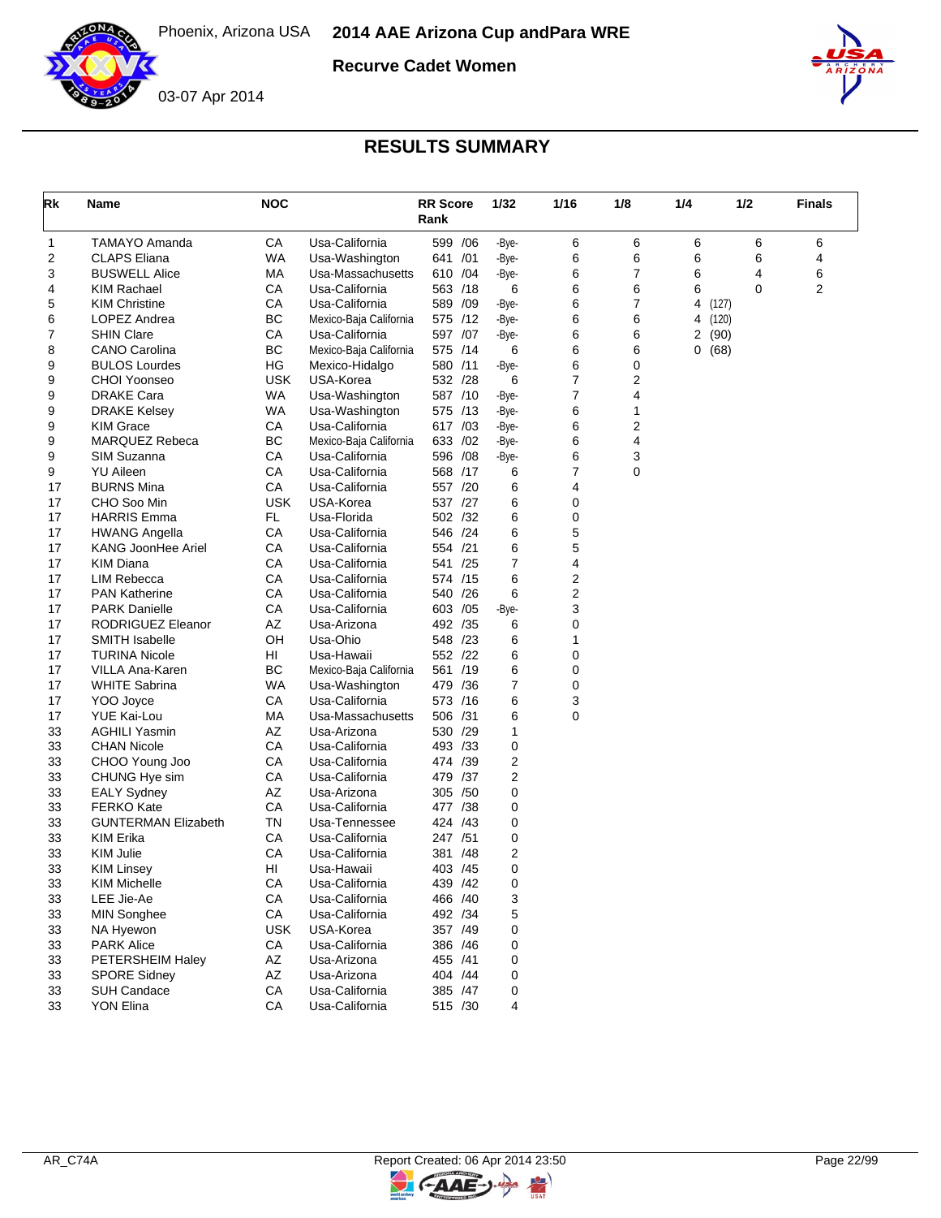Phoenix, Arizona USA **2014 AAE Arizona Cup andPara WRE**

**Recurve Cadet Women**

03-07 Apr 2014

## RESULTS SUMMARY

| Rk | Name | NOC | | RR Score Rank | 1/32 | 1/16 | 1/8 | 1/4 | 1/2 | Finals |
|---|---|---|---|---|---|---|---|---|---|---|
| 1 | TAMAYO Amanda | CA | Usa-California | 599 /06 | -Bye- | 6 | 6 | 6 | 6 | 6 |
| 2 | CLAPS Eliana | WA | Usa-Washington | 641 /01 | -Bye- | 6 | 6 | 6 | 6 | 4 |
| 3 | BUSWELL Alice | MA | Usa-Massachusetts | 610 /04 | -Bye- | 6 | 7 | 6 | 4 | 6 |
| 4 | KIM Rachael | CA | Usa-California | 563 /18 | 6 | 6 | 6 | 6 | 0 | 2 |
| 5 | KIM Christine | CA | Usa-California | 589 /09 | -Bye- | 6 | 7 | 4 (127) | | |
| 6 | LOPEZ Andrea | BC | Mexico-Baja California | 575 /12 | -Bye- | 6 | 6 | 4 (120) | | |
| 7 | SHIN Clare | CA | Usa-California | 597 /07 | -Bye- | 6 | 6 | 2 (90) | | |
| 8 | CANO Carolina | BC | Mexico-Baja California | 575 /14 | 6 | 6 | 6 | 0 (68) | | |
| 9 | BULOS Lourdes | HG | Mexico-Hidalgo | 580 /11 | -Bye- | 6 | 0 | | | |
| 9 | CHOI Yoonseo | USK | USA-Korea | 532 /28 | 6 | 7 | 2 | | | |
| 9 | DRAKE Cara | WA | Usa-Washington | 587 /10 | -Bye- | 7 | 4 | | | |
| 9 | DRAKE Kelsey | WA | Usa-Washington | 575 /13 | -Bye- | 6 | 1 | | | |
| 9 | KIM Grace | CA | Usa-California | 617 /03 | -Bye- | 6 | 2 | | | |
| 9 | MARQUEZ Rebeca | BC | Mexico-Baja California | 633 /02 | -Bye- | 6 | 4 | | | |
| 9 | SIM Suzanna | CA | Usa-California | 596 /08 | -Bye- | 6 | 3 | | | |
| 9 | YU Aileen | CA | Usa-California | 568 /17 | 6 | 7 | 0 | | | |
| 17 | BURNS Mina | CA | Usa-California | 557 /20 | 6 | 4 | | | | |
| 17 | CHO Soo Min | USK | USA-Korea | 537 /27 | 6 | 0 | | | | |
| 17 | HARRIS Emma | FL | Usa-Florida | 502 /32 | 6 | 0 | | | | |
| 17 | HWANG Angella | CA | Usa-California | 546 /24 | 6 | 5 | | | | |
| 17 | KANG JoonHee Ariel | CA | Usa-California | 554 /21 | 6 | 5 | | | | |
| 17 | KIM Diana | CA | Usa-California | 541 /25 | 7 | 4 | | | | |
| 17 | LIM Rebecca | CA | Usa-California | 574 /15 | 6 | 2 | | | | |
| 17 | PAN Katherine | CA | Usa-California | 540 /26 | 6 | 2 | | | | |
| 17 | PARK Danielle | CA | Usa-California | 603 /05 | -Bye- | 3 | | | | |
| 17 | RODRIGUEZ Eleanor | AZ | Usa-Arizona | 492 /35 | 6 | 0 | | | | |
| 17 | SMITH Isabelle | OH | Usa-Ohio | 548 /23 | 6 | 1 | | | | |
| 17 | TURINA Nicole | HI | Usa-Hawaii | 552 /22 | 6 | 0 | | | | |
| 17 | VILLA Ana-Karen | BC | Mexico-Baja California | 561 /19 | 6 | 0 | | | | |
| 17 | WHITE Sabrina | WA | Usa-Washington | 479 /36 | 7 | 0 | | | | |
| 17 | YOO Joyce | CA | Usa-California | 573 /16 | 6 | 3 | | | | |
| 17 | YUE Kai-Lou | MA | Usa-Massachusetts | 506 /31 | 6 | 0 | | | | |
| 33 | AGHILI Yasmin | AZ | Usa-Arizona | 530 /29 | 1 | | | | | |
| 33 | CHAN Nicole | CA | Usa-California | 493 /33 | 0 | | | | | |
| 33 | CHOO Young Joo | CA | Usa-California | 474 /39 | 2 | | | | | |
| 33 | CHUNG Hye sim | CA | Usa-California | 479 /37 | 2 | | | | | |
| 33 | EALY Sydney | AZ | Usa-Arizona | 305 /50 | 0 | | | | | |
| 33 | FERKO Kate | CA | Usa-California | 477 /38 | 0 | | | | | |
| 33 | GUNTERMAN Elizabeth | TN | Usa-Tennessee | 424 /43 | 0 | | | | | |
| 33 | KIM Erika | CA | Usa-California | 247 /51 | 0 | | | | | |
| 33 | KIM Julie | CA | Usa-California | 381 /48 | 2 | | | | | |
| 33 | KIM Linsey | HI | Usa-Hawaii | 403 /45 | 0 | | | | | |
| 33 | KIM Michelle | CA | Usa-California | 439 /42 | 0 | | | | | |
| 33 | LEE Jie-Ae | CA | Usa-California | 466 /40 | 3 | | | | | |
| 33 | MIN Songhee | CA | Usa-California | 492 /34 | 5 | | | | | |
| 33 | NA Hyewon | USK | USA-Korea | 357 /49 | 0 | | | | | |
| 33 | PARK Alice | CA | Usa-California | 386 /46 | 0 | | | | | |
| 33 | PETERSHEIM Haley | AZ | Usa-Arizona | 455 /41 | 0 | | | | | |
| 33 | SPORE Sidney | AZ | Usa-Arizona | 404 /44 | 0 | | | | | |
| 33 | SUH Candace | CA | Usa-California | 385 /47 | 0 | | | | | |
| 33 | YON Elina | CA | Usa-California | 515 /30 | 4 | | | | | |

AR_C74A Report Created: 06 Apr 2014 23:50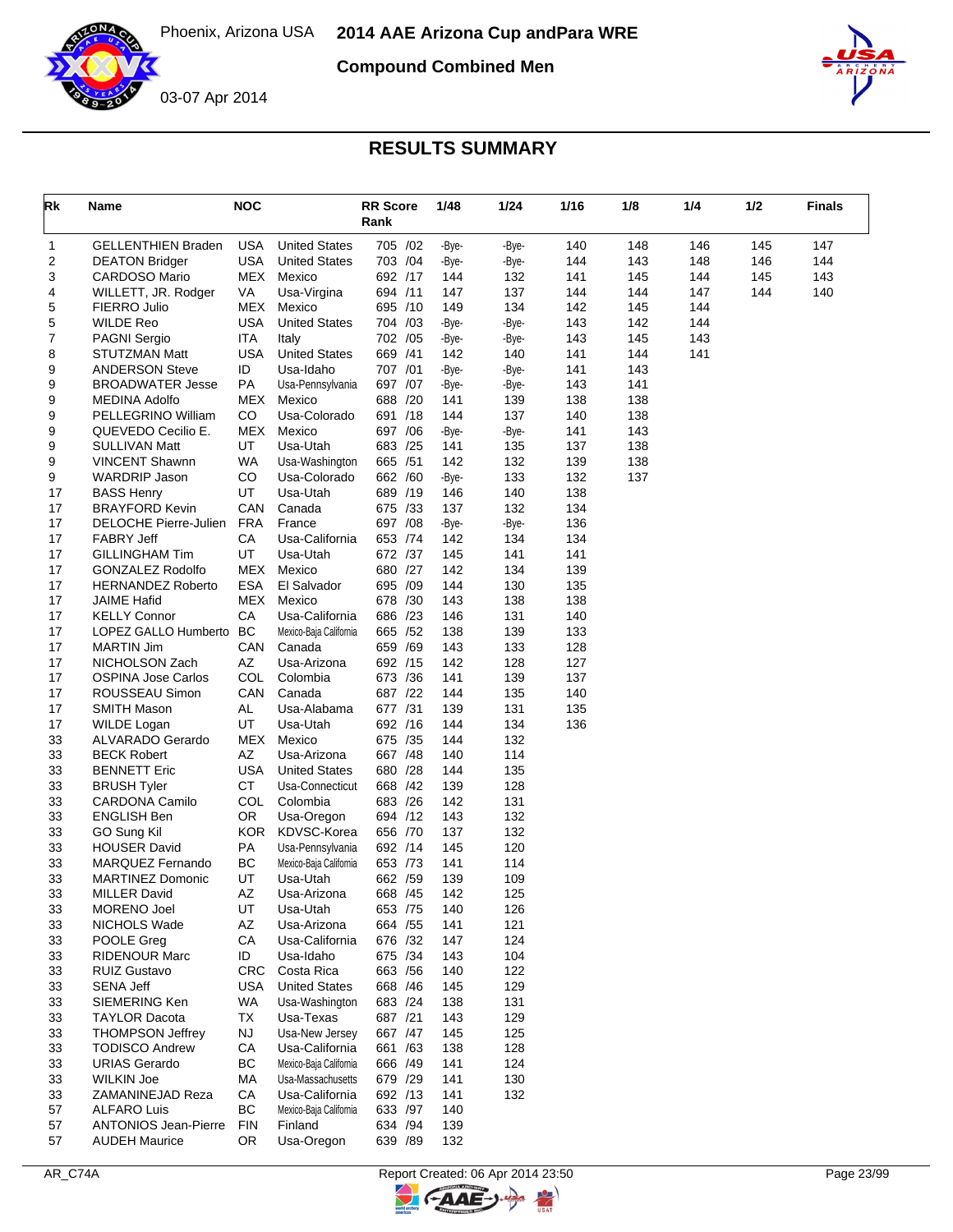# 2014 AAE Arizona Cup andPara WRE

Phoenix, Arizona USA

03-07 Apr 2014

**Compound Combined Men**

## RESULTS SUMMARY

| Rk | Name | NOC | | RR Score Rank | 1/48 | 1/24 | 1/16 | 1/8 | 1/4 | 1/2 | Finals |
|---|---|---|---|---|---|---|---|---|---|---|---|
| 1 | GELLENTHIEN Braden | USA | United States | 705 /02 | -Bye- | -Bye- | 140 | 148 | 146 | 145 | 147 |
| 2 | DEATON Bridger | USA | United States | 703 /04 | -Bye- | -Bye- | 144 | 143 | 148 | 146 | 144 |
| 3 | CARDOSO Mario | MEX | Mexico | 692 /17 | 144 | 132 | 141 | 145 | 144 | 145 | 143 |
| 4 | WILLETT, JR. Rodger | VA | Usa-Virgina | 694 /11 | 147 | 137 | 144 | 144 | 147 | 144 | 140 |
| 5 | FIERRO Julio | MEX | Mexico | 695 /10 | 149 | 134 | 142 | 145 | 144 | | |
| 5 | WILDE Reo | USA | United States | 704 /03 | -Bye- | -Bye- | 143 | 142 | 144 | | |
| 7 | PAGNI Sergio | ITA | Italy | 702 /05 | -Bye- | -Bye- | 143 | 145 | 143 | | |
| 8 | STUTZMAN Matt | USA | United States | 669 /41 | 142 | 140 | 141 | 144 | 141 | | |
| 9 | ANDERSON Steve | ID | Usa-Idaho | 707 /01 | -Bye- | -Bye- | 141 | 143 | | | |
| 9 | BROADWATER Jesse | PA | Usa-Pennsylvania | 697 /07 | -Bye- | -Bye- | 143 | 141 | | | |
| 9 | MEDINA Adolfo | MEX | Mexico | 688 /20 | 141 | 139 | 138 | 138 | | | |
| 9 | PELLEGRINO William | CO | Usa-Colorado | 691 /18 | 144 | 137 | 140 | 138 | | | |
| 9 | QUEVEDO Cecilio E. | MEX | Mexico | 697 /06 | -Bye- | -Bye- | 141 | 143 | | | |
| 9 | SULLIVAN Matt | UT | Usa-Utah | 683 /25 | 141 | 135 | 137 | 138 | | | |
| 9 | VINCENT Shawnn | WA | Usa-Washington | 665 /51 | 142 | 132 | 139 | 138 | | | |
| 9 | WARDRIP Jason | CO | Usa-Colorado | 662 /60 | -Bye- | 133 | 132 | 137 | | | |
| 17 | BASS Henry | UT | Usa-Utah | 689 /19 | 146 | 140 | 138 | | | | |
| 17 | BRAYFORD Kevin | CAN | Canada | 675 /33 | 137 | 132 | 134 | | | | |
| 17 | DELOCHE Pierre-Julien | FRA | France | 697 /08 | -Bye- | -Bye- | 136 | | | | |
| 17 | FABRY Jeff | CA | Usa-California | 653 /74 | 142 | 134 | 134 | | | | |
| 17 | GILLINGHAM Tim | UT | Usa-Utah | 672 /37 | 145 | 141 | 141 | | | | |
| 17 | GONZALEZ Rodolfo | MEX | Mexico | 680 /27 | 142 | 134 | 139 | | | | |
| 17 | HERNANDEZ Roberto | ESA | El Salvador | 695 /09 | 144 | 130 | 135 | | | | |
| 17 | JAIME Hafid | MEX | Mexico | 678 /30 | 143 | 138 | 138 | | | | |
| 17 | KELLY Connor | CA | Usa-California | 686 /23 | 146 | 131 | 140 | | | | |
| 17 | LOPEZ GALLO Humberto | BC | Mexico-Baja California | 665 /52 | 138 | 139 | 133 | | | | |
| 17 | MARTIN Jim | CAN | Canada | 659 /69 | 143 | 133 | 128 | | | | |
| 17 | NICHOLSON Zach | AZ | Usa-Arizona | 692 /15 | 142 | 128 | 127 | | | | |
| 17 | OSPINA Jose Carlos | COL | Colombia | 673 /36 | 141 | 139 | 137 | | | | |
| 17 | ROUSSEAU Simon | CAN | Canada | 687 /22 | 144 | 135 | 140 | | | | |
| 17 | SMITH Mason | AL | Usa-Alabama | 677 /31 | 139 | 131 | 135 | | | | |
| 17 | WILDE Logan | UT | Usa-Utah | 692 /16 | 144 | 134 | 136 | | | | |
| 33 | ALVARADO Gerardo | MEX | Mexico | 675 /35 | 144 | 132 | | | | | |
| 33 | BECK Robert | AZ | Usa-Arizona | 667 /48 | 140 | 114 | | | | | |
| 33 | BENNETT Eric | USA | United States | 680 /28 | 144 | 135 | | | | | |
| 33 | BRUSH Tyler | CT | Usa-Connecticut | 668 /42 | 139 | 128 | | | | | |
| 33 | CARDONA Camilo | COL | Colombia | 683 /26 | 142 | 131 | | | | | |
| 33 | ENGLISH Ben | OR | Usa-Oregon | 694 /12 | 143 | 132 | | | | | |
| 33 | GO Sung Kil | KOR | KDVSC-Korea | 656 /70 | 137 | 132 | | | | | |
| 33 | HOUSER David | PA | Usa-Pennsylvania | 692 /14 | 145 | 120 | | | | | |
| 33 | MARQUEZ Fernando | BC | Mexico-Baja California | 653 /73 | 141 | 114 | | | | | |
| 33 | MARTINEZ Domonic | UT | Usa-Utah | 662 /59 | 139 | 109 | | | | | |
| 33 | MILLER David | AZ | Usa-Arizona | 668 /45 | 142 | 125 | | | | | |
| 33 | MORENO Joel | UT | Usa-Utah | 653 /75 | 140 | 126 | | | | | |
| 33 | NICHOLS Wade | AZ | Usa-Arizona | 664 /55 | 141 | 121 | | | | | |
| 33 | POOLE Greg | CA | Usa-California | 676 /32 | 147 | 124 | | | | | |
| 33 | RIDENOUR Marc | ID | Usa-Idaho | 675 /34 | 143 | 104 | | | | | |
| 33 | RUIZ Gustavo | CRC | Costa Rica | 663 /56 | 140 | 122 | | | | | |
| 33 | SENA Jeff | USA | United States | 668 /46 | 145 | 129 | | | | | |
| 33 | SIEMERING Ken | WA | Usa-Washington | 683 /24 | 138 | 131 | | | | | |
| 33 | TAYLOR Dacota | TX | Usa-Texas | 687 /21 | 143 | 129 | | | | | |
| 33 | THOMPSON Jeffrey | NJ | Usa-New Jersey | 667 /47 | 145 | 125 | | | | | |
| 33 | TODISCO Andrew | CA | Usa-California | 661 /63 | 138 | 128 | | | | | |
| 33 | URIAS Gerardo | BC | Mexico-Baja California | 666 /49 | 141 | 124 | | | | | |
| 33 | WILKIN Joe | MA | Usa-Massachusetts | 679 /29 | 141 | 130 | | | | | |
| 33 | ZAMANINEJAD Reza | CA | Usa-California | 692 /13 | 141 | 132 | | | | | |
| 57 | ALFARO Luis | BC | Mexico-Baja California | 633 /97 | 140 | | | | | | |
| 57 | ANTONIOS Jean-Pierre | FIN | Finland | 634 /94 | 139 | | | | | | |
| 57 | AUDEH Maurice | OR | Usa-Oregon | 639 /89 | 132 | | | | | | |

AR_C74A    Report Created: 06 Apr 2014 23:50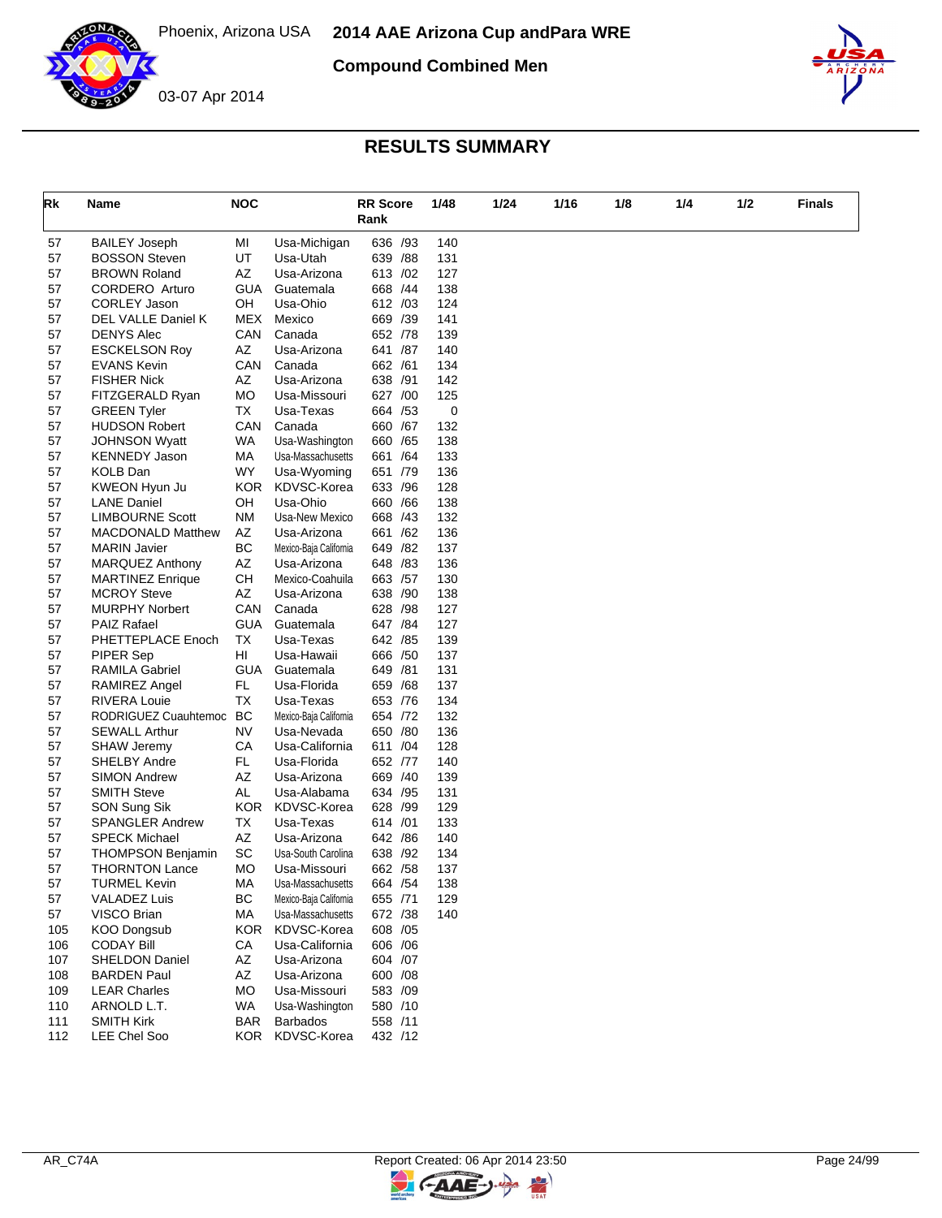# 2014 AAE Arizona Cup andPara WRE

**Compound Combined Men**

Phoenix, Arizona USA

03-07 Apr 2014

## RESULTS SUMMARY

| Rk | Name | NOC | | RR Score Rank | 1/48 | 1/24 | 1/16 | 1/8 | 1/4 | 1/2 | Finals |
|---|---|---|---|---|---|---|---|---|---|---|---|
| 57 | BAILEY Joseph | MI | Usa-Michigan | 636 /93 | 140 | | | | | | |
| 57 | BOSSON Steven | UT | Usa-Utah | 639 /88 | 131 | | | | | | |
| 57 | BROWN Roland | AZ | Usa-Arizona | 613 /02 | 127 | | | | | | |
| 57 | CORDERO Arturo | GUA | Guatemala | 668 /44 | 138 | | | | | | |
| 57 | CORLEY Jason | OH | Usa-Ohio | 612 /03 | 124 | | | | | | |
| 57 | DEL VALLE Daniel K | MEX | Mexico | 669 /39 | 141 | | | | | | |
| 57 | DENYS Alec | CAN | Canada | 652 /78 | 139 | | | | | | |
| 57 | ESCKELSON Roy | AZ | Usa-Arizona | 641 /87 | 140 | | | | | | |
| 57 | EVANS Kevin | CAN | Canada | 662 /61 | 134 | | | | | | |
| 57 | FISHER Nick | AZ | Usa-Arizona | 638 /91 | 142 | | | | | | |
| 57 | FITZGERALD Ryan | MO | Usa-Missouri | 627 /00 | 125 | | | | | | |
| 57 | GREEN Tyler | TX | Usa-Texas | 664 /53 | 0 | | | | | | |
| 57 | HUDSON Robert | CAN | Canada | 660 /67 | 132 | | | | | | |
| 57 | JOHNSON Wyatt | WA | Usa-Washington | 660 /65 | 138 | | | | | | |
| 57 | KENNEDY Jason | MA | Usa-Massachusetts | 661 /64 | 133 | | | | | | |
| 57 | KOLB Dan | WY | Usa-Wyoming | 651 /79 | 136 | | | | | | |
| 57 | KWEON Hyun Ju | KOR | KDVSC-Korea | 633 /96 | 128 | | | | | | |
| 57 | LANE Daniel | OH | Usa-Ohio | 660 /66 | 138 | | | | | | |
| 57 | LIMBOURNE Scott | NM | Usa-New Mexico | 668 /43 | 132 | | | | | | |
| 57 | MACDONALD Matthew | AZ | Usa-Arizona | 661 /62 | 136 | | | | | | |
| 57 | MARIN Javier | BC | Mexico-Baja California | 649 /82 | 137 | | | | | | |
| 57 | MARQUEZ Anthony | AZ | Usa-Arizona | 648 /83 | 136 | | | | | | |
| 57 | MARTINEZ Enrique | CH | Mexico-Coahuila | 663 /57 | 130 | | | | | | |
| 57 | MCROY Steve | AZ | Usa-Arizona | 638 /90 | 138 | | | | | | |
| 57 | MURPHY Norbert | CAN | Canada | 628 /98 | 127 | | | | | | |
| 57 | PAIZ Rafael | GUA | Guatemala | 647 /84 | 127 | | | | | | |
| 57 | PHETTEPLACE Enoch | TX | Usa-Texas | 642 /85 | 139 | | | | | | |
| 57 | PIPER Sep | HI | Usa-Hawaii | 666 /50 | 137 | | | | | | |
| 57 | RAMILA Gabriel | GUA | Guatemala | 649 /81 | 131 | | | | | | |
| 57 | RAMIREZ Angel | FL | Usa-Florida | 659 /68 | 137 | | | | | | |
| 57 | RIVERA Louie | TX | Usa-Texas | 653 /76 | 134 | | | | | | |
| 57 | RODRIGUEZ Cuauhtemoc | BC | Mexico-Baja California | 654 /72 | 132 | | | | | | |
| 57 | SEWALL Arthur | NV | Usa-Nevada | 650 /80 | 136 | | | | | | |
| 57 | SHAW Jeremy | CA | Usa-California | 611 /04 | 128 | | | | | | |
| 57 | SHELBY Andre | FL | Usa-Florida | 652 /77 | 140 | | | | | | |
| 57 | SIMON Andrew | AZ | Usa-Arizona | 669 /40 | 139 | | | | | | |
| 57 | SMITH Steve | AL | Usa-Alabama | 634 /95 | 131 | | | | | | |
| 57 | SON Sung Sik | KOR | KDVSC-Korea | 628 /99 | 129 | | | | | | |
| 57 | SPANGLER Andrew | TX | Usa-Texas | 614 /01 | 133 | | | | | | |
| 57 | SPECK Michael | AZ | Usa-Arizona | 642 /86 | 140 | | | | | | |
| 57 | THOMPSON Benjamin | SC | Usa-South Carolina | 638 /92 | 134 | | | | | | |
| 57 | THORNTON Lance | MO | Usa-Missouri | 662 /58 | 137 | | | | | | |
| 57 | TURMEL Kevin | MA | Usa-Massachusetts | 664 /54 | 138 | | | | | | |
| 57 | VALADEZ Luis | BC | Mexico-Baja California | 655 /71 | 129 | | | | | | |
| 57 | VISCO Brian | MA | Usa-Massachusetts | 672 /38 | 140 | | | | | | |
| 105 | KOO Dongsub | KOR | KDVSC-Korea | 608 /05 | | | | | | | |
| 106 | CODAY Bill | CA | Usa-California | 606 /06 | | | | | | | |
| 107 | SHELDON Daniel | AZ | Usa-Arizona | 604 /07 | | | | | | | |
| 108 | BARDEN Paul | AZ | Usa-Arizona | 600 /08 | | | | | | | |
| 109 | LEAR Charles | MO | Usa-Missouri | 583 /09 | | | | | | | |
| 110 | ARNOLD L.T. | WA | Usa-Washington | 580 /10 | | | | | | | |
| 111 | SMITH Kirk | BAR | Barbados | 558 /11 | | | | | | | |
| 112 | LEE Chel Soo | KOR | KDVSC-Korea | 432 /12 | | | | | | | |

AR_C74A — Report Created: 06 Apr 2014 23:50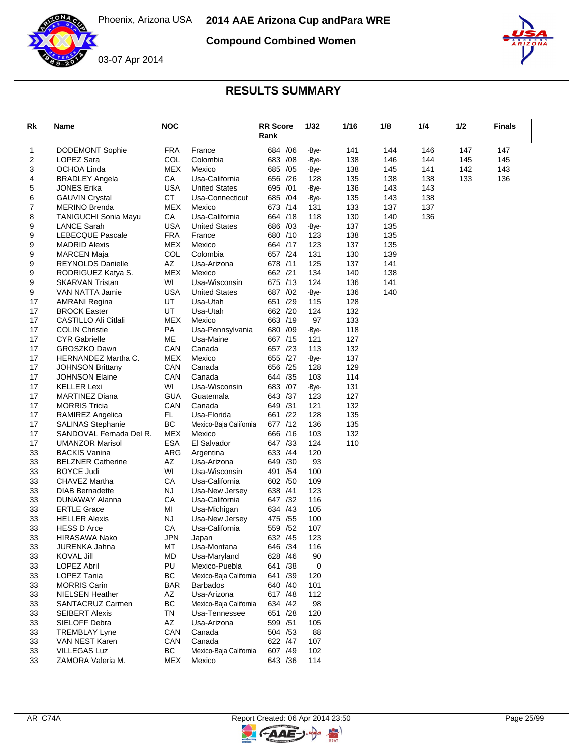# 2014 AAE Arizona Cup andPara WRE

Phoenix, Arizona USA

03-07 Apr 2014

## Compound Combined Women

## RESULTS SUMMARY

| Rk | Name | NOC | | RR Score Rank | 1/32 | 1/16 | 1/8 | 1/4 | 1/2 | Finals |
|---|---|---|---|---|---|---|---|---|---|---|
| 1 | DODEMONT Sophie | FRA | France | 684 /06 | -Bye- | 141 | 144 | 146 | 147 | 147 |
| 2 | LOPEZ Sara | COL | Colombia | 683 /08 | -Bye- | 138 | 146 | 144 | 145 | 145 |
| 3 | OCHOA Linda | MEX | Mexico | 685 /05 | -Bye- | 138 | 145 | 141 | 142 | 143 |
| 4 | BRADLEY Angela | CA | Usa-California | 656 /26 | 128 | 135 | 138 | 138 | 133 | 136 |
| 5 | JONES Erika | USA | United States | 695 /01 | -Bye- | 136 | 143 | 143 | | |
| 6 | GAUVIN Crystal | CT | Usa-Connecticut | 685 /04 | -Bye- | 135 | 143 | 138 | | |
| 7 | MERINO Brenda | MEX | Mexico | 673 /14 | 131 | 133 | 137 | 137 | | |
| 8 | TANIGUCHI Sonia Mayu | CA | Usa-California | 664 /18 | 118 | 130 | 140 | 136 | | |
| 9 | LANCE Sarah | USA | United States | 686 /03 | -Bye- | 137 | 135 | | | |
| 9 | LEBECQUE Pascale | FRA | France | 680 /10 | 123 | 138 | 135 | | | |
| 9 | MADRID Alexis | MEX | Mexico | 664 /17 | 123 | 137 | 135 | | | |
| 9 | MARCEN Maja | COL | Colombia | 657 /24 | 131 | 130 | 139 | | | |
| 9 | REYNOLDS Danielle | AZ | Usa-Arizona | 678 /11 | 125 | 137 | 141 | | | |
| 9 | RODRIGUEZ Katya S. | MEX | Mexico | 662 /21 | 134 | 140 | 138 | | | |
| 9 | SKARVAN Tristan | WI | Usa-Wisconsin | 675 /13 | 124 | 136 | 141 | | | |
| 9 | VAN NATTA Jamie | USA | United States | 687 /02 | -Bye- | 136 | 140 | | | |
| 17 | AMRANI Regina | UT | Usa-Utah | 651 /29 | 115 | 128 | | | | |
| 17 | BROCK Easter | UT | Usa-Utah | 662 /20 | 124 | 132 | | | | |
| 17 | CASTILLO Ali Citlali | MEX | Mexico | 663 /19 | 97 | 133 | | | | |
| 17 | COLIN Christie | PA | Usa-Pennsylvania | 680 /09 | -Bye- | 118 | | | | |
| 17 | CYR Gabrielle | ME | Usa-Maine | 667 /15 | 121 | 127 | | | | |
| 17 | GROSZKO Dawn | CAN | Canada | 657 /23 | 113 | 132 | | | | |
| 17 | HERNANDEZ Martha C. | MEX | Mexico | 655 /27 | -Bye- | 137 | | | | |
| 17 | JOHNSON Brittany | CAN | Canada | 656 /25 | 128 | 129 | | | | |
| 17 | JOHNSON Elaine | CAN | Canada | 644 /35 | 103 | 114 | | | | |
| 17 | KELLER Lexi | WI | Usa-Wisconsin | 683 /07 | -Bye- | 131 | | | | |
| 17 | MARTINEZ Diana | GUA | Guatemala | 643 /37 | 123 | 127 | | | | |
| 17 | MORRIS Tricia | CAN | Canada | 649 /31 | 121 | 132 | | | | |
| 17 | RAMIREZ Angelica | FL | Usa-Florida | 661 /22 | 128 | 135 | | | | |
| 17 | SALINAS Stephanie | BC | Mexico-Baja California | 677 /12 | 136 | 135 | | | | |
| 17 | SANDOVAL Fernada Del R. | MEX | Mexico | 666 /16 | 103 | 132 | | | | |
| 17 | UMANZOR Marisol | ESA | El Salvador | 647 /33 | 124 | 110 | | | | |
| 33 | BACKIS Vanina | ARG | Argentina | 633 /44 | 120 | | | | | |
| 33 | BELZNER Catherine | AZ | Usa-Arizona | 649 /30 | 93 | | | | | |
| 33 | BOYCE Judi | WI | Usa-Wisconsin | 491 /54 | 100 | | | | | |
| 33 | CHAVEZ Martha | CA | Usa-California | 602 /50 | 109 | | | | | |
| 33 | DIAB Bernadette | NJ | Usa-New Jersey | 638 /41 | 123 | | | | | |
| 33 | DUNAWAY Alanna | CA | Usa-California | 647 /32 | 116 | | | | | |
| 33 | ERTLE Grace | MI | Usa-Michigan | 634 /43 | 105 | | | | | |
| 33 | HELLER Alexis | NJ | Usa-New Jersey | 475 /55 | 100 | | | | | |
| 33 | HESS D Arce | CA | Usa-California | 559 /52 | 107 | | | | | |
| 33 | HIRASAWA Nako | JPN | Japan | 632 /45 | 123 | | | | | |
| 33 | JURENKA Jahna | MT | Usa-Montana | 646 /34 | 116 | | | | | |
| 33 | KOVAL Jill | MD | Usa-Maryland | 628 /46 | 90 | | | | | |
| 33 | LOPEZ Abril | PU | Mexico-Puebla | 641 /38 | 0 | | | | | |
| 33 | LOPEZ Tania | BC | Mexico-Baja California | 641 /39 | 120 | | | | | |
| 33 | MORRIS Carin | BAR | Barbados | 640 /40 | 101 | | | | | |
| 33 | NIELSEN Heather | AZ | Usa-Arizona | 617 /48 | 112 | | | | | |
| 33 | SANTACRUZ Carmen | BC | Mexico-Baja California | 634 /42 | 98 | | | | | |
| 33 | SEIBERT Alexis | TN | Usa-Tennessee | 651 /28 | 120 | | | | | |
| 33 | SIELOFF Debra | AZ | Usa-Arizona | 599 /51 | 105 | | | | | |
| 33 | TREMBLAY Lyne | CAN | Canada | 504 /53 | 88 | | | | | |
| 33 | VAN NEST Karen | CAN | Canada | 622 /47 | 107 | | | | | |
| 33 | VILLEGAS Luz | BC | Mexico-Baja California | 607 /49 | 102 | | | | | |
| 33 | ZAMORA Valeria M. | MEX | Mexico | 643 /36 | 114 | | | | | |

AR_C74A Report Created: 06 Apr 2014 23:50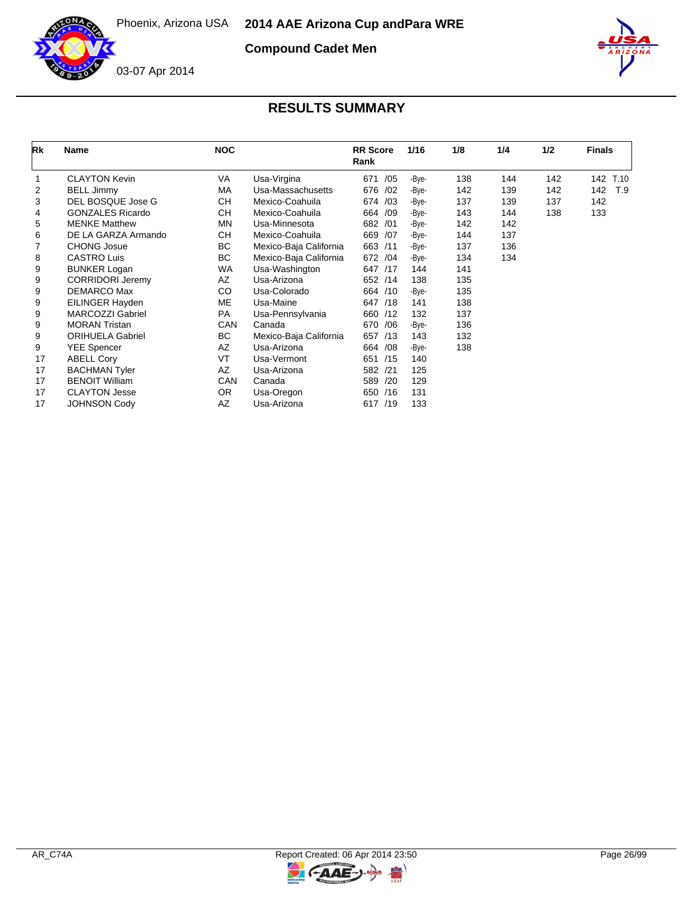Phoenix, Arizona USA

**2014 AAE Arizona Cup andPara WRE**

**Compound Cadet Men**

03-07 Apr 2014

## RESULTS SUMMARY

| Rk | Name | NOC | | RR Score Rank | 1/16 | 1/8 | 1/4 | 1/2 | Finals |
|---|---|---|---|---|---|---|---|---|---|
| 1 | CLAYTON Kevin | VA | Usa-Virgina | 671 /05 | -Bye- | 138 | 144 | 142 | 142 T.10 |
| 2 | BELL Jimmy | MA | Usa-Massachusetts | 676 /02 | -Bye- | 142 | 139 | 142 | 142 T.9 |
| 3 | DEL BOSQUE Jose G | CH | Mexico-Coahuila | 674 /03 | -Bye- | 137 | 139 | 137 | 142 |
| 4 | GONZALES Ricardo | CH | Mexico-Coahuila | 664 /09 | -Bye- | 143 | 144 | 138 | 133 |
| 5 | MENKE Matthew | MN | Usa-Minnesota | 682 /01 | -Bye- | 142 | 142 | | |
| 6 | DE LA GARZA Armando | CH | Mexico-Coahuila | 669 /07 | -Bye- | 144 | 137 | | |
| 7 | CHONG Josue | BC | Mexico-Baja California | 663 /11 | -Bye- | 137 | 136 | | |
| 8 | CASTRO Luis | BC | Mexico-Baja California | 672 /04 | -Bye- | 134 | 134 | | |
| 9 | BUNKER Logan | WA | Usa-Washington | 647 /17 | 144 | 141 | | | |
| 9 | CORRIDORI Jeremy | AZ | Usa-Arizona | 652 /14 | 138 | 135 | | | |
| 9 | DEMARCO Max | CO | Usa-Colorado | 664 /10 | -Bye- | 135 | | | |
| 9 | EILINGER Hayden | ME | Usa-Maine | 647 /18 | 141 | 138 | | | |
| 9 | MARCOZZI Gabriel | PA | Usa-Pennsylvania | 660 /12 | 132 | 137 | | | |
| 9 | MORAN Tristan | CAN | Canada | 670 /06 | -Bye- | 136 | | | |
| 9 | ORIHUELA Gabriel | BC | Mexico-Baja California | 657 /13 | 143 | 132 | | | |
| 9 | YEE Spencer | AZ | Usa-Arizona | 664 /08 | -Bye- | 138 | | | |
| 17 | ABELL Cory | VT | Usa-Vermont | 651 /15 | 140 | | | | |
| 17 | BACHMAN Tyler | AZ | Usa-Arizona | 582 /21 | 125 | | | | |
| 17 | BENOIT William | CAN | Canada | 589 /20 | 129 | | | | |
| 17 | CLAYTON Jesse | OR | Usa-Oregon | 650 /16 | 131 | | | | |
| 17 | JOHNSON Cody | AZ | Usa-Arizona | 617 /19 | 133 | | | | |

AR_C74A Report Created: 06 Apr 2014 23:50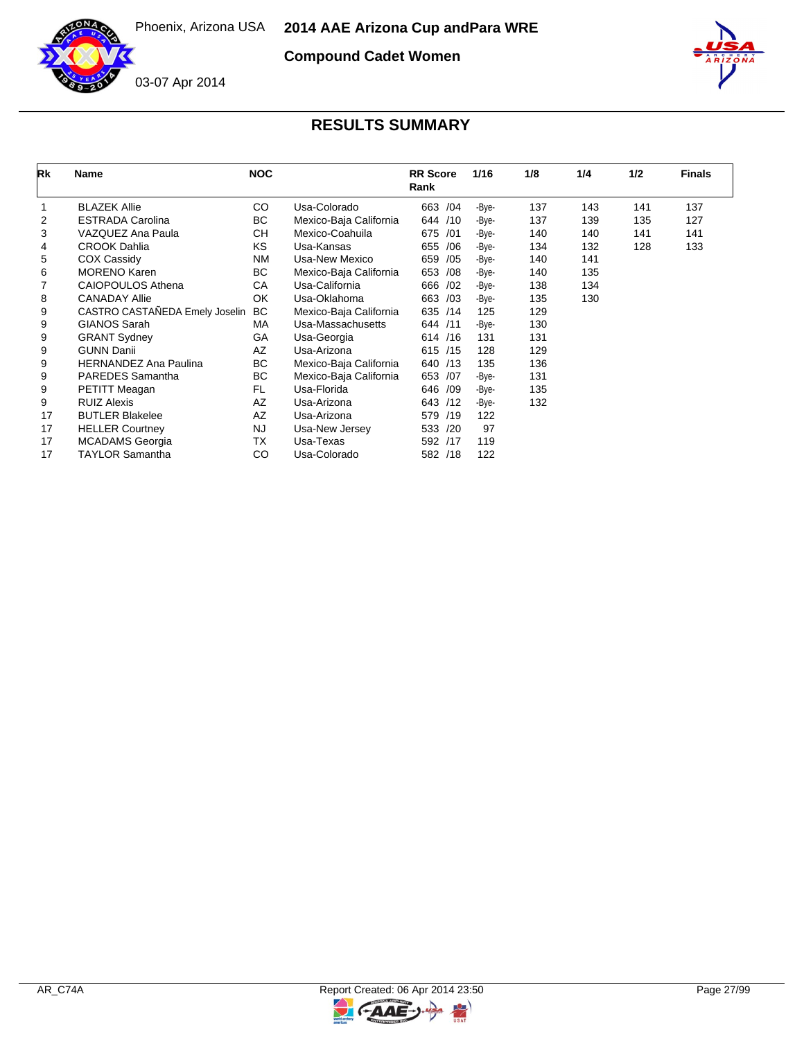Phoenix, Arizona USA

# 2014 AAE Arizona Cup andPara WRE

## Compound Cadet Women

03-07 Apr 2014

## RESULTS SUMMARY

| Rk | Name | NOC | | RR Score Rank | 1/16 | 1/8 | 1/4 | 1/2 | Finals |
|---|---|---|---|---|---|---|---|---|---|
| 1 | BLAZEK Allie | CO | Usa-Colorado | 663 /04 | -Bye- | 137 | 143 | 141 | 137 |
| 2 | ESTRADA Carolina | BC | Mexico-Baja California | 644 /10 | -Bye- | 137 | 139 | 135 | 127 |
| 3 | VAZQUEZ Ana Paula | CH | Mexico-Coahuila | 675 /01 | -Bye- | 140 | 140 | 141 | 141 |
| 4 | CROOK Dahlia | KS | Usa-Kansas | 655 /06 | -Bye- | 134 | 132 | 128 | 133 |
| 5 | COX Cassidy | NM | Usa-New Mexico | 659 /05 | -Bye- | 140 | 141 | | |
| 6 | MORENO Karen | BC | Mexico-Baja California | 653 /08 | -Bye- | 140 | 135 | | |
| 7 | CAIOPOULOS Athena | CA | Usa-California | 666 /02 | -Bye- | 138 | 134 | | |
| 8 | CANADAY Allie | OK | Usa-Oklahoma | 663 /03 | -Bye- | 135 | 130 | | |
| 9 | CASTRO CASTAÑEDA Emely Joselin | BC | Mexico-Baja California | 635 /14 | 125 | 129 | | | |
| 9 | GIANOS Sarah | MA | Usa-Massachusetts | 644 /11 | -Bye- | 130 | | | |
| 9 | GRANT Sydney | GA | Usa-Georgia | 614 /16 | 131 | 131 | | | |
| 9 | GUNN Danii | AZ | Usa-Arizona | 615 /15 | 128 | 129 | | | |
| 9 | HERNANDEZ Ana Paulina | BC | Mexico-Baja California | 640 /13 | 135 | 136 | | | |
| 9 | PAREDES Samantha | BC | Mexico-Baja California | 653 /07 | -Bye- | 131 | | | |
| 9 | PETITT Meagan | FL | Usa-Florida | 646 /09 | -Bye- | 135 | | | |
| 9 | RUIZ Alexis | AZ | Usa-Arizona | 643 /12 | -Bye- | 132 | | | |
| 17 | BUTLER Blakelee | AZ | Usa-Arizona | 579 /19 | 122 | | | | |
| 17 | HELLER Courtney | NJ | Usa-New Jersey | 533 /20 | 97 | | | | |
| 17 | MCADAMS Georgia | TX | Usa-Texas | 592 /17 | 119 | | | | |
| 17 | TAYLOR Samantha | CO | Usa-Colorado | 582 /18 | 122 | | | | |

AR_C74A

Report Created: 06 Apr 2014 23:50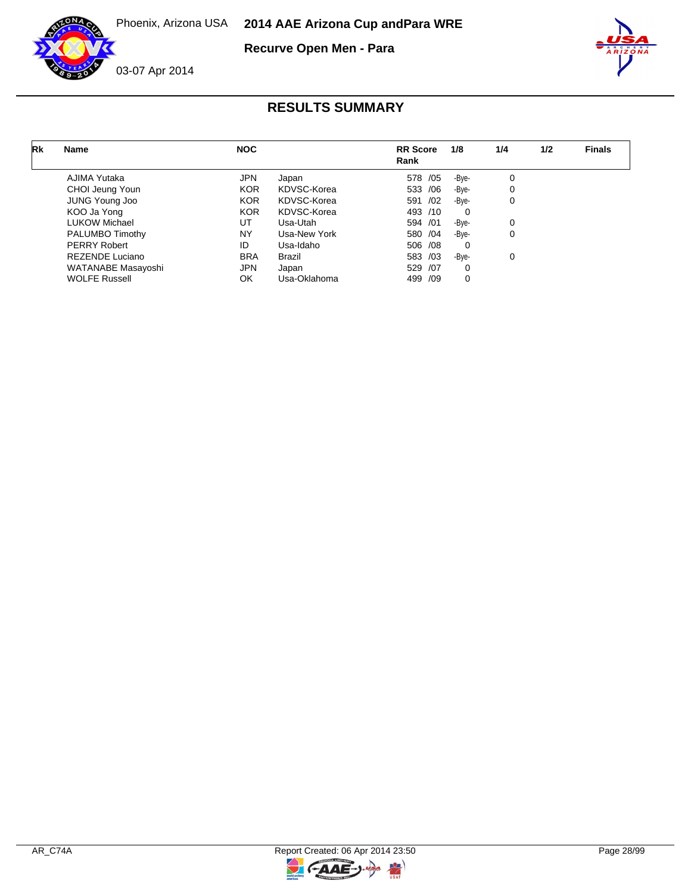Phoenix, Arizona USA

**2014 AAE Arizona Cup andPara WRE**

**Recurve Open Men - Para**

03-07 Apr 2014

## RESULTS SUMMARY

| Rk | Name | NOC | | RR Score Rank | 1/8 | 1/4 | 1/2 | Finals |
|---|---|---|---|---|---|---|---|---|
| | AJIMA Yutaka | JPN | Japan | 578 /05 | -Bye- | 0 | | |
| | CHOI Jeung Youn | KOR | KDVSC-Korea | 533 /06 | -Bye- | 0 | | |
| | JUNG Young Joo | KOR | KDVSC-Korea | 591 /02 | -Bye- | 0 | | |
| | KOO Ja Yong | KOR | KDVSC-Korea | 493 /10 | 0 | | | |
| | LUKOW Michael | UT | Usa-Utah | 594 /01 | -Bye- | 0 | | |
| | PALUMBO Timothy | NY | Usa-New York | 580 /04 | -Bye- | 0 | | |
| | PERRY Robert | ID | Usa-Idaho | 506 /08 | 0 | | | |
| | REZENDE Luciano | BRA | Brazil | 583 /03 | -Bye- | 0 | | |
| | WATANABE Masayoshi | JPN | Japan | 529 /07 | 0 | | | |
| | WOLFE Russell | OK | Usa-Oklahoma | 499 /09 | 0 | | | |

AR_C74A — Report Created: 06 Apr 2014 23:50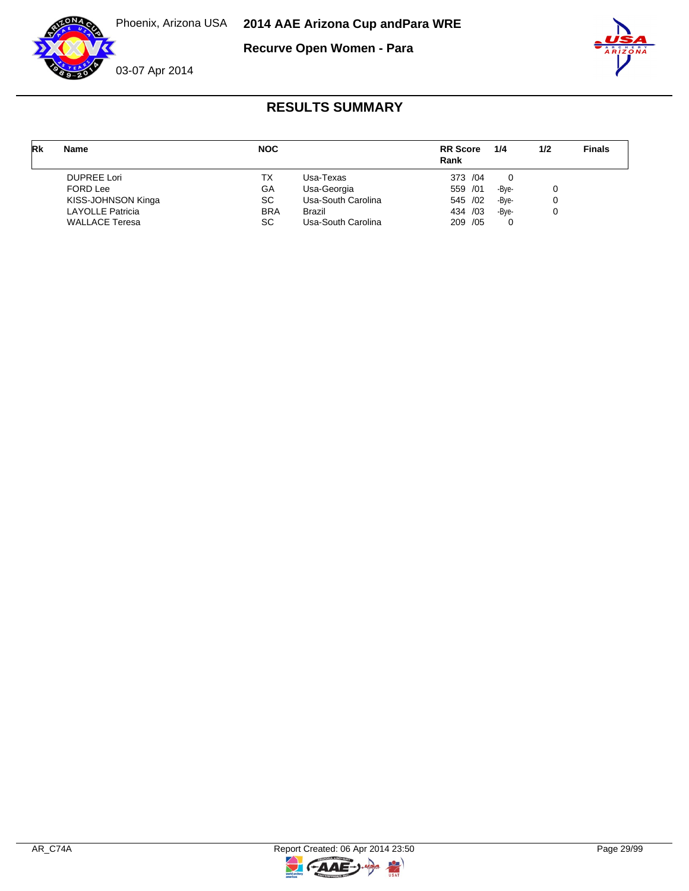Phoenix, Arizona USA

**2014 AAE Arizona Cup andPara WRE**

**Recurve Open Women - Para**

03-07 Apr 2014

## RESULTS SUMMARY

| Rk | Name | NOC | | RR Score Rank | 1/4 | 1/2 | Finals |
|---|---|---|---|---|---|---|---|
| | DUPREE Lori | TX | Usa-Texas | 373 /04 | 0 | | |
| | FORD Lee | GA | Usa-Georgia | 559 /01 | -Bye- | 0 | |
| | KISS-JOHNSON Kinga | SC | Usa-South Carolina | 545 /02 | -Bye- | 0 | |
| | LAYOLLE Patricia | BRA | Brazil | 434 /03 | -Bye- | 0 | |
| | WALLACE Teresa | SC | Usa-South Carolina | 209 /05 | 0 | | |

AR_C74A Report Created: 06 Apr 2014 23:50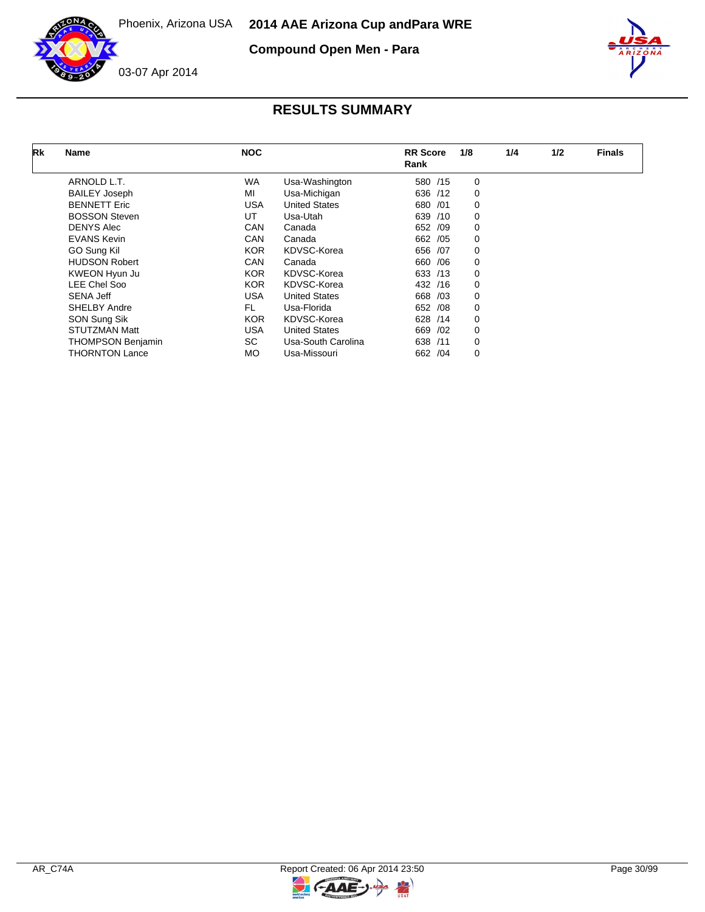Phoenix, Arizona USA

# 2014 AAE Arizona Cup andPara WRE

## Compound Open Men - Para

03-07 Apr 2014

## RESULTS SUMMARY

| Rk | Name | NOC | | RR Score Rank | 1/8 | 1/4 | 1/2 | Finals |
|---|---|---|---|---|---|---|---|---|
| | ARNOLD L.T. | WA | Usa-Washington | 580 /15 | 0 | | | |
| | BAILEY Joseph | MI | Usa-Michigan | 636 /12 | 0 | | | |
| | BENNETT Eric | USA | United States | 680 /01 | 0 | | | |
| | BOSSON Steven | UT | Usa-Utah | 639 /10 | 0 | | | |
| | DENYS Alec | CAN | Canada | 652 /09 | 0 | | | |
| | EVANS Kevin | CAN | Canada | 662 /05 | 0 | | | |
| | GO Sung Kil | KOR | KDVSC-Korea | 656 /07 | 0 | | | |
| | HUDSON Robert | CAN | Canada | 660 /06 | 0 | | | |
| | KWEON Hyun Ju | KOR | KDVSC-Korea | 633 /13 | 0 | | | |
| | LEE Chel Soo | KOR | KDVSC-Korea | 432 /16 | 0 | | | |
| | SENA Jeff | USA | United States | 668 /03 | 0 | | | |
| | SHELBY Andre | FL | Usa-Florida | 652 /08 | 0 | | | |
| | SON Sung Sik | KOR | KDVSC-Korea | 628 /14 | 0 | | | |
| | STUTZMAN Matt | USA | United States | 669 /02 | 0 | | | |
| | THOMPSON Benjamin | SC | Usa-South Carolina | 638 /11 | 0 | | | |
| | THORNTON Lance | MO | Usa-Missouri | 662 /04 | 0 | | | |

AR_C74A

Report Created: 06 Apr 2014 23:50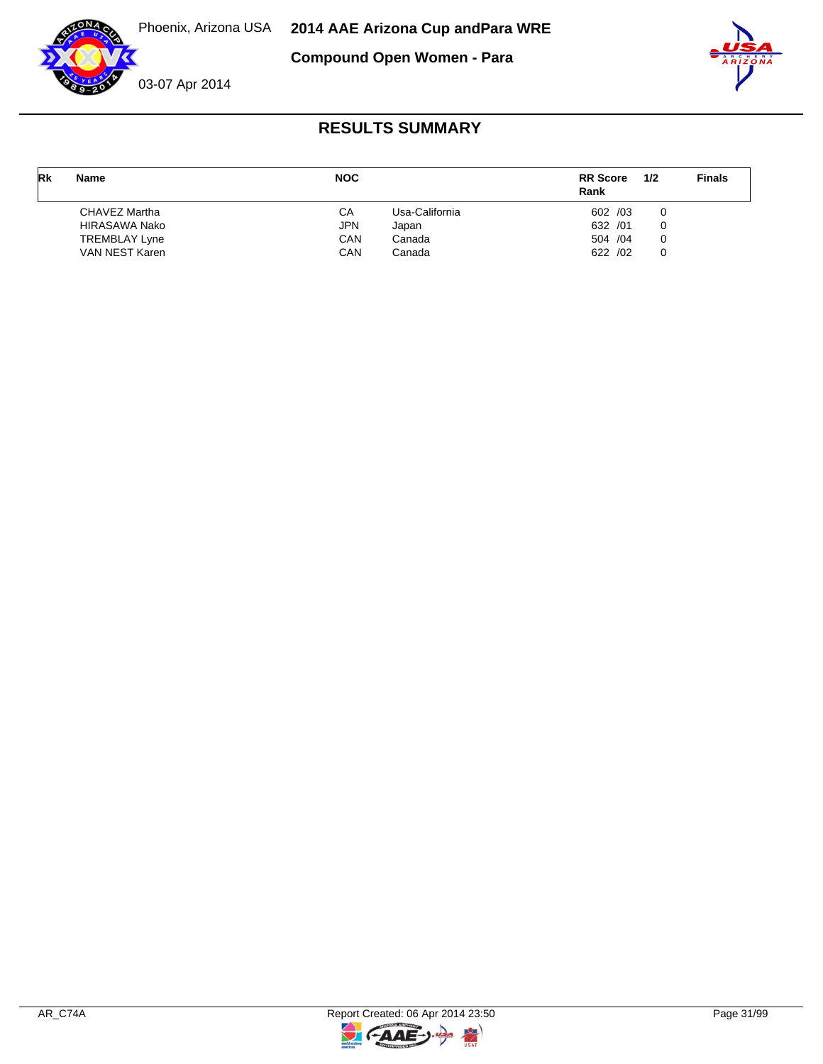Phoenix, Arizona USA

03-07 Apr 2014

# 2014 AAE Arizona Cup andPara WRE

## Compound Open Women - Para

### RESULTS SUMMARY

| Rk | Name | NOC | | RR Score Rank | 1/2 | Finals |
|---|---|---|---|---|---|---|
| | CHAVEZ Martha | CA | Usa-California | 602 /03 | 0 | |
| | HIRASAWA Nako | JPN | Japan | 632 /01 | 0 | |
| | TREMBLAY Lyne | CAN | Canada | 504 /04 | 0 | |
| | VAN NEST Karen | CAN | Canada | 622 /02 | 0 | |

AR_C74A Report Created: 06 Apr 2014 23:50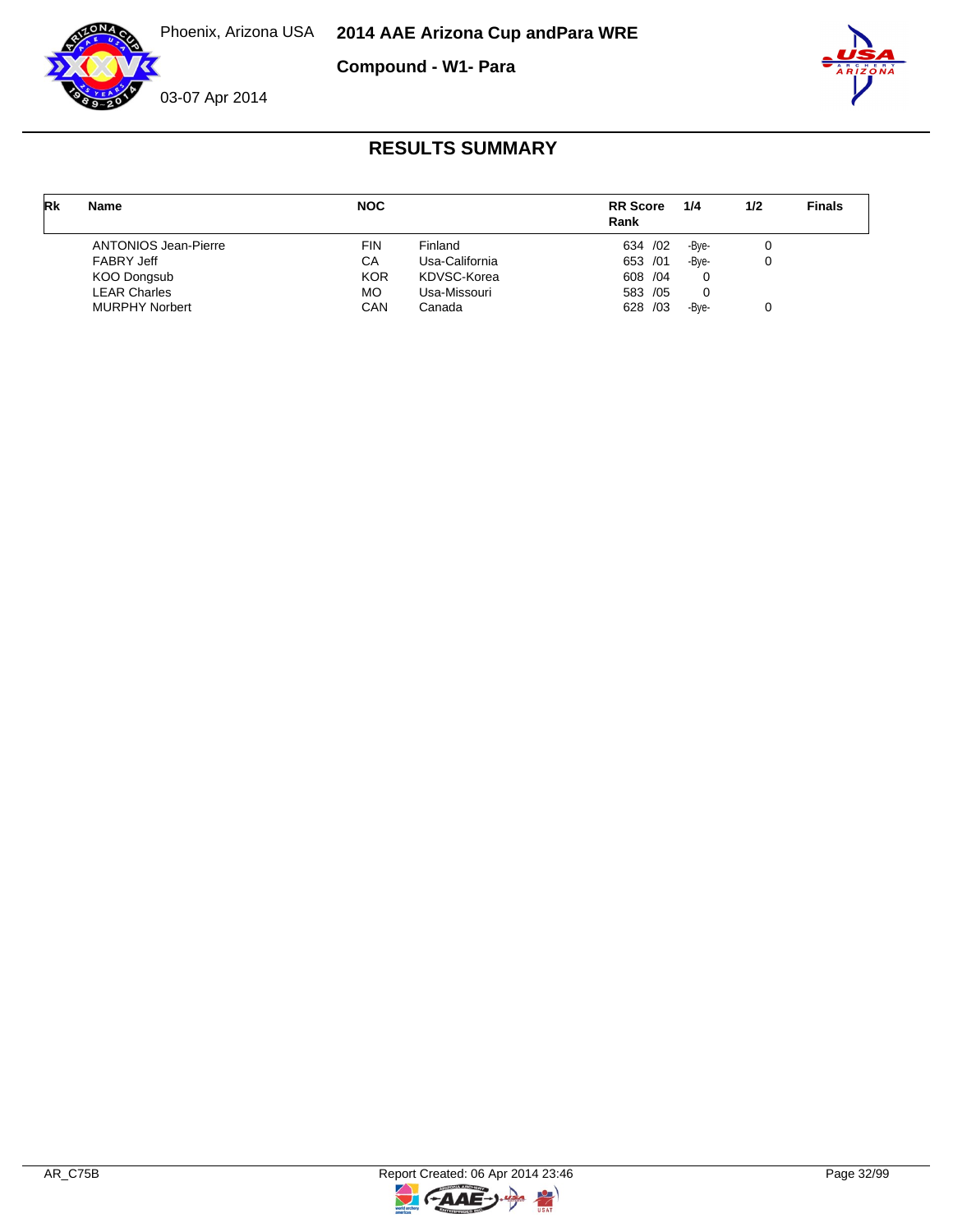Phoenix, Arizona USA

# 2014 AAE Arizona Cup andPara WRE

## Compound - W1- Para

03-07 Apr 2014

### RESULTS SUMMARY

| Rk | Name | NOC | | RR Score Rank | 1/4 | 1/2 | Finals |
|---|---|---|---|---|---|---|---|
| | ANTONIOS Jean-Pierre | FIN | Finland | 634 /02 | -Bye- | 0 | |
| | FABRY Jeff | CA | Usa-California | 653 /01 | -Bye- | 0 | |
| | KOO Dongsub | KOR | KDVSC-Korea | 608 /04 | 0 | | |
| | LEAR Charles | MO | Usa-Missouri | 583 /05 | 0 | | |
| | MURPHY Norbert | CAN | Canada | 628 /03 | -Bye- | 0 | |

AR_C75B

Report Created: 06 Apr 2014 23:46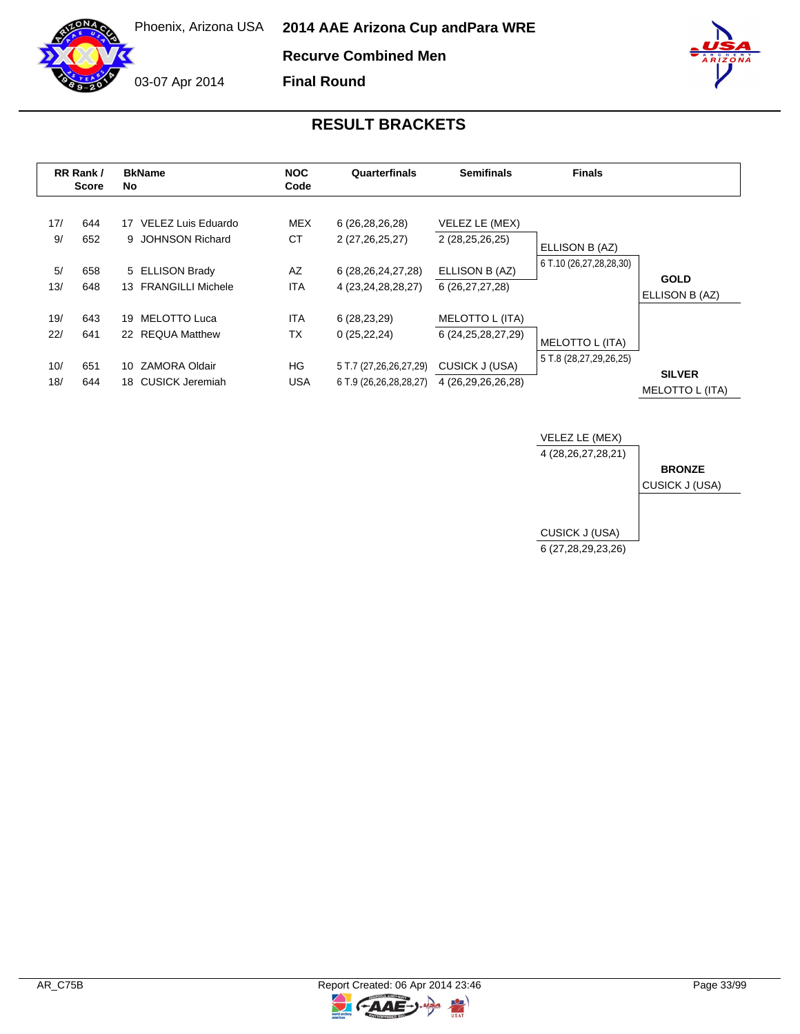Phoenix, Arizona USA

03-07 Apr 2014

# 2014 AAE Arizona Cup andPara WRE

## Recurve Combined Men

## Final Round

## RESULT BRACKETS

| RR Rank / Score | | BkName No | | NOC Code | Quarterfinals | Semifinals | Finals | |
|---|---|---|---|---|---|---|---|---|
| 17/ | 644 | 17 | VELEZ Luis Eduardo | MEX | 6 (26,28,26,28) | VELEZ LE (MEX) | | |
| 9/ | 652 | 9 | JOHNSON Richard | CT | 2 (27,26,25,27) | 2 (28,25,26,25) | ELLISON B (AZ) | |
| 5/ | 658 | 5 | ELLISON Brady | AZ | 6 (28,26,24,27,28) | ELLISON B (AZ) | 6 T.10 (26,27,28,28,30) | **GOLD** |
| 13/ | 648 | 13 | FRANGILLI Michele | ITA | 4 (23,24,28,28,27) | 6 (26,27,27,28) | | ELLISON B (AZ) |
| 19/ | 643 | 19 | MELOTTO Luca | ITA | 6 (28,23,29) | MELOTTO L (ITA) | | |
| 22/ | 641 | 22 | REQUA Matthew | TX | 0 (25,22,24) | 6 (24,25,28,27,29) | MELOTTO L (ITA) | |
| 10/ | 651 | 10 | ZAMORA Oldair | HG | 5 T.7 (27,26,26,27,29) | CUSICK J (USA) | 5 T.8 (28,27,29,26,25) | **SILVER** |
| 18/ | 644 | 18 | CUSICK Jeremiah | USA | 6 T.9 (26,26,28,28,27) | 4 (26,29,26,26,28) | | MELOTTO L (ITA) |

| Bronze Match | |
|---|---|
| VELEZ LE (MEX) | |
| 4 (28,26,27,28,21) | **BRONZE** |
| | CUSICK J (USA) |
| CUSICK J (USA) | |
| 6 (27,28,29,23,26) | |

AR_C75B

Report Created: 06 Apr 2014 23:46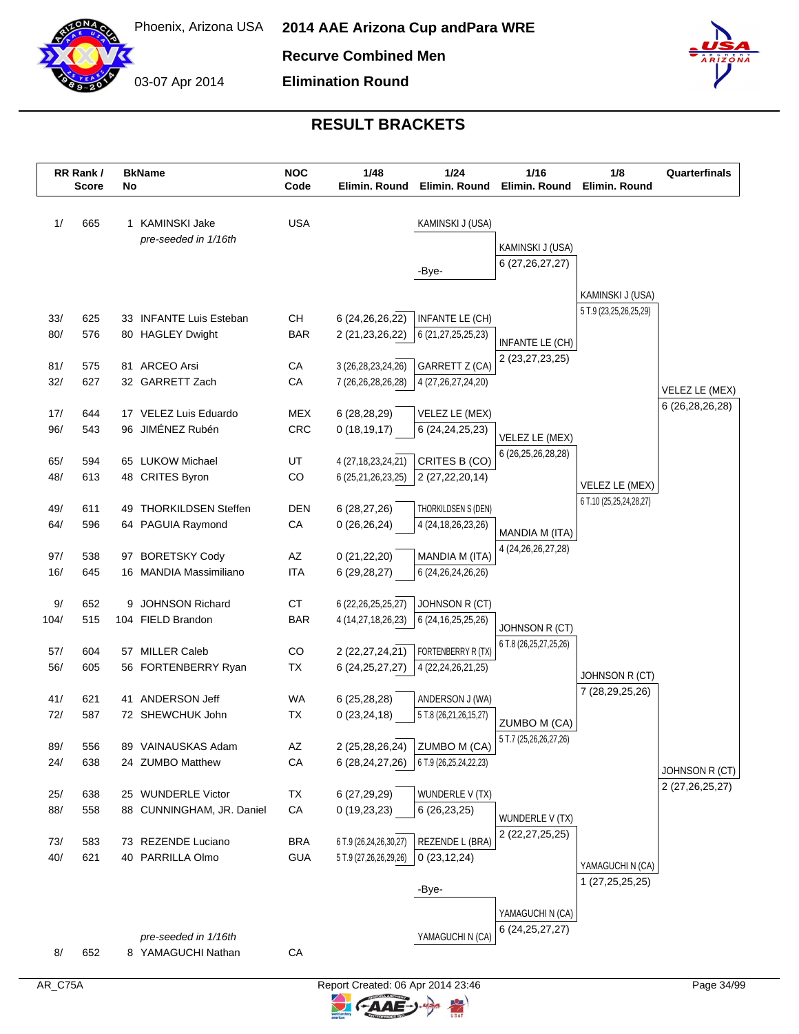Phoenix, Arizona USA

03-07 Apr 2014

**2014 AAE Arizona Cup andPara WRE**

**Recurve Combined Men**

**Elimination Round**

## RESULT BRACKETS

| RR Rank / Score | | BkName No | | NOC Code | 1/48 Elimin. Round | 1/24 Elimin. Round | 1/16 Elimin. Round | 1/8 Elimin. Round | Quarterfinals |
|---|---|---|---|---|---|---|---|---|---|
| 1/ | 665 | 1 | KAMINSKI Jake *pre-seeded in 1/16th* | USA | | KAMINSKI J (USA) | KAMINSKI J (USA) 6 (27,26,27,27) | KAMINSKI J (USA) 5 T.9 (23,25,26,26,25,29) | VELEZ LE (MEX) 6 (26,28,26,28) |
| | | | | | | -Bye- | | | |
| 33/ | 625 | 33 | INFANTE Luis Esteban | CH | 6 (24,26,26,22) | INFANTE LE (CH) 6 (21,27,25,25,23) | INFANTE LE (CH) 2 (23,27,23,25) | | |
| 80/ | 576 | 80 | HAGLEY Dwight | BAR | 2 (21,23,26,22) | | | | |
| 81/ | 575 | 81 | ARCEO Arsi | CA | 3 (26,28,23,24,26) | GARRETT Z (CA) 4 (27,26,27,24,20) | | | |
| 32/ | 627 | 32 | GARRETT Zach | CA | 7 (26,26,28,26,28) | | | | |
| 17/ | 644 | 17 | VELEZ Luis Eduardo | MEX | 6 (28,28,29) | VELEZ LE (MEX) 6 (24,24,25,23) | VELEZ LE (MEX) 6 (26,25,26,28,28) | VELEZ LE (MEX) 6 T.10 (25,25,24,28,27) | |
| 96/ | 543 | 96 | JIMÉNEZ Rubén | CRC | 0 (18,19,17) | | | | |
| 65/ | 594 | 65 | LUKOW Michael | UT | 4 (27,18,23,24,21) | CRITES B (CO) 2 (27,22,20,14) | | | |
| 48/ | 613 | 48 | CRITES Byron | CO | 6 (25,21,26,23,25) | | | | |
| 49/ | 611 | 49 | THORKILDSEN Steffen | DEN | 6 (28,27,26) | THORKILDSEN S (DEN) 4 (24,18,26,23,26) | MANDIA M (ITA) 4 (24,26,26,27,28) | | |
| 64/ | 596 | 64 | PAGUIA Raymond | CA | 0 (26,26,24) | | | | |
| 97/ | 538 | 97 | BORETSKY Cody | AZ | 0 (21,22,20) | MANDIA M (ITA) 6 (24,26,24,26,26) | | | |
| 16/ | 645 | 16 | MANDIA Massimiliano | ITA | 6 (29,28,27) | | | | |
| 9/ | 652 | 9 | JOHNSON Richard | CT | 6 (22,26,25,25,27) | JOHNSON R (CT) 6 (24,16,25,25,26) | JOHNSON R (CT) 6 T.8 (26,25,27,25,26) | JOHNSON R (CT) 7 (28,29,25,26) | JOHNSON R (CT) 2 (27,26,25,27) |
| 104/ | 515 | 104 | FIELD Brandon | BAR | 4 (14,27,18,26,23) | | | | |
| 57/ | 604 | 57 | MILLER Caleb | CO | 2 (22,27,24,21) | FORTENBERRY R (TX) 4 (22,24,26,21,25) | | | |
| 56/ | 605 | 56 | FORTENBERRY Ryan | TX | 6 (24,25,27,27) | | | | |
| 41/ | 621 | 41 | ANDERSON Jeff | WA | 6 (25,28,28) | ANDERSON J (WA) 5 T.8 (26,21,26,15,27) | ZUMBO M (CA) 5 T.7 (25,26,26,27,26) | | |
| 72/ | 587 | 72 | SHEWCHUK John | TX | 0 (23,24,18) | | | | |
| 89/ | 556 | 89 | VAINAUSKAS Adam | AZ | 2 (25,28,26,24) | ZUMBO M (CA) 6 T.9 (26,25,24,22,23) | | | |
| 24/ | 638 | 24 | ZUMBO Matthew | CA | 6 (28,24,27,26) | | | | |
| 25/ | 638 | 25 | WUNDERLE Victor | TX | 6 (27,29,29) | WUNDERLE V (TX) 6 (26,23,25) | WUNDERLE V (TX) 2 (22,27,25,25) | YAMAGUCHI N (CA) 1 (27,25,25,25) | |
| 88/ | 558 | 88 | CUNNINGHAM, JR. Daniel | CA | 0 (19,23,23) | | | | |
| 73/ | 583 | 73 | REZENDE Luciano | BRA | 6 T.9 (26,24,26,30,27) | REZENDE L (BRA) 0 (23,12,24) | | | |
| 40/ | 621 | 40 | PARRILLA Olmo | GUA | 5 T.9 (27,26,26,29,26) | | | | |
| | | | | | | -Bye- | YAMAGUCHI N (CA) 6 (24,25,27,27) | | |
| 8/ | 652 | 8 | YAMAGUCHI Nathan *pre-seeded in 1/16th* | CA | | YAMAGUCHI N (CA) | | | |

AR_C75A

Report Created: 06 Apr 2014 23:46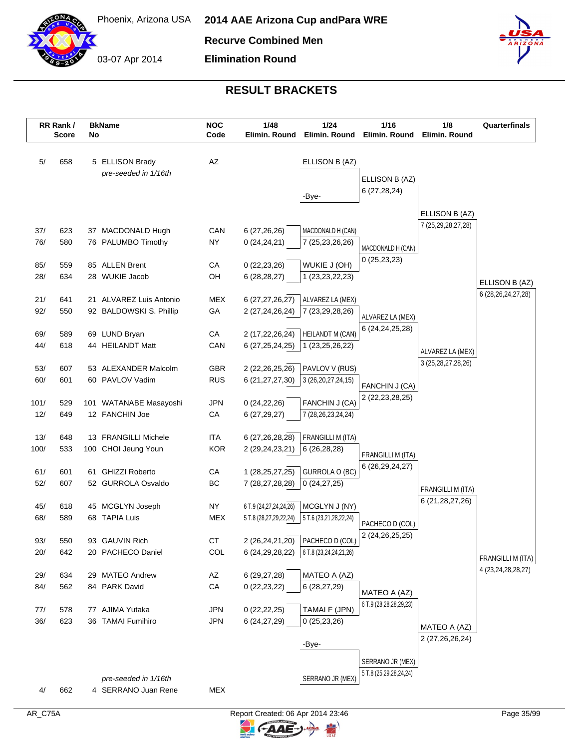# 2014 AAE Arizona Cup andPara WRE

Phoenix, Arizona USA

03-07 Apr 2014

**Recurve Combined Men**

**Elimination Round**

## RESULT BRACKETS

| RR Rank / Score | | BkName No | | NOC Code | 1/48 Elimin. Round | 1/24 Elimin. Round | 1/16 Elimin. Round | 1/8 Elimin. Round | Quarterfinals |
|---|---|---|---|---|---|---|---|---|---|
| 5/ | 658 | 5 | ELLISON Brady *pre-seeded in 1/16th* | AZ | | ELLISON B (AZ) | ELLISON B (AZ) 6 (27,28,24) | ELLISON B (AZ) 7 (25,29,28,27,28) | ELLISON B (AZ) 6 (28,26,24,27,28) |
| | | | | | | -Bye- | | | |
| 37/ | 623 | 37 | MACDONALD Hugh | CAN | 6 (27,26,26) | MACDONALD H (CAN) 7 (25,23,26,26) | MACDONALD H (CAN) 0 (25,23,23) | | |
| 76/ | 580 | 76 | PALUMBO Timothy | NY | 0 (24,24,21) | | | | |
| 85/ | 559 | 85 | ALLEN Brent | CA | 0 (22,23,26) | WUKIE J (OH) 1 (23,23,22,23) | | | |
| 28/ | 634 | 28 | WUKIE Jacob | OH | 6 (28,28,27) | | | | |
| 21/ | 641 | 21 | ALVAREZ Luis Antonio | MEX | 6 (27,27,26,27) | ALVAREZ LA (MEX) 7 (23,29,28,26) | ALVAREZ LA (MEX) 6 (24,24,25,28) | ALVAREZ LA (MEX) 3 (25,28,27,28,26) | |
| 92/ | 550 | 92 | BALDOWSKI S. Phillip | GA | 2 (27,24,26,24) | | | | |
| 69/ | 589 | 69 | LUND Bryan | CA | 2 (17,22,26,24) | HEILANDT M (CAN) 1 (23,25,26,22) | | | |
| 44/ | 618 | 44 | HEILANDT Matt | CAN | 6 (27,25,24,25) | | | | |
| 53/ | 607 | 53 | ALEXANDER Malcolm | GBR | 2 (22,26,25,26) | PAVLOV V (RUS) 3 (26,20,27,24,15) | FANCHIN J (CA) 2 (22,23,28,25) | | |
| 60/ | 601 | 60 | PAVLOV Vadim | RUS | 6 (21,27,27,30) | | | | |
| 101/ | 529 | 101 | WATANABE Masayoshi | JPN | 0 (24,22,26) | FANCHIN J (CA) 7 (28,26,23,24,24) | | | |
| 12/ | 649 | 12 | FANCHIN Joe | CA | 6 (27,29,27) | | | | |
| 13/ | 648 | 13 | FRANGILLI Michele | ITA | 6 (27,26,28,28) | FRANGILLI M (ITA) 6 (26,28,28) | FRANGILLI M (ITA) 6 (26,29,24,27) | FRANGILLI M (ITA) 6 (21,28,27,26) | FRANGILLI M (ITA) 4 (23,24,28,28,27) |
| 100/ | 533 | 100 | CHOI Jeung Youn | KOR | 2 (29,24,23,21) | | | | |
| 61/ | 601 | 61 | GHIZZI Roberto | CA | 1 (28,25,27,25) | GURROLA O (BC) 0 (24,27,25) | | | |
| 52/ | 607 | 52 | GURROLA Osvaldo | BC | 7 (28,27,28,28) | | | | |
| 45/ | 618 | 45 | MCGLYN Joseph | NY | 6 T.9 (24,27,24,24,26) | MCGLYN J (NY) 5 T.6 (23,21,28,22,24) | PACHECO D (COL) 2 (24,26,25,25) | | |
| 68/ | 589 | 68 | TAPIA Luis | MEX | 5 T.8 (28,27,29,22,24) | | | | |
| 93/ | 550 | 93 | GAUVIN Rich | CT | 2 (26,24,21,20) | PACHECO D (COL) 6 T.8 (23,24,24,21,26) | | | |
| 20/ | 642 | 20 | PACHECO Daniel | COL | 6 (24,29,28,22) | | | | |
| 29/ | 634 | 29 | MATEO Andrew | AZ | 6 (29,27,28) | MATEO A (AZ) 6 (28,27,29) | MATEO A (AZ) 6 T.9 (28,28,28,29,23) | MATEO A (AZ) 2 (27,26,26,24) | |
| 84/ | 562 | 84 | PARK David | CA | 0 (22,23,22) | | | | |
| 77/ | 578 | 77 | AJIMA Yutaka | JPN | 0 (22,22,25) | TAMAI F (JPN) 0 (25,23,26) | | | |
| 36/ | 623 | 36 | TAMAI Fumihiro | JPN | 6 (24,27,29) | | | | |
| | | | | | | -Bye- | SERRANO JR (MEX) 5 T.8 (25,29,28,24,24) | | |
| 4/ | 662 | 4 | SERRANO Juan Rene *pre-seeded in 1/16th* | MEX | | SERRANO JR (MEX) | | | |

AR_C75A

Report Created: 06 Apr 2014 23:46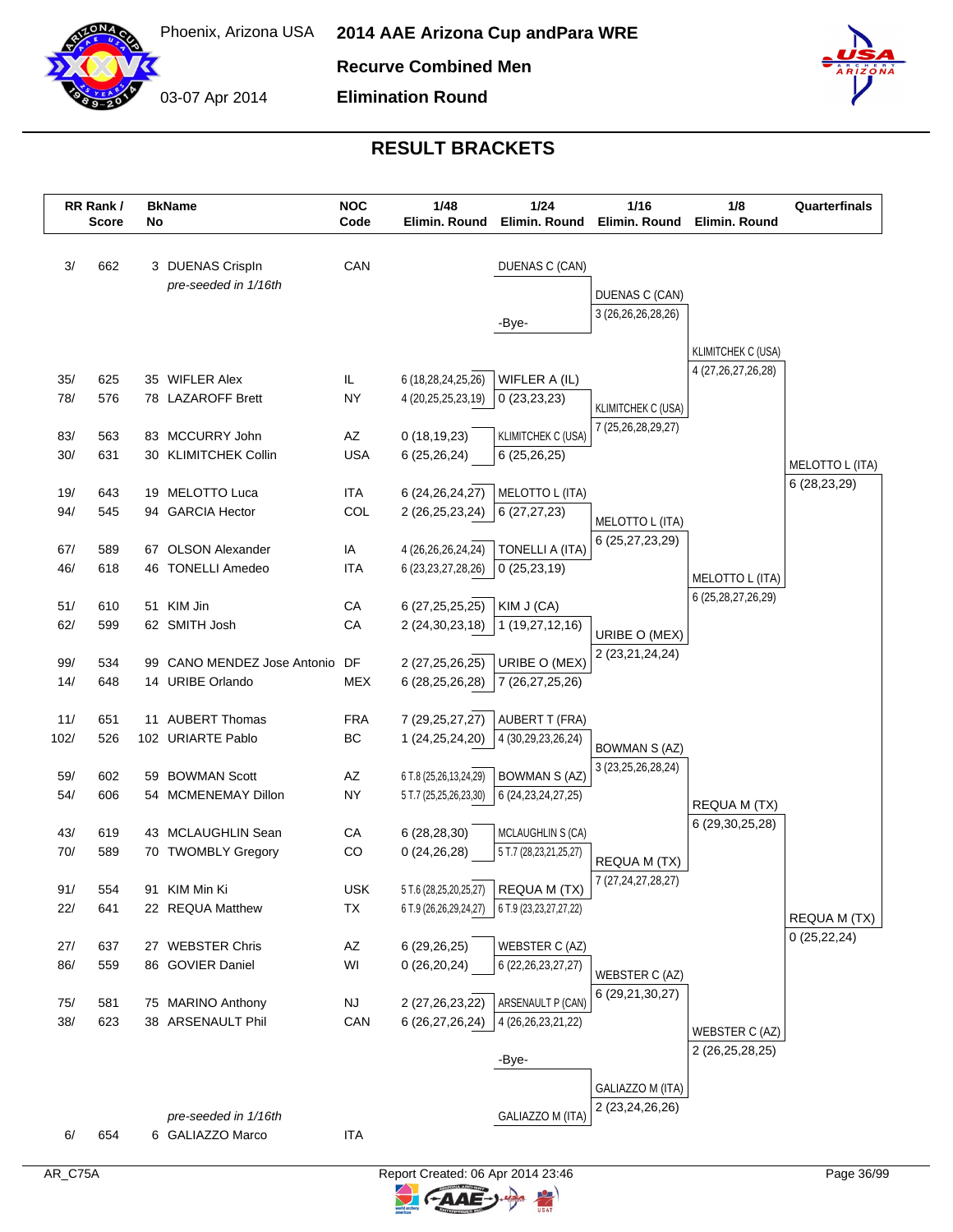# 2014 AAE Arizona Cup andPara WRE

Phoenix, Arizona USA

03-07 Apr 2014

**Recurve Combined Men**

**Elimination Round**

## RESULT BRACKETS

| RR Rank / Score | | BkName No | | NOC Code | 1/48 Elimin. Round | 1/24 Elimin. Round | 1/16 Elimin. Round | 1/8 Elimin. Round | Quarterfinals |
|---|---|---|---|---|---|---|---|---|---|
| 3/ | 662 | 3 | DUENAS CrispIn *pre-seeded in 1/16th* | CAN | | DUENAS C (CAN) | DUENAS C (CAN) 3 (26,26,26,28,26) | KLIMITCHEK C (USA) 4 (27,26,27,26,28) | MELOTTO L (ITA) 6 (28,23,29) |
| | | | | | | -Bye- | | | |
| 35/ | 625 | 35 | WIFLER Alex | IL | 6 (18,28,24,25,26) | WIFLER A (IL) | KLIMITCHEK C (USA) 7 (25,26,28,29,27) | | |
| 78/ | 576 | 78 | LAZAROFF Brett | NY | 4 (20,25,25,23,19) | 0 (23,23,23) | | | |
| 83/ | 563 | 83 | MCCURRY John | AZ | 0 (18,19,23) | KLIMITCHEK C (USA) | | | |
| 30/ | 631 | 30 | KLIMITCHEK Collin | USA | 6 (25,26,24) | 6 (25,26,25) | | | |
| 19/ | 643 | 19 | MELOTTO Luca | ITA | 6 (24,26,24,27) | MELOTTO L (ITA) | MELOTTO L (ITA) 6 (25,27,23,29) | MELOTTO L (ITA) 6 (25,28,27,26,29) | |
| 94/ | 545 | 94 | GARCIA Hector | COL | 2 (26,25,23,24) | 6 (27,27,23) | | | |
| 67/ | 589 | 67 | OLSON Alexander | IA | 4 (26,26,26,24,24) | TONELLI A (ITA) | | | |
| 46/ | 618 | 46 | TONELLI Amedeo | ITA | 6 (23,23,27,28,26) | 0 (25,23,19) | | | |
| 51/ | 610 | 51 | KIM Jin | CA | 6 (27,25,25,25) | KIM J (CA) | URIBE O (MEX) 2 (23,21,24,24) | | |
| 62/ | 599 | 62 | SMITH Josh | CA | 2 (24,30,23,18) | 1 (19,27,12,16) | | | |
| 99/ | 534 | 99 | CANO MENDEZ Jose Antonio | DF | 2 (27,25,26,25) | URIBE O (MEX) | | | |
| 14/ | 648 | 14 | URIBE Orlando | MEX | 6 (28,25,26,28) | 7 (26,27,25,26) | | | |
| 11/ | 651 | 11 | AUBERT Thomas | FRA | 7 (29,25,27,27) | AUBERT T (FRA) | BOWMAN S (AZ) 3 (23,25,26,28,24) | REQUA M (TX) 6 (29,30,25,28) | REQUA M (TX) 0 (25,22,24) |
| 102/ | 526 | 102 | URIARTE Pablo | BC | 1 (24,25,24,20) | 4 (30,29,23,26,24) | | | |
| 59/ | 602 | 59 | BOWMAN Scott | AZ | 6 T.8 (25,26,13,24,29) | BOWMAN S (AZ) | | | |
| 54/ | 606 | 54 | MCMENEMAY Dillon | NY | 5 T.7 (25,25,26,23,30) | 6 (24,23,24,27,25) | | | |
| 43/ | 619 | 43 | MCLAUGHLIN Sean | CA | 6 (28,28,30) | MCLAUGHLIN S (CA) | REQUA M (TX) 7 (27,24,27,28,27) | | |
| 70/ | 589 | 70 | TWOMBLY Gregory | CO | 0 (24,26,28) | 5 T.7 (28,23,21,25,27) | | | |
| 91/ | 554 | 91 | KIM Min Ki | USK | 5 T.6 (28,25,20,25,27) | REQUA M (TX) | | | |
| 22/ | 641 | 22 | REQUA Matthew | TX | 6 T.9 (26,26,29,24,27) | 6 T.9 (23,23,27,27,22) | | | |
| 27/ | 637 | 27 | WEBSTER Chris | AZ | 6 (29,26,25) | WEBSTER C (AZ) | WEBSTER C (AZ) 6 (29,21,30,27) | WEBSTER C (AZ) 2 (26,25,28,25) | |
| 86/ | 559 | 86 | GOVIER Daniel | WI | 0 (26,20,24) | 6 (22,26,23,27,27) | | | |
| 75/ | 581 | 75 | MARINO Anthony | NJ | 2 (27,26,23,22) | ARSENAULT P (CAN) | | | |
| 38/ | 623 | 38 | ARSENAULT Phil | CAN | 6 (26,27,26,24) | 4 (26,26,23,21,22) | | | |
| | | | | | | -Bye- | GALIAZZO M (ITA) 2 (23,24,26,26) | | |
| 6/ | 654 | 6 | GALIAZZO Marco *pre-seeded in 1/16th* | ITA | | GALIAZZO M (ITA) | | | |

AR_C75A

Report Created: 06 Apr 2014 23:46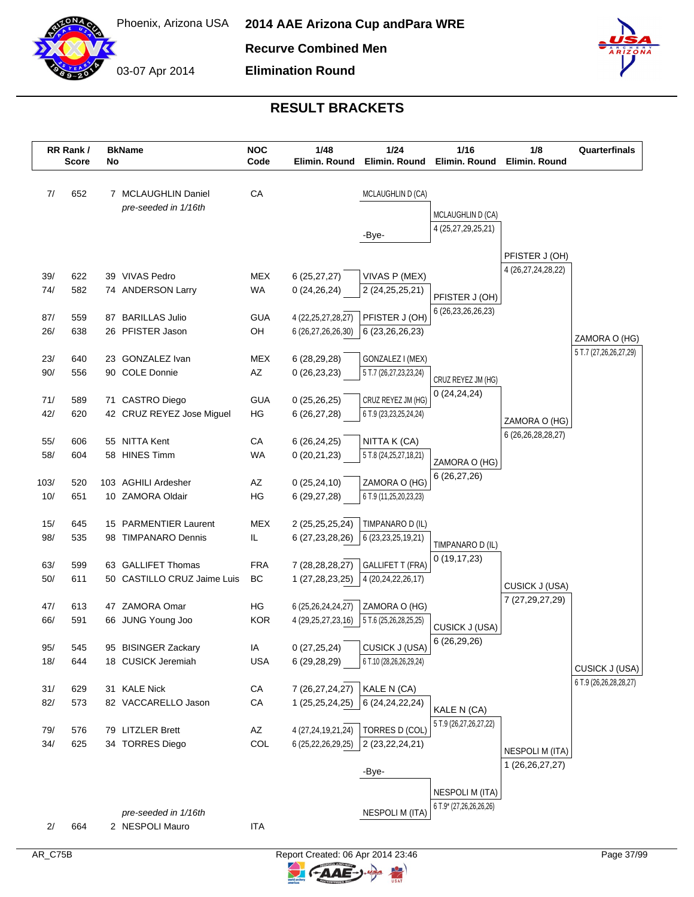Phoenix, Arizona USA

03-07 Apr 2014

# 2014 AAE Arizona Cup andPara WRE

## Recurve Combined Men

## Elimination Round

## RESULT BRACKETS

| RR Rank / Score | | BkName No | | NOC Code | 1/48 Elimin. Round | 1/24 Elimin. Round | 1/16 Elimin. Round | 1/8 Elimin. Round | Quarterfinals |
|---|---|---|---|---|---|---|---|---|---|
| 7/ | 652 | 7 | MCLAUGHLIN Daniel *pre-seeded in 1/16th* | CA | | MCLAUGHLIN D (CA) | MCLAUGHLIN D (CA) 4 (25,27,29,25,21) | | |
| | | | | | | -Bye- | | PFISTER J (OH) 4 (26,27,24,28,22) | |
| 39/ | 622 | 39 | VIVAS Pedro | MEX | 6 (25,27,27) | VIVAS P (MEX) | | | |
| 74/ | 582 | 74 | ANDERSON Larry | WA | 0 (24,26,24) | 2 (24,25,25,21) | PFISTER J (OH) 6 (26,23,26,26,23) | | |
| 87/ | 559 | 87 | BARILLAS Julio | GUA | 4 (22,25,27,28,27) | PFISTER J (OH) | | | |
| 26/ | 638 | 26 | PFISTER Jason | OH | 6 (26,27,26,26,30) | 6 (23,26,26,23) | | | ZAMORA O (HG) 5 T.7 (27,26,26,27,29) |
| 23/ | 640 | 23 | GONZALEZ Ivan | MEX | 6 (28,29,28) | GONZALEZ I (MEX) | | | |
| 90/ | 556 | 90 | COLE Donnie | AZ | 0 (26,23,23) | 5 T.7 (26,27,23,23,24) | CRUZ REYEZ JM (HG) 0 (24,24,24) | | |
| 71/ | 589 | 71 | CASTRO Diego | GUA | 0 (25,26,25) | CRUZ REYEZ JM (HG) | | | |
| 42/ | 620 | 42 | CRUZ REYEZ Jose Miguel | HG | 6 (26,27,28) | 6 T.9 (23,23,25,24,24) | | ZAMORA O (HG) 6 (26,26,28,28,27) | |
| 55/ | 606 | 55 | NITTA Kent | CA | 6 (26,24,25) | NITTA K (CA) | | | |
| 58/ | 604 | 58 | HINES Timm | WA | 0 (20,21,23) | 5 T.8 (24,25,27,18,21) | ZAMORA O (HG) 6 (26,27,26) | | |
| 103/ | 520 | 103 | AGHILI Ardesher | AZ | 0 (25,24,10) | ZAMORA O (HG) | | | |
| 10/ | 651 | 10 | ZAMORA Oldair | HG | 6 (29,27,28) | 6 T.9 (11,25,20,23,23) | | | |
| 15/ | 645 | 15 | PARMENTIER Laurent | MEX | 2 (25,25,25,24) | TIMPANARO D (IL) | | | |
| 98/ | 535 | 98 | TIMPANARO Dennis | IL | 6 (27,23,28,26) | 6 (23,23,25,19,21) | TIMPANARO D (IL) 0 (19,17,23) | | |
| 63/ | 599 | 63 | GALLIFET Thomas | FRA | 7 (28,28,28,27) | GALLIFET T (FRA) | | | |
| 50/ | 611 | 50 | CASTILLO CRUZ Jaime Luis | BC | 1 (27,28,23,25) | 4 (20,24,22,26,17) | | CUSICK J (USA) 7 (27,29,27,29) | |
| 47/ | 613 | 47 | ZAMORA Omar | HG | 6 (25,26,24,24,27) | ZAMORA O (HG) | | | |
| 66/ | 591 | 66 | JUNG Young Joo | KOR | 4 (29,25,27,23,16) | 5 T.6 (25,26,28,25,25) | CUSICK J (USA) 6 (26,29,26) | | |
| 95/ | 545 | 95 | BISINGER Zackary | IA | 0 (27,25,24) | CUSICK J (USA) | | | |
| 18/ | 644 | 18 | CUSICK Jeremiah | USA | 6 (29,28,29) | 6 T.10 (28,26,26,29,24) | | | CUSICK J (USA) 6 T.9 (26,26,28,28,27) |
| 31/ | 629 | 31 | KALE Nick | CA | 7 (26,27,24,27) | KALE N (CA) | | | |
| 82/ | 573 | 82 | VACCARELLO Jason | CA | 1 (25,25,24,25) | 6 (24,24,22,24) | KALE N (CA) 5 T.9 (26,27,26,27,22) | | |
| 79/ | 576 | 79 | LITZLER Brett | AZ | 4 (27,24,19,21,24) | TORRES D (COL) | | | |
| 34/ | 625 | 34 | TORRES Diego | COL | 6 (25,22,26,29,25) | 2 (23,22,24,21) | | NESPOLI M (ITA) 1 (26,26,27,27) | |
| | | | | | | -Bye- | | | |
| 2/ | 664 | 2 | NESPOLI Mauro *pre-seeded in 1/16th* | ITA | | NESPOLI M (ITA) | NESPOLI M (ITA) 6 T.9* (27,26,26,26,26) | | |

AR_C75B

Report Created: 06 Apr 2014 23:46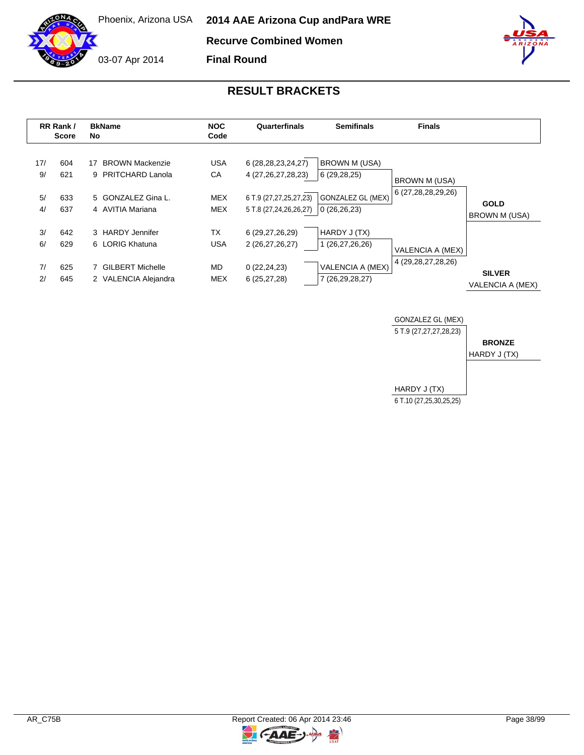Phoenix, Arizona USA

03-07 Apr 2014

# 2014 AAE Arizona Cup andPara WRE

## Recurve Combined Women

## Final Round

## RESULT BRACKETS

| RR Rank / Score | | BkName No | | NOC Code | Quarterfinals | Semifinals | Finals | |
|---|---|---|---|---|---|---|---|---|
| 17/ | 604 | 17 | BROWN Mackenzie | USA | 6 (28,28,23,24,27) | BROWN M (USA) | | |
| 9/ | 621 | 9 | PRITCHARD Lanola | CA | 4 (27,26,27,28,23) | 6 (29,28,25) | BROWN M (USA) | |
| | | | | | | | 6 (27,28,28,29,26) | |
| 5/ | 633 | 5 | GONZALEZ Gina L. | MEX | 6 T.9 (27,27,25,27,23) | GONZALEZ GL (MEX) | | **GOLD** |
| 4/ | 637 | 4 | AVITIA Mariana | MEX | 5 T.8 (27,24,26,26,27) | 0 (26,26,23) | | BROWN M (USA) |
| 3/ | 642 | 3 | HARDY Jennifer | TX | 6 (29,27,26,29) | HARDY J (TX) | | |
| 6/ | 629 | 6 | LORIG Khatuna | USA | 2 (26,27,26,27) | 1 (26,27,26,26) | VALENCIA A (MEX) | |
| | | | | | | | 4 (29,28,27,28,26) | |
| 7/ | 625 | 7 | GILBERT Michelle | MD | 0 (22,24,23) | VALENCIA A (MEX) | | **SILVER** |
| 2/ | 645 | 2 | VALENCIA Alejandra | MEX | 6 (25,27,28) | 7 (26,29,28,27) | | VALENCIA A (MEX) |

| Bronze Match | | |
|---|---|---|
| GONZALEZ GL (MEX) | 5 T.9 (27,27,27,28,23) | **BRONZE** |
| HARDY J (TX) | 6 T.10 (27,25,30,25,25) | HARDY J (TX) |

AR_C75B

Report Created: 06 Apr 2014 23:46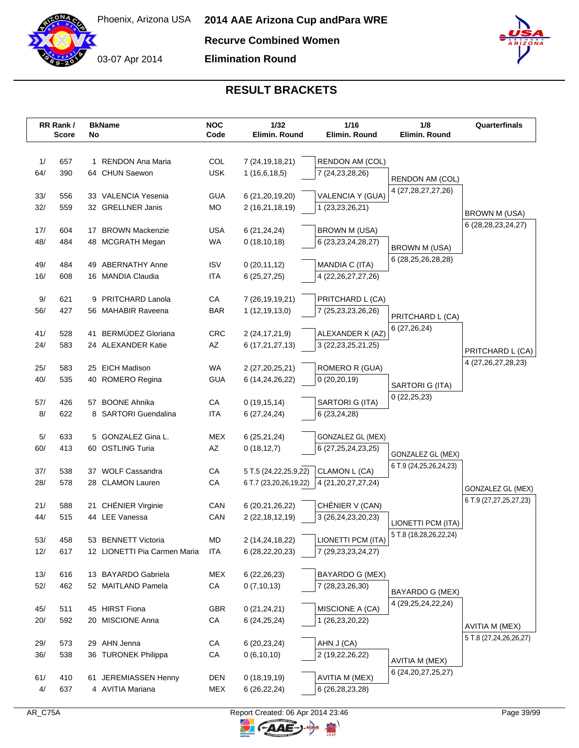# 2014 AAE Arizona Cup andPara WRE

Phoenix, Arizona USA

03-07 Apr 2014

## Recurve Combined Women

## Elimination Round

## RESULT BRACKETS

| RR Rank / | Score | BkName No | | NOC Code | 1/32 Elimin. Round | 1/16 Elimin. Round | 1/8 Elimin. Round | Quarterfinals |
|---|---|---|---|---|---|---|---|---|
| 1/ | 657 | 1 | RENDON Ana Maria | COL | 7 (24,19,18,21) | RENDON AM (COL) | | |
| 64/ | 390 | 64 | CHUN Saewon | USK | 1 (16,6,18,5) | 7 (24,23,28,26) | RENDON AM (COL) | |
| | | | | | | | 4 (27,28,27,27,26) | |
| 33/ | 556 | 33 | VALENCIA Yesenia | GUA | 6 (21,20,19,20) | VALENCIA Y (GUA) | | |
| 32/ | 559 | 32 | GRELLNER Janis | MO | 2 (16,21,18,19) | 1 (23,23,26,21) | | BROWN M (USA) |
| | | | | | | | | 6 (28,28,23,24,27) |
| 17/ | 604 | 17 | BROWN Mackenzie | USA | 6 (21,24,24) | BROWN M (USA) | | |
| 48/ | 484 | 48 | MCGRATH Megan | WA | 0 (18,10,18) | 6 (23,23,24,28,27) | BROWN M (USA) | |
| | | | | | | | 6 (28,25,26,28,28) | |
| 49/ | 484 | 49 | ABERNATHY Anne | ISV | 0 (20,11,12) | MANDIA C (ITA) | | |
| 16/ | 608 | 16 | MANDIA Claudia | ITA | 6 (25,27,25) | 4 (22,26,27,27,26) | | |
| 9/ | 621 | 9 | PRITCHARD Lanola | CA | 7 (26,19,19,21) | PRITCHARD L (CA) | | |
| 56/ | 427 | 56 | MAHABIR Raveena | BAR | 1 (12,19,13,0) | 7 (25,23,23,26,26) | PRITCHARD L (CA) | |
| | | | | | | | 6 (27,26,24) | |
| 41/ | 528 | 41 | BERMÚDEZ Gloriana | CRC | 2 (24,17,21,9) | ALEXANDER K (AZ) | | |
| 24/ | 583 | 24 | ALEXANDER Katie | AZ | 6 (17,21,27,13) | 3 (22,23,25,21,25) | | PRITCHARD L (CA) |
| | | | | | | | | 4 (27,26,27,28,23) |
| 25/ | 583 | 25 | EICH Madison | WA | 2 (27,20,25,21) | ROMERO R (GUA) | | |
| 40/ | 535 | 40 | ROMERO Regina | GUA | 6 (14,24,26,22) | 0 (20,20,19) | SARTORI G (ITA) | |
| | | | | | | | 0 (22,25,23) | |
| 57/ | 426 | 57 | BOONE Ahnika | CA | 0 (19,15,14) | SARTORI G (ITA) | | |
| 8/ | 622 | 8 | SARTORI Guendalina | ITA | 6 (27,24,24) | 6 (23,24,28) | | |
| 5/ | 633 | 5 | GONZALEZ Gina L. | MEX | 6 (25,21,24) | GONZALEZ GL (MEX) | | |
| 60/ | 413 | 60 | OSTLING Turia | AZ | 0 (18,12,7) | 6 (27,25,24,23,25) | GONZALEZ GL (MEX) | |
| | | | | | | | 6 T.9 (24,25,26,24,23) | |
| 37/ | 538 | 37 | WOLF Cassandra | CA | 5 T.5 (24,22,25,9,22) | CLAMON L (CA) | | |
| 28/ | 578 | 28 | CLAMON Lauren | CA | 6 T.7 (23,20,26,19,22) | 4 (21,20,27,27,24) | | GONZALEZ GL (MEX) |
| | | | | | | | | 6 T.9 (27,27,25,27,23) |
| 21/ | 588 | 21 | CHÉNIER Virginie | CAN | 6 (20,21,26,22) | CHÉNIER V (CAN) | | |
| 44/ | 515 | 44 | LEE Vanessa | CAN | 2 (22,18,12,19) | 3 (26,24,23,20,23) | LIONETTI PCM (ITA) | |
| | | | | | | | 5 T.8 (18,28,26,22,24) | |
| 53/ | 458 | 53 | BENNETT Victoria | MD | 2 (14,24,18,22) | LIONETTI PCM (ITA) | | |
| 12/ | 617 | 12 | LIONETTI Pia Carmen Maria | ITA | 6 (28,22,20,23) | 7 (29,23,23,24,27) | | |
| 13/ | 616 | 13 | BAYARDO Gabriela | MEX | 6 (22,26,23) | BAYARDO G (MEX) | | |
| 52/ | 462 | 52 | MAITLAND Pamela | CA | 0 (7,10,13) | 7 (28,23,26,30) | BAYARDO G (MEX) | |
| | | | | | | | 4 (29,25,24,22,24) | |
| 45/ | 511 | 45 | HIRST Fiona | GBR | 0 (21,24,21) | MISCIONE A (CA) | | |
| 20/ | 592 | 20 | MISCIONE Anna | CA | 6 (24,25,24) | 1 (26,23,20,22) | | AVITIA M (MEX) |
| | | | | | | | | 5 T.8 (27,24,26,26,27) |
| 29/ | 573 | 29 | AHN Jenna | CA | 6 (20,23,24) | AHN J (CA) | | |
| 36/ | 538 | 36 | TURONEK Philippa | CA | 0 (6,10,10) | 2 (19,22,26,22) | AVITIA M (MEX) | |
| | | | | | | | 6 (24,20,27,25,27) | |
| 61/ | 410 | 61 | JEREMIASSEN Henny | DEN | 0 (18,19,19) | AVITIA M (MEX) | | |
| 4/ | 637 | 4 | AVITIA Mariana | MEX | 6 (26,22,24) | 6 (26,28,23,28) | | |

AR_C75A

Report Created: 06 Apr 2014 23:46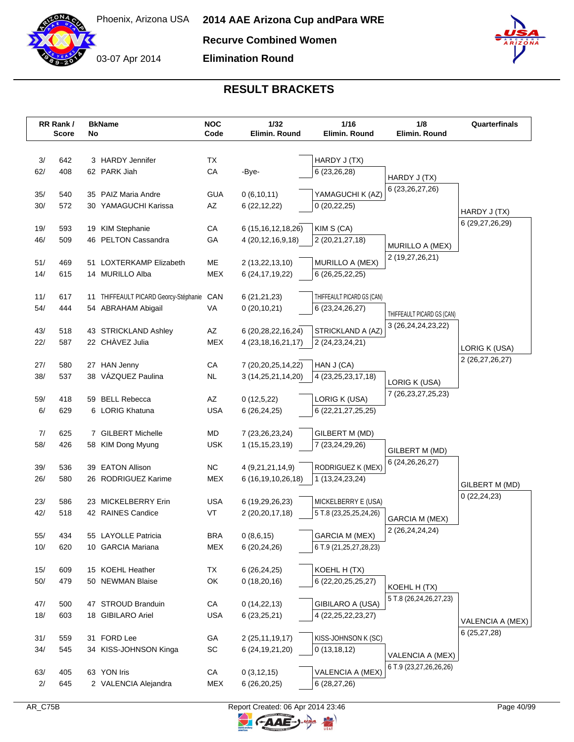# 2014 AAE Arizona Cup andPara WRE

Phoenix, Arizona USA

03-07 Apr 2014

**Recurve Combined Women**

**Elimination Round**

## RESULT BRACKETS

| RR Rank / Score | | BkName No | | NOC Code | 1/32 Elimin. Round | 1/16 Elimin. Round | 1/8 Elimin. Round | Quarterfinals |
|---|---|---|---|---|---|---|---|---|
| 3/ | 642 | 3 | HARDY Jennifer | TX | | HARDY J (TX) | | |
| 62/ | 408 | 62 | PARK Jiah | CA | -Bye- | 6 (23,26,28) | HARDY J (TX) | |
| | | | | | | | 6 (23,26,27,26) | |
| 35/ | 540 | 35 | PAIZ Maria Andre | GUA | 0 (6,10,11) | YAMAGUCHI K (AZ) | | |
| 30/ | 572 | 30 | YAMAGUCHI Karissa | AZ | 6 (22,12,22) | 0 (20,22,25) | | HARDY J (TX) |
| | | | | | | | | 6 (29,27,26,29) |
| 19/ | 593 | 19 | KIM Stephanie | CA | 6 (15,16,12,18,26) | KIM S (CA) | | |
| 46/ | 509 | 46 | PELTON Cassandra | GA | 4 (20,12,16,9,18) | 2 (20,21,27,18) | MURILLO A (MEX) | |
| | | | | | | | 2 (19,27,26,21) | |
| 51/ | 469 | 51 | LOXTERKAMP Elizabeth | ME | 2 (13,22,13,10) | MURILLO A (MEX) | | |
| 14/ | 615 | 14 | MURILLO Alba | MEX | 6 (24,17,19,22) | 6 (26,25,22,25) | | |
| 11/ | 617 | 11 | THIFFEAULT PICARD Georcy-Stéphanie | CAN | 6 (21,21,23) | THIFFEAULT PICARD GS (CAN) | | |
| 54/ | 444 | 54 | ABRAHAM Abigail | VA | 0 (20,10,21) | 6 (23,24,26,27) | THIFFEAULT PICARD GS (CAN) | |
| | | | | | | | 3 (26,24,24,23,22) | |
| 43/ | 518 | 43 | STRICKLAND Ashley | AZ | 6 (20,28,22,16,24) | STRICKLAND A (AZ) | | |
| 22/ | 587 | 22 | CHÀVEZ Julia | MEX | 4 (23,18,16,21,17) | 2 (24,23,24,21) | | LORIG K (USA) |
| | | | | | | | | 2 (26,27,26,27) |
| 27/ | 580 | 27 | HAN Jenny | CA | 7 (20,20,25,14,22) | HAN J (CA) | | |
| 38/ | 537 | 38 | VÁZQUEZ Paulina | NL | 3 (14,25,21,14,20) | 4 (23,25,23,17,18) | LORIG K (USA) | |
| | | | | | | | 7 (26,23,27,25,23) | |
| 59/ | 418 | 59 | BELL Rebecca | AZ | 0 (12,5,22) | LORIG K (USA) | | |
| 6/ | 629 | 6 | LORIG Khatuna | USA | 6 (26,24,25) | 6 (22,21,27,25,25) | | |
| 7/ | 625 | 7 | GILBERT Michelle | MD | 7 (23,26,23,24) | GILBERT M (MD) | | |
| 58/ | 426 | 58 | KIM Dong Myung | USK | 1 (15,15,23,19) | 7 (23,24,29,26) | GILBERT M (MD) | |
| | | | | | | | 6 (24,26,26,27) | |
| 39/ | 536 | 39 | EATON Allison | NC | 4 (9,21,21,14,9) | RODRIGUEZ K (MEX) | | |
| 26/ | 580 | 26 | RODRIGUEZ Karime | MEX | 6 (16,19,10,26,18) | 1 (13,24,23,24) | | GILBERT M (MD) |
| | | | | | | | | 0 (22,24,23) |
| 23/ | 586 | 23 | MICKELBERRY Erin | USA | 6 (19,29,26,23) | MICKELBERRY E (USA) | | |
| 42/ | 518 | 42 | RAINES Candice | VT | 2 (20,20,17,18) | 5 T.8 (23,25,25,24,26) | GARCIA M (MEX) | |
| | | | | | | | 2 (26,24,24,24) | |
| 55/ | 434 | 55 | LAYOLLE Patricia | BRA | 0 (8,6,15) | GARCIA M (MEX) | | |
| 10/ | 620 | 10 | GARCIA Mariana | MEX | 6 (20,24,26) | 6 T.9 (21,25,27,28,23) | | |
| 15/ | 609 | 15 | KOEHL Heather | TX | 6 (26,24,25) | KOEHL H (TX) | | |
| 50/ | 479 | 50 | NEWMAN Blaise | OK | 0 (18,20,16) | 6 (22,20,25,25,27) | KOEHL H (TX) | |
| | | | | | | | 5 T.8 (26,24,24,26,27,23) | |
| 47/ | 500 | 47 | STROUD Branduin | CA | 0 (14,22,13) | GIBILARO A (USA) | | |
| 18/ | 603 | 18 | GIBILARO Ariel | USA | 6 (23,25,21) | 4 (22,25,22,23,27) | | VALENCIA A (MEX) |
| | | | | | | | | 6 (25,27,28) |
| 31/ | 559 | 31 | FORD Lee | GA | 2 (25,11,19,17) | KISS-JOHNSON K (SC) | | |
| 34/ | 545 | 34 | KISS-JOHNSON Kinga | SC | 6 (24,19,21,20) | 0 (13,18,12) | VALENCIA A (MEX) | |
| | | | | | | | 6 T.9 (23,27,26,26,26) | |
| 63/ | 405 | 63 | YON Iris | CA | 0 (3,12,15) | VALENCIA A (MEX) | | |
| 2/ | 645 | 2 | VALENCIA Alejandra | MEX | 6 (26,20,25) | 6 (28,27,26) | | |

AR_C75B

Report Created: 06 Apr 2014 23:46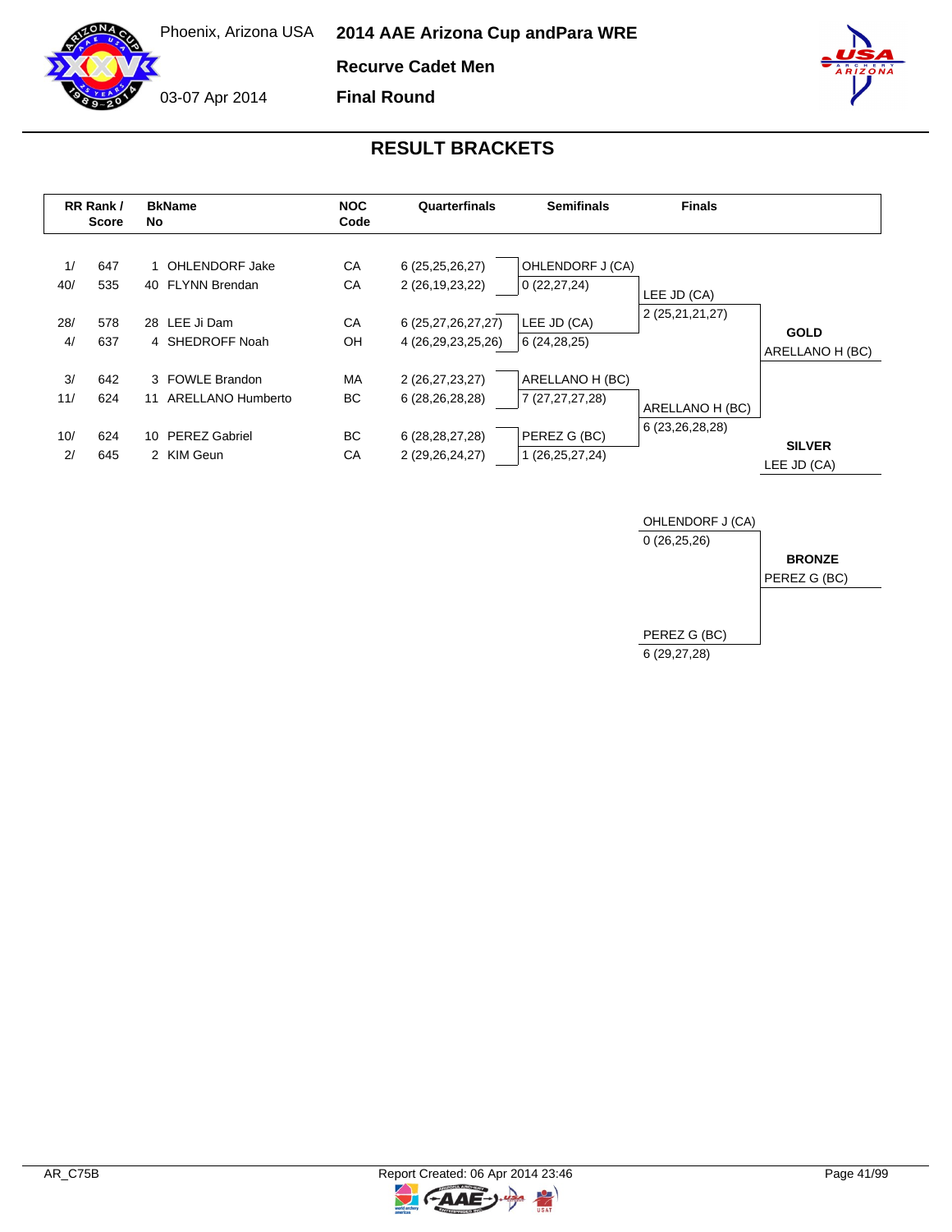Phoenix, Arizona USA

03-07 Apr 2014

# 2014 AAE Arizona Cup andPara WRE

## Recurve Cadet Men

## Final Round

### RESULT BRACKETS

| RR Rank / | Score | BkNo | Name | NOC Code | Quarterfinals | Semifinals | Finals |
|---|---|---|---|---|---|---|---|
| 1/ | 647 | 1 | OHLENDORF Jake | CA | 6 (25,25,26,27) | OHLENDORF J (CA) | |
| 40/ | 535 | 40 | FLYNN Brendan | CA | 2 (26,19,23,22) | 0 (22,27,24) | LEE JD (CA) |
| 28/ | 578 | 28 | LEE Ji Dam | CA | 6 (25,27,26,27,27) | LEE JD (CA) | 2 (25,21,21,27) |
| 4/ | 637 | 4 | SHEDROFF Noah | OH | 4 (26,29,23,25,26) | 6 (24,28,25) | |
| 3/ | 642 | 3 | FOWLE Brandon | MA | 2 (26,27,23,27) | ARELLANO H (BC) | |
| 11/ | 624 | 11 | ARELLANO Humberto | BC | 6 (28,26,28,28) | 7 (27,27,27,28) | ARELLANO H (BC) |
| 10/ | 624 | 10 | PEREZ Gabriel | BC | 6 (28,28,27,28) | PEREZ G (BC) | 6 (23,26,28,28) |
| 2/ | 645 | 2 | KIM Geun | CA | 2 (29,26,24,27) | 1 (26,25,27,24) | |

**GOLD**: ARELLANO H (BC)

**SILVER**: LEE JD (CA)

**Bronze Match**

| Athlete | Score |
|---|---|
| OHLENDORF J (CA) | 0 (26,25,26) |
| PEREZ G (BC) | 6 (29,27,28) |

**BRONZE**: PEREZ G (BC)

AR_C75B

Report Created: 06 Apr 2014 23:46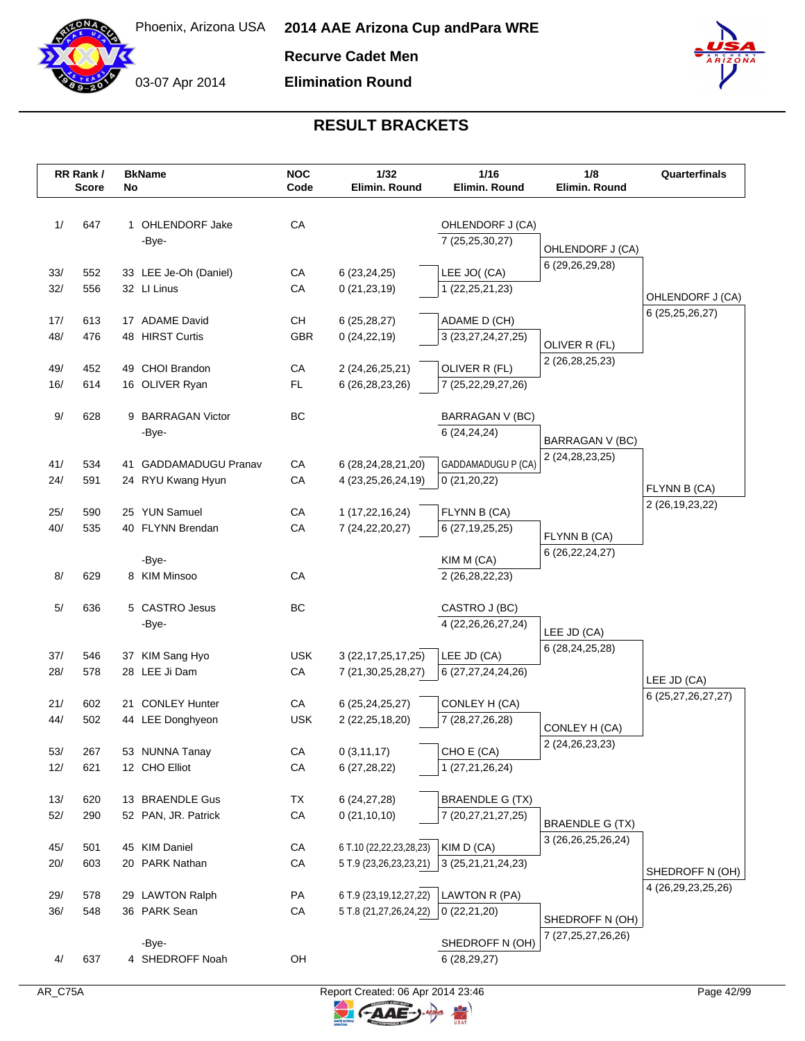# 2014 AAE Arizona Cup andPara WRE

Phoenix, Arizona USA

03-07 Apr 2014

**Recurve Cadet Men**

**Elimination Round**

## RESULT BRACKETS

| RR Rank / Score | | BkName No | | NOC Code | 1/32 Elimin. Round | 1/16 Elimin. Round | 1/8 Elimin. Round | Quarterfinals |
|---|---|---|---|---|---|---|---|---|
| 1/ | 647 | 1 | OHLENDORF Jake | CA | | OHLENDORF J (CA) 7 (25,25,30,27) | OHLENDORF J (CA) 6 (29,26,29,28) | OHLENDORF J (CA) 6 (25,25,26,27) |
| | | | -Bye- | | | | | |
| 33/ | 552 | 33 | LEE Je-Oh (Daniel) | CA | 6 (23,24,25) | LEE JO( (CA) 1 (22,25,21,23) | | |
| 32/ | 556 | 32 | LI Linus | CA | 0 (21,23,19) | | | |
| 17/ | 613 | 17 | ADAME David | CH | 6 (25,28,27) | ADAME D (CH) 3 (23,27,24,27,25) | OLIVER R (FL) 2 (26,28,25,23) | |
| 48/ | 476 | 48 | HIRST Curtis | GBR | 0 (24,22,19) | | | |
| 49/ | 452 | 49 | CHOI Brandon | CA | 2 (24,26,25,21) | OLIVER R (FL) 7 (25,22,29,27,26) | | |
| 16/ | 614 | 16 | OLIVER Ryan | FL | 6 (26,28,23,26) | | | |
| 9/ | 628 | 9 | BARRAGAN Victor | BC | | BARRAGAN V (BC) 6 (24,24,24) | BARRAGAN V (BC) 2 (24,28,23,25) | FLYNN B (CA) 2 (26,19,23,22) |
| | | | -Bye- | | | | | |
| 41/ | 534 | 41 | GADDAMADUGU Pranav | CA | 6 (28,24,28,21,20) | GADDAMADUGU P (CA) 0 (21,20,22) | | |
| 24/ | 591 | 24 | RYU Kwang Hyun | CA | 4 (23,25,26,24,19) | | | |
| 25/ | 590 | 25 | YUN Samuel | CA | 1 (17,22,16,24) | FLYNN B (CA) 6 (27,19,25,25) | FLYNN B (CA) 6 (26,22,24,27) | |
| 40/ | 535 | 40 | FLYNN Brendan | CA | 7 (24,22,20,27) | | | |
| | | | -Bye- | | | KIM M (CA) 2 (26,28,22,23) | | |
| 8/ | 629 | 8 | KIM Minsoo | CA | | | | |
| 5/ | 636 | 5 | CASTRO Jesus | BC | | CASTRO J (BC) 4 (22,26,26,27,24) | LEE JD (CA) 6 (28,24,25,28) | LEE JD (CA) 6 (25,27,26,27,27) |
| | | | -Bye- | | | | | |
| 37/ | 546 | 37 | KIM Sang Hyo | USK | 3 (22,17,25,17,25) | LEE JD (CA) 6 (27,27,24,24,26) | | |
| 28/ | 578 | 28 | LEE Ji Dam | CA | 7 (21,30,25,28,27) | | | |
| 21/ | 602 | 21 | CONLEY Hunter | CA | 6 (25,24,25,27) | CONLEY H (CA) 7 (28,27,26,28) | CONLEY H (CA) 2 (24,26,23,23) | |
| 44/ | 502 | 44 | LEE Donghyeon | USK | 2 (22,25,18,20) | | | |
| 53/ | 267 | 53 | NUNNA Tanay | CA | 0 (3,11,17) | CHO E (CA) 1 (27,21,26,24) | | |
| 12/ | 621 | 12 | CHO Elliot | CA | 6 (27,28,22) | | | |
| 13/ | 620 | 13 | BRAENDLE Gus | TX | 6 (24,27,28) | BRAENDLE G (TX) 7 (20,27,21,27,25) | BRAENDLE G (TX) 3 (26,26,25,26,24) | SHEDROFF N (OH) 4 (26,29,23,25,26) |
| 52/ | 290 | 52 | PAN, JR. Patrick | CA | 0 (21,10,10) | | | |
| 45/ | 501 | 45 | KIM Daniel | CA | 6 T.10 (22,22,23,28,23) | KIM D (CA) 3 (25,21,21,24,23) | | |
| 20/ | 603 | 20 | PARK Nathan | CA | 5 T.9 (23,26,23,23,21) | | | |
| 29/ | 578 | 29 | LAWTON Ralph | PA | 6 T.9 (23,19,12,27,22) | LAWTON R (PA) 0 (22,21,20) | SHEDROFF N (OH) 7 (27,25,27,26,26) | |
| 36/ | 548 | 36 | PARK Sean | CA | 5 T.8 (21,27,26,24,22) | | | |
| | | | -Bye- | | | SHEDROFF N (OH) 6 (28,29,27) | | |
| 4/ | 637 | 4 | SHEDROFF Noah | OH | | | | |

AR_C75A

Report Created: 06 Apr 2014 23:46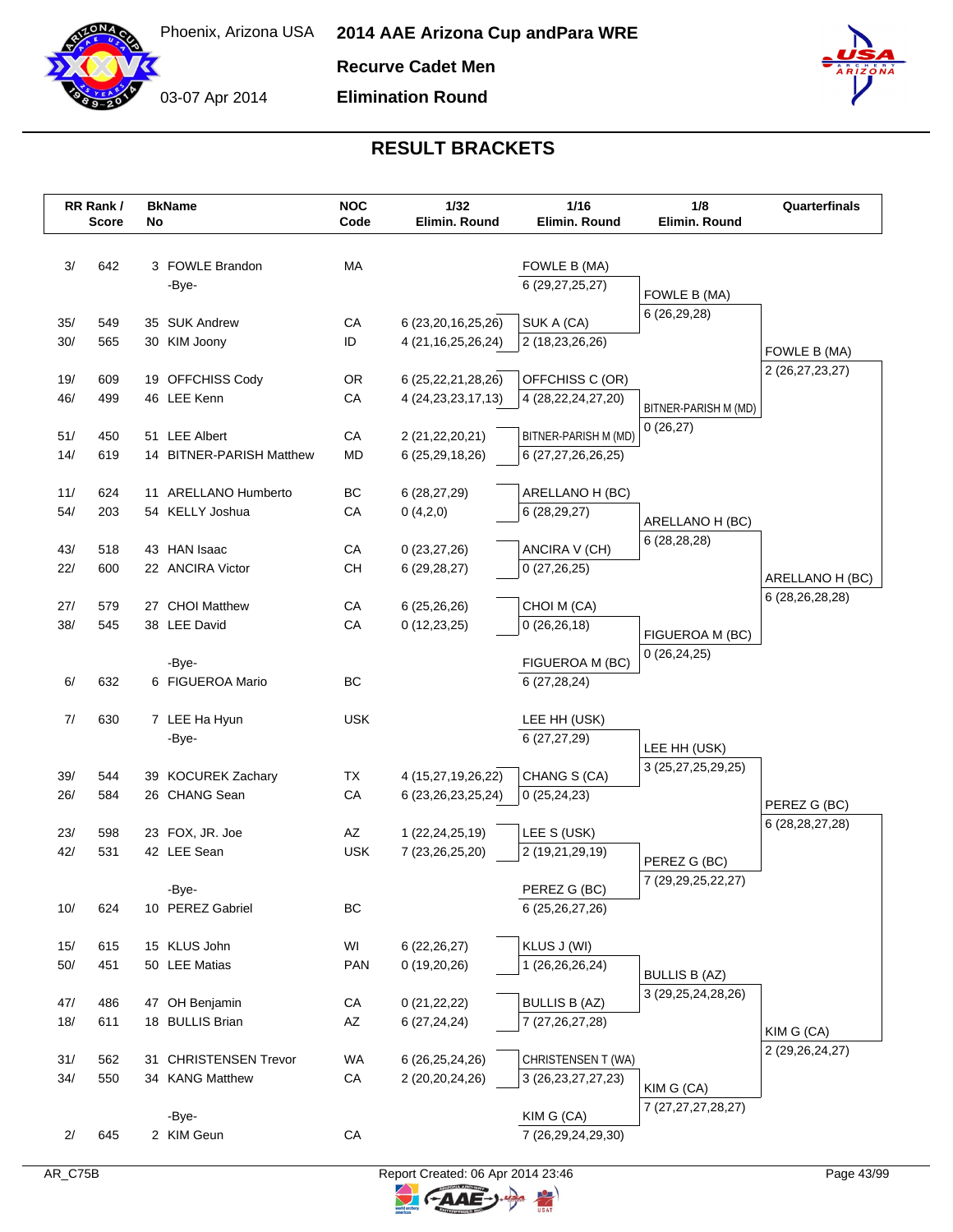Phoenix, Arizona USA

03-07 Apr 2014

# 2014 AAE Arizona Cup andPara WRE

**Recurve Cadet Men**

**Elimination Round**

## RESULT BRACKETS

| RR Rank / Score | | BkName No | | NOC Code | 1/32 Elimin. Round | 1/16 Elimin. Round | 1/8 Elimin. Round | Quarterfinals |
|---|---|---|---|---|---|---|---|---|
| 3/ | 642 | 3 | FOWLE Brandon | MA | | FOWLE B (MA) | | |
| | | | -Bye- | | | 6 (29,27,25,27) | FOWLE B (MA) | |
| | | | | | | | 6 (26,29,28) | |
| 35/ | 549 | 35 | SUK Andrew | CA | 6 (23,20,16,25,26) | SUK A (CA) | | |
| 30/ | 565 | 30 | KIM Joony | ID | 4 (21,16,25,26,24) | 2 (18,23,26,26) | | FOWLE B (MA) |
| | | | | | | | | 2 (26,27,23,27) |
| 19/ | 609 | 19 | OFFCHISS Cody | OR | 6 (25,22,21,28,26) | OFFCHISS C (OR) | | |
| 46/ | 499 | 46 | LEE Kenn | CA | 4 (24,23,23,17,13) | 4 (28,22,24,27,20) | BITNER-PARISH M (MD) | |
| | | | | | | | 0 (26,27) | |
| 51/ | 450 | 51 | LEE Albert | CA | 2 (21,22,20,21) | BITNER-PARISH M (MD) | | |
| 14/ | 619 | 14 | BITNER-PARISH Matthew | MD | 6 (25,29,18,26) | 6 (27,27,26,26,25) | | |
| 11/ | 624 | 11 | ARELLANO Humberto | BC | 6 (28,27,29) | ARELLANO H (BC) | | |
| 54/ | 203 | 54 | KELLY Joshua | CA | 0 (4,2,0) | 6 (28,29,27) | ARELLANO H (BC) | |
| | | | | | | | 6 (28,28,28) | |
| 43/ | 518 | 43 | HAN Isaac | CA | 0 (23,27,26) | ANCIRA V (CH) | | |
| 22/ | 600 | 22 | ANCIRA Victor | CH | 6 (29,28,27) | 0 (27,26,25) | | ARELLANO H (BC) |
| | | | | | | | | 6 (28,26,28,28) |
| 27/ | 579 | 27 | CHOI Matthew | CA | 6 (25,26,26) | CHOI M (CA) | | |
| 38/ | 545 | 38 | LEE David | CA | 0 (12,23,25) | 0 (26,26,18) | FIGUEROA M (BC) | |
| | | | | | | | 0 (26,24,25) | |
| | | | -Bye- | | | FIGUEROA M (BC) | | |
| 6/ | 632 | 6 | FIGUEROA Mario | BC | | 6 (27,28,24) | | |
| 7/ | 630 | 7 | LEE Ha Hyun | USK | | LEE HH (USK) | | |
| | | | -Bye- | | | 6 (27,27,29) | LEE HH (USK) | |
| | | | | | | | 3 (25,27,25,29,25) | |
| 39/ | 544 | 39 | KOCUREK Zachary | TX | 4 (15,27,19,26,22) | CHANG S (CA) | | |
| 26/ | 584 | 26 | CHANG Sean | CA | 6 (23,26,23,25,24) | 0 (25,24,23) | | PEREZ G (BC) |
| | | | | | | | | 6 (28,28,27,28) |
| 23/ | 598 | 23 | FOX, JR. Joe | AZ | 1 (22,24,25,19) | LEE S (USK) | | |
| 42/ | 531 | 42 | LEE Sean | USK | 7 (23,26,25,20) | 2 (19,21,29,19) | PEREZ G (BC) | |
| | | | | | | | 7 (29,29,25,22,27) | |
| | | | -Bye- | | | PEREZ G (BC) | | |
| 10/ | 624 | 10 | PEREZ Gabriel | BC | | 6 (25,26,27,26) | | |
| 15/ | 615 | 15 | KLUS John | WI | 6 (22,26,27) | KLUS J (WI) | | |
| 50/ | 451 | 50 | LEE Matias | PAN | 0 (19,20,26) | 1 (26,26,26,24) | BULLIS B (AZ) | |
| | | | | | | | 3 (29,25,24,28,26) | |
| 47/ | 486 | 47 | OH Benjamin | CA | 0 (21,22,22) | BULLIS B (AZ) | | |
| 18/ | 611 | 18 | BULLIS Brian | AZ | 6 (27,24,24) | 7 (27,26,27,28) | | KIM G (CA) |
| | | | | | | | | 2 (29,26,24,27) |
| 31/ | 562 | 31 | CHRISTENSEN Trevor | WA | 6 (26,25,24,26) | CHRISTENSEN T (WA) | | |
| 34/ | 550 | 34 | KANG Matthew | CA | 2 (20,20,24,26) | 3 (26,23,27,27,23) | KIM G (CA) | |
| | | | | | | | 7 (27,27,27,28,27) | |
| | | | -Bye- | | | KIM G (CA) | | |
| 2/ | 645 | 2 | KIM Geun | CA | | 7 (26,29,24,29,30) | | |

AR_C75B Report Created: 06 Apr 2014 23:46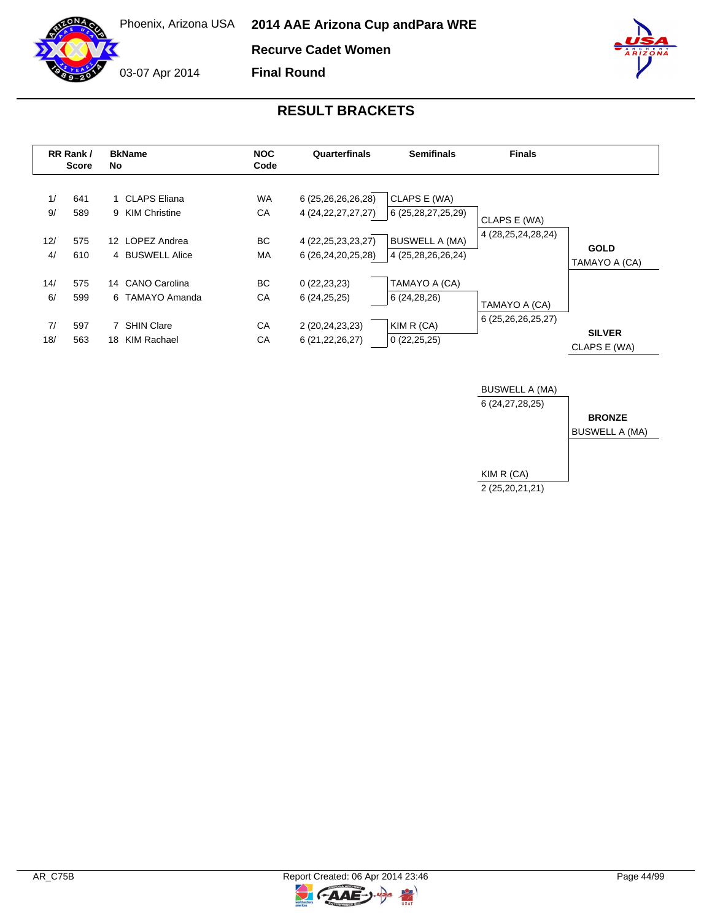# 2014 AAE Arizona Cup andPara WRE

Phoenix, Arizona USA

03-07 Apr 2014

## Recurve Cadet Women

## Final Round

## RESULT BRACKETS

| RR Rank / Score | | BkName No | | NOC Code | Quarterfinals | Semifinals | Finals |
|---|---|---|---|---|---|---|---|
| 1/ | 641 | 1 | CLAPS Eliana | WA | 6 (25,26,26,26,28) | CLAPS E (WA) | |
| 9/ | 589 | 9 | KIM Christine | CA | 4 (24,22,27,27,27) | 6 (25,28,27,25,29) | CLAPS E (WA) |
| 12/ | 575 | 12 | LOPEZ Andrea | BC | 4 (22,25,23,23,27) | BUSWELL A (MA) | 4 (28,25,24,28,24) |
| 4/ | 610 | 4 | BUSWELL Alice | MA | 6 (26,24,20,25,28) | 4 (25,28,26,26,24) | |
| 14/ | 575 | 14 | CANO Carolina | BC | 0 (22,23,23) | TAMAYO A (CA) | |
| 6/ | 599 | 6 | TAMAYO Amanda | CA | 6 (24,25,25) | 6 (24,28,26) | TAMAYO A (CA) |
| 7/ | 597 | 7 | SHIN Clare | CA | 2 (20,24,23,23) | KIM R (CA) | 6 (25,26,26,25,27) |
| 18/ | 563 | 18 | KIM Rachael | CA | 6 (21,22,26,27) | 0 (22,25,25) | |

**GOLD**
TAMAYO A (CA)

**SILVER**
CLAPS E (WA)

Bronze match:

| | |
|---|---|
| BUSWELL A (MA) | 6 (24,27,28,25) |
| KIM R (CA) | 2 (25,20,21,21) |

**BRONZE**
BUSWELL A (MA)

AR_C75B

Report Created: 06 Apr 2014 23:46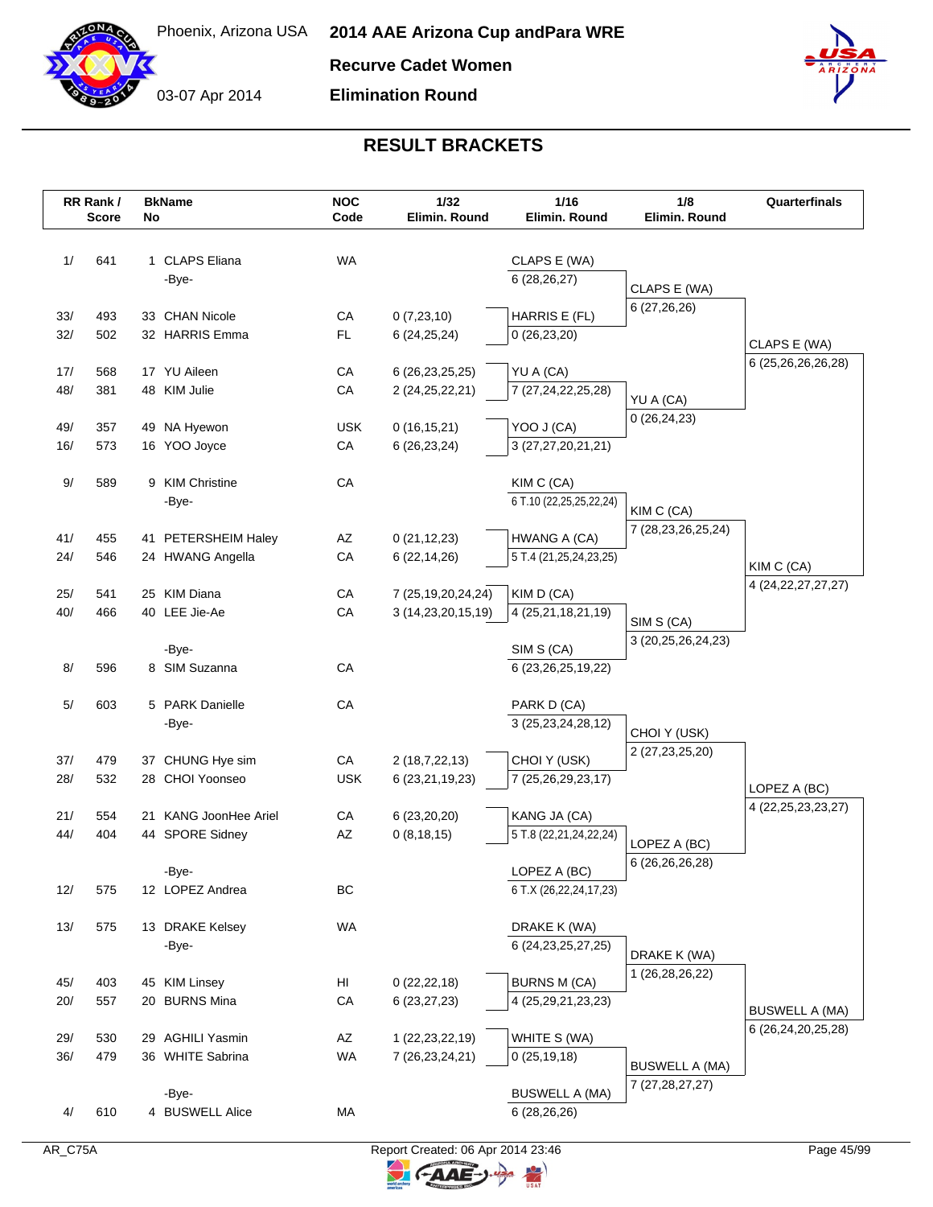Phoenix, Arizona USA

03-07 Apr 2014

# 2014 AAE Arizona Cup andPara WRE

## Recurve Cadet Women

## Elimination Round

### RESULT BRACKETS

| RR Rank / Score | | BkName No | | NOC Code | 1/32 Elimin. Round | 1/16 Elimin. Round | 1/8 Elimin. Round | Quarterfinals |
|---|---|---|---|---|---|---|---|---|
| 1/ | 641 | 1 | CLAPS Eliana | WA | | CLAPS E (WA) 6 (28,26,27) | CLAPS E (WA) 6 (27,26,26) | CLAPS E (WA) 6 (25,26,26,26,28) |
| | | | -Bye- | | | | | |
| 33/ | 493 | 33 | CHAN Nicole | CA | 0 (7,23,10) | HARRIS E (FL) 0 (26,23,20) | | |
| 32/ | 502 | 32 | HARRIS Emma | FL | 6 (24,25,24) | | | |
| 17/ | 568 | 17 | YU Aileen | CA | 6 (26,23,25,25) | YU A (CA) 7 (27,24,22,25,28) | YU A (CA) 0 (26,24,23) | |
| 48/ | 381 | 48 | KIM Julie | CA | 2 (24,25,22,21) | | | |
| 49/ | 357 | 49 | NA Hyewon | USK | 0 (16,15,21) | YOO J (CA) 3 (27,27,20,21,21) | | |
| 16/ | 573 | 16 | YOO Joyce | CA | 6 (26,23,24) | | | |
| 9/ | 589 | 9 | KIM Christine | CA | | KIM C (CA) 6 T.10 (22,25,25,22,24) | KIM C (CA) 7 (28,23,26,25,24) | KIM C (CA) 4 (24,22,27,27,27) |
| | | | -Bye- | | | | | |
| 41/ | 455 | 41 | PETERSHEIM Haley | AZ | 0 (21,12,23) | HWANG A (CA) 5 T.4 (21,25,24,23,25) | | |
| 24/ | 546 | 24 | HWANG Angella | CA | 6 (22,14,26) | | | |
| 25/ | 541 | 25 | KIM Diana | CA | 7 (25,19,20,24,24) | KIM D (CA) 4 (25,21,18,21,19) | SIM S (CA) 3 (20,25,26,24,23) | |
| 40/ | 466 | 40 | LEE Jie-Ae | CA | 3 (14,23,20,15,19) | | | |
| | | | -Bye- | | | SIM S (CA) 6 (23,26,25,19,22) | | |
| 8/ | 596 | 8 | SIM Suzanna | CA | | | | |
| 5/ | 603 | 5 | PARK Danielle | CA | | PARK D (CA) 3 (25,23,24,28,12) | CHOI Y (USK) 2 (27,23,25,20) | LOPEZ A (BC) 4 (22,25,23,23,27) |
| | | | -Bye- | | | | | |
| 37/ | 479 | 37 | CHUNG Hye sim | CA | 2 (18,7,22,13) | CHOI Y (USK) 7 (25,26,29,23,17) | | |
| 28/ | 532 | 28 | CHOI Yoonseo | USK | 6 (23,21,19,23) | | | |
| 21/ | 554 | 21 | KANG JoonHee Ariel | CA | 6 (23,20,20) | KANG JA (CA) 5 T.8 (22,21,24,22,24) | LOPEZ A (BC) 6 (26,26,26,28) | |
| 44/ | 404 | 44 | SPORE Sidney | AZ | 0 (8,18,15) | | | |
| | | | -Bye- | | | LOPEZ A (BC) 6 T.X (26,22,24,17,23) | | |
| 12/ | 575 | 12 | LOPEZ Andrea | BC | | | | |
| 13/ | 575 | 13 | DRAKE Kelsey | WA | | DRAKE K (WA) 6 (24,23,25,27,25) | DRAKE K (WA) 1 (26,28,26,22) | BUSWELL A (MA) 6 (26,24,20,25,28) |
| | | | -Bye- | | | | | |
| 45/ | 403 | 45 | KIM Linsey | HI | 0 (22,22,18) | BURNS M (CA) 4 (25,29,21,23,23) | | |
| 20/ | 557 | 20 | BURNS Mina | CA | 6 (23,27,23) | | | |
| 29/ | 530 | 29 | AGHILI Yasmin | AZ | 1 (22,23,22,19) | WHITE S (WA) 0 (25,19,18) | BUSWELL A (MA) 7 (27,28,27,27) | |
| 36/ | 479 | 36 | WHITE Sabrina | WA | 7 (26,23,24,21) | | | |
| | | | -Bye- | | | BUSWELL A (MA) 6 (28,26,26) | | |
| 4/ | 610 | 4 | BUSWELL Alice | MA | | | | |

AR_C75A — Report Created: 06 Apr 2014 23:46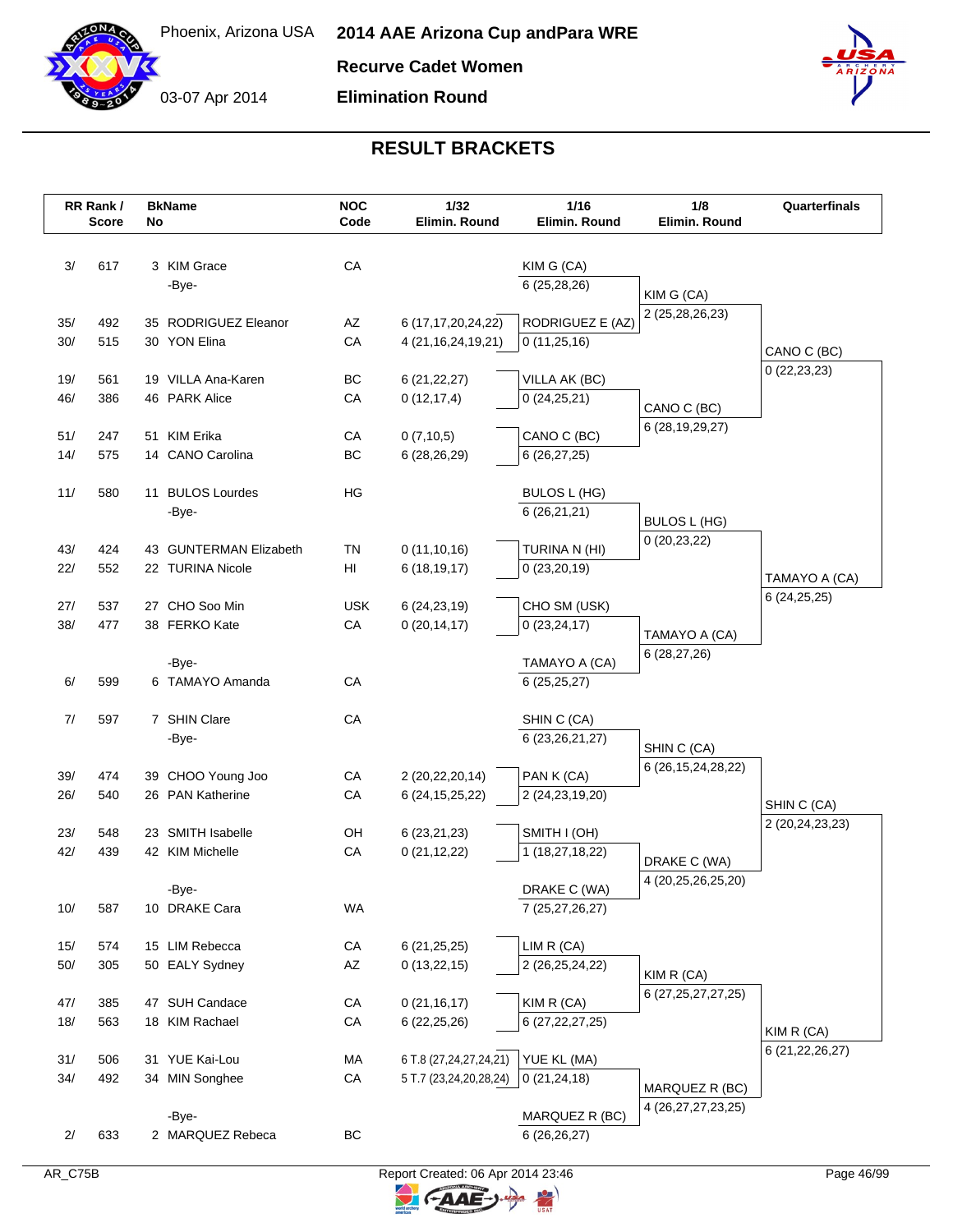# 2014 AAE Arizona Cup andPara WRE

Phoenix, Arizona USA — 03-07 Apr 2014

**Recurve Cadet Women**

**Elimination Round**

## RESULT BRACKETS

| RR Rank / | Score | BkNo | Name | NOC Code | 1/32 Elimin. Round | 1/16 Elimin. Round | 1/8 Elimin. Round | Quarterfinals |
|---|---|---|---|---|---|---|---|---|
| 3/ | 617 | 3 | KIM Grace | CA | | KIM G (CA) 6 (25,28,26) | KIM G (CA) 2 (25,28,26,23) | |
| | | | -Bye- | | | | | |
| 35/ | 492 | 35 | RODRIGUEZ Eleanor | AZ | 6 (17,17,20,24,22) | RODRIGUEZ E (AZ) 0 (11,25,16) | | CANO C (BC) 0 (22,23,23) |
| 30/ | 515 | 30 | YON Elina | CA | 4 (21,16,24,19,21) | | | |
| 19/ | 561 | 19 | VILLA Ana-Karen | BC | 6 (21,22,27) | VILLA AK (BC) 0 (24,25,21) | CANO C (BC) 6 (28,19,29,27) | |
| 46/ | 386 | 46 | PARK Alice | CA | 0 (12,17,4) | | | |
| 51/ | 247 | 51 | KIM Erika | CA | 0 (7,10,5) | CANO C (BC) 6 (26,27,25) | | |
| 14/ | 575 | 14 | CANO Carolina | BC | 6 (28,26,29) | | | |
| 11/ | 580 | 11 | BULOS Lourdes | HG | | BULOS L (HG) 6 (26,21,21) | BULOS L (HG) 0 (20,23,22) | |
| | | | -Bye- | | | | | |
| 43/ | 424 | 43 | GUNTERMAN Elizabeth | TN | 0 (11,10,16) | TURINA N (HI) 0 (23,20,19) | | TAMAYO A (CA) 6 (24,25,25) |
| 22/ | 552 | 22 | TURINA Nicole | HI | 6 (18,19,17) | | | |
| 27/ | 537 | 27 | CHO Soo Min | USK | 6 (24,23,19) | CHO SM (USK) 0 (23,24,17) | TAMAYO A (CA) 6 (28,27,26) | |
| 38/ | 477 | 38 | FERKO Kate | CA | 0 (20,14,17) | | | |
| | | | -Bye- | | | TAMAYO A (CA) 6 (25,25,27) | | |
| 6/ | 599 | 6 | TAMAYO Amanda | CA | | | | |
| 7/ | 597 | 7 | SHIN Clare | CA | | SHIN C (CA) 6 (23,26,21,27) | SHIN C (CA) 6 (26,15,24,28,22) | |
| | | | -Bye- | | | | | |
| 39/ | 474 | 39 | CHOO Young Joo | CA | 2 (20,22,20,14) | PAN K (CA) 2 (24,23,19,20) | | SHIN C (CA) 2 (20,24,23,23) |
| 26/ | 540 | 26 | PAN Katherine | CA | 6 (24,15,25,22) | | | |
| 23/ | 548 | 23 | SMITH Isabelle | OH | 6 (23,21,23) | SMITH I (OH) 1 (18,27,18,22) | DRAKE C (WA) 4 (20,25,26,25,20) | |
| 42/ | 439 | 42 | KIM Michelle | CA | 0 (21,12,22) | | | |
| | | | -Bye- | | | DRAKE C (WA) 7 (25,27,26,27) | | |
| 10/ | 587 | 10 | DRAKE Cara | WA | | | | |
| 15/ | 574 | 15 | LIM Rebecca | CA | 6 (21,25,25) | LIM R (CA) 2 (26,25,24,22) | KIM R (CA) 6 (27,25,27,27,25) | |
| 50/ | 305 | 50 | EALY Sydney | AZ | 0 (13,22,15) | | | |
| 47/ | 385 | 47 | SUH Candace | CA | 0 (21,16,17) | KIM R (CA) 6 (27,22,27,25) | | KIM R (CA) 6 (21,22,26,27) |
| 18/ | 563 | 18 | KIM Rachael | CA | 6 (22,25,26) | | | |
| 31/ | 506 | 31 | YUE Kai-Lou | MA | 6 T.8 (27,24,27,24,21) | YUE KL (MA) 0 (21,24,18) | MARQUEZ R (BC) 4 (26,27,27,23,25) | |
| 34/ | 492 | 34 | MIN Songhee | CA | 5 T.7 (23,24,20,28,24) | | | |
| | | | -Bye- | | | MARQUEZ R (BC) 6 (26,26,27) | | |
| 2/ | 633 | 2 | MARQUEZ Rebeca | BC | | | | |

AR_C75B — Report Created: 06 Apr 2014 23:46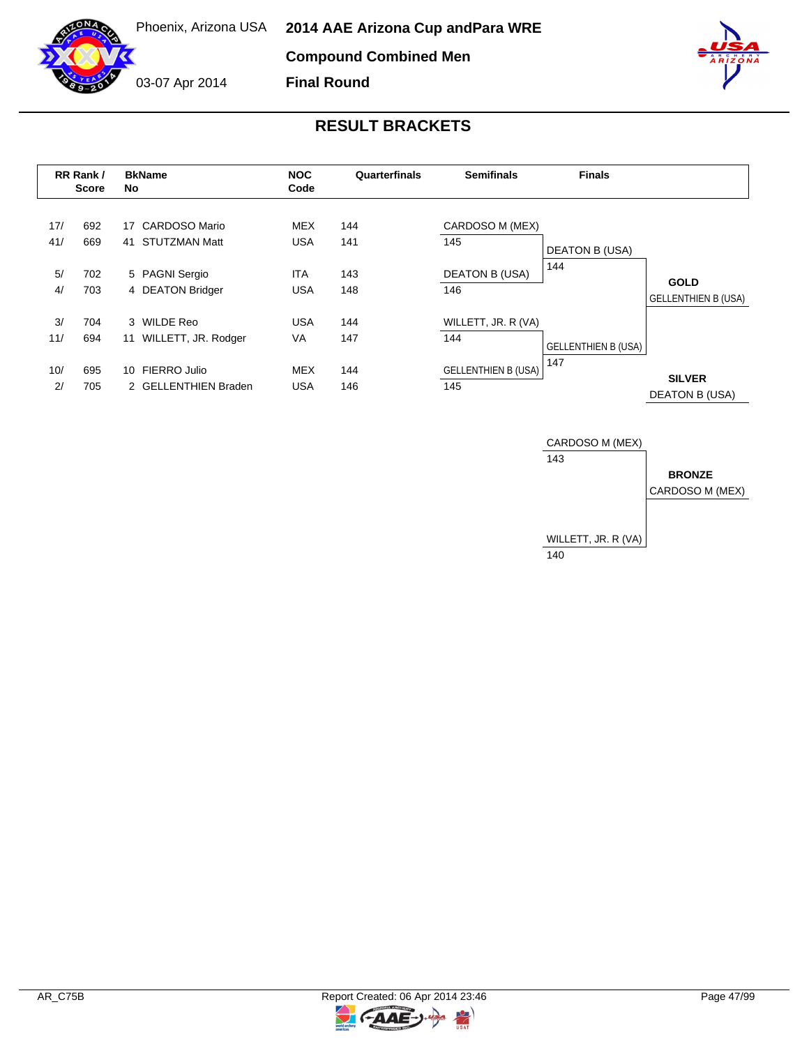Phoenix, Arizona USA

03-07 Apr 2014

# 2014 AAE Arizona Cup andPara WRE

## Compound Combined Men

## Final Round

## RESULT BRACKETS

| RR Rank / | Score | BkNo | Name | NOC Code | Quarterfinals | Semifinals | Finals |
|---|---|---|---|---|---|---|---|
| 17/ | 692 | 17 | CARDOSO Mario | MEX | 144 | CARDOSO M (MEX) | |
| 41/ | 669 | 41 | STUTZMAN Matt | USA | 141 | 145 | DEATON B (USA) |
| 5/ | 702 | 5 | PAGNI Sergio | ITA | 143 | DEATON B (USA) | 144 |
| 4/ | 703 | 4 | DEATON Bridger | USA | 148 | 146 | |
| 3/ | 704 | 3 | WILDE Reo | USA | 144 | WILLETT, JR. R (VA) | |
| 11/ | 694 | 11 | WILLETT, JR. Rodger | VA | 147 | 144 | GELLENTHIEN B (USA) |
| 10/ | 695 | 10 | FIERRO Julio | MEX | 144 | GELLENTHIEN B (USA) | 147 |
| 2/ | 705 | 2 | GELLENTHIEN Braden | USA | 146 | 145 | |

**GOLD**
GELLENTHIEN B (USA)

**SILVER**
DEATON B (USA)

Bronze match:

| Name | Score |
|---|---|
| CARDOSO M (MEX) | 143 |
| WILLETT, JR. R (VA) | 140 |

**BRONZE**
CARDOSO M (MEX)

AR_C75B    Report Created: 06 Apr 2014 23:46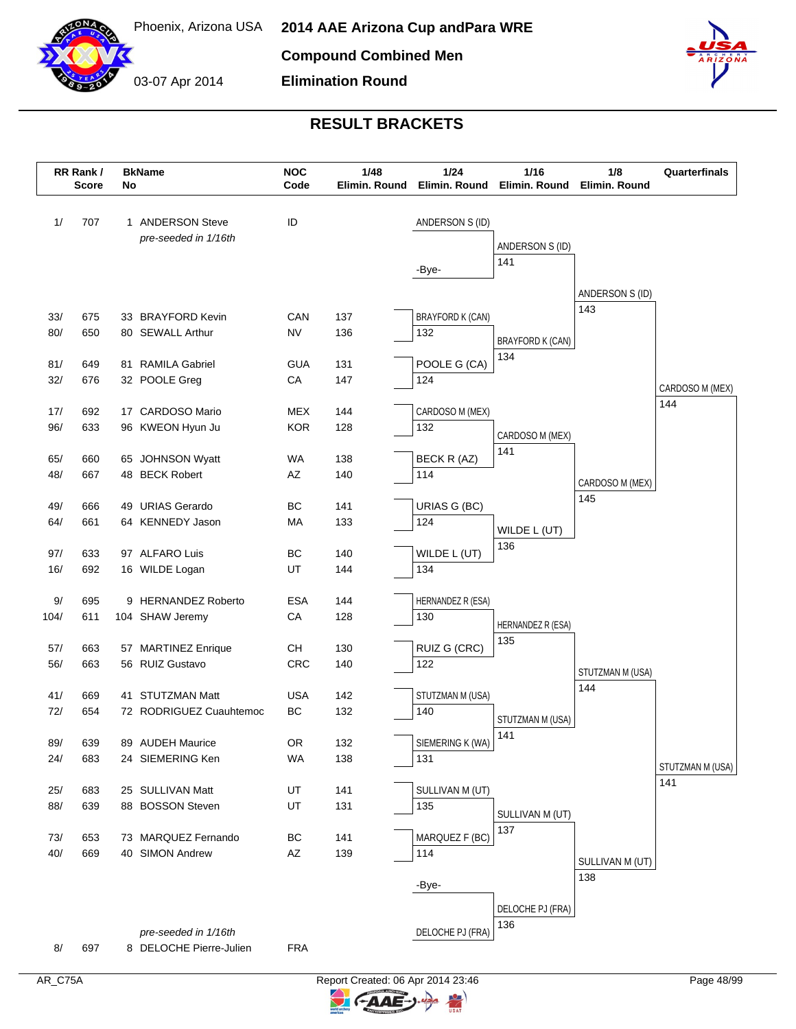Phoenix, Arizona USA

03-07 Apr 2014

# 2014 AAE Arizona Cup andPara WRE

## Compound Combined Men

## Elimination Round

### RESULT BRACKETS

| RR Rank / Score | | BkName No | | NOC Code | 1/48 Elimin. Round |
|---|---|---|---|---|---|
| 1/ | 707 | 1 | ANDERSON Steve *pre-seeded in 1/16th* | ID | |
| 33/ | 675 | 33 | BRAYFORD Kevin | CAN | 137 |
| 80/ | 650 | 80 | SEWALL Arthur | NV | 136 |
| 81/ | 649 | 81 | RAMILA Gabriel | GUA | 131 |
| 32/ | 676 | 32 | POOLE Greg | CA | 147 |
| 17/ | 692 | 17 | CARDOSO Mario | MEX | 144 |
| 96/ | 633 | 96 | KWEON Hyun Ju | KOR | 128 |
| 65/ | 660 | 65 | JOHNSON Wyatt | WA | 138 |
| 48/ | 667 | 48 | BECK Robert | AZ | 140 |
| 49/ | 666 | 49 | URIAS Gerardo | BC | 141 |
| 64/ | 661 | 64 | KENNEDY Jason | MA | 133 |
| 97/ | 633 | 97 | ALFARO Luis | BC | 140 |
| 16/ | 692 | 16 | WILDE Logan | UT | 144 |
| 9/ | 695 | 9 | HERNANDEZ Roberto | ESA | 144 |
| 104/ | 611 | 104 | SHAW Jeremy | CA | 128 |
| 57/ | 663 | 57 | MARTINEZ Enrique | CH | 130 |
| 56/ | 663 | 56 | RUIZ Gustavo | CRC | 140 |
| 41/ | 669 | 41 | STUTZMAN Matt | USA | 142 |
| 72/ | 654 | 72 | RODRIGUEZ Cuauhtemoc | BC | 132 |
| 89/ | 639 | 89 | AUDEH Maurice | OR | 132 |
| 24/ | 683 | 24 | SIEMERING Ken | WA | 138 |
| 25/ | 683 | 25 | SULLIVAN Matt | UT | 141 |
| 88/ | 639 | 88 | BOSSON Steven | UT | 131 |
| 73/ | 653 | 73 | MARQUEZ Fernando | BC | 141 |
| 40/ | 669 | 40 | SIMON Andrew | AZ | 139 |
| 8/ | 697 | 8 | DELOCHE Pierre-Julien *pre-seeded in 1/16th* | FRA | |

**1/24 Elimin. Round**

| Match | Winner | Loser |
|---|---|---|
| 1 | ANDERSON S (ID) | -Bye- |
| 2 | BRAYFORD K (CAN) | 132 |
| 3 | POOLE G (CA) | 124 |
| 4 | CARDOSO M (MEX) | 132 |
| 5 | BECK R (AZ) | 114 |
| 6 | URIAS G (BC) | 124 |
| 7 | WILDE L (UT) | 134 |
| 8 | HERNANDEZ R (ESA) | 130 |
| 9 | RUIZ G (CRC) | 122 |
| 10 | STUTZMAN M (USA) | 140 |
| 11 | SIEMERING K (WA) | 131 |
| 12 | SULLIVAN M (UT) | 135 |
| 13 | MARQUEZ F (BC) | 114 |
| 14 | DELOCHE PJ (FRA) | -Bye- |

**1/16 Elimin. Round**

| Winner | Score |
|---|---|
| ANDERSON S (ID) | 141 |
| BRAYFORD K (CAN) | 134 |
| CARDOSO M (MEX) | 141 |
| WILDE L (UT) | 136 |
| HERNANDEZ R (ESA) | 135 |
| STUTZMAN M (USA) | 141 |
| SULLIVAN M (UT) | 137 |
| DELOCHE PJ (FRA) | 136 |

**1/8 Elimin. Round**

| Winner | Score |
|---|---|
| ANDERSON S (ID) | 143 |
| CARDOSO M (MEX) | 145 |
| STUTZMAN M (USA) | 144 |
| SULLIVAN M (UT) | 138 |

**Quarterfinals**

| Winner | Score |
|---|---|
| CARDOSO M (MEX) | 144 |
| STUTZMAN M (USA) | 141 |

AR_C75A

Report Created: 06 Apr 2014 23:46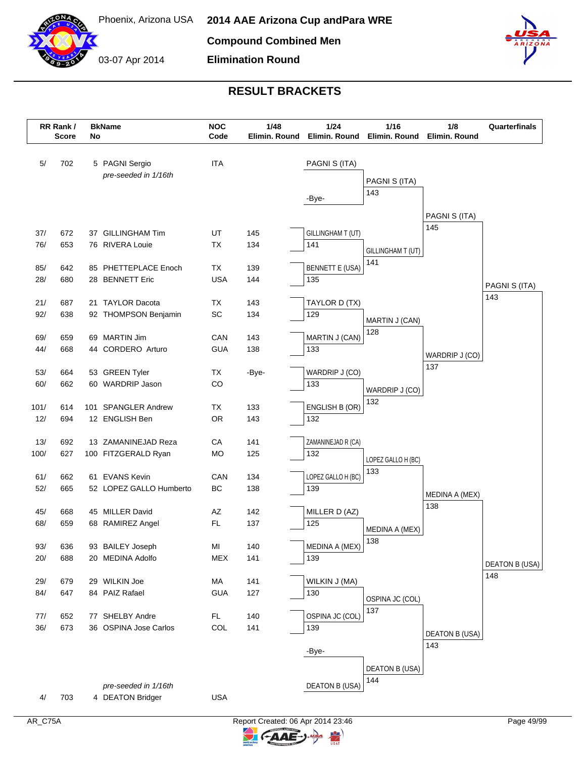# 2014 AAE Arizona Cup andPara WRE

Phoenix, Arizona USA — 03-07 Apr 2014

## Compound Combined Men

## Elimination Round

## RESULT BRACKETS

| RR Rank / Score | BkName No | | NOC Code | 1/48 Elimin. Round | 1/24 Elimin. Round | 1/16 Elimin. Round | 1/8 Elimin. Round | Quarterfinals |
|---|---|---|---|---|---|---|---|---|
| 5/ 702 | 5 | PAGNI Sergio *pre-seeded in 1/16th* | ITA | | PAGNI S (ITA) | PAGNI S (ITA) 143 | PAGNI S (ITA) 145 | PAGNI S (ITA) 143 |
| | | | | | -Bye- | | | |
| 37/ 672 | 37 | GILLINGHAM Tim | UT | 145 | GILLINGHAM T (UT) 141 | GILLINGHAM T (UT) 141 | | |
| 76/ 653 | 76 | RIVERA Louie | TX | 134 | | | | |
| 85/ 642 | 85 | PHETTEPLACE Enoch | TX | 139 | BENNETT E (USA) 135 | | | |
| 28/ 680 | 28 | BENNETT Eric | USA | 144 | | | | |
| 21/ 687 | 21 | TAYLOR Dacota | TX | 143 | TAYLOR D (TX) 129 | MARTIN J (CAN) 128 | WARDRIP J (CO) 137 | |
| 92/ 638 | 92 | THOMPSON Benjamin | SC | 134 | | | | |
| 69/ 659 | 69 | MARTIN Jim | CAN | 143 | MARTIN J (CAN) 133 | | | |
| 44/ 668 | 44 | CORDERO Arturo | GUA | 138 | | | | |
| 53/ 664 | 53 | GREEN Tyler | TX | -Bye- | WARDRIP J (CO) 133 | WARDRIP J (CO) 132 | | |
| 60/ 662 | 60 | WARDRIP Jason | CO | | | | | |
| 101/ 614 | 101 | SPANGLER Andrew | TX | 133 | ENGLISH B (OR) 132 | | | |
| 12/ 694 | 12 | ENGLISH Ben | OR | 143 | | | | |
| 13/ 692 | 13 | ZAMANINEJAD Reza | CA | 141 | ZAMANINEJAD R (CA) 132 | LOPEZ GALLO H (BC) 133 | MEDINA A (MEX) 138 | DEATON B (USA) 148 |
| 100/ 627 | 100 | FITZGERALD Ryan | MO | 125 | | | | |
| 61/ 662 | 61 | EVANS Kevin | CAN | 134 | LOPEZ GALLO H (BC) 139 | | | |
| 52/ 665 | 52 | LOPEZ GALLO Humberto | BC | 138 | | | | |
| 45/ 668 | 45 | MILLER David | AZ | 142 | MILLER D (AZ) 125 | MEDINA A (MEX) 138 | | |
| 68/ 659 | 68 | RAMIREZ Angel | FL | 137 | | | | |
| 93/ 636 | 93 | BAILEY Joseph | MI | 140 | MEDINA A (MEX) 139 | | | |
| 20/ 688 | 20 | MEDINA Adolfo | MEX | 141 | | | | |
| 29/ 679 | 29 | WILKIN Joe | MA | 141 | WILKIN J (MA) 130 | OSPINA JC (COL) 137 | DEATON B (USA) 143 | |
| 84/ 647 | 84 | PAIZ Rafael | GUA | 127 | | | | |
| 77/ 652 | 77 | SHELBY Andre | FL | 140 | OSPINA JC (COL) 139 | | | |
| 36/ 673 | 36 | OSPINA Jose Carlos | COL | 141 | | | | |
| | | | | | -Bye- | DEATON B (USA) 144 | | |
| 4/ 703 | 4 | DEATON Bridger *pre-seeded in 1/16th* | USA | | DEATON B (USA) | | | |

AR_C75A — Report Created: 06 Apr 2014 23:46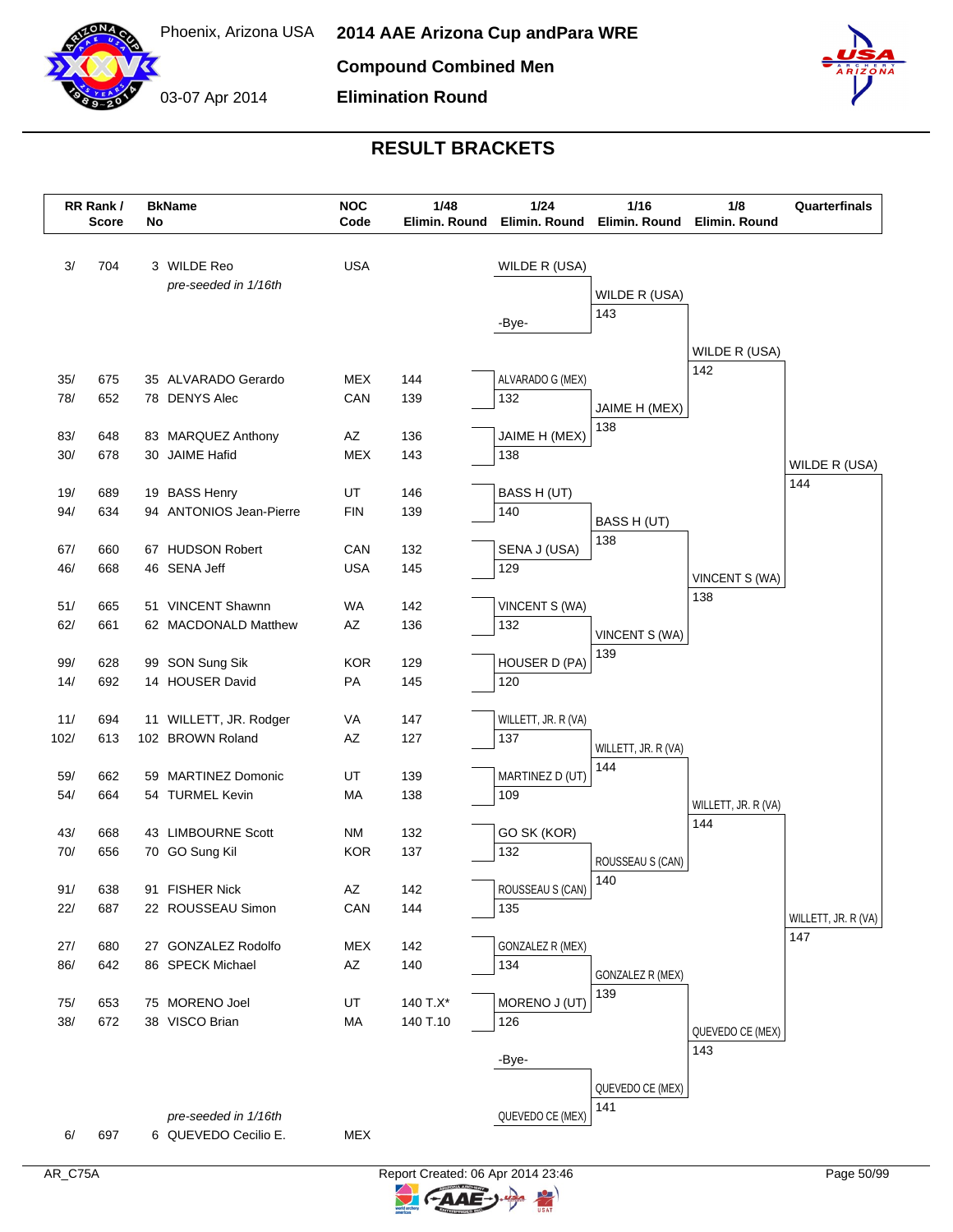# 2014 AAE Arizona Cup andPara WRE

Phoenix, Arizona USA

03-07 Apr 2014

**Compound Combined Men**

**Elimination Round**

## RESULT BRACKETS

| RR Rank / Score | | BkName No | | NOC Code | 1/48 Elimin. Round |
|---|---|---|---|---|---|
| 3/ | 704 | 3 | WILDE Reo *pre-seeded in 1/16th* | USA | |
| 35/ | 675 | 35 | ALVARADO Gerardo | MEX | 144 |
| 78/ | 652 | 78 | DENYS Alec | CAN | 139 |
| 83/ | 648 | 83 | MARQUEZ Anthony | AZ | 136 |
| 30/ | 678 | 30 | JAIME Hafid | MEX | 143 |
| 19/ | 689 | 19 | BASS Henry | UT | 146 |
| 94/ | 634 | 94 | ANTONIOS Jean-Pierre | FIN | 139 |
| 67/ | 660 | 67 | HUDSON Robert | CAN | 132 |
| 46/ | 668 | 46 | SENA Jeff | USA | 145 |
| 51/ | 665 | 51 | VINCENT Shawnn | WA | 142 |
| 62/ | 661 | 62 | MACDONALD Matthew | AZ | 136 |
| 99/ | 628 | 99 | SON Sung Sik | KOR | 129 |
| 14/ | 692 | 14 | HOUSER David | PA | 145 |
| 11/ | 694 | 11 | WILLETT, JR. Rodger | VA | 147 |
| 102/ | 613 | 102 | BROWN Roland | AZ | 127 |
| 59/ | 662 | 59 | MARTINEZ Domonic | UT | 139 |
| 54/ | 664 | 54 | TURMEL Kevin | MA | 138 |
| 43/ | 668 | 43 | LIMBOURNE Scott | NM | 132 |
| 70/ | 656 | 70 | GO Sung Kil | KOR | 137 |
| 91/ | 638 | 91 | FISHER Nick | AZ | 142 |
| 22/ | 687 | 22 | ROUSSEAU Simon | CAN | 144 |
| 27/ | 680 | 27 | GONZALEZ Rodolfo | MEX | 142 |
| 86/ | 642 | 86 | SPECK Michael | AZ | 140 |
| 75/ | 653 | 75 | MORENO Joel | UT | 140 T.X* |
| 38/ | 672 | 38 | VISCO Brian | MA | 140 T.10 |
| 6/ | 697 | 6 | QUEVEDO Cecilio E. *pre-seeded in 1/16th* | MEX | |

### 1/24 Elimin. Round

| Match | Winner | Loser score |
|---|---|---|
| WILDE R (USA) vs -Bye- | WILDE R (USA) | |
| ALVARADO G (MEX) vs DENYS | ALVARADO G (MEX) | 132 |
| MARQUEZ vs JAIME H (MEX) | JAIME H (MEX) | 138 |
| BASS H (UT) vs ANTONIOS | BASS H (UT) | 140 |
| HUDSON vs SENA J (USA) | SENA J (USA) | 129 |
| VINCENT S (WA) vs MACDONALD | VINCENT S (WA) | 132 |
| SON vs HOUSER D (PA) | HOUSER D (PA) | 120 |
| WILLETT, JR. R (VA) vs BROWN | WILLETT, JR. R (VA) | 137 |
| MARTINEZ D (UT) vs TURMEL | MARTINEZ D (UT) | 109 |
| LIMBOURNE vs GO SK (KOR) | GO SK (KOR) | 132 |
| FISHER vs ROUSSEAU S (CAN) | ROUSSEAU S (CAN) | 135 |
| GONZALEZ R (MEX) vs SPECK | GONZALEZ R (MEX) | 134 |
| MORENO J (UT) vs VISCO | MORENO J (UT) | 126 |
| -Bye- vs QUEVEDO CE (MEX) | QUEVEDO CE (MEX) | |

Bracket scores as shown in 1/24 column: ALVARADO G (MEX) 132; JAIME H (MEX) 138; BASS H (UT) 140; SENA J (USA) 129; VINCENT S (WA) 132; HOUSER D (PA) 120; WILLETT, JR. R (VA) 137; MARTINEZ D (UT) 109; GO SK (KOR) 132; ROUSSEAU S (CAN) 135; GONZALEZ R (MEX) 134; MORENO J (UT) 126.

### 1/16 Elimin. Round

- WILDE R (USA) 143
- JAIME H (MEX) 138
- BASS H (UT) 138
- VINCENT S (WA) 139
- WILLETT, JR. R (VA) 144
- ROUSSEAU S (CAN) 140
- GONZALEZ R (MEX) 139
- QUEVEDO CE (MEX) 141

### 1/8 Elimin. Round

- WILDE R (USA) 142
- VINCENT S (WA) 138
- WILLETT, JR. R (VA) 144
- QUEVEDO CE (MEX) 143

### Quarterfinals

- WILDE R (USA) 144
- WILLETT, JR. R (VA) 147

AR_C75A

Report Created: 06 Apr 2014 23:46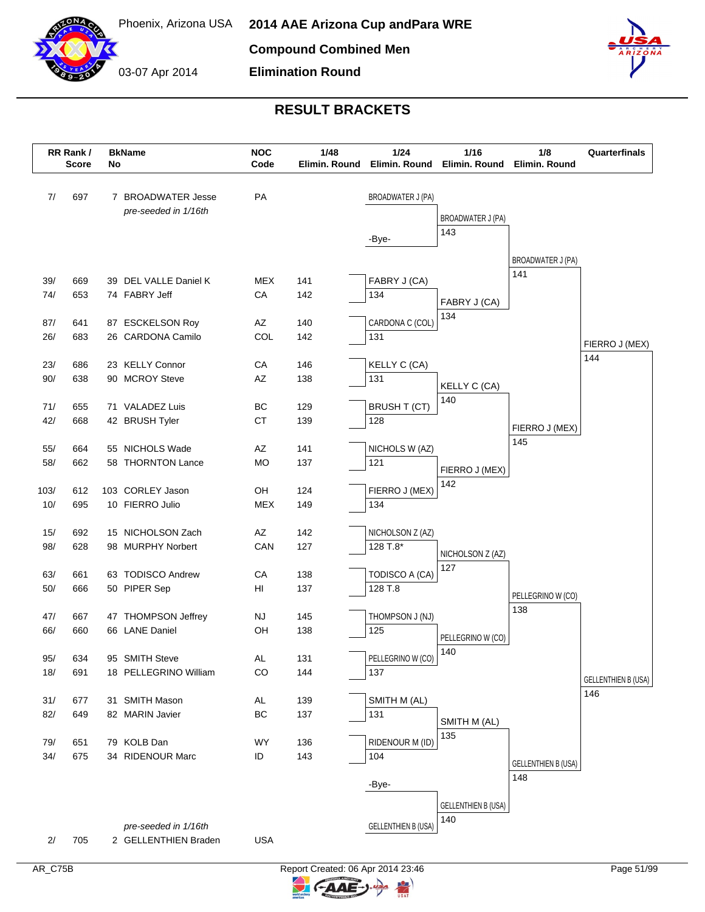# 2014 AAE Arizona Cup andPara WRE

Phoenix, Arizona USA

03-07 Apr 2014

## Compound Combined Men

## Elimination Round

## RESULT BRACKETS

| RR Rank / Score | | BkName No | | NOC Code | 1/48 Elimin. Round | 1/24 Elimin. Round | 1/16 Elimin. Round | 1/8 Elimin. Round | Quarterfinals |
|---|---|---|---|---|---|---|---|---|---|
| 7/ | 697 | 7 | BROADWATER Jesse *pre-seeded in 1/16th* | PA | | BROADWATER J (PA) | BROADWATER J (PA) 143 | BROADWATER J (PA) 141 | FIERRO J (MEX) 144 |
| | | | | | | -Bye- | | | |
| 39/ | 669 | 39 | DEL VALLE Daniel K | MEX | 141 | FABRY J (CA) | FABRY J (CA) 134 | | |
| 74/ | 653 | 74 | FABRY Jeff | CA | 142 | 134 | | | |
| 87/ | 641 | 87 | ESCKELSON Roy | AZ | 140 | CARDONA C (COL) | | | |
| 26/ | 683 | 26 | CARDONA Camilo | COL | 142 | 131 | | | |
| 23/ | 686 | 23 | KELLY Connor | CA | 146 | KELLY C (CA) | KELLY C (CA) 140 | FIERRO J (MEX) 145 | |
| 90/ | 638 | 90 | MCROY Steve | AZ | 138 | 131 | | | |
| 71/ | 655 | 71 | VALADEZ Luis | BC | 129 | BRUSH T (CT) | | | |
| 42/ | 668 | 42 | BRUSH Tyler | CT | 139 | 128 | | | |
| 55/ | 664 | 55 | NICHOLS Wade | AZ | 141 | NICHOLS W (AZ) | FIERRO J (MEX) 142 | | |
| 58/ | 662 | 58 | THORNTON Lance | MO | 137 | 121 | | | |
| 103/ | 612 | 103 | CORLEY Jason | OH | 124 | FIERRO J (MEX) | | | |
| 10/ | 695 | 10 | FIERRO Julio | MEX | 149 | 134 | | | |
| 15/ | 692 | 15 | NICHOLSON Zach | AZ | 142 | NICHOLSON Z (AZ) | NICHOLSON Z (AZ) 127 | PELLEGRINO W (CO) 138 | GELLENTHIEN B (USA) 146 |
| 98/ | 628 | 98 | MURPHY Norbert | CAN | 127 | 128 T.8* | | | |
| 63/ | 661 | 63 | TODISCO Andrew | CA | 138 | TODISCO A (CA) | | | |
| 50/ | 666 | 50 | PIPER Sep | HI | 137 | 128 T.8 | | | |
| 47/ | 667 | 47 | THOMPSON Jeffrey | NJ | 145 | THOMPSON J (NJ) | PELLEGRINO W (CO) 140 | | |
| 66/ | 660 | 66 | LANE Daniel | OH | 138 | 125 | | | |
| 95/ | 634 | 95 | SMITH Steve | AL | 131 | PELLEGRINO W (CO) | | | |
| 18/ | 691 | 18 | PELLEGRINO William | CO | 144 | 137 | | | |
| 31/ | 677 | 31 | SMITH Mason | AL | 139 | SMITH M (AL) | SMITH M (AL) 135 | GELLENTHIEN B (USA) 148 | |
| 82/ | 649 | 82 | MARIN Javier | BC | 137 | 131 | | | |
| 79/ | 651 | 79 | KOLB Dan | WY | 136 | RIDENOUR M (ID) | | | |
| 34/ | 675 | 34 | RIDENOUR Marc | ID | 143 | 104 | | | |
| | | | | | | -Bye- | GELLENTHIEN B (USA) 140 | | |
| 2/ | 705 | 2 | GELLENTHIEN Braden *pre-seeded in 1/16th* | USA | | GELLENTHIEN B (USA) | | | |

AR_C75B

Report Created: 06 Apr 2014 23:46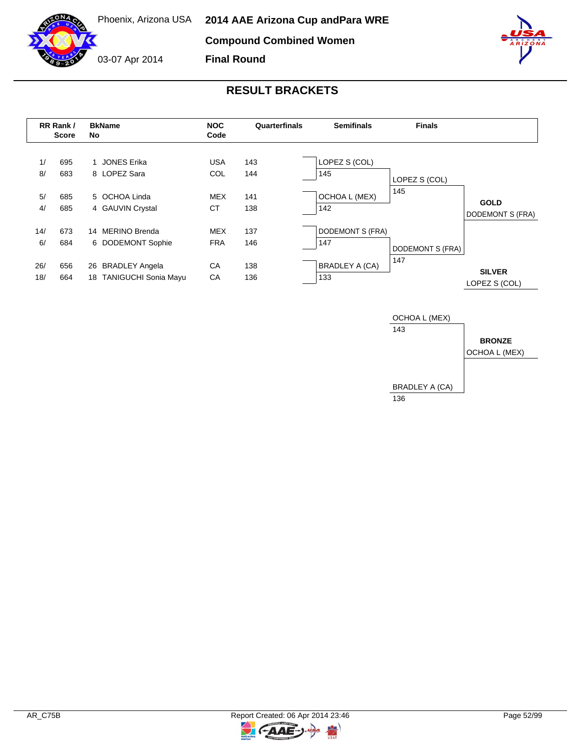Phoenix, Arizona USA

03-07 Apr 2014

# 2014 AAE Arizona Cup andPara WRE

## Compound Combined Women

## Final Round

## RESULT BRACKETS

| RR Rank / Score | | BkName No | | NOC Code | Quarterfinals | Semifinals | Finals |
|---|---|---|---|---|---|---|---|
| 1/ | 695 | 1 | JONES Erika | USA | 143 | LOPEZ S (COL) | |
| 8/ | 683 | 8 | LOPEZ Sara | COL | 144 | 145 | LOPEZ S (COL) |
| 5/ | 685 | 5 | OCHOA Linda | MEX | 141 | OCHOA L (MEX) | 145 |
| 4/ | 685 | 4 | GAUVIN Crystal | CT | 138 | 142 | |
| 14/ | 673 | 14 | MERINO Brenda | MEX | 137 | DODEMONT S (FRA) | |
| 6/ | 684 | 6 | DODEMONT Sophie | FRA | 146 | 147 | DODEMONT S (FRA) |
| 26/ | 656 | 26 | BRADLEY Angela | CA | 138 | BRADLEY A (CA) | 147 |
| 18/ | 664 | 18 | TANIGUCHI Sonia Mayu | CA | 136 | 133 | |

**GOLD**
DODEMONT S (FRA)

**SILVER**
LOPEZ S (COL)

Bronze match:

| Athlete | Score |
|---|---|
| OCHOA L (MEX) | 143 |
| BRADLEY A (CA) | 136 |

**BRONZE**
OCHOA L (MEX)

AR_C75B

Report Created: 06 Apr 2014 23:46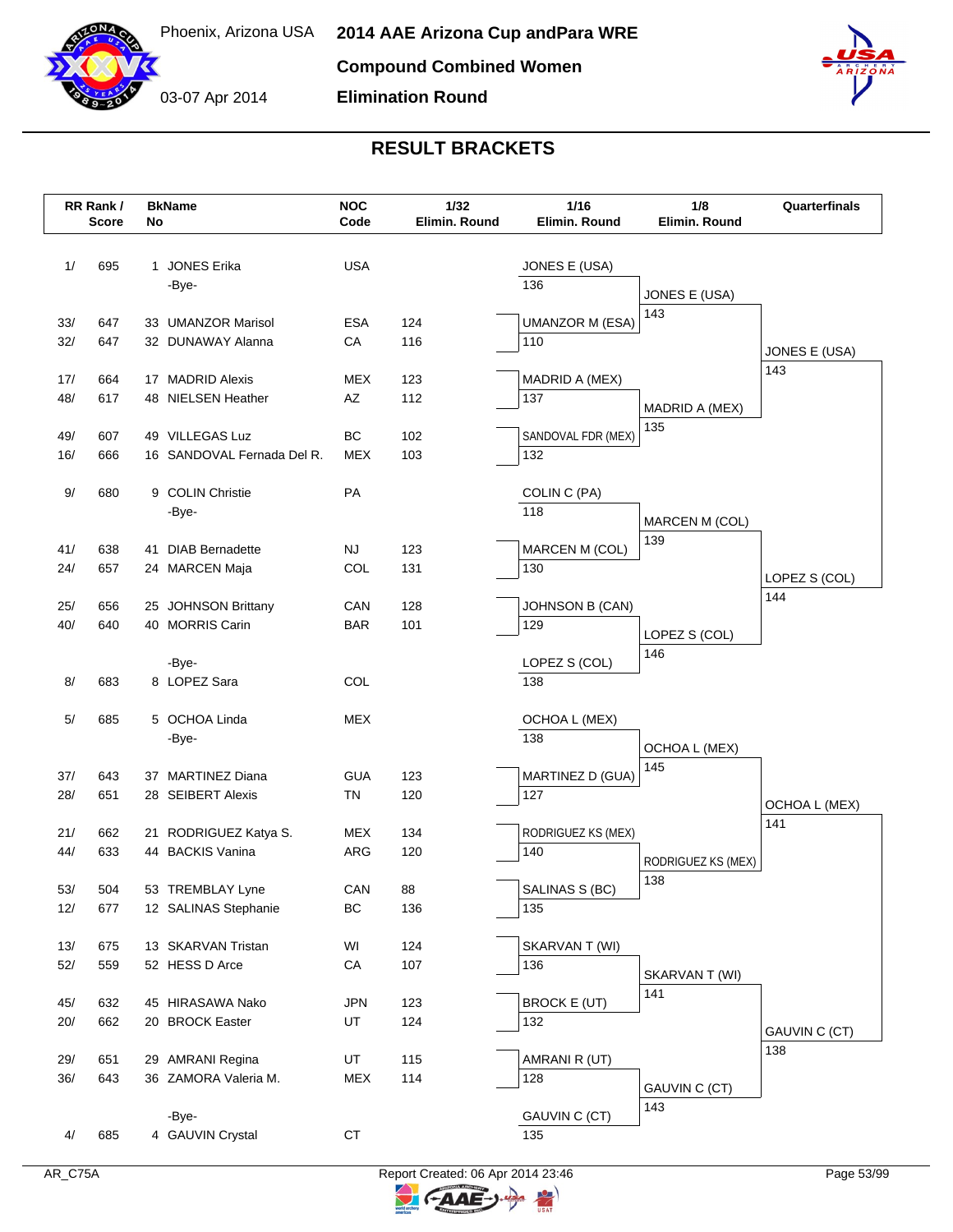Phoenix, Arizona USA

03-07 Apr 2014

# 2014 AAE Arizona Cup andPara WRE

## Compound Combined Women

## Elimination Round

## RESULT BRACKETS

| RR Rank / Score | | BkName No | | NOC Code | 1/32 Elimin. Round | 1/16 Elimin. Round | 1/8 Elimin. Round | Quarterfinals |
|---|---|---|---|---|---|---|---|---|
| 1/ | 695 | 1 | JONES Erika | USA | | JONES E (USA) 136 | JONES E (USA) 143 | JONES E (USA) 143 |
| | | | -Bye- | | | | | |
| 33/ | 647 | 33 | UMANZOR Marisol | ESA | 124 | UMANZOR M (ESA) 110 | | |
| 32/ | 647 | 32 | DUNAWAY Alanna | CA | 116 | | | |
| 17/ | 664 | 17 | MADRID Alexis | MEX | 123 | MADRID A (MEX) 137 | MADRID A (MEX) 135 | |
| 48/ | 617 | 48 | NIELSEN Heather | AZ | 112 | | | |
| 49/ | 607 | 49 | VILLEGAS Luz | BC | 102 | SANDOVAL FDR (MEX) 132 | | |
| 16/ | 666 | 16 | SANDOVAL Fernada Del R. | MEX | 103 | | | |
| 9/ | 680 | 9 | COLIN Christie | PA | | COLIN C (PA) 118 | MARCEN M (COL) 139 | LOPEZ S (COL) 144 |
| | | | -Bye- | | | | | |
| 41/ | 638 | 41 | DIAB Bernadette | NJ | 123 | MARCEN M (COL) 130 | | |
| 24/ | 657 | 24 | MARCEN Maja | COL | 131 | | | |
| 25/ | 656 | 25 | JOHNSON Brittany | CAN | 128 | JOHNSON B (CAN) 129 | LOPEZ S (COL) 146 | |
| 40/ | 640 | 40 | MORRIS Carin | BAR | 101 | | | |
| | | | -Bye- | | | LOPEZ S (COL) 138 | | |
| 8/ | 683 | 8 | LOPEZ Sara | COL | | | | |
| 5/ | 685 | 5 | OCHOA Linda | MEX | | OCHOA L (MEX) 138 | OCHOA L (MEX) 145 | OCHOA L (MEX) 141 |
| | | | -Bye- | | | | | |
| 37/ | 643 | 37 | MARTINEZ Diana | GUA | 123 | MARTINEZ D (GUA) 127 | | |
| 28/ | 651 | 28 | SEIBERT Alexis | TN | 120 | | | |
| 21/ | 662 | 21 | RODRIGUEZ Katya S. | MEX | 134 | RODRIGUEZ KS (MEX) 140 | RODRIGUEZ KS (MEX) 138 | |
| 44/ | 633 | 44 | BACKIS Vanina | ARG | 120 | | | |
| 53/ | 504 | 53 | TREMBLAY Lyne | CAN | 88 | SALINAS S (BC) 135 | | |
| 12/ | 677 | 12 | SALINAS Stephanie | BC | 136 | | | |
| 13/ | 675 | 13 | SKARVAN Tristan | WI | 124 | SKARVAN T (WI) 136 | SKARVAN T (WI) 141 | GAUVIN C (CT) 138 |
| 52/ | 559 | 52 | HESS D Arce | CA | 107 | | | |
| 45/ | 632 | 45 | HIRASAWA Nako | JPN | 123 | BROCK E (UT) 132 | | |
| 20/ | 662 | 20 | BROCK Easter | UT | 124 | | | |
| 29/ | 651 | 29 | AMRANI Regina | UT | 115 | AMRANI R (UT) 128 | GAUVIN C (CT) 143 | |
| 36/ | 643 | 36 | ZAMORA Valeria M. | MEX | 114 | | | |
| | | | -Bye- | | | GAUVIN C (CT) 135 | | |
| 4/ | 685 | 4 | GAUVIN Crystal | CT | | | | |

AR_C75A

Report Created: 06 Apr 2014 23:46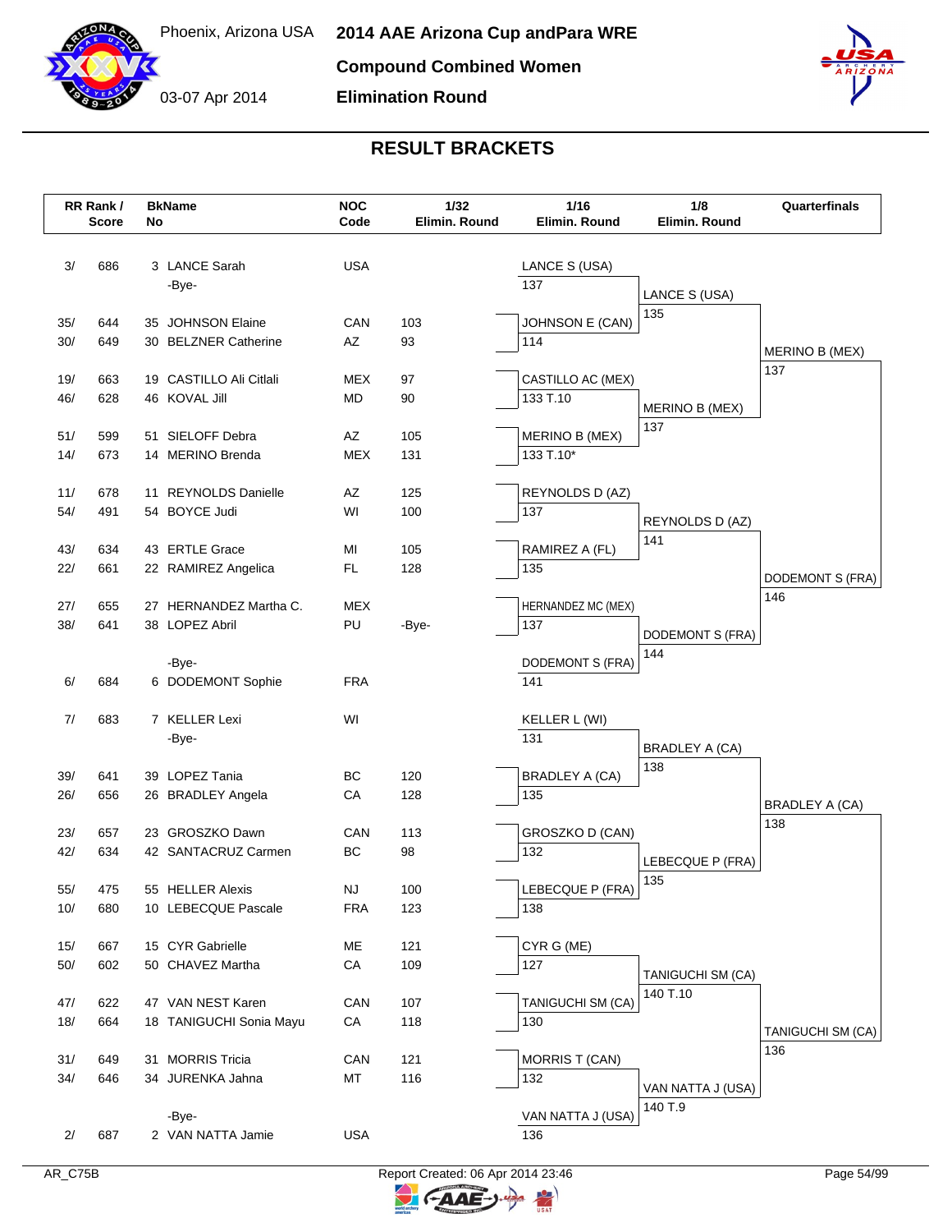# 2014 AAE Arizona Cup andPara WRE

Phoenix, Arizona USA

03-07 Apr 2014

**Compound Combined Women**

**Elimination Round**

## RESULT BRACKETS

| RR Rank / Score | | BkName No | | NOC Code | 1/32 Elimin. Round | 1/16 Elimin. Round | 1/8 Elimin. Round | Quarterfinals |
|---|---|---|---|---|---|---|---|---|
| 3/ | 686 | 3 | LANCE Sarah | USA | | LANCE S (USA) 137 | LANCE S (USA) 135 | MERINO B (MEX) 137 |
| | | | -Bye- | | | | | |
| 35/ | 644 | 35 | JOHNSON Elaine | CAN | 103 | JOHNSON E (CAN) 114 | | |
| 30/ | 649 | 30 | BELZNER Catherine | AZ | 93 | | | |
| 19/ | 663 | 19 | CASTILLO Ali Citlali | MEX | 97 | CASTILLO AC (MEX) 133 T.10 | MERINO B (MEX) 137 | |
| 46/ | 628 | 46 | KOVAL Jill | MD | 90 | | | |
| 51/ | 599 | 51 | SIELOFF Debra | AZ | 105 | MERINO B (MEX) 133 T.10* | | |
| 14/ | 673 | 14 | MERINO Brenda | MEX | 131 | | | |
| 11/ | 678 | 11 | REYNOLDS Danielle | AZ | 125 | REYNOLDS D (AZ) 137 | REYNOLDS D (AZ) 141 | DODEMONT S (FRA) 146 |
| 54/ | 491 | 54 | BOYCE Judi | WI | 100 | | | |
| 43/ | 634 | 43 | ERTLE Grace | MI | 105 | RAMIREZ A (FL) 135 | | |
| 22/ | 661 | 22 | RAMIREZ Angelica | FL | 128 | | | |
| 27/ | 655 | 27 | HERNANDEZ Martha C. | MEX | | HERNANDEZ MC (MEX) 137 | DODEMONT S (FRA) 144 | |
| 38/ | 641 | 38 | LOPEZ Abril | PU | -Bye- | | | |
| | | | -Bye- | | | DODEMONT S (FRA) 141 | | |
| 6/ | 684 | 6 | DODEMONT Sophie | FRA | | | | |
| 7/ | 683 | 7 | KELLER Lexi | WI | | KELLER L (WI) 131 | BRADLEY A (CA) 138 | BRADLEY A (CA) 138 |
| | | | -Bye- | | | | | |
| 39/ | 641 | 39 | LOPEZ Tania | BC | 120 | BRADLEY A (CA) 135 | | |
| 26/ | 656 | 26 | BRADLEY Angela | CA | 128 | | | |
| 23/ | 657 | 23 | GROSZKO Dawn | CAN | 113 | GROSZKO D (CAN) 132 | LEBECQUE P (FRA) 135 | |
| 42/ | 634 | 42 | SANTACRUZ Carmen | BC | 98 | | | |
| 55/ | 475 | 55 | HELLER Alexis | NJ | 100 | LEBECQUE P (FRA) 138 | | |
| 10/ | 680 | 10 | LEBECQUE Pascale | FRA | 123 | | | |
| 15/ | 667 | 15 | CYR Gabrielle | ME | 121 | CYR G (ME) 127 | TANIGUCHI SM (CA) 140 T.10 | TANIGUCHI SM (CA) 136 |
| 50/ | 602 | 50 | CHAVEZ Martha | CA | 109 | | | |
| 47/ | 622 | 47 | VAN NEST Karen | CAN | 107 | TANIGUCHI SM (CA) 130 | | |
| 18/ | 664 | 18 | TANIGUCHI Sonia Mayu | CA | 118 | | | |
| 31/ | 649 | 31 | MORRIS Tricia | CAN | 121 | MORRIS T (CAN) 132 | VAN NATTA J (USA) 140 T.9 | |
| 34/ | 646 | 34 | JURENKA Jahna | MT | 116 | | | |
| | | | -Bye- | | | VAN NATTA J (USA) 136 | | |
| 2/ | 687 | 2 | VAN NATTA Jamie | USA | | | | |

AR_C75B

Report Created: 06 Apr 2014 23:46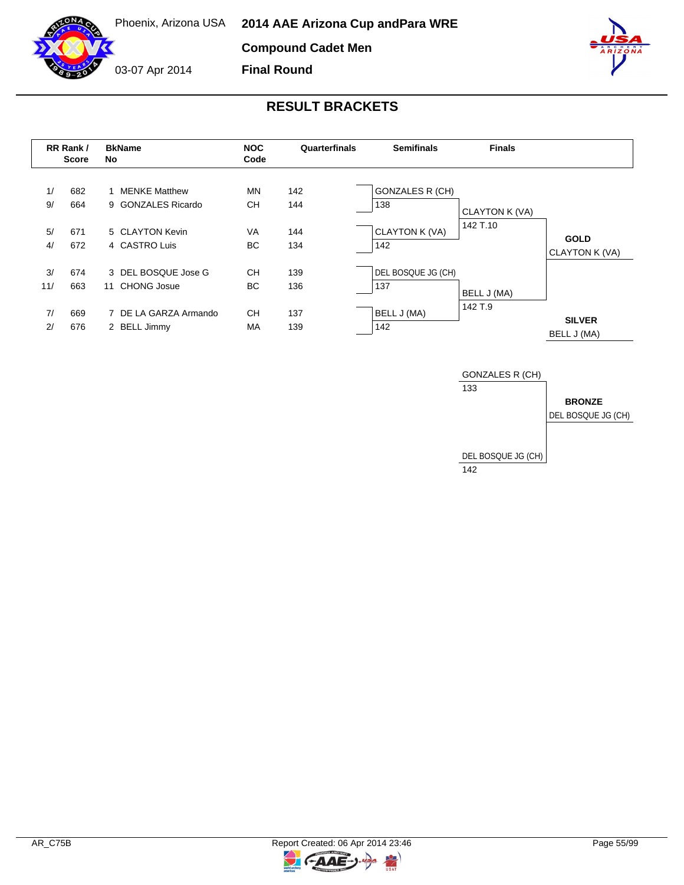Phoenix, Arizona USA

03-07 Apr 2014

# 2014 AAE Arizona Cup andPara WRE

## Compound Cadet Men

## Final Round

## RESULT BRACKETS

| RR Rank / | Score | BkNo | Name | NOC Code | Quarterfinals |
|---|---|---|---|---|---|
| 1/ | 682 | 1 | MENKE Matthew | MN | 142 |
| 9/ | 664 | 9 | GONZALES Ricardo | CH | 144 |
| 5/ | 671 | 5 | CLAYTON Kevin | VA | 144 |
| 4/ | 672 | 4 | CASTRO Luis | BC | 134 |
| 3/ | 674 | 3 | DEL BOSQUE Jose G | CH | 139 |
| 11/ | 663 | 11 | CHONG Josue | BC | 136 |
| 7/ | 669 | 7 | DE LA GARZA Armando | CH | 137 |
| 2/ | 676 | 2 | BELL Jimmy | MA | 139 |

**Semifinals**

| Match | Athlete | Score |
|---|---|---|
| 1 | GONZALES R (CH) | 138 |
| 1 | CLAYTON K (VA) | 142 |
| 2 | DEL BOSQUE JG (CH) | 137 |
| 2 | BELL J (MA) | 142 |

**Finals**

| Athlete | Score |
|---|---|
| CLAYTON K (VA) | 142 T.10 |
| BELL J (MA) | 142 T.9 |

**GOLD**
CLAYTON K (VA)

**SILVER**
BELL J (MA)

**Bronze Match**

| Athlete | Score |
|---|---|
| GONZALES R (CH) | 133 |
| DEL BOSQUE JG (CH) | 142 |

**BRONZE**
DEL BOSQUE JG (CH)

AR_C75B

Report Created: 06 Apr 2014 23:46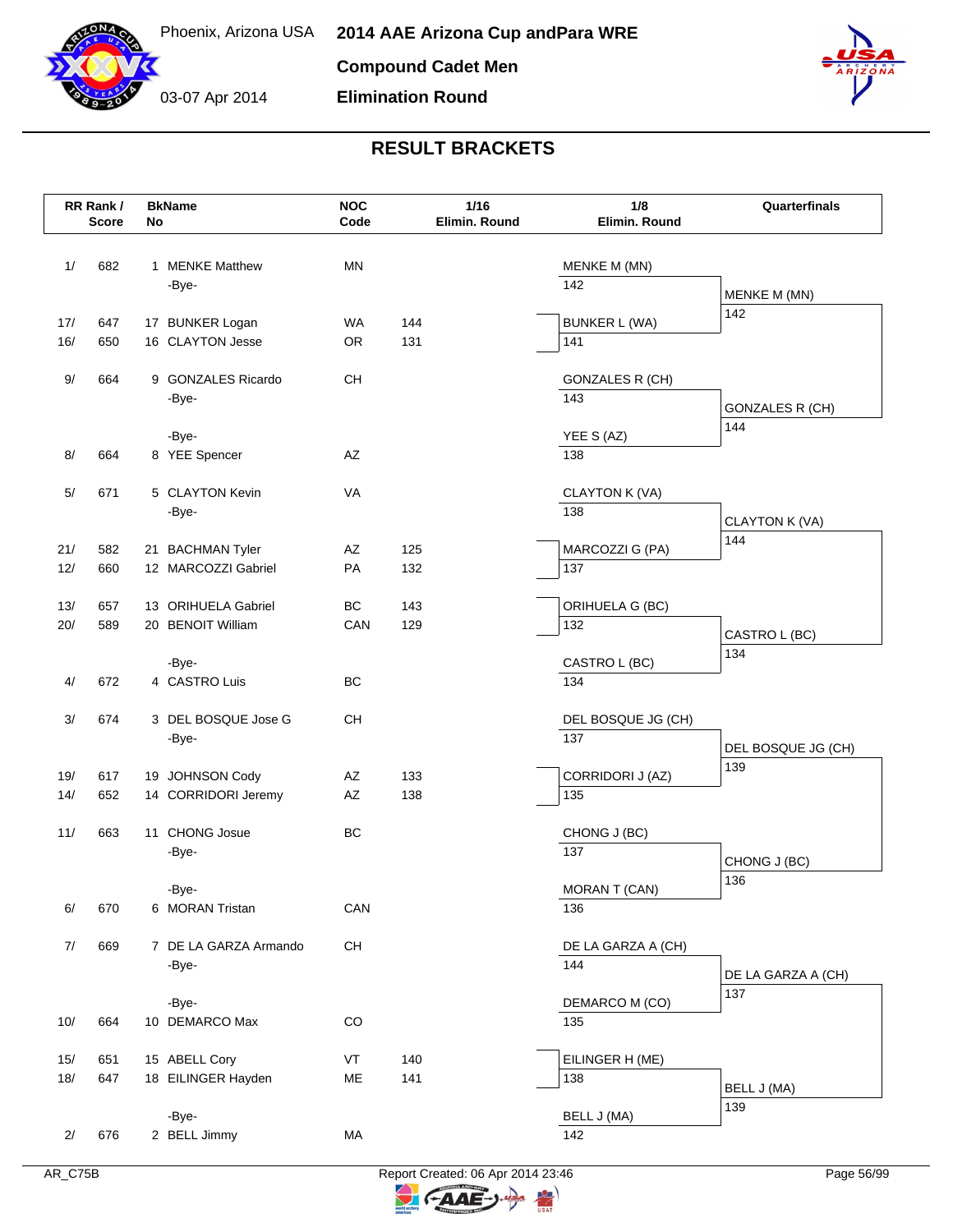# 2014 AAE Arizona Cup andPara WRE

Phoenix, Arizona USA

03-07 Apr 2014

**Compound Cadet Men**

**Elimination Round**

## RESULT BRACKETS

| RR Rank / Score | | BkName No | | NOC Code | 1/16 Elimin. Round | 1/8 Elimin. Round | | Quarterfinals | |
|---|---|---|---|---|---|---|---|---|---|
| 1/ | 682 | 1 | MENKE Matthew | MN | | MENKE M (MN) | 142 | MENKE M (MN) | 142 |
| | | | -Bye- | | | | | | |
| 17/ | 647 | 17 | BUNKER Logan | WA | 144 | BUNKER L (WA) | 141 | | |
| 16/ | 650 | 16 | CLAYTON Jesse | OR | 131 | | | | |
| 9/ | 664 | 9 | GONZALES Ricardo | CH | | GONZALES R (CH) | 143 | GONZALES R (CH) | 144 |
| | | | -Bye- | | | | | | |
| | | | -Bye- | | | YEE S (AZ) | 138 | | |
| 8/ | 664 | 8 | YEE Spencer | AZ | | | | | |
| 5/ | 671 | 5 | CLAYTON Kevin | VA | | CLAYTON K (VA) | 138 | CLAYTON K (VA) | 144 |
| | | | -Bye- | | | | | | |
| 21/ | 582 | 21 | BACHMAN Tyler | AZ | 125 | MARCOZZI G (PA) | 137 | | |
| 12/ | 660 | 12 | MARCOZZI Gabriel | PA | 132 | | | | |
| 13/ | 657 | 13 | ORIHUELA Gabriel | BC | 143 | ORIHUELA G (BC) | 132 | CASTRO L (BC) | 134 |
| 20/ | 589 | 20 | BENOIT William | CAN | 129 | | | | |
| | | | -Bye- | | | CASTRO L (BC) | 134 | | |
| 4/ | 672 | 4 | CASTRO Luis | BC | | | | | |
| 3/ | 674 | 3 | DEL BOSQUE Jose G | CH | | DEL BOSQUE JG (CH) | 137 | DEL BOSQUE JG (CH) | 139 |
| | | | -Bye- | | | | | | |
| 19/ | 617 | 19 | JOHNSON Cody | AZ | 133 | CORRIDORI J (AZ) | 135 | | |
| 14/ | 652 | 14 | CORRIDORI Jeremy | AZ | 138 | | | | |
| 11/ | 663 | 11 | CHONG Josue | BC | | CHONG J (BC) | 137 | CHONG J (BC) | 136 |
| | | | -Bye- | | | | | | |
| | | | -Bye- | | | MORAN T (CAN) | 136 | | |
| 6/ | 670 | 6 | MORAN Tristan | CAN | | | | | |
| 7/ | 669 | 7 | DE LA GARZA Armando | CH | | DE LA GARZA A (CH) | 144 | DE LA GARZA A (CH) | 137 |
| | | | -Bye- | | | | | | |
| | | | -Bye- | | | DEMARCO M (CO) | 135 | | |
| 10/ | 664 | 10 | DEMARCO Max | CO | | | | | |
| 15/ | 651 | 15 | ABELL Cory | VT | 140 | EILINGER H (ME) | 138 | BELL J (MA) | 139 |
| 18/ | 647 | 18 | EILINGER Hayden | ME | 141 | | | | |
| | | | -Bye- | | | BELL J (MA) | 142 | | |
| 2/ | 676 | 2 | BELL Jimmy | MA | | | | | |

AR_C75B

Report Created: 06 Apr 2014 23:46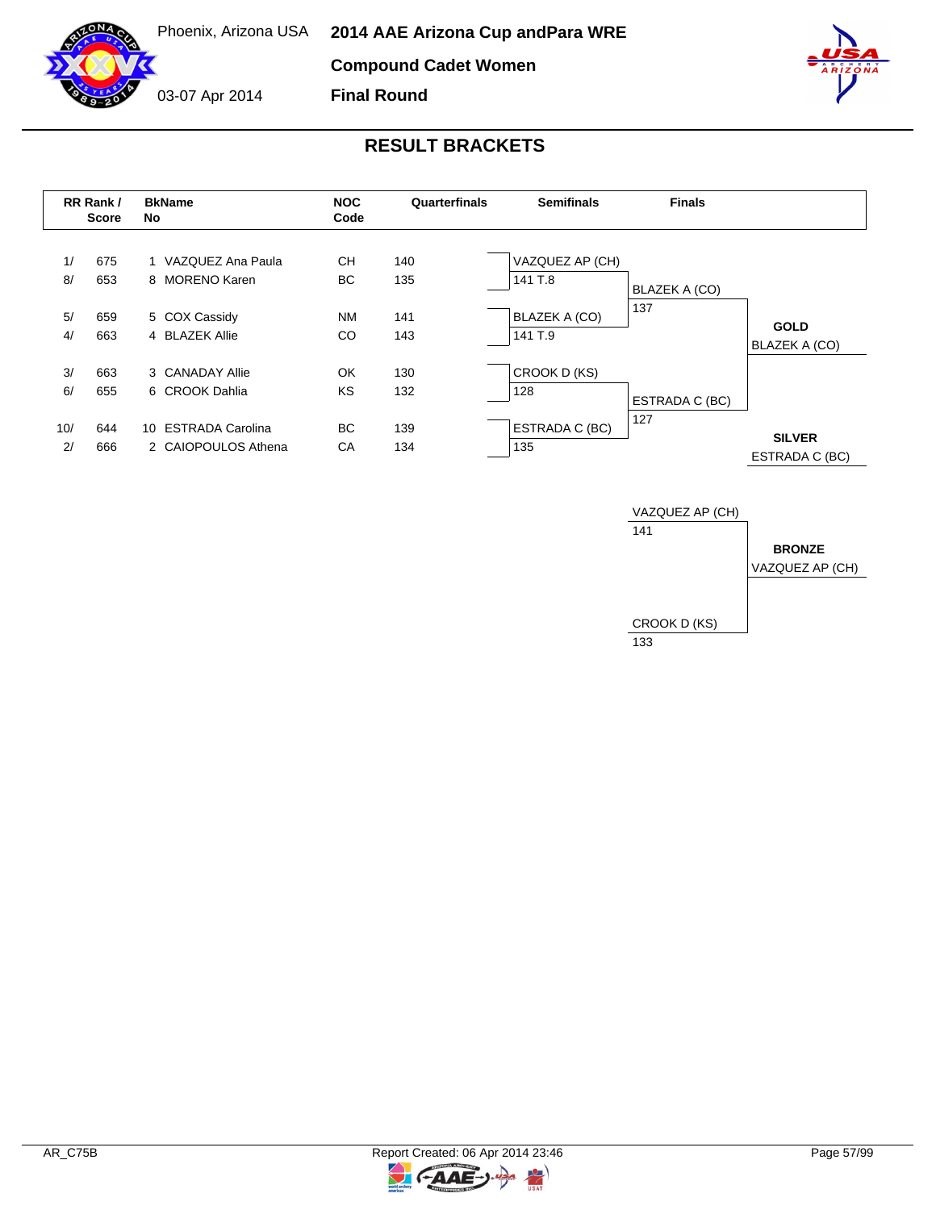Phoenix, Arizona USA

03-07 Apr 2014

# 2014 AAE Arizona Cup andPara WRE

## Compound Cadet Women

## Final Round

## RESULT BRACKETS

| RR Rank / | Score | BkName No | | NOC Code | Quarterfinals | Semifinals | Finals |
|---|---|---|---|---|---|---|---|
| 1/ | 675 | 1 | VAZQUEZ Ana Paula | CH | 140 | VAZQUEZ AP (CH) 141 T.8 | BLAZEK A (CO) 137 |
| 8/ | 653 | 8 | MORENO Karen | BC | 135 | | |
| 5/ | 659 | 5 | COX Cassidy | NM | 141 | BLAZEK A (CO) 141 T.9 | |
| 4/ | 663 | 4 | BLAZEK Allie | CO | 143 | | |
| 3/ | 663 | 3 | CANADAY Allie | OK | 130 | CROOK D (KS) 128 | ESTRADA C (BC) 127 |
| 6/ | 655 | 6 | CROOK Dahlia | KS | 132 | | |
| 10/ | 644 | 10 | ESTRADA Carolina | BC | 139 | ESTRADA C (BC) 135 | |
| 2/ | 666 | 2 | CAIOPOULOS Athena | CA | 134 | | |

**GOLD**
BLAZEK A (CO)

**SILVER**
ESTRADA C (BC)

Bronze match:

| Archer | Score |
|---|---|
| VAZQUEZ AP (CH) | 141 |
| CROOK D (KS) | 133 |

**BRONZE**
VAZQUEZ AP (CH)

AR_C75B

Report Created: 06 Apr 2014 23:46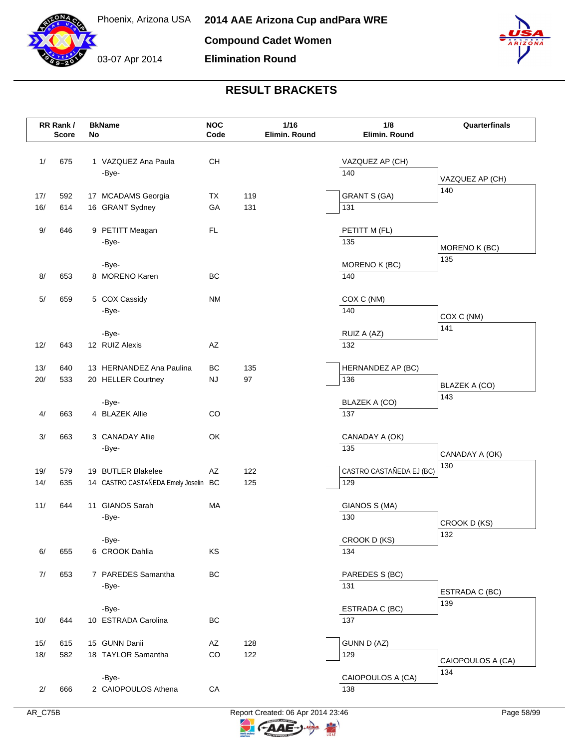Phoenix, Arizona USA

03-07 Apr 2014

# 2014 AAE Arizona Cup andPara WRE

## Compound Cadet Women

## Elimination Round

### RESULT BRACKETS

| RR Rank / Score | | BkName No | | NOC Code | 1/16 Elimin. Round | 1/8 Elimin. Round | | Quarterfinals | |
|---|---|---|---|---|---|---|---|---|---|
| 1/ | 675 | 1 | VAZQUEZ Ana Paula | CH | | VAZQUEZ AP (CH) | 140 | VAZQUEZ AP (CH) | 140 |
| | | | -Bye- | | | | | | |
| 17/ | 592 | 17 | MCADAMS Georgia | TX | 119 | GRANT S (GA) | 131 | | |
| 16/ | 614 | 16 | GRANT Sydney | GA | 131 | | | | |
| 9/ | 646 | 9 | PETITT Meagan | FL | | PETITT M (FL) | 135 | MORENO K (BC) | 135 |
| | | | -Bye- | | | | | | |
| | | | -Bye- | | | MORENO K (BC) | 140 | | |
| 8/ | 653 | 8 | MORENO Karen | BC | | | | | |
| 5/ | 659 | 5 | COX Cassidy | NM | | COX C (NM) | 140 | COX C (NM) | 141 |
| | | | -Bye- | | | | | | |
| | | | -Bye- | | | RUIZ A (AZ) | 132 | | |
| 12/ | 643 | 12 | RUIZ Alexis | AZ | | | | | |
| 13/ | 640 | 13 | HERNANDEZ Ana Paulina | BC | 135 | HERNANDEZ AP (BC) | 136 | BLAZEK A (CO) | 143 |
| 20/ | 533 | 20 | HELLER Courtney | NJ | 97 | | | | |
| | | | -Bye- | | | BLAZEK A (CO) | 137 | | |
| 4/ | 663 | 4 | BLAZEK Allie | CO | | | | | |
| 3/ | 663 | 3 | CANADAY Allie | OK | | CANADAY A (OK) | 135 | CANADAY A (OK) | 130 |
| | | | -Bye- | | | | | | |
| 19/ | 579 | 19 | BUTLER Blakelee | AZ | 122 | CASTRO CASTAÑEDA EJ (BC) | 129 | | |
| 14/ | 635 | 14 | CASTRO CASTAÑEDA Emely Joselin | BC | 125 | | | | |
| 11/ | 644 | 11 | GIANOS Sarah | MA | | GIANOS S (MA) | 130 | CROOK D (KS) | 132 |
| | | | -Bye- | | | | | | |
| | | | -Bye- | | | CROOK D (KS) | 134 | | |
| 6/ | 655 | 6 | CROOK Dahlia | KS | | | | | |
| 7/ | 653 | 7 | PAREDES Samantha | BC | | PAREDES S (BC) | 131 | ESTRADA C (BC) | 139 |
| | | | -Bye- | | | | | | |
| | | | -Bye- | | | ESTRADA C (BC) | 137 | | |
| 10/ | 644 | 10 | ESTRADA Carolina | BC | | | | | |
| 15/ | 615 | 15 | GUNN Danii | AZ | 128 | GUNN D (AZ) | 129 | CAIOPOULOS A (CA) | 134 |
| 18/ | 582 | 18 | TAYLOR Samantha | CO | 122 | | | | |
| | | | -Bye- | | | CAIOPOULOS A (CA) | 138 | | |
| 2/ | 666 | 2 | CAIOPOULOS Athena | CA | | | | | |

AR_C75B — Report Created: 06 Apr 2014 23:46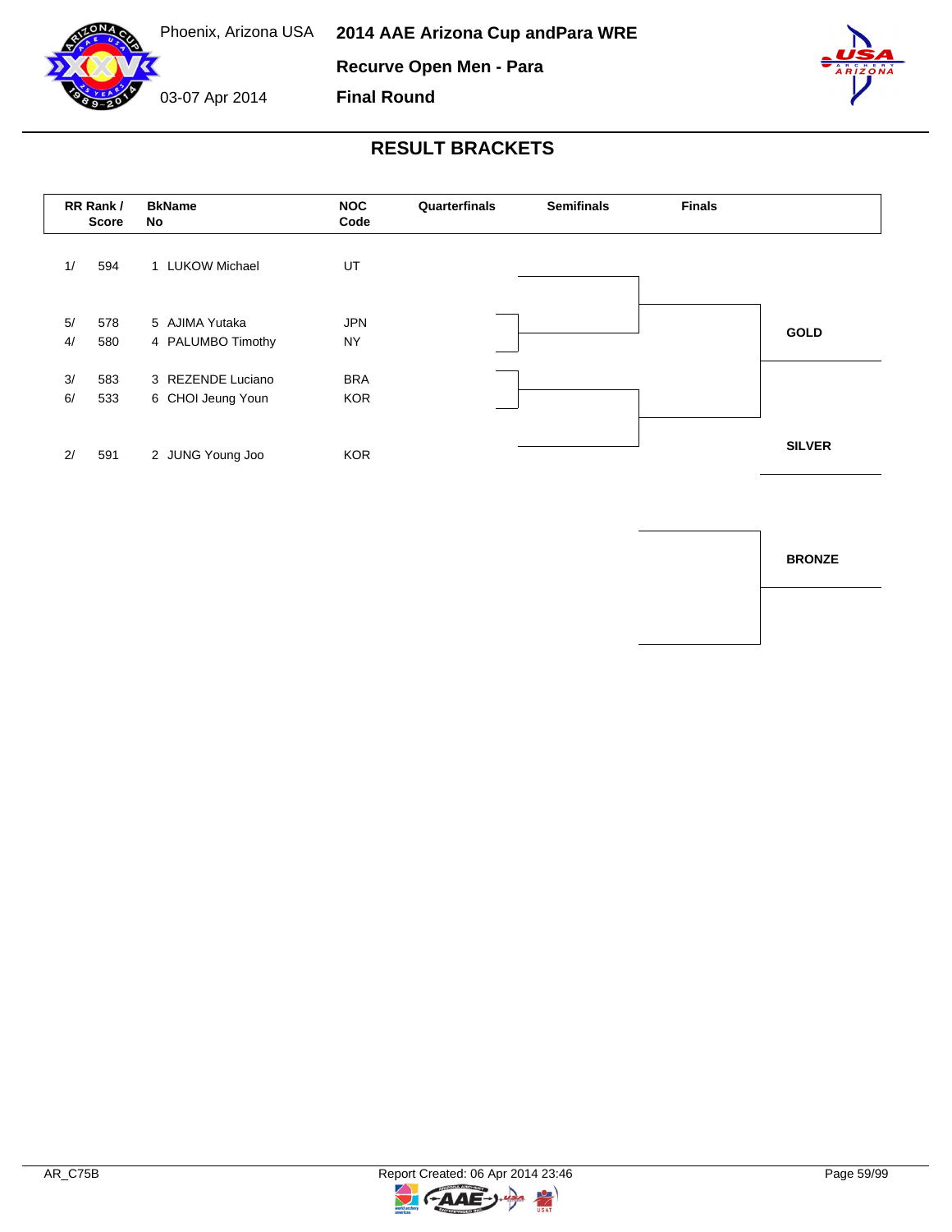Phoenix, Arizona USA

03-07 Apr 2014

# 2014 AAE Arizona Cup andPara WRE

## Recurve Open Men - Para

## Final Round

### RESULT BRACKETS

| RR Rank / | Score | BkName No | NOC Code | Quarterfinals | Semifinals | Finals |
|---|---|---|---|---|---|---|
| 1/ | 594 | 1 LUKOW Michael | UT | | | |
| 5/ | 578 | 5 AJIMA Yutaka | JPN | | | |
| 4/ | 580 | 4 PALUMBO Timothy | NY | | | |
| 3/ | 583 | 3 REZENDE Luciano | BRA | | | |
| 6/ | 533 | 6 CHOI Jeung Youn | KOR | | | |
| 2/ | 591 | 2 JUNG Young Joo | KOR | | | |

**GOLD**

**SILVER**

**BRONZE**

AR_C75B

Report Created: 06 Apr 2014 23:46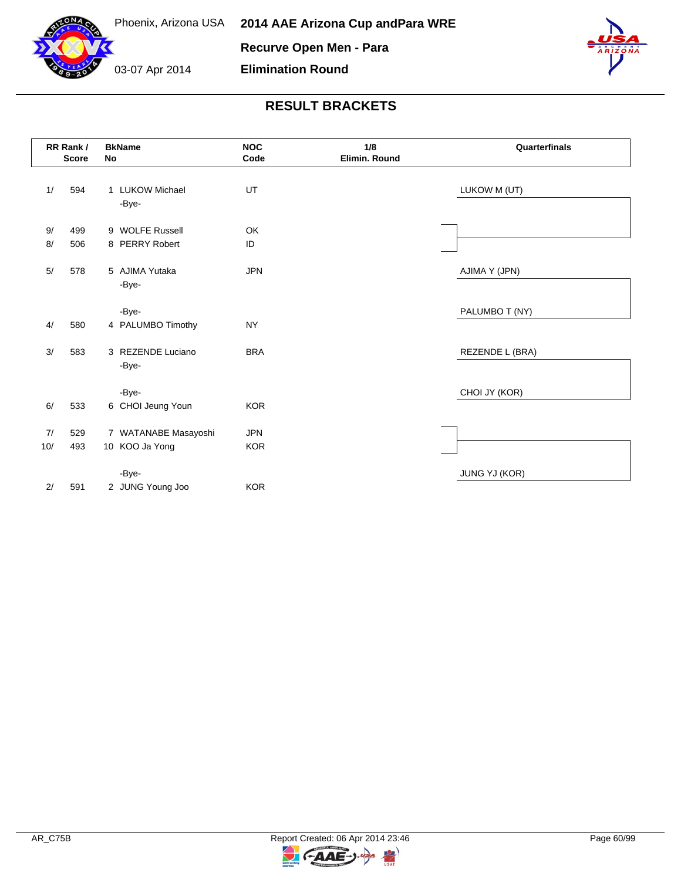Phoenix, Arizona USA

03-07 Apr 2014

# 2014 AAE Arizona Cup andPara WRE

## Recurve Open Men - Para

## Elimination Round

### RESULT BRACKETS

| RR Rank / | Score | BkName No | | NOC Code | 1/8 Elimin. Round | Quarterfinals |
|---|---|---|---|---|---|---|
| 1/ | 594 | 1 | LUKOW Michael | UT | | LUKOW M (UT) |
| | | | -Bye- | | | |
| 9/ | 499 | 9 | WOLFE Russell | OK | | |
| 8/ | 506 | 8 | PERRY Robert | ID | | |
| 5/ | 578 | 5 | AJIMA Yutaka | JPN | | AJIMA Y (JPN) |
| | | | -Bye- | | | |
| | | | -Bye- | | | PALUMBO T (NY) |
| 4/ | 580 | 4 | PALUMBO Timothy | NY | | |
| 3/ | 583 | 3 | REZENDE Luciano | BRA | | REZENDE L (BRA) |
| | | | -Bye- | | | |
| | | | -Bye- | | | CHOI JY (KOR) |
| 6/ | 533 | 6 | CHOI Jeung Youn | KOR | | |
| 7/ | 529 | 7 | WATANABE Masayoshi | JPN | | |
| 10/ | 493 | 10 | KOO Ja Yong | KOR | | |
| | | | -Bye- | | | JUNG YJ (KOR) |
| 2/ | 591 | 2 | JUNG Young Joo | KOR | | |

AR_C75B

Report Created: 06 Apr 2014 23:46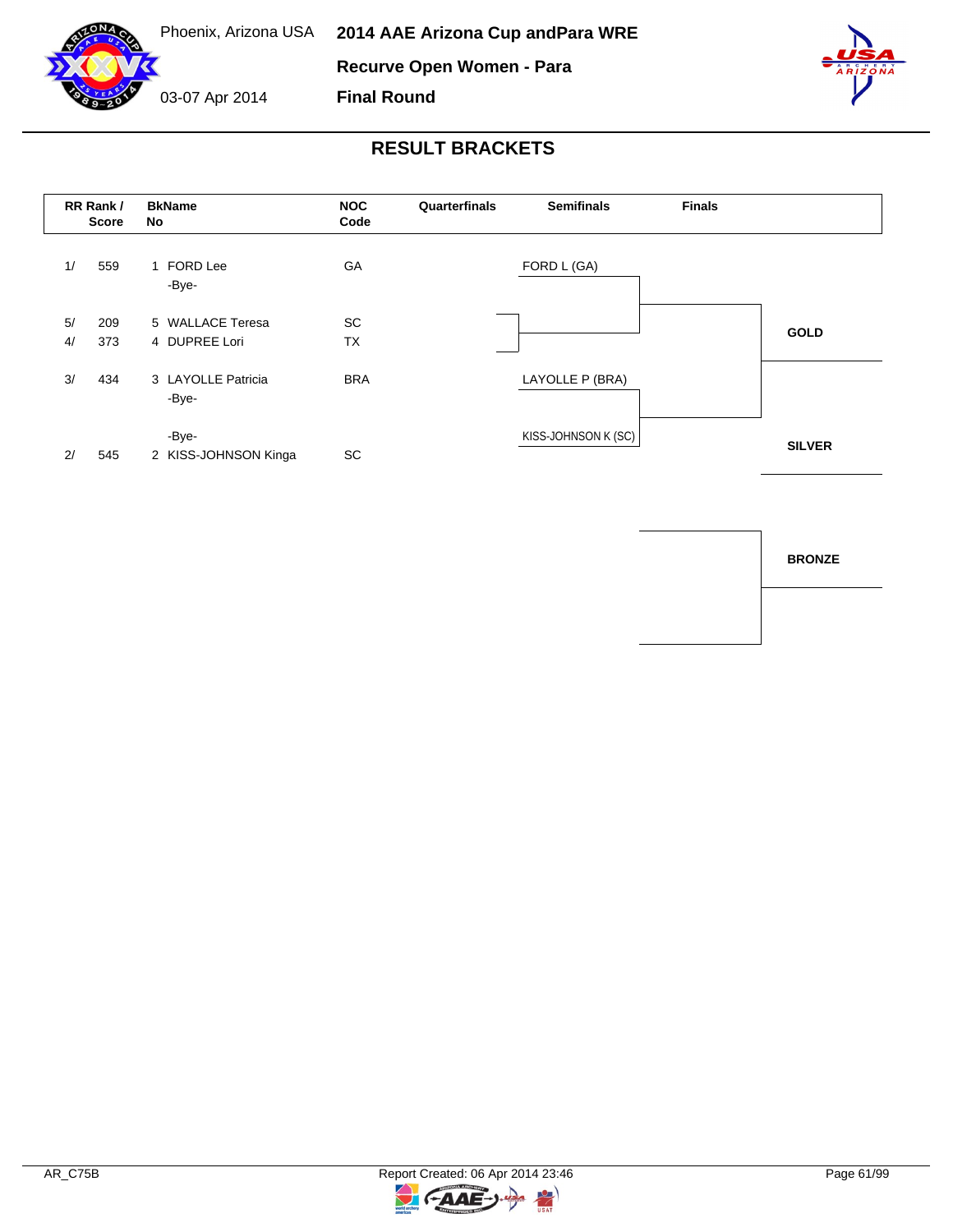Phoenix, Arizona USA

03-07 Apr 2014

# 2014 AAE Arizona Cup andPara WRE

## Recurve Open Women - Para

## Final Round

### RESULT BRACKETS

| RR Rank / Score | | BkName No | | NOC Code | Quarterfinals | Semifinals | Finals |
|---|---|---|---|---|---|---|---|
| 1/ | 559 | 1 | FORD Lee | GA | | FORD L (GA) | |
| | | | -Bye- | | | | |
| 5/ | 209 | 5 | WALLACE Teresa | SC | | | |
| 4/ | 373 | 4 | DUPREE Lori | TX | | | |
| 3/ | 434 | 3 | LAYOLLE Patricia | BRA | | LAYOLLE P (BRA) | |
| | | | -Bye- | | | | |
| | | | -Bye- | | | KISS-JOHNSON K (SC) | |
| 2/ | 545 | 2 | KISS-JOHNSON Kinga | SC | | | |

GOLD

SILVER

BRONZE

AR_C75B

Report Created: 06 Apr 2014 23:46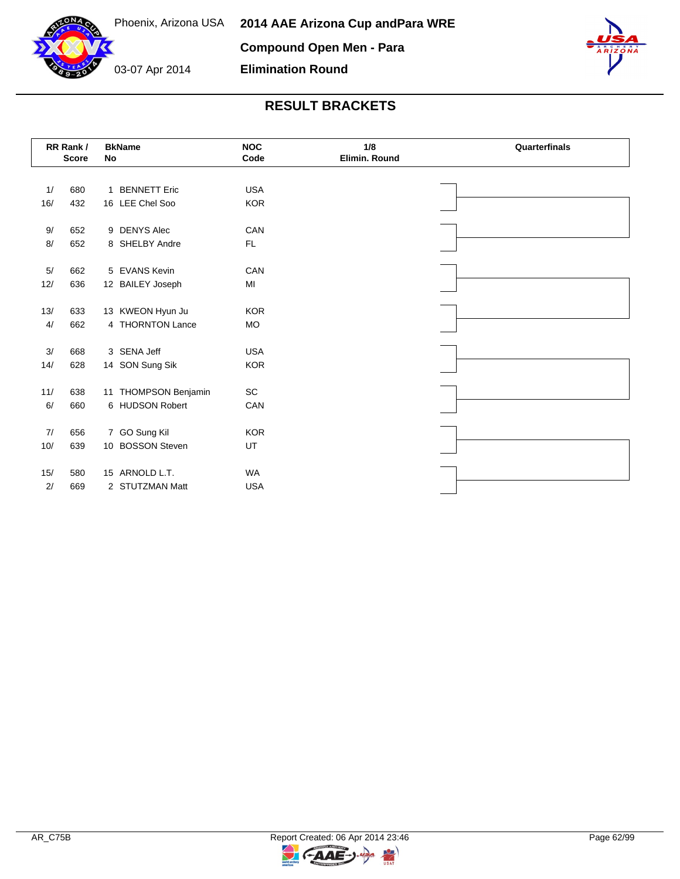# 2014 AAE Arizona Cup andPara WRE

Phoenix, Arizona USA

03-07 Apr 2014

## Compound Open Men - Para

## Elimination Round

## RESULT BRACKETS

| RR Rank / | Score | BkNo | Name | NOC Code | 1/8 Elimin. Round | Quarterfinals |
|---|---|---|---|---|---|---|
| 1/ | 680 | 1 | BENNETT Eric | USA | | |
| 16/ | 432 | 16 | LEE Chel Soo | KOR | | |
| 9/ | 652 | 9 | DENYS Alec | CAN | | |
| 8/ | 652 | 8 | SHELBY Andre | FL | | |
| 5/ | 662 | 5 | EVANS Kevin | CAN | | |
| 12/ | 636 | 12 | BAILEY Joseph | MI | | |
| 13/ | 633 | 13 | KWEON Hyun Ju | KOR | | |
| 4/ | 662 | 4 | THORNTON Lance | MO | | |
| 3/ | 668 | 3 | SENA Jeff | USA | | |
| 14/ | 628 | 14 | SON Sung Sik | KOR | | |
| 11/ | 638 | 11 | THOMPSON Benjamin | SC | | |
| 6/ | 660 | 6 | HUDSON Robert | CAN | | |
| 7/ | 656 | 7 | GO Sung Kil | KOR | | |
| 10/ | 639 | 10 | BOSSON Steven | UT | | |
| 15/ | 580 | 15 | ARNOLD L.T. | WA | | |
| 2/ | 669 | 2 | STUTZMAN Matt | USA | | |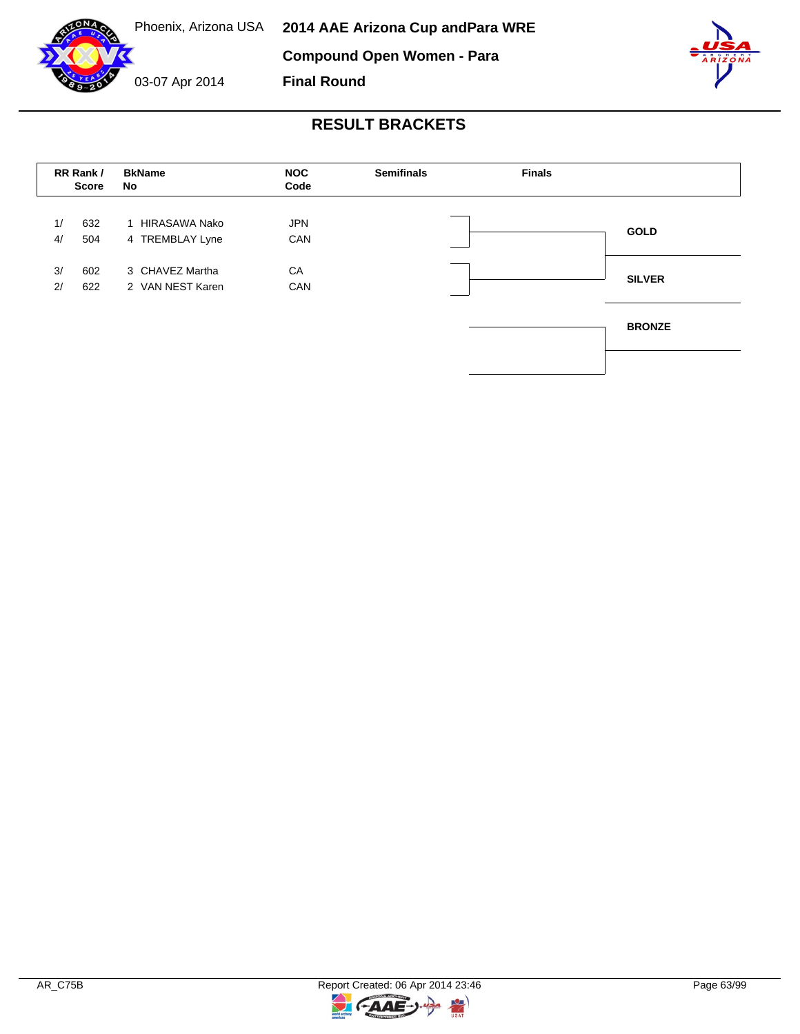Phoenix, Arizona USA

03-07 Apr 2014

# 2014 AAE Arizona Cup andPara WRE

## Compound Open Women - Para

## Final Round

## RESULT BRACKETS

| RR Rank / | Score | BkName No | | NOC Code | Semifinals | Finals | |
|---|---|---|---|---|---|---|---|
| 1/ | 632 | 1 | HIRASAWA Nako | JPN | | | GOLD |
| 4/ | 504 | 4 | TREMBLAY Lyne | CAN | | | |
| 3/ | 602 | 3 | CHAVEZ Martha | CA | | | SILVER |
| 2/ | 622 | 2 | VAN NEST Karen | CAN | | | |
| | | | | | | | BRONZE |

AR_C75B

Report Created: 06 Apr 2014 23:46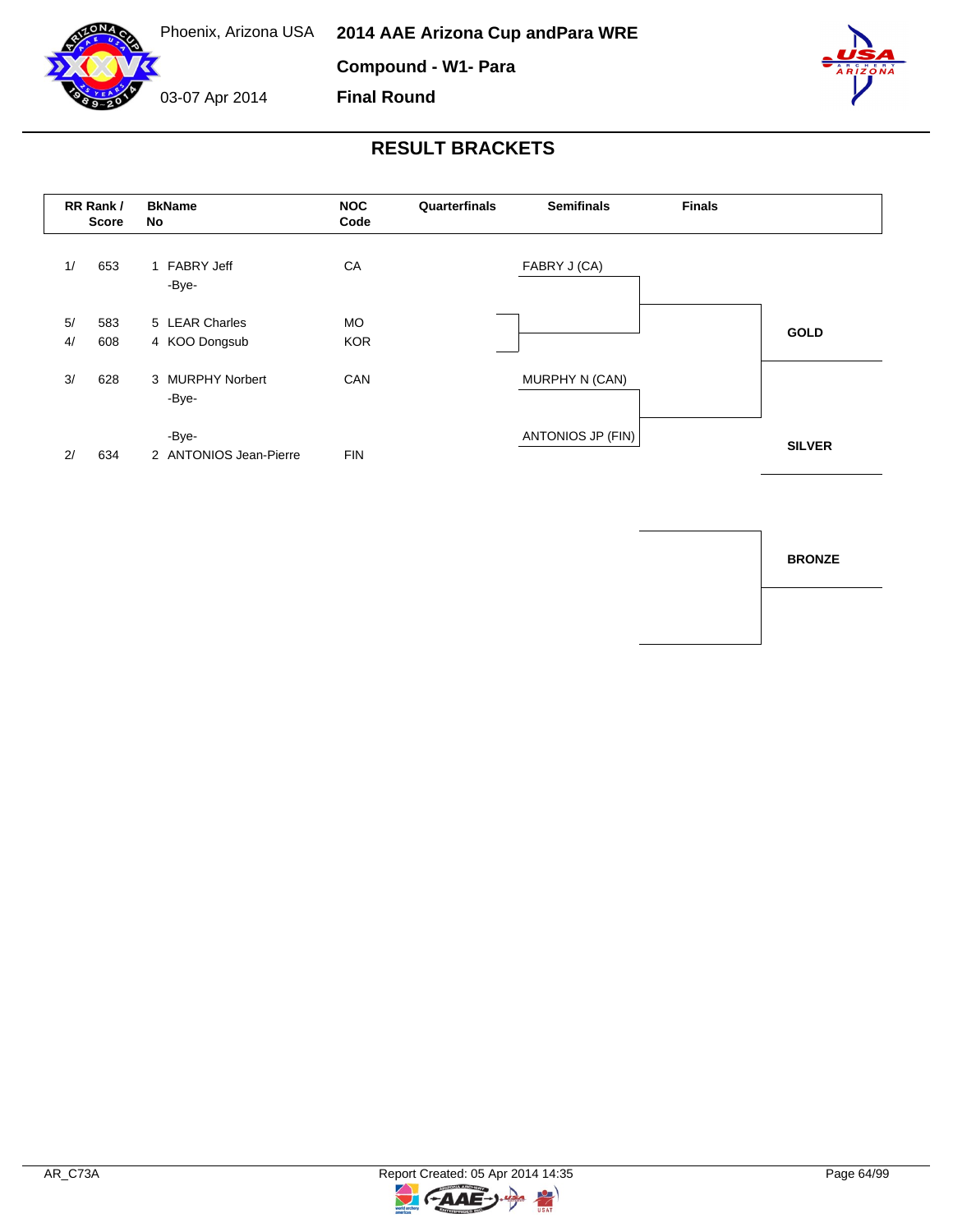Phoenix, Arizona USA

03-07 Apr 2014

# 2014 AAE Arizona Cup andPara WRE

## Compound - W1- Para

## Final Round

## RESULT BRACKETS

| RR Rank / Score | | BkName No | | NOC Code | Quarterfinals | Semifinals | Finals |
|---|---|---|---|---|---|---|---|
| 1/ | 653 | 1 | FABRY Jeff | CA | | FABRY J (CA) | |
| | | | -Bye- | | | | |
| 5/ | 583 | 5 | LEAR Charles | MO | | | |
| 4/ | 608 | 4 | KOO Dongsub | KOR | | | |
| 3/ | 628 | 3 | MURPHY Norbert | CAN | | MURPHY N (CAN) | |
| | | | -Bye- | | | | |
| | | | -Bye- | | | ANTONIOS JP (FIN) | |
| 2/ | 634 | 2 | ANTONIOS Jean-Pierre | FIN | | | |

**GOLD**

**SILVER**

**BRONZE**

AR_C73A

Report Created: 05 Apr 2014 14:35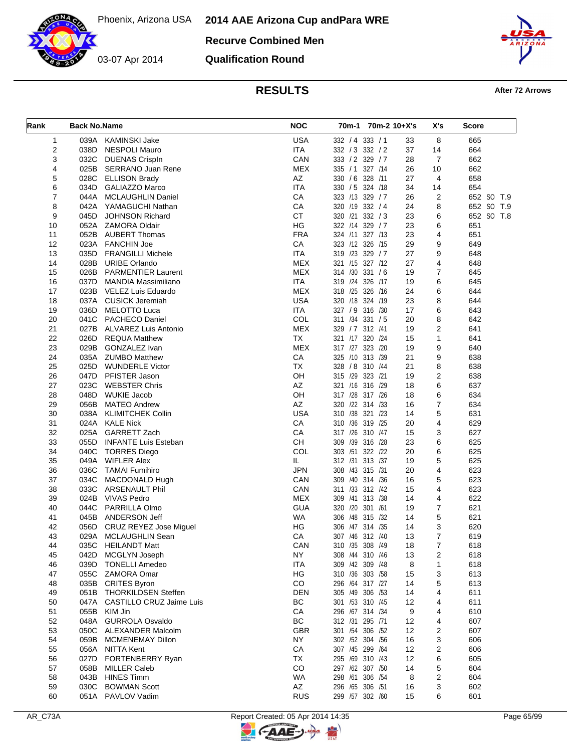Phoenix, Arizona USA

03-07 Apr 2014

# 2014 AAE Arizona Cup andPara WRE

## Recurve Combined Men

## Qualification Round

### RESULTS

**After 72 Arrows**

| Rank | Back No. | Name | NOC | 70m-1 | 70m-2 | 10+X's | X's | Score |
|---|---|---|---|---|---|---|---|---|
| 1 | 039A | KAMINSKI Jake | USA | 332 / 4 | 333 / 1 | 33 | 8 | 665 |
| 2 | 038D | NESPOLI Mauro | ITA | 332 / 3 | 332 / 2 | 37 | 14 | 664 |
| 3 | 032C | DUENAS Crispln | CAN | 333 / 2 | 329 / 7 | 28 | 7 | 662 |
| 4 | 025B | SERRANO Juan Rene | MEX | 335 / 1 | 327 /14 | 26 | 10 | 662 |
| 5 | 028C | ELLISON Brady | AZ | 330 / 6 | 328 /11 | 27 | 4 | 658 |
| 6 | 034D | GALIAZZO Marco | ITA | 330 / 5 | 324 /18 | 34 | 14 | 654 |
| 7 | 044A | MCLAUGHLIN Daniel | CA | 323 /13 | 329 / 7 | 26 | 2 | 652 SO T.9 |
| 8 | 042A | YAMAGUCHI Nathan | CA | 320 /19 | 332 / 4 | 24 | 8 | 652 SO T.9 |
| 9 | 045D | JOHNSON Richard | CT | 320 /21 | 332 / 3 | 23 | 6 | 652 SO T.8 |
| 10 | 052A | ZAMORA Oldair | HG | 322 /14 | 329 / 7 | 23 | 6 | 651 |
| 11 | 052B | AUBERT Thomas | FRA | 324 /11 | 327 /13 | 23 | 4 | 651 |
| 12 | 023A | FANCHIN Joe | CA | 323 /12 | 326 /15 | 29 | 9 | 649 |
| 13 | 035D | FRANGILLI Michele | ITA | 319 /23 | 329 / 7 | 27 | 9 | 648 |
| 14 | 028B | URIBE Orlando | MEX | 321 /15 | 327 /12 | 27 | 4 | 648 |
| 15 | 026B | PARMENTIER Laurent | MEX | 314 /30 | 331 / 6 | 19 | 7 | 645 |
| 16 | 037D | MANDIA Massimiliano | ITA | 319 /24 | 326 /17 | 19 | 6 | 645 |
| 17 | 023B | VELEZ Luis Eduardo | MEX | 318 /25 | 326 /16 | 24 | 6 | 644 |
| 18 | 037A | CUSICK Jeremiah | USA | 320 /18 | 324 /19 | 23 | 8 | 644 |
| 19 | 036D | MELOTTO Luca | ITA | 327 / 9 | 316 /30 | 17 | 6 | 643 |
| 20 | 041C | PACHECO Daniel | COL | 311 /34 | 331 / 5 | 20 | 8 | 642 |
| 21 | 027B | ALVAREZ Luis Antonio | MEX | 329 / 7 | 312 /41 | 19 | 2 | 641 |
| 22 | 026D | REQUA Matthew | TX | 321 /17 | 320 /24 | 15 | 1 | 641 |
| 23 | 029B | GONZALEZ Ivan | MEX | 317 /27 | 323 /20 | 19 | 9 | 640 |
| 24 | 035A | ZUMBO Matthew | CA | 325 /10 | 313 /39 | 21 | 9 | 638 |
| 25 | 025D | WUNDERLE Victor | TX | 328 / 8 | 310 /44 | 21 | 8 | 638 |
| 26 | 047D | PFISTER Jason | OH | 315 /29 | 323 /21 | 19 | 2 | 638 |
| 27 | 023C | WEBSTER Chris | AZ | 321 /16 | 316 /29 | 18 | 6 | 637 |
| 28 | 048D | WUKIE Jacob | OH | 317 /28 | 317 /26 | 18 | 6 | 634 |
| 29 | 056B | MATEO Andrew | AZ | 320 /22 | 314 /33 | 16 | 7 | 634 |
| 30 | 038A | KLIMITCHEK Collin | USA | 310 /38 | 321 /23 | 14 | 5 | 631 |
| 31 | 024A | KALE Nick | CA | 310 /36 | 319 /25 | 20 | 4 | 629 |
| 32 | 025A | GARRETT Zach | CA | 317 /26 | 310 /47 | 15 | 3 | 627 |
| 33 | 055D | INFANTE Luis Esteban | CH | 309 /39 | 316 /28 | 23 | 6 | 625 |
| 34 | 040C | TORRES Diego | COL | 303 /51 | 322 /22 | 20 | 6 | 625 |
| 35 | 049A | WIFLER Alex | IL | 312 /31 | 313 /37 | 19 | 5 | 625 |
| 36 | 036C | TAMAI Fumihiro | JPN | 308 /43 | 315 /31 | 20 | 4 | 623 |
| 37 | 034C | MACDONALD Hugh | CAN | 309 /40 | 314 /36 | 16 | 5 | 623 |
| 38 | 033C | ARSENAULT Phil | CAN | 311 /33 | 312 /42 | 15 | 4 | 623 |
| 39 | 024B | VIVAS Pedro | MEX | 309 /41 | 313 /38 | 14 | 4 | 622 |
| 40 | 044C | PARRILLA Olmo | GUA | 320 /20 | 301 /61 | 19 | 7 | 621 |
| 41 | 045B | ANDERSON Jeff | WA | 306 /48 | 315 /32 | 14 | 5 | 621 |
| 42 | 056D | CRUZ REYEZ Jose Miguel | HG | 306 /47 | 314 /35 | 14 | 3 | 620 |
| 43 | 029A | MCLAUGHLIN Sean | CA | 307 /46 | 312 /40 | 13 | 7 | 619 |
| 44 | 035C | HEILANDT Matt | CAN | 310 /35 | 308 /49 | 18 | 7 | 618 |
| 45 | 042D | MCGLYN Joseph | NY | 308 /44 | 310 /46 | 13 | 2 | 618 |
| 46 | 039D | TONELLI Amedeo | ITA | 309 /42 | 309 /48 | 8 | 1 | 618 |
| 47 | 055C | ZAMORA Omar | HG | 310 /36 | 303 /58 | 15 | 3 | 613 |
| 48 | 035B | CRITES Byron | CO | 296 /64 | 317 /27 | 14 | 5 | 613 |
| 49 | 051B | THORKILDSEN Steffen | DEN | 305 /49 | 306 /53 | 14 | 4 | 611 |
| 50 | 047A | CASTILLO CRUZ Jaime Luis | BC | 301 /53 | 310 /45 | 12 | 4 | 611 |
| 51 | 055B | KIM Jin | CA | 296 /67 | 314 /34 | 9 | 4 | 610 |
| 52 | 048A | GURROLA Osvaldo | BC | 312 /31 | 295 /71 | 12 | 4 | 607 |
| 53 | 050C | ALEXANDER Malcolm | GBR | 301 /54 | 306 /52 | 12 | 2 | 607 |
| 54 | 059B | MCMENEMAY Dillon | NY | 302 /52 | 304 /56 | 16 | 3 | 606 |
| 55 | 056A | NITTA Kent | CA | 307 /45 | 299 /64 | 12 | 2 | 606 |
| 56 | 027D | FORTENBERRY Ryan | TX | 295 /69 | 310 /43 | 12 | 6 | 605 |
| 57 | 058B | MILLER Caleb | CO | 297 /62 | 307 /50 | 14 | 5 | 604 |
| 58 | 043B | HINES Timm | WA | 298 /61 | 306 /54 | 8 | 2 | 604 |
| 59 | 030C | BOWMAN Scott | AZ | 296 /65 | 306 /51 | 16 | 3 | 602 |
| 60 | 051A | PAVLOV Vadim | RUS | 299 /57 | 302 /60 | 15 | 6 | 601 |

AR_C73A    Report Created: 05 Apr 2014 14:35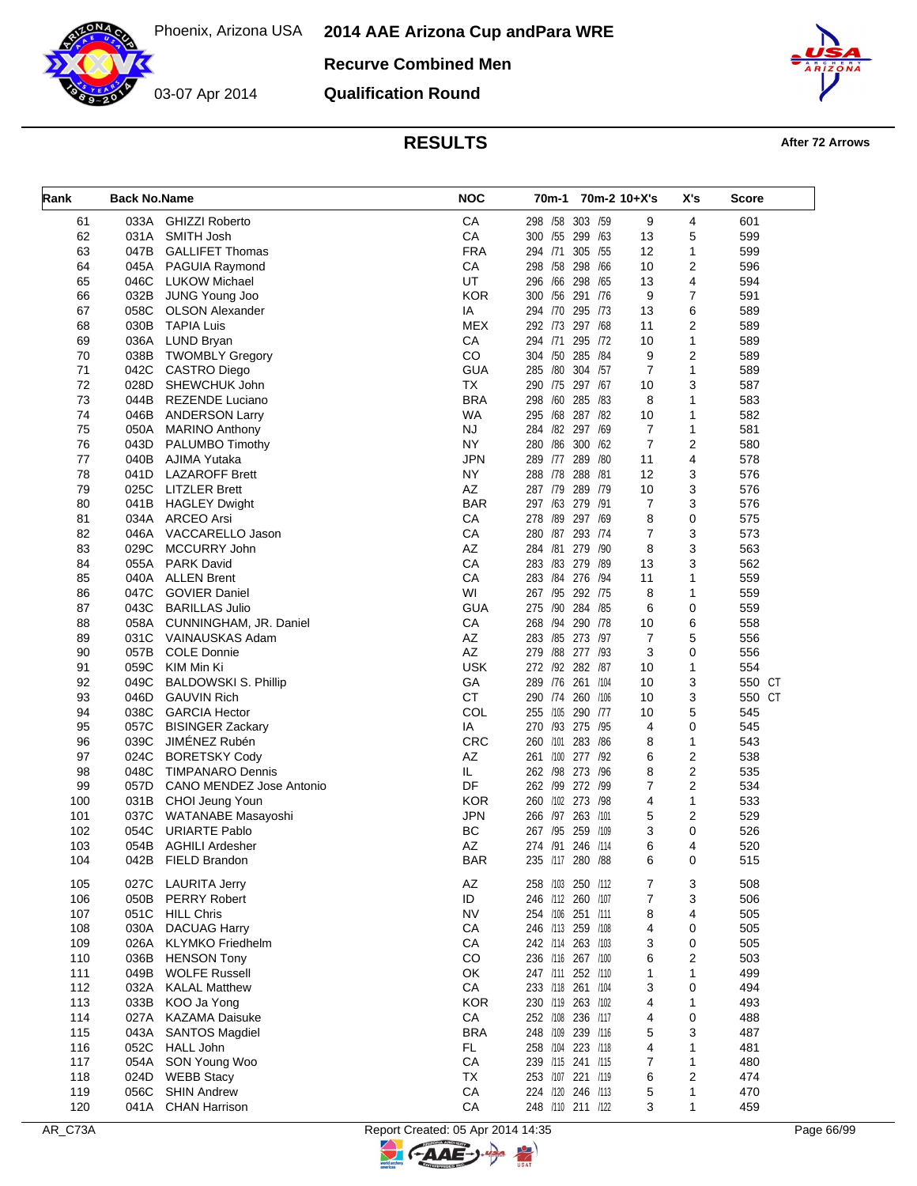Phoenix, Arizona USA

03-07 Apr 2014

# 2014 AAE Arizona Cup andPara WRE

## Recurve Combined Men

## Qualification Round

### RESULTS

After 72 Arrows

| Rank | Back No. | Name | NOC | 70m-1 | 70m-2 | 10+X's | X's | Score |
|---|---|---|---|---|---|---|---|---|
| 61 | 033A | GHIZZI Roberto | CA | 298 /58 | 303 /59 | 9 | 4 | 601 |
| 62 | 031A | SMITH Josh | CA | 300 /55 | 299 /63 | 13 | 5 | 599 |
| 63 | 047B | GALLIFET Thomas | FRA | 294 /71 | 305 /55 | 12 | 1 | 599 |
| 64 | 045A | PAGUIA Raymond | CA | 298 /58 | 298 /66 | 10 | 2 | 596 |
| 65 | 046C | LUKOW Michael | UT | 296 /66 | 298 /65 | 13 | 4 | 594 |
| 66 | 032B | JUNG Young Joo | KOR | 300 /56 | 291 /76 | 9 | 7 | 591 |
| 67 | 058C | OLSON Alexander | IA | 294 /70 | 295 /73 | 13 | 6 | 589 |
| 68 | 030B | TAPIA Luis | MEX | 292 /73 | 297 /68 | 11 | 2 | 589 |
| 69 | 036A | LUND Bryan | CA | 294 /71 | 295 /72 | 10 | 1 | 589 |
| 70 | 038B | TWOMBLY Gregory | CO | 304 /50 | 285 /84 | 9 | 2 | 589 |
| 71 | 042C | CASTRO Diego | GUA | 285 /80 | 304 /57 | 7 | 1 | 589 |
| 72 | 028D | SHEWCHUK John | TX | 290 /75 | 297 /67 | 10 | 3 | 587 |
| 73 | 044B | REZENDE Luciano | BRA | 298 /60 | 285 /83 | 8 | 1 | 583 |
| 74 | 046B | ANDERSON Larry | WA | 295 /68 | 287 /82 | 10 | 1 | 582 |
| 75 | 050A | MARINO Anthony | NJ | 284 /82 | 297 /69 | 7 | 1 | 581 |
| 76 | 043D | PALUMBO Timothy | NY | 280 /86 | 300 /62 | 7 | 2 | 580 |
| 77 | 040B | AJIMA Yutaka | JPN | 289 /77 | 289 /80 | 11 | 4 | 578 |
| 78 | 041D | LAZAROFF Brett | NY | 288 /78 | 288 /81 | 12 | 3 | 576 |
| 79 | 025C | LITZLER Brett | AZ | 287 /79 | 289 /79 | 10 | 3 | 576 |
| 80 | 041B | HAGLEY Dwight | BAR | 297 /63 | 279 /91 | 7 | 3 | 576 |
| 81 | 034A | ARCEO Arsi | CA | 278 /89 | 297 /69 | 8 | 0 | 575 |
| 82 | 046A | VACCARELLO Jason | CA | 280 /87 | 293 /74 | 7 | 3 | 573 |
| 83 | 029C | MCCURRY John | AZ | 284 /81 | 279 /90 | 8 | 3 | 563 |
| 84 | 055A | PARK David | CA | 283 /83 | 279 /89 | 13 | 3 | 562 |
| 85 | 040A | ALLEN Brent | CA | 283 /84 | 276 /94 | 11 | 1 | 559 |
| 86 | 047C | GOVIER Daniel | WI | 267 /95 | 292 /75 | 8 | 1 | 559 |
| 87 | 043C | BARILLAS Julio | GUA | 275 /90 | 284 /85 | 6 | 0 | 559 |
| 88 | 058A | CUNNINGHAM, JR. Daniel | CA | 268 /94 | 290 /78 | 10 | 6 | 558 |
| 89 | 031C | VAINAUSKAS Adam | AZ | 283 /85 | 273 /97 | 7 | 5 | 556 |
| 90 | 057B | COLE Donnie | AZ | 279 /88 | 277 /93 | 3 | 0 | 556 |
| 91 | 059C | KIM Min Ki | USK | 272 /92 | 282 /87 | 10 | 1 | 554 |
| 92 | 049C | BALDOWSKI S. Phillip | GA | 289 /76 | 261 /104 | 10 | 3 | 550 CT |
| 93 | 046D | GAUVIN Rich | CT | 290 /74 | 260 /106 | 10 | 3 | 550 CT |
| 94 | 038C | GARCIA Hector | COL | 255 /105 | 290 /77 | 10 | 5 | 545 |
| 95 | 057C | BISINGER Zackary | IA | 270 /93 | 275 /95 | 4 | 0 | 545 |
| 96 | 039C | JIMÉNEZ Rubén | CRC | 260 /101 | 283 /86 | 8 | 1 | 543 |
| 97 | 024C | BORETSKY Cody | AZ | 261 /100 | 277 /92 | 6 | 2 | 538 |
| 98 | 048C | TIMPANARO Dennis | IL | 262 /98 | 273 /96 | 8 | 2 | 535 |
| 99 | 057D | CANO MENDEZ Jose Antonio | DF | 262 /99 | 272 /99 | 7 | 2 | 534 |
| 100 | 031B | CHOI Jeung Youn | KOR | 260 /102 | 273 /98 | 4 | 1 | 533 |
| 101 | 037C | WATANABE Masayoshi | JPN | 266 /97 | 263 /101 | 5 | 2 | 529 |
| 102 | 054C | URIARTE Pablo | BC | 267 /95 | 259 /109 | 3 | 0 | 526 |
| 103 | 054B | AGHILI Ardesher | AZ | 274 /91 | 246 /114 | 6 | 4 | 520 |
| 104 | 042B | FIELD Brandon | BAR | 235 /117 | 280 /88 | 6 | 0 | 515 |
| 105 | 027C | LAURITA Jerry | AZ | 258 /103 | 250 /112 | 7 | 3 | 508 |
| 106 | 050B | PERRY Robert | ID | 246 /112 | 260 /107 | 7 | 3 | 506 |
| 107 | 051C | HILL Chris | NV | 254 /106 | 251 /111 | 8 | 4 | 505 |
| 108 | 030A | DACUAG Harry | CA | 246 /113 | 259 /108 | 4 | 0 | 505 |
| 109 | 026A | KLYMKO Friedhelm | CA | 242 /114 | 263 /103 | 3 | 0 | 505 |
| 110 | 036B | HENSON Tony | CO | 236 /116 | 267 /100 | 6 | 2 | 503 |
| 111 | 049B | WOLFE Russell | OK | 247 /111 | 252 /110 | 1 | 1 | 499 |
| 112 | 032A | KALAL Matthew | CA | 233 /118 | 261 /104 | 3 | 0 | 494 |
| 113 | 033B | KOO Ja Yong | KOR | 230 /119 | 263 /102 | 4 | 1 | 493 |
| 114 | 027A | KAZAMA Daisuke | CA | 252 /108 | 236 /117 | 4 | 0 | 488 |
| 115 | 043A | SANTOS Magdiel | BRA | 248 /109 | 239 /116 | 5 | 3 | 487 |
| 116 | 052C | HALL John | FL | 258 /104 | 223 /118 | 4 | 1 | 481 |
| 117 | 054A | SON Young Woo | CA | 239 /115 | 241 /115 | 7 | 1 | 480 |
| 118 | 024D | WEBB Stacy | TX | 253 /107 | 221 /119 | 6 | 2 | 474 |
| 119 | 056C | SHIN Andrew | CA | 224 /120 | 246 /113 | 5 | 1 | 470 |
| 120 | 041A | CHAN Harrison | CA | 248 /110 | 211 /122 | 3 | 1 | 459 |

AR_C73A   Report Created: 05 Apr 2014 14:35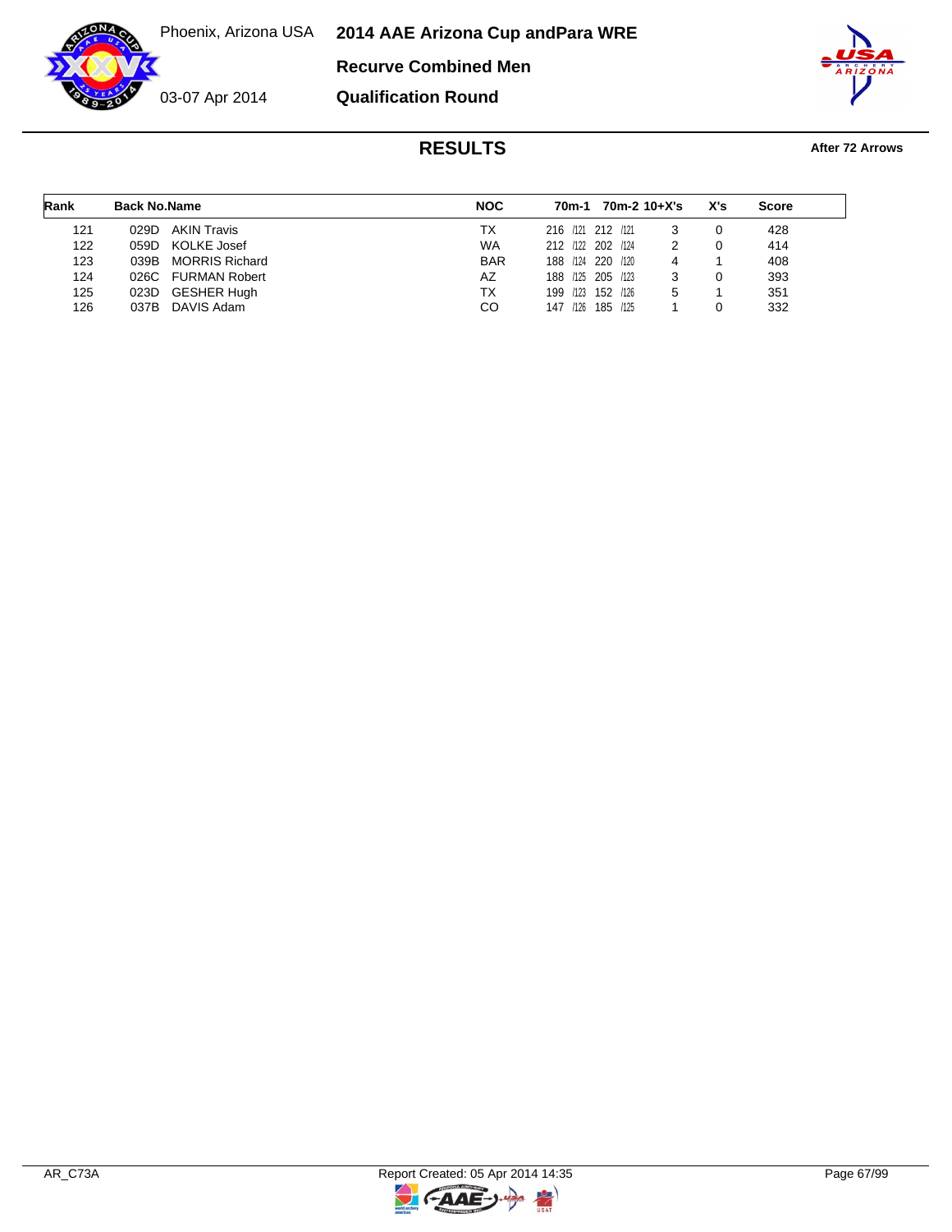Phoenix, Arizona USA

03-07 Apr 2014

# 2014 AAE Arizona Cup andPara WRE

## Recurve Combined Men

## Qualification Round

### RESULTS

**After 72 Arrows**

| Rank | Back No. | Name | NOC | 70m-1 | | 70m-2 | | 10+X's | X's | Score |
|---|---|---|---|---|---|---|---|---|---|---|
| 121 | 029D | AKIN Travis | TX | 216 | /121 | 212 | /121 | 3 | 0 | 428 |
| 122 | 059D | KOLKE Josef | WA | 212 | /122 | 202 | /124 | 2 | 0 | 414 |
| 123 | 039B | MORRIS Richard | BAR | 188 | /124 | 220 | /120 | 4 | 1 | 408 |
| 124 | 026C | FURMAN Robert | AZ | 188 | /125 | 205 | /123 | 3 | 0 | 393 |
| 125 | 023D | GESHER Hugh | TX | 199 | /123 | 152 | /126 | 5 | 1 | 351 |
| 126 | 037B | DAVIS Adam | CO | 147 | /126 | 185 | /125 | 1 | 0 | 332 |

AR_C73A

Report Created: 05 Apr 2014 14:35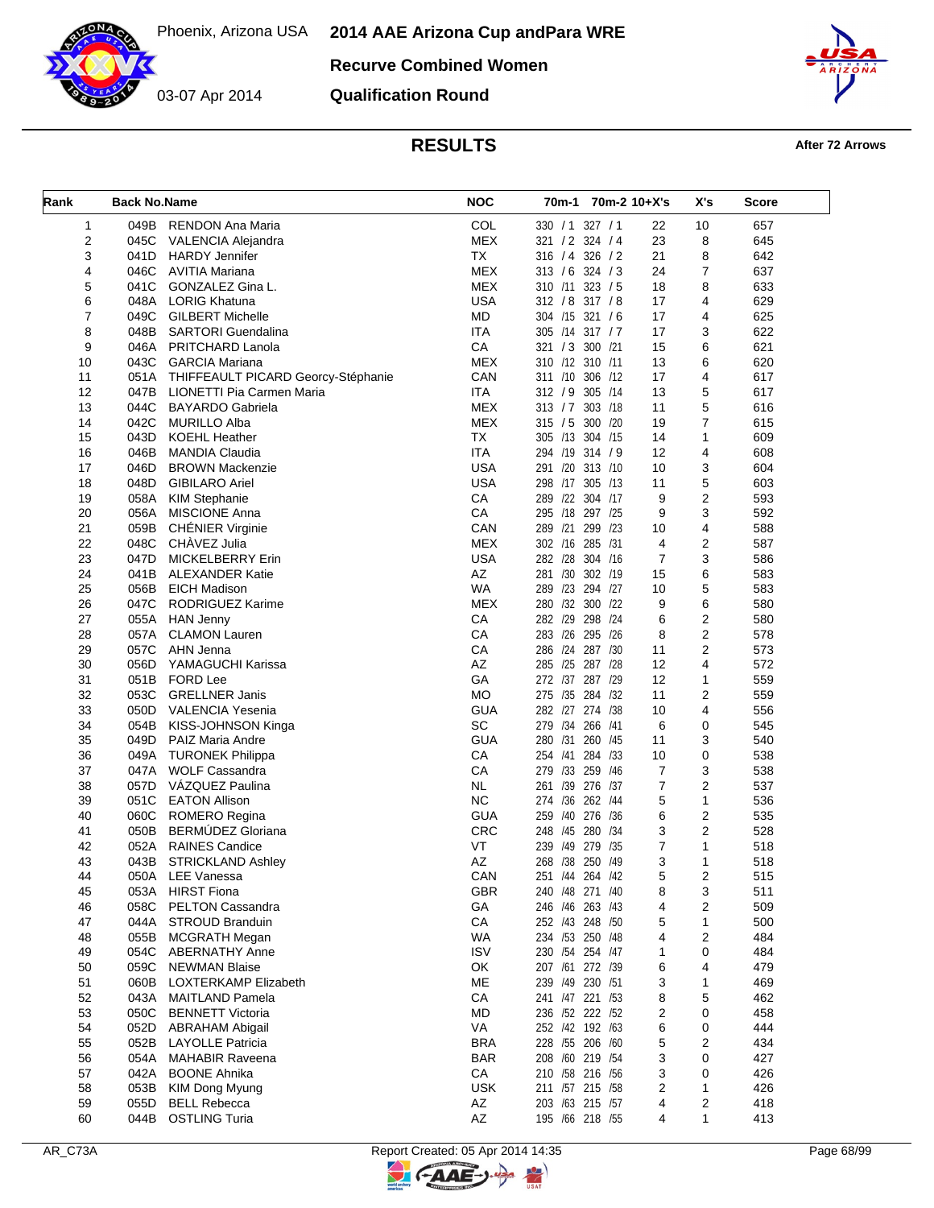# 2014 AAE Arizona Cup andPara WRE

Phoenix, Arizona USA

03-07 Apr 2014

## Recurve Combined Women

## Qualification Round

## RESULTS

After 72 Arrows

| Rank | Back No. | Name | NOC | 70m-1 | 70m-2 | 10+X's | X's | Score |
|---|---|---|---|---|---|---|---|---|
| 1 | 049B | RENDON Ana Maria | COL | 330 / 1 | 327 / 1 | 22 | 10 | 657 |
| 2 | 045C | VALENCIA Alejandra | MEX | 321 / 2 | 324 / 4 | 23 | 8 | 645 |
| 3 | 041D | HARDY Jennifer | TX | 316 / 4 | 326 / 2 | 21 | 8 | 642 |
| 4 | 046C | AVITIA Mariana | MEX | 313 / 6 | 324 / 3 | 24 | 7 | 637 |
| 5 | 041C | GONZALEZ Gina L. | MEX | 310 /11 | 323 / 5 | 18 | 8 | 633 |
| 6 | 048A | LORIG Khatuna | USA | 312 / 8 | 317 / 8 | 17 | 4 | 629 |
| 7 | 049C | GILBERT Michelle | MD | 304 /15 | 321 / 6 | 17 | 4 | 625 |
| 8 | 048B | SARTORI Guendalina | ITA | 305 /14 | 317 / 7 | 17 | 3 | 622 |
| 9 | 046A | PRITCHARD Lanola | CA | 321 / 3 | 300 /21 | 15 | 6 | 621 |
| 10 | 043C | GARCIA Mariana | MEX | 310 /12 | 310 /11 | 13 | 6 | 620 |
| 11 | 051A | THIFFEAULT PICARD Georcy-Stéphanie | CAN | 311 /10 | 306 /12 | 17 | 4 | 617 |
| 12 | 047B | LIONETTI Pia Carmen Maria | ITA | 312 / 9 | 305 /14 | 13 | 5 | 617 |
| 13 | 044C | BAYARDO Gabriela | MEX | 313 / 7 | 303 /18 | 11 | 5 | 616 |
| 14 | 042C | MURILLO Alba | MEX | 315 / 5 | 300 /20 | 19 | 7 | 615 |
| 15 | 043D | KOEHL Heather | TX | 305 /13 | 304 /15 | 14 | 1 | 609 |
| 16 | 046B | MANDIA Claudia | ITA | 294 /19 | 314 / 9 | 12 | 4 | 608 |
| 17 | 046D | BROWN Mackenzie | USA | 291 /20 | 313 /10 | 10 | 3 | 604 |
| 18 | 048D | GIBILARO Ariel | USA | 298 /17 | 305 /13 | 11 | 5 | 603 |
| 19 | 058A | KIM Stephanie | CA | 289 /22 | 304 /17 | 9 | 2 | 593 |
| 20 | 056A | MISCIONE Anna | CA | 295 /18 | 297 /25 | 9 | 3 | 592 |
| 21 | 059B | CHÉNIER Virginie | CAN | 289 /21 | 299 /23 | 10 | 4 | 588 |
| 22 | 048C | CHÀVEZ Julia | MEX | 302 /16 | 285 /31 | 4 | 2 | 587 |
| 23 | 047D | MICKELBERRY Erin | USA | 282 /28 | 304 /16 | 7 | 3 | 586 |
| 24 | 041B | ALEXANDER Katie | AZ | 281 /30 | 302 /19 | 15 | 6 | 583 |
| 25 | 056B | EICH Madison | WA | 289 /23 | 294 /27 | 10 | 5 | 583 |
| 26 | 047C | RODRIGUEZ Karime | MEX | 280 /32 | 300 /22 | 9 | 6 | 580 |
| 27 | 055A | HAN Jenny | CA | 282 /29 | 298 /24 | 6 | 2 | 580 |
| 28 | 057A | CLAMON Lauren | CA | 283 /26 | 295 /26 | 8 | 2 | 578 |
| 29 | 057C | AHN Jenna | CA | 286 /24 | 287 /30 | 11 | 2 | 573 |
| 30 | 056D | YAMAGUCHI Karissa | AZ | 285 /25 | 287 /28 | 12 | 4 | 572 |
| 31 | 051B | FORD Lee | GA | 272 /37 | 287 /29 | 12 | 1 | 559 |
| 32 | 053C | GRELLNER Janis | MO | 275 /35 | 284 /32 | 11 | 2 | 559 |
| 33 | 050D | VALENCIA Yesenia | GUA | 282 /27 | 274 /38 | 10 | 4 | 556 |
| 34 | 054B | KISS-JOHNSON Kinga | SC | 279 /34 | 266 /41 | 6 | 0 | 545 |
| 35 | 049D | PAIZ Maria Andre | GUA | 280 /31 | 260 /45 | 11 | 3 | 540 |
| 36 | 049A | TURONEK Philippa | CA | 254 /41 | 284 /33 | 10 | 0 | 538 |
| 37 | 047A | WOLF Cassandra | CA | 279 /33 | 259 /46 | 7 | 3 | 538 |
| 38 | 057D | VÁZQUEZ Paulina | NL | 261 /39 | 276 /37 | 7 | 2 | 537 |
| 39 | 051C | EATON Allison | NC | 274 /36 | 262 /44 | 5 | 1 | 536 |
| 40 | 060C | ROMERO Regina | GUA | 259 /40 | 276 /36 | 6 | 2 | 535 |
| 41 | 050B | BERMÚDEZ Gloriana | CRC | 248 /45 | 280 /34 | 3 | 2 | 528 |
| 42 | 052A | RAINES Candice | VT | 239 /49 | 279 /35 | 7 | 1 | 518 |
| 43 | 043B | STRICKLAND Ashley | AZ | 268 /38 | 250 /49 | 3 | 1 | 518 |
| 44 | 050A | LEE Vanessa | CAN | 251 /44 | 264 /42 | 5 | 2 | 515 |
| 45 | 053A | HIRST Fiona | GBR | 240 /48 | 271 /40 | 8 | 3 | 511 |
| 46 | 058C | PELTON Cassandra | GA | 246 /46 | 263 /43 | 4 | 2 | 509 |
| 47 | 044A | STROUD Branduin | CA | 252 /43 | 248 /50 | 5 | 1 | 500 |
| 48 | 055B | MCGRATH Megan | WA | 234 /53 | 250 /48 | 4 | 2 | 484 |
| 49 | 054C | ABERNATHY Anne | ISV | 230 /54 | 254 /47 | 1 | 0 | 484 |
| 50 | 059C | NEWMAN Blaise | OK | 207 /61 | 272 /39 | 6 | 4 | 479 |
| 51 | 060B | LOXTERKAMP Elizabeth | ME | 239 /49 | 230 /51 | 3 | 1 | 469 |
| 52 | 043A | MAITLAND Pamela | CA | 241 /47 | 221 /53 | 8 | 5 | 462 |
| 53 | 050C | BENNETT Victoria | MD | 236 /52 | 222 /52 | 2 | 0 | 458 |
| 54 | 052D | ABRAHAM Abigail | VA | 252 /42 | 192 /63 | 6 | 0 | 444 |
| 55 | 052B | LAYOLLE Patricia | BRA | 228 /55 | 206 /60 | 5 | 2 | 434 |
| 56 | 054A | MAHABIR Raveena | BAR | 208 /60 | 219 /54 | 3 | 0 | 427 |
| 57 | 042A | BOONE Ahnika | CA | 210 /58 | 216 /56 | 3 | 0 | 426 |
| 58 | 053B | KIM Dong Myung | USK | 211 /57 | 215 /58 | 2 | 1 | 426 |
| 59 | 055D | BELL Rebecca | AZ | 203 /63 | 215 /57 | 4 | 2 | 418 |
| 60 | 044B | OSTLING Turia | AZ | 195 /66 | 218 /55 | 4 | 1 | 413 |

AR_C73A

Report Created: 05 Apr 2014 14:35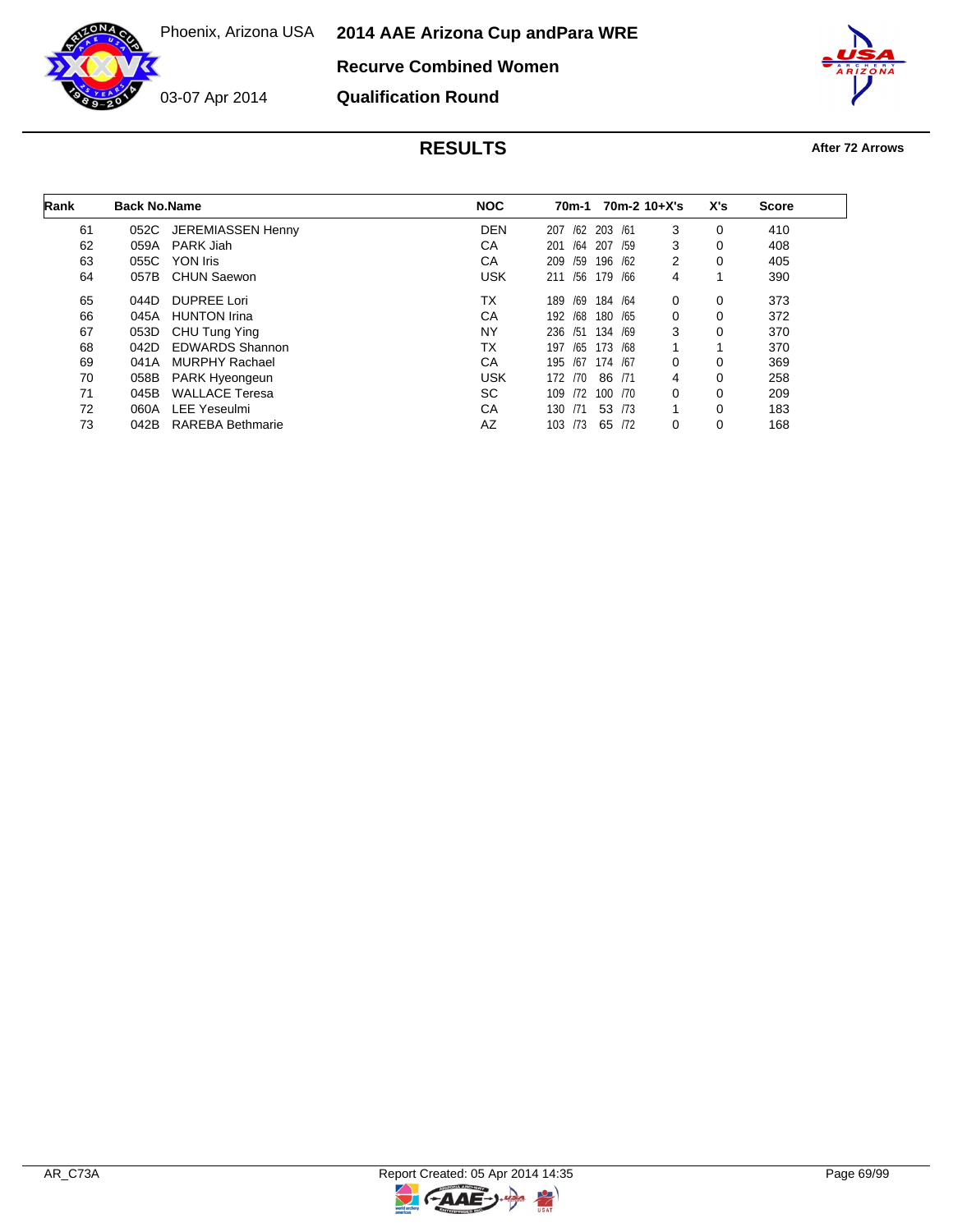Phoenix, Arizona USA

03-07 Apr 2014

# 2014 AAE Arizona Cup andPara WRE

## Recurve Combined Women

## Qualification Round

## RESULTS

**After 72 Arrows**

| Rank | Back No. | Name | NOC | 70m-1 | 70m-2 | 10+X's | X's | Score |
|---|---|---|---|---|---|---|---|---|
| 61 | 052C | JEREMIASSEN Henny | DEN | 207 /62 | 203 /61 | 3 | 0 | 410 |
| 62 | 059A | PARK Jiah | CA | 201 /64 | 207 /59 | 3 | 0 | 408 |
| 63 | 055C | YON Iris | CA | 209 /59 | 196 /62 | 2 | 0 | 405 |
| 64 | 057B | CHUN Saewon | USK | 211 /56 | 179 /66 | 4 | 1 | 390 |
| 65 | 044D | DUPREE Lori | TX | 189 /69 | 184 /64 | 0 | 0 | 373 |
| 66 | 045A | HUNTON Irina | CA | 192 /68 | 180 /65 | 0 | 0 | 372 |
| 67 | 053D | CHU Tung Ying | NY | 236 /51 | 134 /69 | 3 | 0 | 370 |
| 68 | 042D | EDWARDS Shannon | TX | 197 /65 | 173 /68 | 1 | 1 | 370 |
| 69 | 041A | MURPHY Rachael | CA | 195 /67 | 174 /67 | 0 | 0 | 369 |
| 70 | 058B | PARK Hyeongeun | USK | 172 /70 | 86 /71 | 4 | 0 | 258 |
| 71 | 045B | WALLACE Teresa | SC | 109 /72 | 100 /70 | 0 | 0 | 209 |
| 72 | 060A | LEE Yeseulmi | CA | 130 /71 | 53 /73 | 1 | 0 | 183 |
| 73 | 042B | RAREBA Bethmarie | AZ | 103 /73 | 65 /72 | 0 | 0 | 168 |

AR_C73A

Report Created: 05 Apr 2014 14:35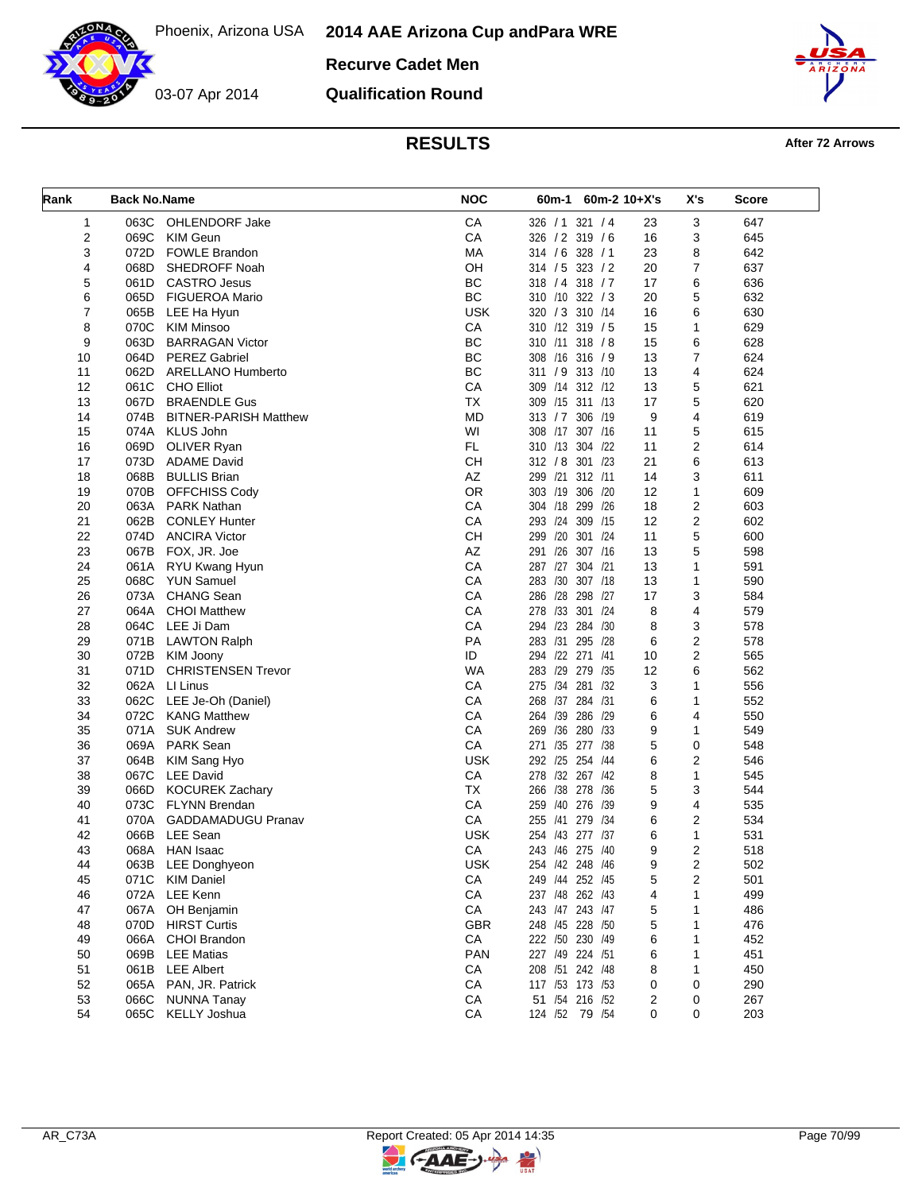# 2014 AAE Arizona Cup andPara WRE

Phoenix, Arizona USA

03-07 Apr 2014

**Recurve Cadet Men**

**Qualification Round**

## RESULTS

**After 72 Arrows**

| Rank | Back No. | Name | NOC | 60m-1 | 60m-2 | 10+X's | X's | Score |
|---|---|---|---|---|---|---|---|---|
| 1 | 063C | OHLENDORF Jake | CA | 326 / 1 | 321 / 4 | 23 | 3 | 647 |
| 2 | 069C | KIM Geun | CA | 326 / 2 | 319 / 6 | 16 | 3 | 645 |
| 3 | 072D | FOWLE Brandon | MA | 314 / 6 | 328 / 1 | 23 | 8 | 642 |
| 4 | 068D | SHEDROFF Noah | OH | 314 / 5 | 323 / 2 | 20 | 7 | 637 |
| 5 | 061D | CASTRO Jesus | BC | 318 / 4 | 318 / 7 | 17 | 6 | 636 |
| 6 | 065D | FIGUEROA Mario | BC | 310 /10 | 322 / 3 | 20 | 5 | 632 |
| 7 | 065B | LEE Ha Hyun | USK | 320 / 3 | 310 /14 | 16 | 6 | 630 |
| 8 | 070C | KIM Minsoo | CA | 310 /12 | 319 / 5 | 15 | 1 | 629 |
| 9 | 063D | BARRAGAN Victor | BC | 310 /11 | 318 / 8 | 15 | 6 | 628 |
| 10 | 064D | PEREZ Gabriel | BC | 308 /16 | 316 / 9 | 13 | 7 | 624 |
| 11 | 062D | ARELLANO Humberto | BC | 311 / 9 | 313 /10 | 13 | 4 | 624 |
| 12 | 061C | CHO Elliot | CA | 309 /14 | 312 /12 | 13 | 5 | 621 |
| 13 | 067D | BRAENDLE Gus | TX | 309 /15 | 311 /13 | 17 | 5 | 620 |
| 14 | 074B | BITNER-PARISH Matthew | MD | 313 / 7 | 306 /19 | 9 | 4 | 619 |
| 15 | 074A | KLUS John | WI | 308 /17 | 307 /16 | 11 | 5 | 615 |
| 16 | 069D | OLIVER Ryan | FL | 310 /13 | 304 /22 | 11 | 2 | 614 |
| 17 | 073D | ADAME David | CH | 312 / 8 | 301 /23 | 21 | 6 | 613 |
| 18 | 068B | BULLIS Brian | AZ | 299 /21 | 312 /11 | 14 | 3 | 611 |
| 19 | 070B | OFFCHISS Cody | OR | 303 /19 | 306 /20 | 12 | 1 | 609 |
| 20 | 063A | PARK Nathan | CA | 304 /18 | 299 /26 | 18 | 2 | 603 |
| 21 | 062B | CONLEY Hunter | CA | 293 /24 | 309 /15 | 12 | 2 | 602 |
| 22 | 074D | ANCIRA Victor | CH | 299 /20 | 301 /24 | 11 | 5 | 600 |
| 23 | 067B | FOX, JR. Joe | AZ | 291 /26 | 307 /16 | 13 | 5 | 598 |
| 24 | 061A | RYU Kwang Hyun | CA | 287 /27 | 304 /21 | 13 | 1 | 591 |
| 25 | 068C | YUN Samuel | CA | 283 /30 | 307 /18 | 13 | 1 | 590 |
| 26 | 073A | CHANG Sean | CA | 286 /28 | 298 /27 | 17 | 3 | 584 |
| 27 | 064A | CHOI Matthew | CA | 278 /33 | 301 /24 | 8 | 4 | 579 |
| 28 | 064C | LEE Ji Dam | CA | 294 /23 | 284 /30 | 8 | 3 | 578 |
| 29 | 071B | LAWTON Ralph | PA | 283 /31 | 295 /28 | 6 | 2 | 578 |
| 30 | 072B | KIM Joony | ID | 294 /22 | 271 /41 | 10 | 2 | 565 |
| 31 | 071D | CHRISTENSEN Trevor | WA | 283 /29 | 279 /35 | 12 | 6 | 562 |
| 32 | 062A | LI Linus | CA | 275 /34 | 281 /32 | 3 | 1 | 556 |
| 33 | 062C | LEE Je-Oh (Daniel) | CA | 268 /37 | 284 /31 | 6 | 1 | 552 |
| 34 | 072C | KANG Matthew | CA | 264 /39 | 286 /29 | 6 | 4 | 550 |
| 35 | 071A | SUK Andrew | CA | 269 /36 | 280 /33 | 9 | 1 | 549 |
| 36 | 069A | PARK Sean | CA | 271 /35 | 277 /38 | 5 | 0 | 548 |
| 37 | 064B | KIM Sang Hyo | USK | 292 /25 | 254 /44 | 6 | 2 | 546 |
| 38 | 067C | LEE David | CA | 278 /32 | 267 /42 | 8 | 1 | 545 |
| 39 | 066D | KOCUREK Zachary | TX | 266 /38 | 278 /36 | 5 | 3 | 544 |
| 40 | 073C | FLYNN Brendan | CA | 259 /40 | 276 /39 | 9 | 4 | 535 |
| 41 | 070A | GADDAMADUGU Pranav | CA | 255 /41 | 279 /34 | 6 | 2 | 534 |
| 42 | 066B | LEE Sean | USK | 254 /43 | 277 /37 | 6 | 1 | 531 |
| 43 | 068A | HAN Isaac | CA | 243 /46 | 275 /40 | 9 | 2 | 518 |
| 44 | 063B | LEE Donghyeon | USK | 254 /42 | 248 /46 | 9 | 2 | 502 |
| 45 | 071C | KIM Daniel | CA | 249 /44 | 252 /45 | 5 | 2 | 501 |
| 46 | 072A | LEE Kenn | CA | 237 /48 | 262 /43 | 4 | 1 | 499 |
| 47 | 067A | OH Benjamin | CA | 243 /47 | 243 /47 | 5 | 1 | 486 |
| 48 | 070D | HIRST Curtis | GBR | 248 /45 | 228 /50 | 5 | 1 | 476 |
| 49 | 066A | CHOI Brandon | CA | 222 /50 | 230 /49 | 6 | 1 | 452 |
| 50 | 069B | LEE Matias | PAN | 227 /49 | 224 /51 | 6 | 1 | 451 |
| 51 | 061B | LEE Albert | CA | 208 /51 | 242 /48 | 8 | 1 | 450 |
| 52 | 065A | PAN, JR. Patrick | CA | 117 /53 | 173 /53 | 0 | 0 | 290 |
| 53 | 066C | NUNNA Tanay | CA | 51 /54 | 216 /52 | 2 | 0 | 267 |
| 54 | 065C | KELLY Joshua | CA | 124 /52 | 79 /54 | 0 | 0 | 203 |

AR_C73A Report Created: 05 Apr 2014 14:35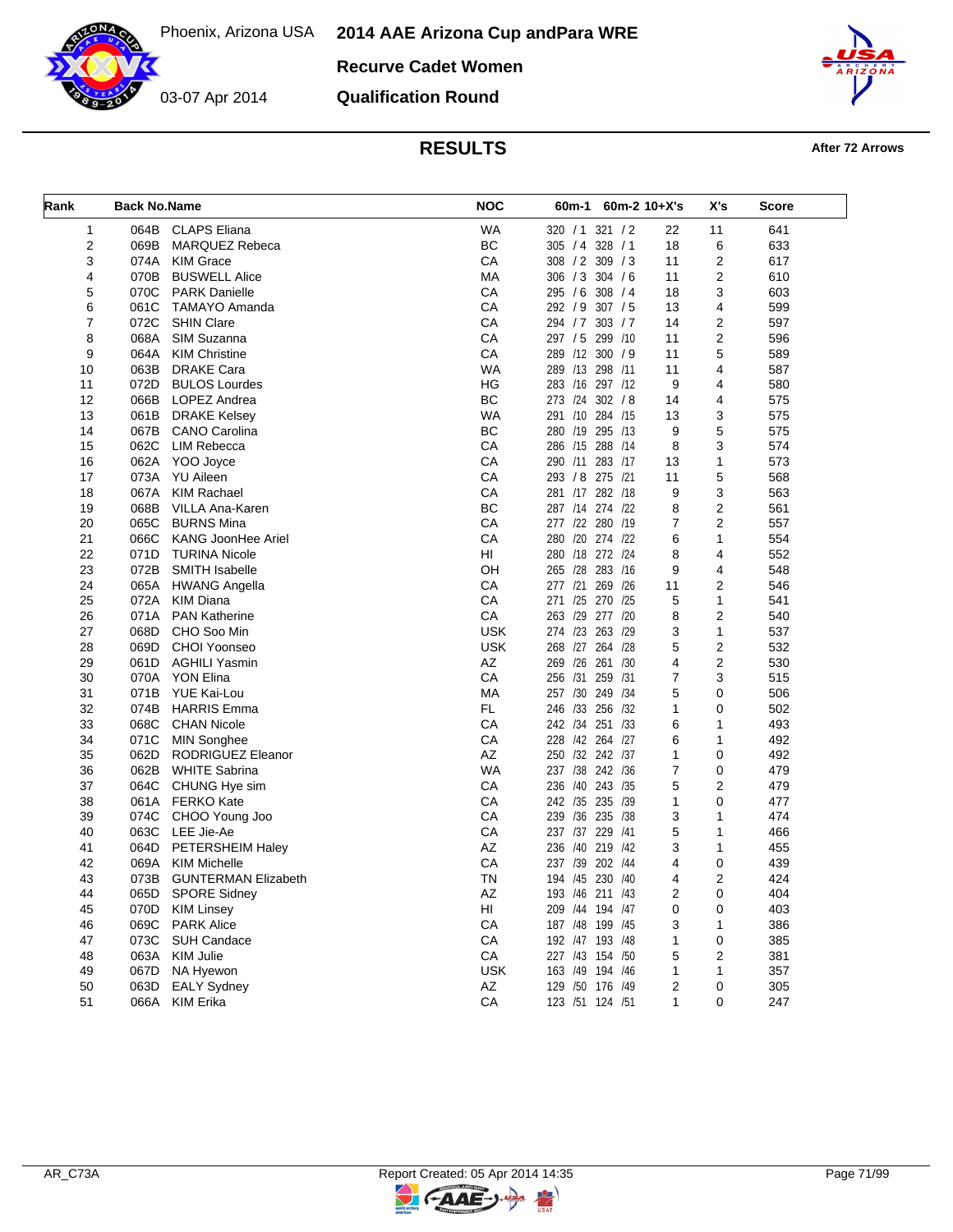# 2014 AAE Arizona Cup andPara WRE

Phoenix, Arizona USA

03-07 Apr 2014

## Recurve Cadet Women

## Qualification Round

## RESULTS

After 72 Arrows

| Rank | Back No. | Name | NOC | 60m-1 | 60m-2 | 10+X's | X's | Score |
|---|---|---|---|---|---|---|---|---|
| 1 | 064B | CLAPS Eliana | WA | 320 / 1 | 321 / 2 | 22 | 11 | 641 |
| 2 | 069B | MARQUEZ Rebeca | BC | 305 / 4 | 328 / 1 | 18 | 6 | 633 |
| 3 | 074A | KIM Grace | CA | 308 / 2 | 309 / 3 | 11 | 2 | 617 |
| 4 | 070B | BUSWELL Alice | MA | 306 / 3 | 304 / 6 | 11 | 2 | 610 |
| 5 | 070C | PARK Danielle | CA | 295 / 6 | 308 / 4 | 18 | 3 | 603 |
| 6 | 061C | TAMAYO Amanda | CA | 292 / 9 | 307 / 5 | 13 | 4 | 599 |
| 7 | 072C | SHIN Clare | CA | 294 / 7 | 303 / 7 | 14 | 2 | 597 |
| 8 | 068A | SIM Suzanna | CA | 297 / 5 | 299 /10 | 11 | 2 | 596 |
| 9 | 064A | KIM Christine | CA | 289 /12 | 300 / 9 | 11 | 5 | 589 |
| 10 | 063B | DRAKE Cara | WA | 289 /13 | 298 /11 | 11 | 4 | 587 |
| 11 | 072D | BULOS Lourdes | HG | 283 /16 | 297 /12 | 9 | 4 | 580 |
| 12 | 066B | LOPEZ Andrea | BC | 273 /24 | 302 / 8 | 14 | 4 | 575 |
| 13 | 061B | DRAKE Kelsey | WA | 291 /10 | 284 /15 | 13 | 3 | 575 |
| 14 | 067B | CANO Carolina | BC | 280 /19 | 295 /13 | 9 | 5 | 575 |
| 15 | 062C | LIM Rebecca | CA | 286 /15 | 288 /14 | 8 | 3 | 574 |
| 16 | 062A | YOO Joyce | CA | 290 /11 | 283 /17 | 13 | 1 | 573 |
| 17 | 073A | YU Aileen | CA | 293 / 8 | 275 /21 | 11 | 5 | 568 |
| 18 | 067A | KIM Rachael | CA | 281 /17 | 282 /18 | 9 | 3 | 563 |
| 19 | 068B | VILLA Ana-Karen | BC | 287 /14 | 274 /22 | 8 | 2 | 561 |
| 20 | 065C | BURNS Mina | CA | 277 /22 | 280 /19 | 7 | 2 | 557 |
| 21 | 066C | KANG JoonHee Ariel | CA | 280 /20 | 274 /22 | 6 | 1 | 554 |
| 22 | 071D | TURINA Nicole | HI | 280 /18 | 272 /24 | 8 | 4 | 552 |
| 23 | 072B | SMITH Isabelle | OH | 265 /28 | 283 /16 | 9 | 4 | 548 |
| 24 | 065A | HWANG Angella | CA | 277 /21 | 269 /26 | 11 | 2 | 546 |
| 25 | 072A | KIM Diana | CA | 271 /25 | 270 /25 | 5 | 1 | 541 |
| 26 | 071A | PAN Katherine | CA | 263 /29 | 277 /20 | 8 | 2 | 540 |
| 27 | 068D | CHO Soo Min | USK | 274 /23 | 263 /29 | 3 | 1 | 537 |
| 28 | 069D | CHOI Yoonseo | USK | 268 /27 | 264 /28 | 5 | 2 | 532 |
| 29 | 061D | AGHILI Yasmin | AZ | 269 /26 | 261 /30 | 4 | 2 | 530 |
| 30 | 070A | YON Elina | CA | 256 /31 | 259 /31 | 7 | 3 | 515 |
| 31 | 071B | YUE Kai-Lou | MA | 257 /30 | 249 /34 | 5 | 0 | 506 |
| 32 | 074B | HARRIS Emma | FL | 246 /33 | 256 /32 | 1 | 0 | 502 |
| 33 | 068C | CHAN Nicole | CA | 242 /34 | 251 /33 | 6 | 1 | 493 |
| 34 | 071C | MIN Songhee | CA | 228 /42 | 264 /27 | 6 | 1 | 492 |
| 35 | 062D | RODRIGUEZ Eleanor | AZ | 250 /32 | 242 /37 | 1 | 0 | 492 |
| 36 | 062B | WHITE Sabrina | WA | 237 /38 | 242 /36 | 7 | 0 | 479 |
| 37 | 064C | CHUNG Hye sim | CA | 236 /40 | 243 /35 | 5 | 2 | 479 |
| 38 | 061A | FERKO Kate | CA | 242 /35 | 235 /39 | 1 | 0 | 477 |
| 39 | 074C | CHOO Young Joo | CA | 239 /36 | 235 /38 | 3 | 1 | 474 |
| 40 | 063C | LEE Jie-Ae | CA | 237 /37 | 229 /41 | 5 | 1 | 466 |
| 41 | 064D | PETERSHEIM Haley | AZ | 236 /40 | 219 /42 | 3 | 1 | 455 |
| 42 | 069A | KIM Michelle | CA | 237 /39 | 202 /44 | 4 | 0 | 439 |
| 43 | 073B | GUNTERMAN Elizabeth | TN | 194 /45 | 230 /40 | 4 | 2 | 424 |
| 44 | 065D | SPORE Sidney | AZ | 193 /46 | 211 /43 | 2 | 0 | 404 |
| 45 | 070D | KIM Linsey | HI | 209 /44 | 194 /47 | 0 | 0 | 403 |
| 46 | 069C | PARK Alice | CA | 187 /48 | 199 /45 | 3 | 1 | 386 |
| 47 | 073C | SUH Candace | CA | 192 /47 | 193 /48 | 1 | 0 | 385 |
| 48 | 063A | KIM Julie | CA | 227 /43 | 154 /50 | 5 | 2 | 381 |
| 49 | 067D | NA Hyewon | USK | 163 /49 | 194 /46 | 1 | 1 | 357 |
| 50 | 063D | EALY Sydney | AZ | 129 /50 | 176 /49 | 2 | 0 | 305 |
| 51 | 066A | KIM Erika | CA | 123 /51 | 124 /51 | 1 | 0 | 247 |

AR_C73A    Report Created: 05 Apr 2014 14:35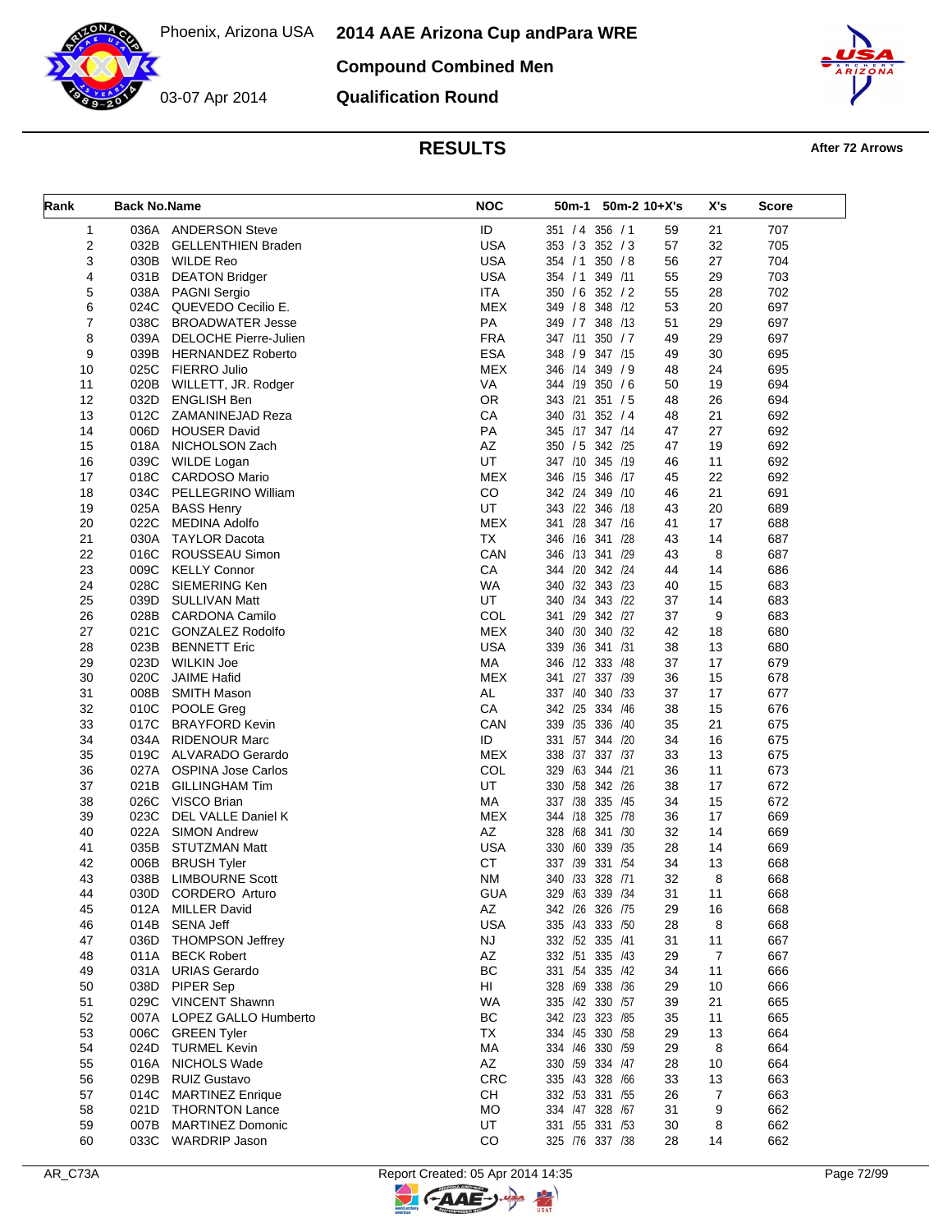# 2014 AAE Arizona Cup andPara WRE

Phoenix, Arizona USA

03-07 Apr 2014

## Compound Combined Men

## Qualification Round

## RESULTS

**After 72 Arrows**

| Rank | Back No. | Name | NOC | 50m-1 | 50m-2 | 10+X's | X's | Score |
|---|---|---|---|---|---|---|---|---|
| 1 | 036A | ANDERSON Steve | ID | 351 / 4 | 356 / 1 | 59 | 21 | 707 |
| 2 | 032B | GELLENTHIEN Braden | USA | 353 / 3 | 352 / 3 | 57 | 32 | 705 |
| 3 | 030B | WILDE Reo | USA | 354 / 1 | 350 / 8 | 56 | 27 | 704 |
| 4 | 031B | DEATON Bridger | USA | 354 / 1 | 349 /11 | 55 | 29 | 703 |
| 5 | 038A | PAGNI Sergio | ITA | 350 / 6 | 352 / 2 | 55 | 28 | 702 |
| 6 | 024C | QUEVEDO Cecilio E. | MEX | 349 / 8 | 348 /12 | 53 | 20 | 697 |
| 7 | 038C | BROADWATER Jesse | PA | 349 / 7 | 348 /13 | 51 | 29 | 697 |
| 8 | 039A | DELOCHE Pierre-Julien | FRA | 347 /11 | 350 / 7 | 49 | 29 | 697 |
| 9 | 039B | HERNANDEZ Roberto | ESA | 348 / 9 | 347 /15 | 49 | 30 | 695 |
| 10 | 025C | FIERRO Julio | MEX | 346 /14 | 349 / 9 | 48 | 24 | 695 |
| 11 | 020B | WILLETT, JR. Rodger | VA | 344 /19 | 350 / 6 | 50 | 19 | 694 |
| 12 | 032D | ENGLISH Ben | OR | 343 /21 | 351 / 5 | 48 | 26 | 694 |
| 13 | 012C | ZAMANINEJAD Reza | CA | 340 /31 | 352 / 4 | 48 | 21 | 692 |
| 14 | 006D | HOUSER David | PA | 345 /17 | 347 /14 | 47 | 27 | 692 |
| 15 | 018A | NICHOLSON Zach | AZ | 350 / 5 | 342 /25 | 47 | 19 | 692 |
| 16 | 039C | WILDE Logan | UT | 347 /10 | 345 /19 | 46 | 11 | 692 |
| 17 | 018C | CARDOSO Mario | MEX | 346 /15 | 346 /17 | 45 | 22 | 692 |
| 18 | 034C | PELLEGRINO William | CO | 342 /24 | 349 /10 | 46 | 21 | 691 |
| 19 | 025A | BASS Henry | UT | 343 /22 | 346 /18 | 43 | 20 | 689 |
| 20 | 022C | MEDINA Adolfo | MEX | 341 /28 | 347 /16 | 41 | 17 | 688 |
| 21 | 030A | TAYLOR Dacota | TX | 346 /16 | 341 /28 | 43 | 14 | 687 |
| 22 | 016C | ROUSSEAU Simon | CAN | 346 /13 | 341 /29 | 43 | 8 | 687 |
| 23 | 009C | KELLY Connor | CA | 344 /20 | 342 /24 | 44 | 14 | 686 |
| 24 | 028C | SIEMERING Ken | WA | 340 /32 | 343 /23 | 40 | 15 | 683 |
| 25 | 039D | SULLIVAN Matt | UT | 340 /34 | 343 /22 | 37 | 14 | 683 |
| 26 | 028B | CARDONA Camilo | COL | 341 /29 | 342 /27 | 37 | 9 | 683 |
| 27 | 021C | GONZALEZ Rodolfo | MEX | 340 /30 | 340 /32 | 42 | 18 | 680 |
| 28 | 023B | BENNETT Eric | USA | 339 /36 | 341 /31 | 38 | 13 | 680 |
| 29 | 023D | WILKIN Joe | MA | 346 /12 | 333 /48 | 37 | 17 | 679 |
| 30 | 020C | JAIME Hafid | MEX | 341 /27 | 337 /39 | 36 | 15 | 678 |
| 31 | 008B | SMITH Mason | AL | 337 /40 | 340 /33 | 37 | 17 | 677 |
| 32 | 010C | POOLE Greg | CA | 342 /25 | 334 /46 | 38 | 15 | 676 |
| 33 | 017C | BRAYFORD Kevin | CAN | 339 /35 | 336 /40 | 35 | 21 | 675 |
| 34 | 034A | RIDENOUR Marc | ID | 331 /57 | 344 /20 | 34 | 16 | 675 |
| 35 | 019C | ALVARADO Gerardo | MEX | 338 /37 | 337 /37 | 33 | 13 | 675 |
| 36 | 027A | OSPINA Jose Carlos | COL | 329 /63 | 344 /21 | 36 | 11 | 673 |
| 37 | 021B | GILLINGHAM Tim | UT | 330 /58 | 342 /26 | 38 | 17 | 672 |
| 38 | 026C | VISCO Brian | MA | 337 /38 | 335 /45 | 34 | 15 | 672 |
| 39 | 023C | DEL VALLE Daniel K | MEX | 344 /18 | 325 /78 | 36 | 17 | 669 |
| 40 | 022A | SIMON Andrew | AZ | 328 /68 | 341 /30 | 32 | 14 | 669 |
| 41 | 035B | STUTZMAN Matt | USA | 330 /60 | 339 /35 | 28 | 14 | 669 |
| 42 | 006B | BRUSH Tyler | CT | 337 /39 | 331 /54 | 34 | 13 | 668 |
| 43 | 038B | LIMBOURNE Scott | NM | 340 /33 | 328 /71 | 32 | 8 | 668 |
| 44 | 030D | CORDERO Arturo | GUA | 329 /63 | 339 /34 | 31 | 11 | 668 |
| 45 | 012A | MILLER David | AZ | 342 /26 | 326 /75 | 29 | 16 | 668 |
| 46 | 014B | SENA Jeff | USA | 335 /43 | 333 /50 | 28 | 8 | 668 |
| 47 | 036D | THOMPSON Jeffrey | NJ | 332 /52 | 335 /41 | 31 | 11 | 667 |
| 48 | 011A | BECK Robert | AZ | 332 /51 | 335 /43 | 29 | 7 | 667 |
| 49 | 031A | URIAS Gerardo | BC | 331 /54 | 335 /42 | 34 | 11 | 666 |
| 50 | 038D | PIPER Sep | HI | 328 /69 | 338 /36 | 29 | 10 | 666 |
| 51 | 029C | VINCENT Shawnn | WA | 335 /42 | 330 /57 | 39 | 21 | 665 |
| 52 | 007A | LOPEZ GALLO Humberto | BC | 342 /23 | 323 /85 | 35 | 11 | 665 |
| 53 | 006C | GREEN Tyler | TX | 334 /45 | 330 /58 | 29 | 13 | 664 |
| 54 | 024D | TURMEL Kevin | MA | 334 /46 | 330 /59 | 29 | 8 | 664 |
| 55 | 016A | NICHOLS Wade | AZ | 330 /59 | 334 /47 | 28 | 10 | 664 |
| 56 | 029B | RUIZ Gustavo | CRC | 335 /43 | 328 /66 | 33 | 13 | 663 |
| 57 | 014C | MARTINEZ Enrique | CH | 332 /53 | 331 /55 | 26 | 7 | 663 |
| 58 | 021D | THORNTON Lance | MO | 334 /47 | 328 /67 | 31 | 9 | 662 |
| 59 | 007B | MARTINEZ Domonic | UT | 331 /55 | 331 /53 | 30 | 8 | 662 |
| 60 | 033C | WARDRIP Jason | CO | 325 /76 | 337 /38 | 28 | 14 | 662 |

AR_C73A

Report Created: 05 Apr 2014 14:35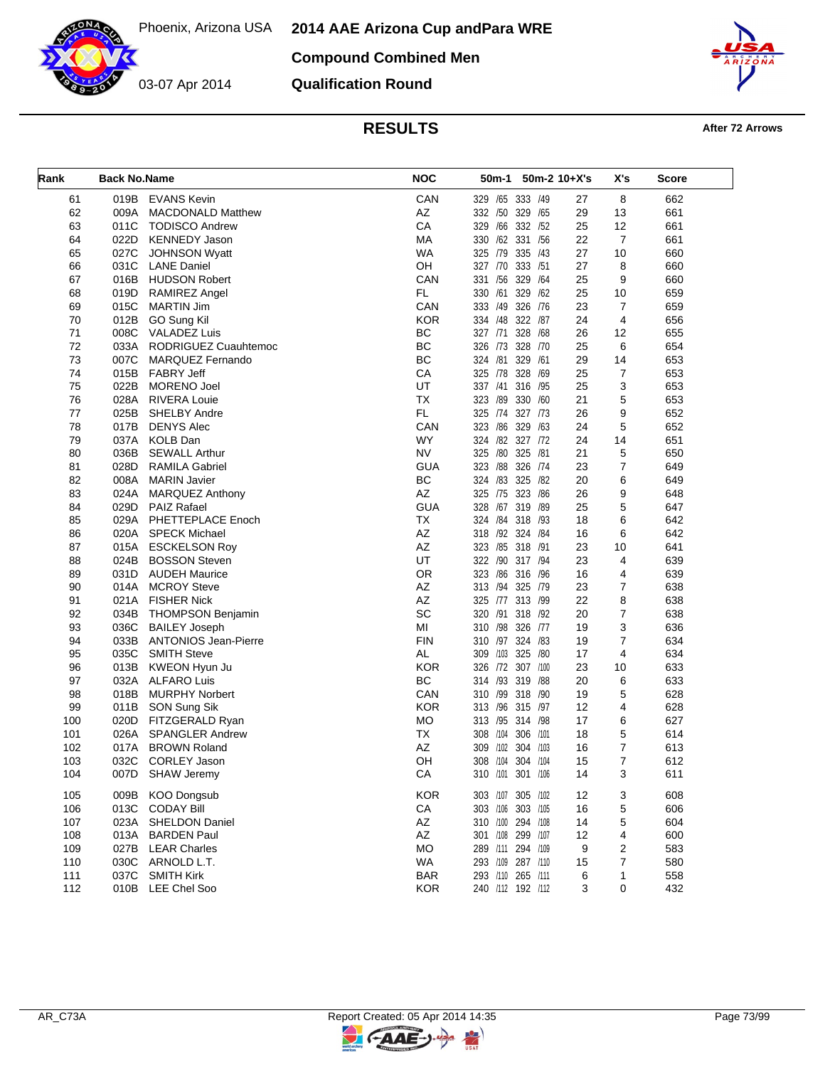Phoenix, Arizona USA

03-07 Apr 2014

# 2014 AAE Arizona Cup andPara WRE

## Compound Combined Men

## Qualification Round

### RESULTS

After 72 Arrows

| Rank | Back No. | Name | NOC | 50m-1 | 50m-2 | 10+X's | X's | Score |
|---|---|---|---|---|---|---|---|---|
| 61 | 019B | EVANS Kevin | CAN | 329 /65 | 333 /49 | 27 | 8 | 662 |
| 62 | 009A | MACDONALD Matthew | AZ | 332 /50 | 329 /65 | 29 | 13 | 661 |
| 63 | 011C | TODISCO Andrew | CA | 329 /66 | 332 /52 | 25 | 12 | 661 |
| 64 | 022D | KENNEDY Jason | MA | 330 /62 | 331 /56 | 22 | 7 | 661 |
| 65 | 027C | JOHNSON Wyatt | WA | 325 /79 | 335 /43 | 27 | 10 | 660 |
| 66 | 031C | LANE Daniel | OH | 327 /70 | 333 /51 | 27 | 8 | 660 |
| 67 | 016B | HUDSON Robert | CAN | 331 /56 | 329 /64 | 25 | 9 | 660 |
| 68 | 019D | RAMIREZ Angel | FL | 330 /61 | 329 /62 | 25 | 10 | 659 |
| 69 | 015C | MARTIN Jim | CAN | 333 /49 | 326 /76 | 23 | 7 | 659 |
| 70 | 012B | GO Sung Kil | KOR | 334 /48 | 322 /87 | 24 | 4 | 656 |
| 71 | 008C | VALADEZ Luis | BC | 327 /71 | 328 /68 | 26 | 12 | 655 |
| 72 | 033A | RODRIGUEZ Cuauhtemoc | BC | 326 /73 | 328 /70 | 25 | 6 | 654 |
| 73 | 007C | MARQUEZ Fernando | BC | 324 /81 | 329 /61 | 29 | 14 | 653 |
| 74 | 015B | FABRY Jeff | CA | 325 /78 | 328 /69 | 25 | 7 | 653 |
| 75 | 022B | MORENO Joel | UT | 337 /41 | 316 /95 | 25 | 3 | 653 |
| 76 | 028A | RIVERA Louie | TX | 323 /89 | 330 /60 | 21 | 5 | 653 |
| 77 | 025B | SHELBY Andre | FL | 325 /74 | 327 /73 | 26 | 9 | 652 |
| 78 | 017B | DENYS Alec | CAN | 323 /86 | 329 /63 | 24 | 5 | 652 |
| 79 | 037A | KOLB Dan | WY | 324 /82 | 327 /72 | 24 | 14 | 651 |
| 80 | 036B | SEWALL Arthur | NV | 325 /80 | 325 /81 | 21 | 5 | 650 |
| 81 | 028D | RAMILA Gabriel | GUA | 323 /88 | 326 /74 | 23 | 7 | 649 |
| 82 | 008A | MARIN Javier | BC | 324 /83 | 325 /82 | 20 | 6 | 649 |
| 83 | 024A | MARQUEZ Anthony | AZ | 325 /75 | 323 /86 | 26 | 9 | 648 |
| 84 | 029D | PAIZ Rafael | GUA | 328 /67 | 319 /89 | 25 | 5 | 647 |
| 85 | 029A | PHETTEPLACE Enoch | TX | 324 /84 | 318 /93 | 18 | 6 | 642 |
| 86 | 020A | SPECK Michael | AZ | 318 /92 | 324 /84 | 16 | 6 | 642 |
| 87 | 015A | ESCKELSON Roy | AZ | 323 /85 | 318 /91 | 23 | 10 | 641 |
| 88 | 024B | BOSSON Steven | UT | 322 /90 | 317 /94 | 23 | 4 | 639 |
| 89 | 031D | AUDEH Maurice | OR | 323 /86 | 316 /96 | 16 | 4 | 639 |
| 90 | 014A | MCROY Steve | AZ | 313 /94 | 325 /79 | 23 | 7 | 638 |
| 91 | 021A | FISHER Nick | AZ | 325 /77 | 313 /99 | 22 | 8 | 638 |
| 92 | 034B | THOMPSON Benjamin | SC | 320 /91 | 318 /92 | 20 | 7 | 638 |
| 93 | 036C | BAILEY Joseph | MI | 310 /98 | 326 /77 | 19 | 3 | 636 |
| 94 | 033B | ANTONIOS Jean-Pierre | FIN | 310 /97 | 324 /83 | 19 | 7 | 634 |
| 95 | 035C | SMITH Steve | AL | 309 /103 | 325 /80 | 17 | 4 | 634 |
| 96 | 013B | KWEON Hyun Ju | KOR | 326 /72 | 307 /100 | 23 | 10 | 633 |
| 97 | 032A | ALFARO Luis | BC | 314 /93 | 319 /88 | 20 | 6 | 633 |
| 98 | 018B | MURPHY Norbert | CAN | 310 /99 | 318 /90 | 19 | 5 | 628 |
| 99 | 011B | SON Sung Sik | KOR | 313 /96 | 315 /97 | 12 | 4 | 628 |
| 100 | 020D | FITZGERALD Ryan | MO | 313 /95 | 314 /98 | 17 | 6 | 627 |
| 101 | 026A | SPANGLER Andrew | TX | 308 /104 | 306 /101 | 18 | 5 | 614 |
| 102 | 017A | BROWN Roland | AZ | 309 /102 | 304 /103 | 16 | 7 | 613 |
| 103 | 032C | CORLEY Jason | OH | 308 /104 | 304 /104 | 15 | 7 | 612 |
| 104 | 007D | SHAW Jeremy | CA | 310 /101 | 301 /106 | 14 | 3 | 611 |
| 105 | 009B | KOO Dongsub | KOR | 303 /107 | 305 /102 | 12 | 3 | 608 |
| 106 | 013C | CODAY Bill | CA | 303 /106 | 303 /105 | 16 | 5 | 606 |
| 107 | 023A | SHELDON Daniel | AZ | 310 /100 | 294 /108 | 14 | 5 | 604 |
| 108 | 013A | BARDEN Paul | AZ | 301 /108 | 299 /107 | 12 | 4 | 600 |
| 109 | 027B | LEAR Charles | MO | 289 /111 | 294 /109 | 9 | 2 | 583 |
| 110 | 030C | ARNOLD L.T. | WA | 293 /109 | 287 /110 | 15 | 7 | 580 |
| 111 | 037C | SMITH Kirk | BAR | 293 /110 | 265 /111 | 6 | 1 | 558 |
| 112 | 010B | LEE Chel Soo | KOR | 240 /112 | 192 /112 | 3 | 0 | 432 |

AR_C73A

Report Created: 05 Apr 2014 14:35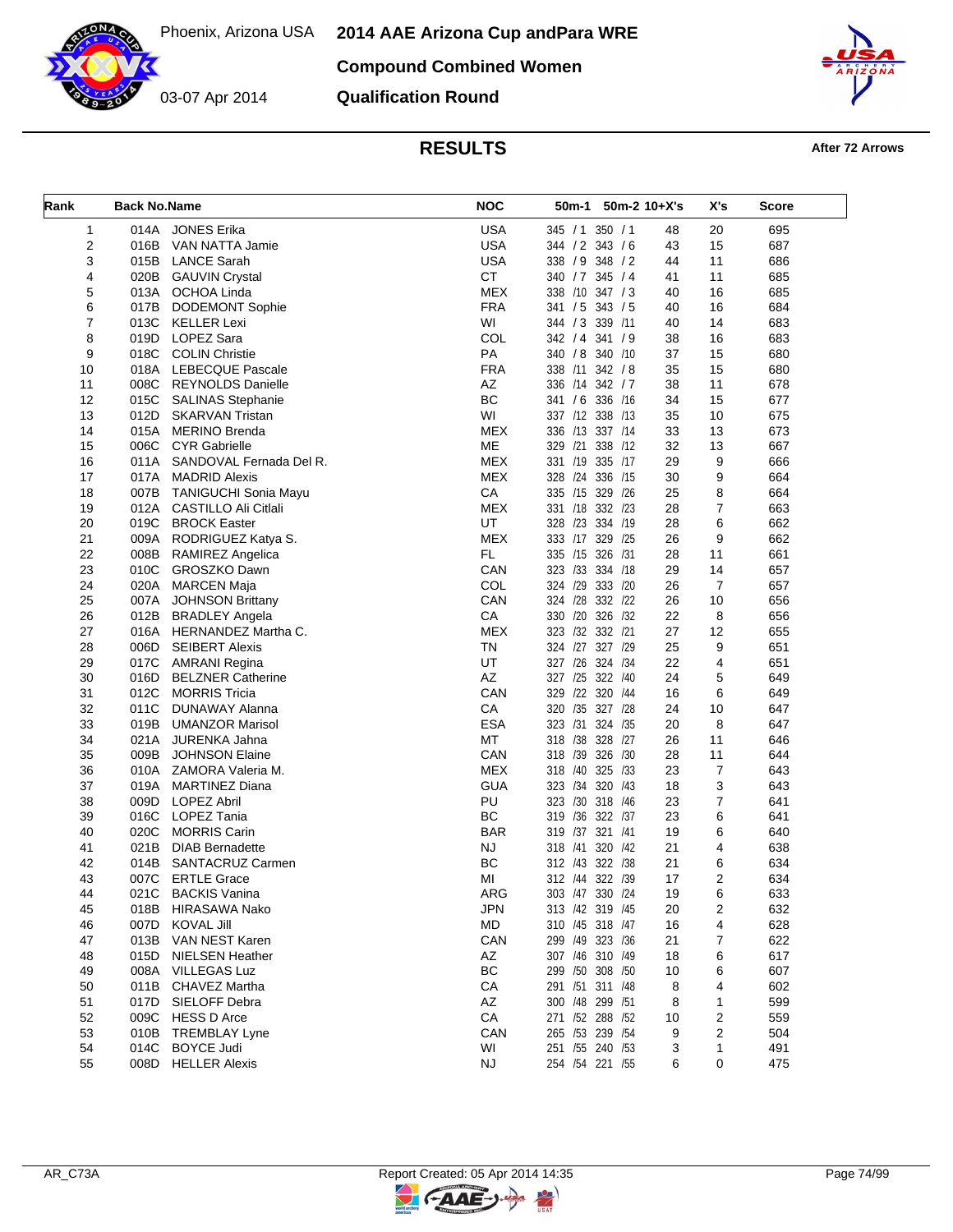# 2014 AAE Arizona Cup andPara WRE

Phoenix, Arizona USA

03-07 Apr 2014

## Compound Combined Women

## Qualification Round

## RESULTS

After 72 Arrows

| Rank | Back No. | Name | NOC | 50m-1 | 50m-2 | 10+X's | X's | Score |
|---|---|---|---|---|---|---|---|---|
| 1 | 014A | JONES Erika | USA | 345 / 1 | 350 / 1 | 48 | 20 | 695 |
| 2 | 016B | VAN NATTA Jamie | USA | 344 / 2 | 343 / 6 | 43 | 15 | 687 |
| 3 | 015B | LANCE Sarah | USA | 338 / 9 | 348 / 2 | 44 | 11 | 686 |
| 4 | 020B | GAUVIN Crystal | CT | 340 / 7 | 345 / 4 | 41 | 11 | 685 |
| 5 | 013A | OCHOA Linda | MEX | 338 /10 | 347 / 3 | 40 | 16 | 685 |
| 6 | 017B | DODEMONT Sophie | FRA | 341 / 5 | 343 / 5 | 40 | 16 | 684 |
| 7 | 013C | KELLER Lexi | WI | 344 / 3 | 339 /11 | 40 | 14 | 683 |
| 8 | 019D | LOPEZ Sara | COL | 342 / 4 | 341 / 9 | 38 | 16 | 683 |
| 9 | 018C | COLIN Christie | PA | 340 / 8 | 340 /10 | 37 | 15 | 680 |
| 10 | 018A | LEBECQUE Pascale | FRA | 338 /11 | 342 / 8 | 35 | 15 | 680 |
| 11 | 008C | REYNOLDS Danielle | AZ | 336 /14 | 342 / 7 | 38 | 11 | 678 |
| 12 | 015C | SALINAS Stephanie | BC | 341 / 6 | 336 /16 | 34 | 15 | 677 |
| 13 | 012D | SKARVAN Tristan | WI | 337 /12 | 338 /13 | 35 | 10 | 675 |
| 14 | 015A | MERINO Brenda | MEX | 336 /13 | 337 /14 | 33 | 13 | 673 |
| 15 | 006C | CYR Gabrielle | ME | 329 /21 | 338 /12 | 32 | 13 | 667 |
| 16 | 011A | SANDOVAL Fernada Del R. | MEX | 331 /19 | 335 /17 | 29 | 9 | 666 |
| 17 | 017A | MADRID Alexis | MEX | 328 /24 | 336 /15 | 30 | 9 | 664 |
| 18 | 007B | TANIGUCHI Sonia Mayu | CA | 335 /15 | 329 /26 | 25 | 8 | 664 |
| 19 | 012A | CASTILLO Ali Citlali | MEX | 331 /18 | 332 /23 | 28 | 7 | 663 |
| 20 | 019C | BROCK Easter | UT | 328 /23 | 334 /19 | 28 | 6 | 662 |
| 21 | 009A | RODRIGUEZ Katya S. | MEX | 333 /17 | 329 /25 | 26 | 9 | 662 |
| 22 | 008B | RAMIREZ Angelica | FL | 335 /15 | 326 /31 | 28 | 11 | 661 |
| 23 | 010C | GROSZKO Dawn | CAN | 323 /33 | 334 /18 | 29 | 14 | 657 |
| 24 | 020A | MARCEN Maja | COL | 324 /29 | 333 /20 | 26 | 7 | 657 |
| 25 | 007A | JOHNSON Brittany | CAN | 324 /28 | 332 /22 | 26 | 10 | 656 |
| 26 | 012B | BRADLEY Angela | CA | 330 /20 | 326 /32 | 22 | 8 | 656 |
| 27 | 016A | HERNANDEZ Martha C. | MEX | 323 /32 | 332 /21 | 27 | 12 | 655 |
| 28 | 006D | SEIBERT Alexis | TN | 324 /27 | 327 /29 | 25 | 9 | 651 |
| 29 | 017C | AMRANI Regina | UT | 327 /26 | 324 /34 | 22 | 4 | 651 |
| 30 | 016D | BELZNER Catherine | AZ | 327 /25 | 322 /40 | 24 | 5 | 649 |
| 31 | 012C | MORRIS Tricia | CAN | 329 /22 | 320 /44 | 16 | 6 | 649 |
| 32 | 011C | DUNAWAY Alanna | CA | 320 /35 | 327 /28 | 24 | 10 | 647 |
| 33 | 019B | UMANZOR Marisol | ESA | 323 /31 | 324 /35 | 20 | 8 | 647 |
| 34 | 021A | JURENKA Jahna | MT | 318 /38 | 328 /27 | 26 | 11 | 646 |
| 35 | 009B | JOHNSON Elaine | CAN | 318 /39 | 326 /30 | 28 | 11 | 644 |
| 36 | 010A | ZAMORA Valeria M. | MEX | 318 /40 | 325 /33 | 23 | 7 | 643 |
| 37 | 019A | MARTINEZ Diana | GUA | 323 /34 | 320 /43 | 18 | 3 | 643 |
| 38 | 009D | LOPEZ Abril | PU | 323 /30 | 318 /46 | 23 | 7 | 641 |
| 39 | 016C | LOPEZ Tania | BC | 319 /36 | 322 /37 | 23 | 6 | 641 |
| 40 | 020C | MORRIS Carin | BAR | 319 /37 | 321 /41 | 19 | 6 | 640 |
| 41 | 021B | DIAB Bernadette | NJ | 318 /41 | 320 /42 | 21 | 4 | 638 |
| 42 | 014B | SANTACRUZ Carmen | BC | 312 /43 | 322 /38 | 21 | 6 | 634 |
| 43 | 007C | ERTLE Grace | MI | 312 /44 | 322 /39 | 17 | 2 | 634 |
| 44 | 021C | BACKIS Vanina | ARG | 303 /47 | 330 /24 | 19 | 6 | 633 |
| 45 | 018B | HIRASAWA Nako | JPN | 313 /42 | 319 /45 | 20 | 2 | 632 |
| 46 | 007D | KOVAL Jill | MD | 310 /45 | 318 /47 | 16 | 4 | 628 |
| 47 | 013B | VAN NEST Karen | CAN | 299 /49 | 323 /36 | 21 | 7 | 622 |
| 48 | 015D | NIELSEN Heather | AZ | 307 /46 | 310 /49 | 18 | 6 | 617 |
| 49 | 008A | VILLEGAS Luz | BC | 299 /50 | 308 /50 | 10 | 6 | 607 |
| 50 | 011B | CHAVEZ Martha | CA | 291 /51 | 311 /48 | 8 | 4 | 602 |
| 51 | 017D | SIELOFF Debra | AZ | 300 /48 | 299 /51 | 8 | 1 | 599 |
| 52 | 009C | HESS D Arce | CA | 271 /52 | 288 /52 | 10 | 2 | 559 |
| 53 | 010B | TREMBLAY Lyne | CAN | 265 /53 | 239 /54 | 9 | 2 | 504 |
| 54 | 014C | BOYCE Judi | WI | 251 /55 | 240 /53 | 3 | 1 | 491 |
| 55 | 008D | HELLER Alexis | NJ | 254 /54 | 221 /55 | 6 | 0 | 475 |

AR_C73A

Report Created: 05 Apr 2014 14:35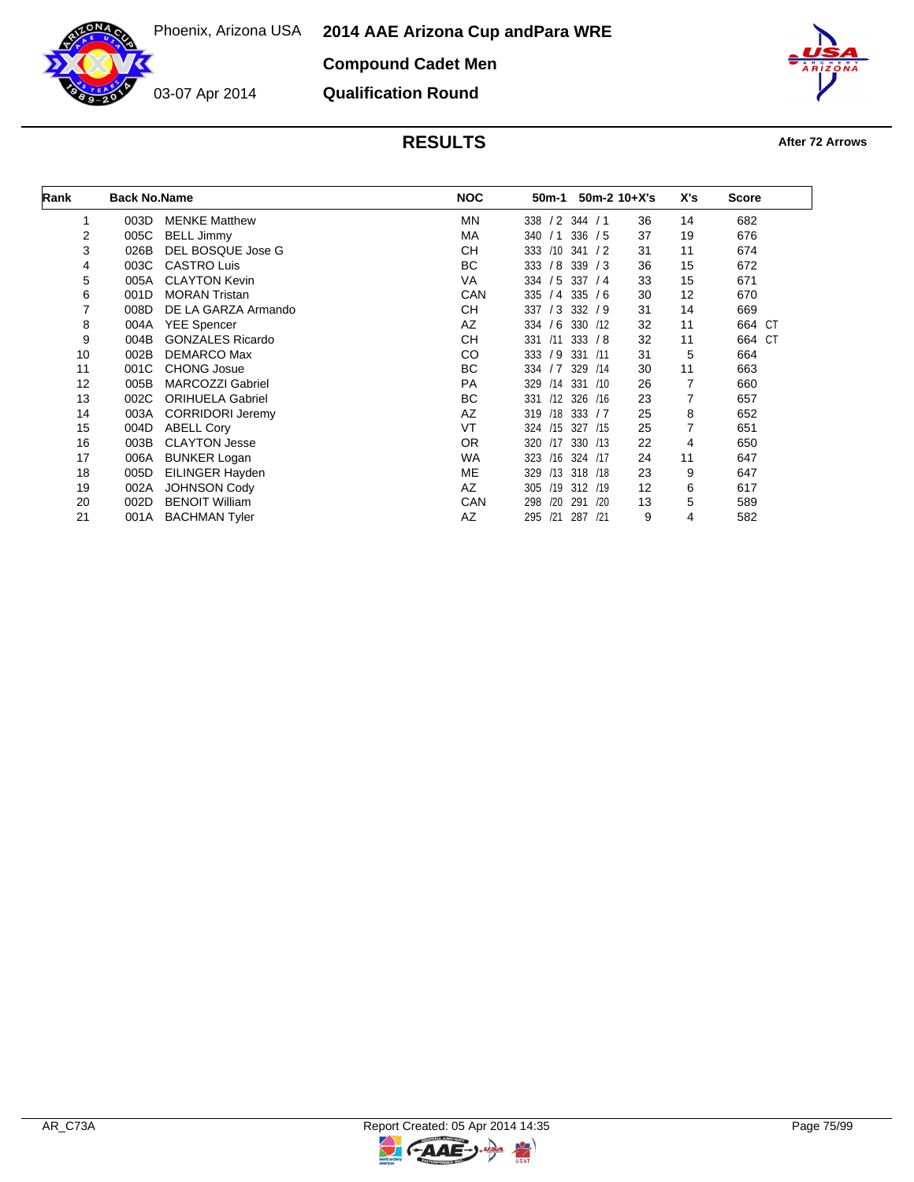Phoenix, Arizona USA

03-07 Apr 2014

# 2014 AAE Arizona Cup andPara WRE

## Compound Cadet Men

## Qualification Round

### RESULTS

After 72 Arrows

| Rank | Back No. | Name | NOC | 50m-1 | 50m-2 | 10+X's | X's | Score |
|---|---|---|---|---|---|---|---|---|
| 1 | 003D | MENKE Matthew | MN | 338 / 2 | 344 / 1 | 36 | 14 | 682 |
| 2 | 005C | BELL Jimmy | MA | 340 / 1 | 336 / 5 | 37 | 19 | 676 |
| 3 | 026B | DEL BOSQUE Jose G | CH | 333 /10 | 341 / 2 | 31 | 11 | 674 |
| 4 | 003C | CASTRO Luis | BC | 333 / 8 | 339 / 3 | 36 | 15 | 672 |
| 5 | 005A | CLAYTON Kevin | VA | 334 / 5 | 337 / 4 | 33 | 15 | 671 |
| 6 | 001D | MORAN Tristan | CAN | 335 / 4 | 335 / 6 | 30 | 12 | 670 |
| 7 | 008D | DE LA GARZA Armando | CH | 337 / 3 | 332 / 9 | 31 | 14 | 669 |
| 8 | 004A | YEE Spencer | AZ | 334 / 6 | 330 /12 | 32 | 11 | 664 CT |
| 9 | 004B | GONZALES Ricardo | CH | 331 /11 | 333 / 8 | 32 | 11 | 664 CT |
| 10 | 002B | DEMARCO Max | CO | 333 / 9 | 331 /11 | 31 | 5 | 664 |
| 11 | 001C | CHONG Josue | BC | 334 / 7 | 329 /14 | 30 | 11 | 663 |
| 12 | 005B | MARCOZZI Gabriel | PA | 329 /14 | 331 /10 | 26 | 7 | 660 |
| 13 | 002C | ORIHUELA Gabriel | BC | 331 /12 | 326 /16 | 23 | 7 | 657 |
| 14 | 003A | CORRIDORI Jeremy | AZ | 319 /18 | 333 / 7 | 25 | 8 | 652 |
| 15 | 004D | ABELL Cory | VT | 324 /15 | 327 /15 | 25 | 7 | 651 |
| 16 | 003B | CLAYTON Jesse | OR | 320 /17 | 330 /13 | 22 | 4 | 650 |
| 17 | 006A | BUNKER Logan | WA | 323 /16 | 324 /17 | 24 | 11 | 647 |
| 18 | 005D | EILINGER Hayden | ME | 329 /13 | 318 /18 | 23 | 9 | 647 |
| 19 | 002A | JOHNSON Cody | AZ | 305 /19 | 312 /19 | 12 | 6 | 617 |
| 20 | 002D | BENOIT William | CAN | 298 /20 | 291 /20 | 13 | 5 | 589 |
| 21 | 001A | BACHMAN Tyler | AZ | 295 /21 | 287 /21 | 9 | 4 | 582 |

AR_C73A

Report Created: 05 Apr 2014 14:35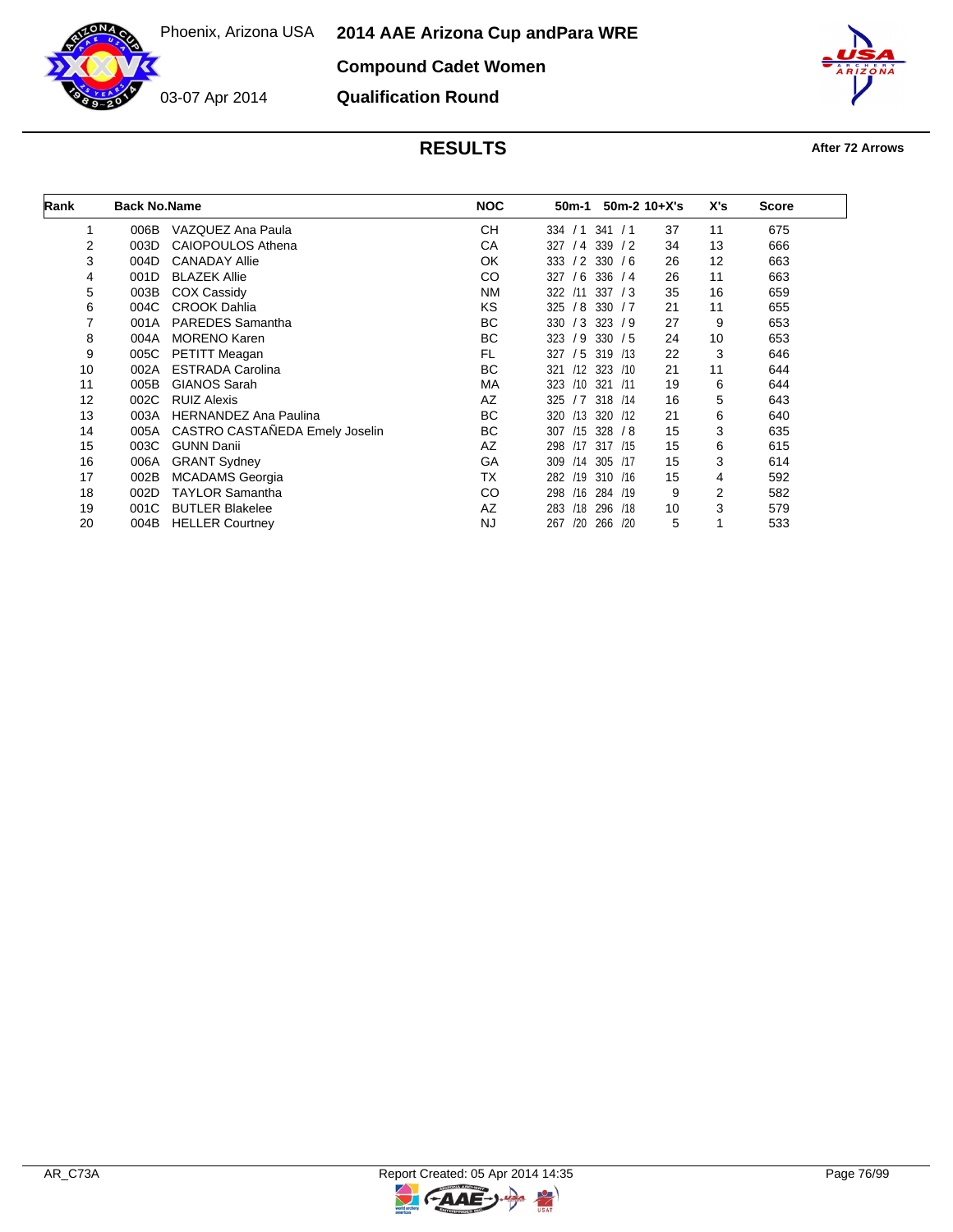Phoenix, Arizona USA

03-07 Apr 2014

# 2014 AAE Arizona Cup andPara WRE

## Compound Cadet Women

## Qualification Round

### RESULTS

After 72 Arrows

| Rank | Back No. | Name | NOC | 50m-1 | 50m-2 | 10+X's | X's | Score |
|---|---|---|---|---|---|---|---|---|
| 1 | 006B | VAZQUEZ Ana Paula | CH | 334 / 1 | 341 / 1 | 37 | 11 | 675 |
| 2 | 003D | CAIOPOULOS Athena | CA | 327 / 4 | 339 / 2 | 34 | 13 | 666 |
| 3 | 004D | CANADAY Allie | OK | 333 / 2 | 330 / 6 | 26 | 12 | 663 |
| 4 | 001D | BLAZEK Allie | CO | 327 / 6 | 336 / 4 | 26 | 11 | 663 |
| 5 | 003B | COX Cassidy | NM | 322 /11 | 337 / 3 | 35 | 16 | 659 |
| 6 | 004C | CROOK Dahlia | KS | 325 / 8 | 330 / 7 | 21 | 11 | 655 |
| 7 | 001A | PAREDES Samantha | BC | 330 / 3 | 323 / 9 | 27 | 9 | 653 |
| 8 | 004A | MORENO Karen | BC | 323 / 9 | 330 / 5 | 24 | 10 | 653 |
| 9 | 005C | PETITT Meagan | FL | 327 / 5 | 319 /13 | 22 | 3 | 646 |
| 10 | 002A | ESTRADA Carolina | BC | 321 /12 | 323 /10 | 21 | 11 | 644 |
| 11 | 005B | GIANOS Sarah | MA | 323 /10 | 321 /11 | 19 | 6 | 644 |
| 12 | 002C | RUIZ Alexis | AZ | 325 / 7 | 318 /14 | 16 | 5 | 643 |
| 13 | 003A | HERNANDEZ Ana Paulina | BC | 320 /13 | 320 /12 | 21 | 6 | 640 |
| 14 | 005A | CASTRO CASTAÑEDA Emely Joselin | BC | 307 /15 | 328 / 8 | 15 | 3 | 635 |
| 15 | 003C | GUNN Danii | AZ | 298 /17 | 317 /15 | 15 | 6 | 615 |
| 16 | 006A | GRANT Sydney | GA | 309 /14 | 305 /17 | 15 | 3 | 614 |
| 17 | 002B | MCADAMS Georgia | TX | 282 /19 | 310 /16 | 15 | 4 | 592 |
| 18 | 002D | TAYLOR Samantha | CO | 298 /16 | 284 /19 | 9 | 2 | 582 |
| 19 | 001C | BUTLER Blakelee | AZ | 283 /18 | 296 /18 | 10 | 3 | 579 |
| 20 | 004B | HELLER Courtney | NJ | 267 /20 | 266 /20 | 5 | 1 | 533 |

AR_C73A　　Report Created: 05 Apr 2014 14:35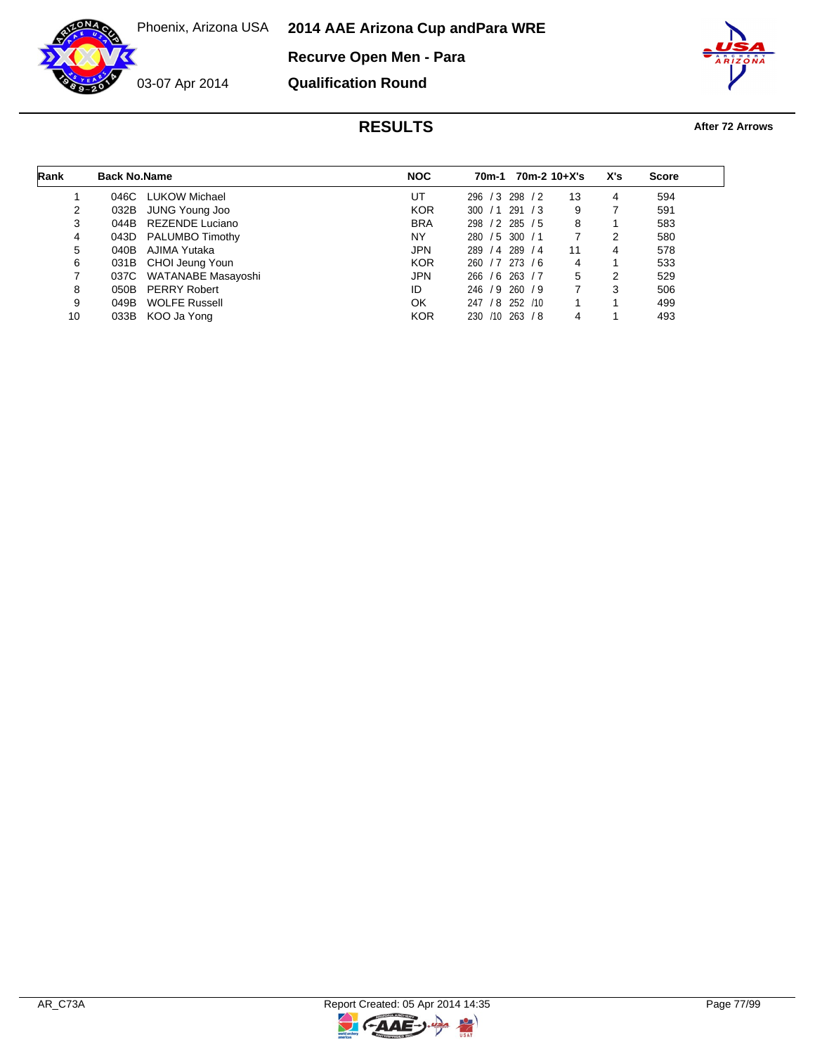Phoenix, Arizona USA

03-07 Apr 2014

# 2014 AAE Arizona Cup andPara WRE

## Recurve Open Men - Para

## Qualification Round

### RESULTS

**After 72 Arrows**

| Rank | Back No. | Name | NOC | 70m-1 | 70m-2 | 10+X's | X's | Score |
|---|---|---|---|---|---|---|---|---|
| 1 | 046C | LUKOW Michael | UT | 296 / 3 | 298 / 2 | 13 | 4 | 594 |
| 2 | 032B | JUNG Young Joo | KOR | 300 / 1 | 291 / 3 | 9 | 7 | 591 |
| 3 | 044B | REZENDE Luciano | BRA | 298 / 2 | 285 / 5 | 8 | 1 | 583 |
| 4 | 043D | PALUMBO Timothy | NY | 280 / 5 | 300 / 1 | 7 | 2 | 580 |
| 5 | 040B | AJIMA Yutaka | JPN | 289 / 4 | 289 / 4 | 11 | 4 | 578 |
| 6 | 031B | CHOI Jeung Youn | KOR | 260 / 7 | 273 / 6 | 4 | 1 | 533 |
| 7 | 037C | WATANABE Masayoshi | JPN | 266 / 6 | 263 / 7 | 5 | 2 | 529 |
| 8 | 050B | PERRY Robert | ID | 246 / 9 | 260 / 9 | 7 | 3 | 506 |
| 9 | 049B | WOLFE Russell | OK | 247 / 8 | 252 /10 | 1 | 1 | 499 |
| 10 | 033B | KOO Ja Yong | KOR | 230 /10 | 263 / 8 | 4 | 1 | 493 |

AR_C73A

Report Created: 05 Apr 2014 14:35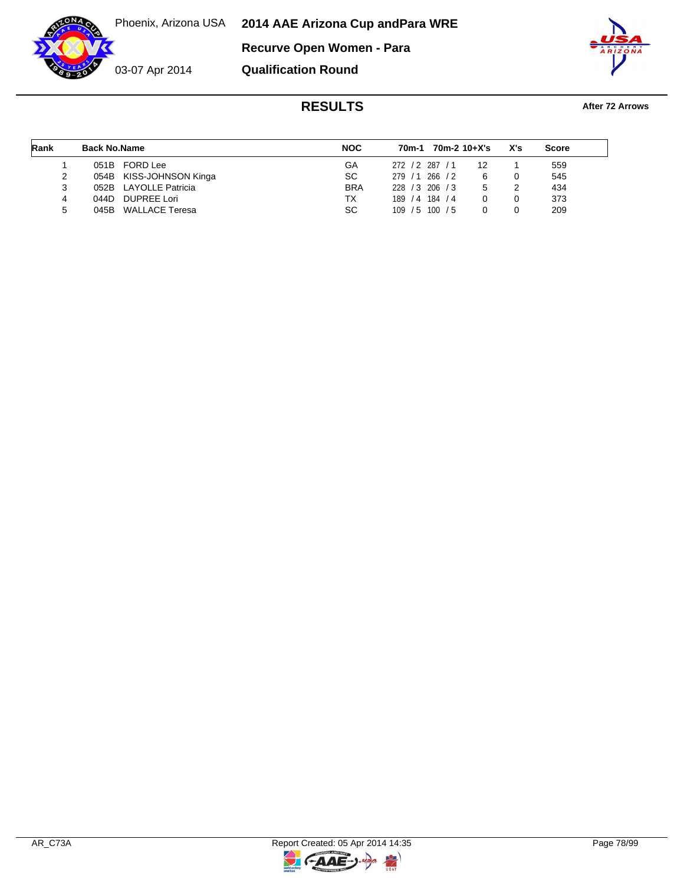Phoenix, Arizona USA

03-07 Apr 2014

# 2014 AAE Arizona Cup andPara WRE

## Recurve Open Women - Para

## Qualification Round

### RESULTS

**After 72 Arrows**

| Rank | Back No. | Name | NOC | 70m-1 | 70m-2 | 10+X's | X's | Score |
|---|---|---|---|---|---|---|---|---|
| 1 | 051B | FORD Lee | GA | 272 / 2 | 287 / 1 | 12 | 1 | 559 |
| 2 | 054B | KISS-JOHNSON Kinga | SC | 279 / 1 | 266 / 2 | 6 | 0 | 545 |
| 3 | 052B | LAYOLLE Patricia | BRA | 228 / 3 | 206 / 3 | 5 | 2 | 434 |
| 4 | 044D | DUPREE Lori | TX | 189 / 4 | 184 / 4 | 0 | 0 | 373 |
| 5 | 045B | WALLACE Teresa | SC | 109 / 5 | 100 / 5 | 0 | 0 | 209 |

AR_C73A

Report Created: 05 Apr 2014 14:35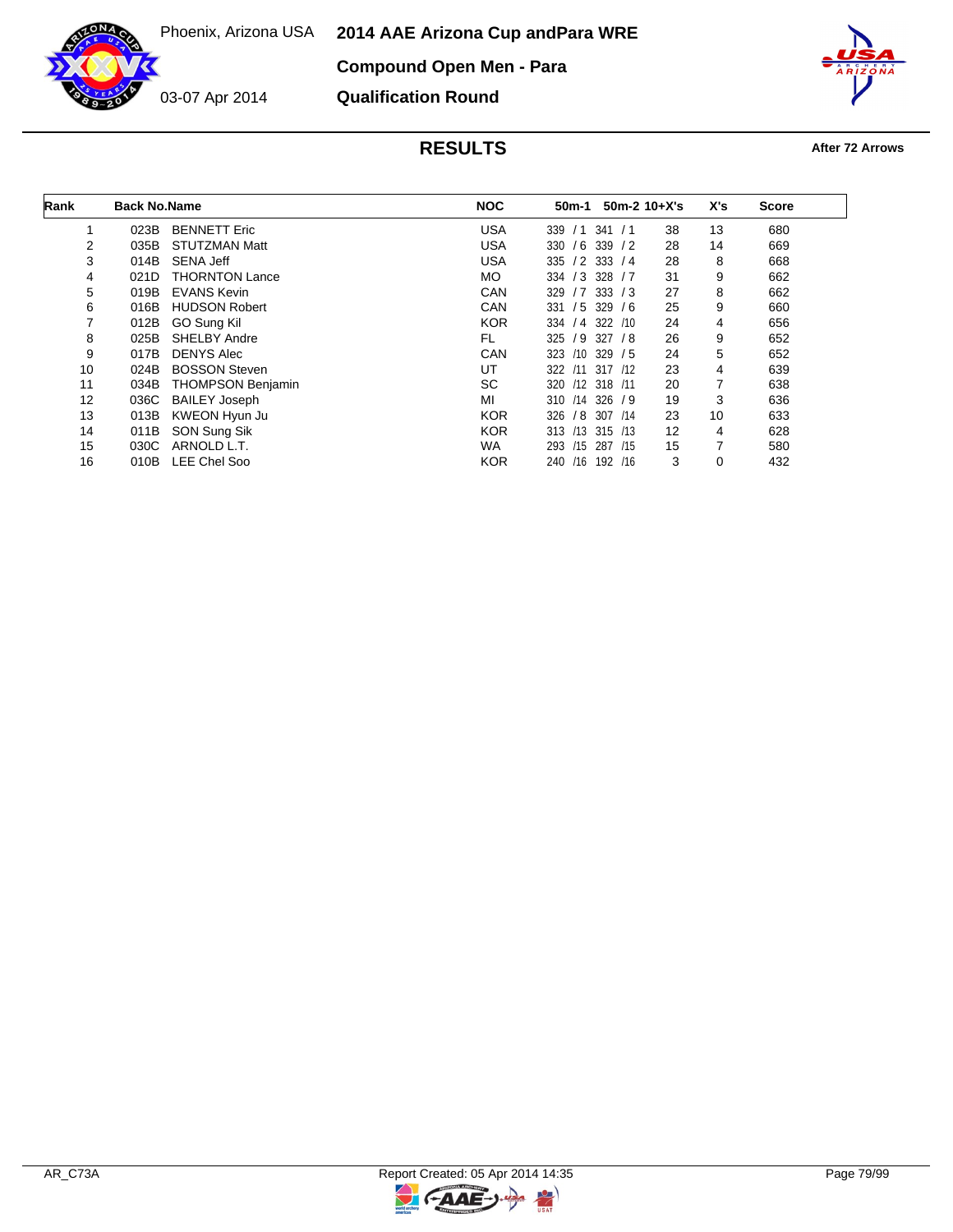Phoenix, Arizona USA

03-07 Apr 2014

# 2014 AAE Arizona Cup andPara WRE

## Compound Open Men - Para

## Qualification Round

### RESULTS

After 72 Arrows

| Rank | Back No. | Name | NOC | 50m-1 | 50m-2 | 10+X's | X's | Score |
|---|---|---|---|---|---|---|---|---|
| 1 | 023B | BENNETT Eric | USA | 339 / 1 | 341 / 1 | 38 | 13 | 680 |
| 2 | 035B | STUTZMAN Matt | USA | 330 / 6 | 339 / 2 | 28 | 14 | 669 |
| 3 | 014B | SENA Jeff | USA | 335 / 2 | 333 / 4 | 28 | 8 | 668 |
| 4 | 021D | THORNTON Lance | MO | 334 / 3 | 328 / 7 | 31 | 9 | 662 |
| 5 | 019B | EVANS Kevin | CAN | 329 / 7 | 333 / 3 | 27 | 8 | 662 |
| 6 | 016B | HUDSON Robert | CAN | 331 / 5 | 329 / 6 | 25 | 9 | 660 |
| 7 | 012B | GO Sung Kil | KOR | 334 / 4 | 322 /10 | 24 | 4 | 656 |
| 8 | 025B | SHELBY Andre | FL | 325 / 9 | 327 / 8 | 26 | 9 | 652 |
| 9 | 017B | DENYS Alec | CAN | 323 /10 | 329 / 5 | 24 | 5 | 652 |
| 10 | 024B | BOSSON Steven | UT | 322 /11 | 317 /12 | 23 | 4 | 639 |
| 11 | 034B | THOMPSON Benjamin | SC | 320 /12 | 318 /11 | 20 | 7 | 638 |
| 12 | 036C | BAILEY Joseph | MI | 310 /14 | 326 / 9 | 19 | 3 | 636 |
| 13 | 013B | KWEON Hyun Ju | KOR | 326 / 8 | 307 /14 | 23 | 10 | 633 |
| 14 | 011B | SON Sung Sik | KOR | 313 /13 | 315 /13 | 12 | 4 | 628 |
| 15 | 030C | ARNOLD L.T. | WA | 293 /15 | 287 /15 | 15 | 7 | 580 |
| 16 | 010B | LEE Chel Soo | KOR | 240 /16 | 192 /16 | 3 | 0 | 432 |

AR_C73A

Report Created: 05 Apr 2014 14:35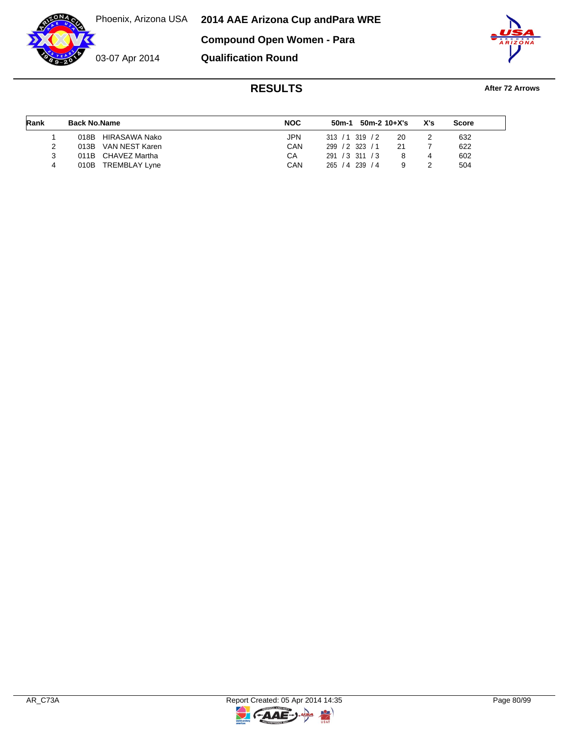Phoenix, Arizona USA

03-07 Apr 2014

# 2014 AAE Arizona Cup andPara WRE

## Compound Open Women - Para

## Qualification Round

### RESULTS

**After 72 Arrows**

| Rank | Back No. | Name | NOC | 50m-1 | 50m-2 | 10+X's | X's | Score |
|---|---|---|---|---|---|---|---|---|
| 1 | 018B | HIRASAWA Nako | JPN | 313 / 1 | 319 / 2 | 20 | 2 | 632 |
| 2 | 013B | VAN NEST Karen | CAN | 299 / 2 | 323 / 1 | 21 | 7 | 622 |
| 3 | 011B | CHAVEZ Martha | CA | 291 / 3 | 311 / 3 | 8 | 4 | 602 |
| 4 | 010B | TREMBLAY Lyne | CAN | 265 / 4 | 239 / 4 | 9 | 2 | 504 |

AR_C73A — Report Created: 05 Apr 2014 14:35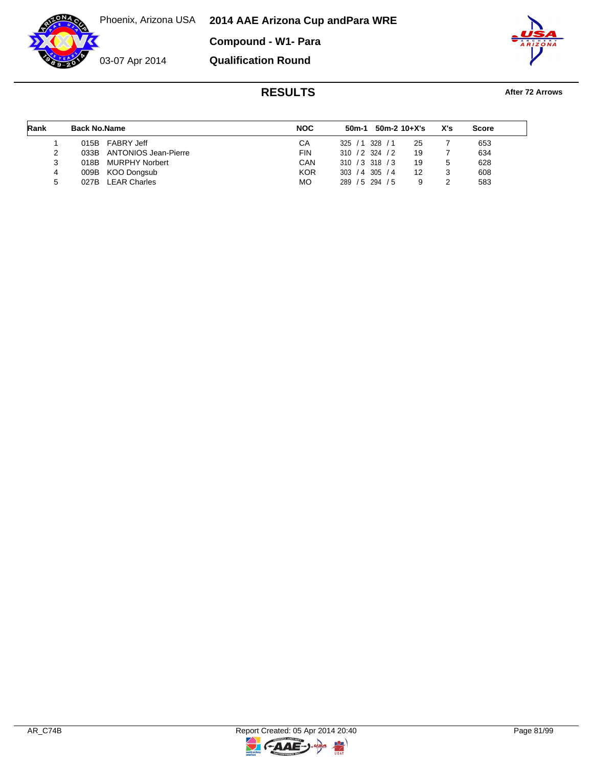Phoenix, Arizona USA

03-07 Apr 2014

# 2014 AAE Arizona Cup andPara WRE

## Compound - W1- Para

## Qualification Round

### RESULTS

**After 72 Arrows**

| Rank | Back No. | Name | NOC | 50m-1 | 50m-2 | 10+X's | X's | Score |
|---|---|---|---|---|---|---|---|---|
| 1 | 015B | FABRY Jeff | CA | 325 / 1 | 328 / 1 | 25 | 7 | 653 |
| 2 | 033B | ANTONIOS Jean-Pierre | FIN | 310 / 2 | 324 / 2 | 19 | 7 | 634 |
| 3 | 018B | MURPHY Norbert | CAN | 310 / 3 | 318 / 3 | 19 | 5 | 628 |
| 4 | 009B | KOO Dongsub | KOR | 303 / 4 | 305 / 4 | 12 | 3 | 608 |
| 5 | 027B | LEAR Charles | MO | 289 / 5 | 294 / 5 | 9 | 2 | 583 |

AR_C74B | Report Created: 05 Apr 2014 20:40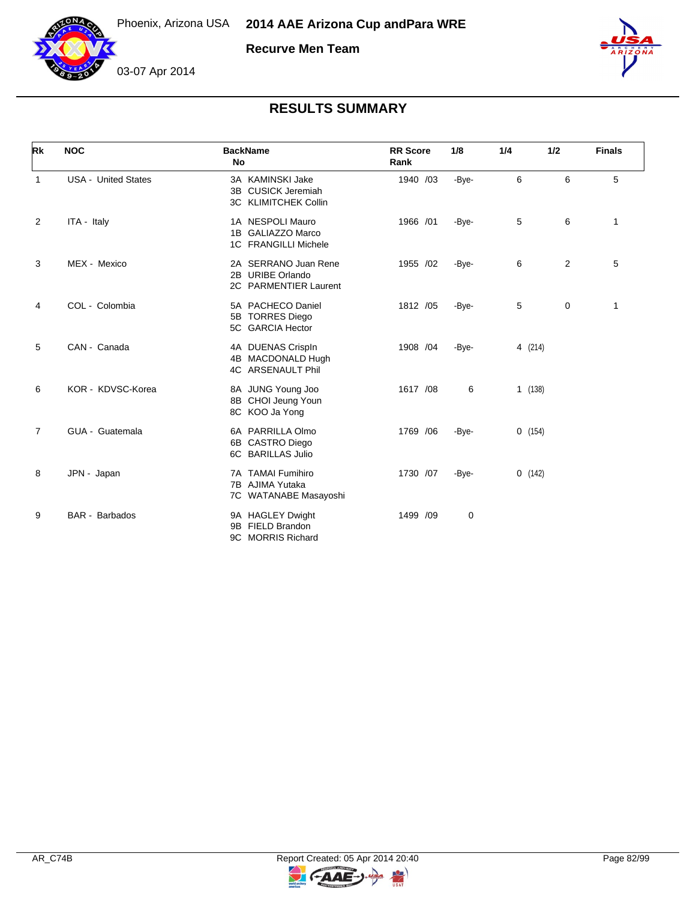# 2014 AAE Arizona Cup andPara WRE

Phoenix, Arizona USA

03-07 Apr 2014

## Recurve Men Team

## RESULTS SUMMARY

| Rk | NOC | BackName No | RR Score Rank | 1/8 | 1/4 | 1/2 | Finals |
|---|---|---|---|---|---|---|---|
| 1 | USA - United States | 3A KAMINSKI Jake<br>3B CUSICK Jeremiah<br>3C KLIMITCHEK Collin | 1940 /03 | -Bye- | 6 | 6 | 5 |
| 2 | ITA - Italy | 1A NESPOLI Mauro<br>1B GALIAZZO Marco<br>1C FRANGILLI Michele | 1966 /01 | -Bye- | 5 | 6 | 1 |
| 3 | MEX - Mexico | 2A SERRANO Juan Rene<br>2B URIBE Orlando<br>2C PARMENTIER Laurent | 1955 /02 | -Bye- | 6 | 2 | 5 |
| 4 | COL - Colombia | 5A PACHECO Daniel<br>5B TORRES Diego<br>5C GARCIA Hector | 1812 /05 | -Bye- | 5 | 0 | 1 |
| 5 | CAN - Canada | 4A DUENAS Crispln<br>4B MACDONALD Hugh<br>4C ARSENAULT Phil | 1908 /04 | -Bye- | 4 (214) | | |
| 6 | KOR - KDVSC-Korea | 8A JUNG Young Joo<br>8B CHOI Jeung Youn<br>8C KOO Ja Yong | 1617 /08 | 6 | 1 (138) | | |
| 7 | GUA - Guatemala | 6A PARRILLA Olmo<br>6B CASTRO Diego<br>6C BARILLAS Julio | 1769 /06 | -Bye- | 0 (154) | | |
| 8 | JPN - Japan | 7A TAMAI Fumihiro<br>7B AJIMA Yutaka<br>7C WATANABE Masayoshi | 1730 /07 | -Bye- | 0 (142) | | |
| 9 | BAR - Barbados | 9A HAGLEY Dwight<br>9B FIELD Brandon<br>9C MORRIS Richard | 1499 /09 | 0 | | | |

AR_C74B

Report Created: 05 Apr 2014 20:40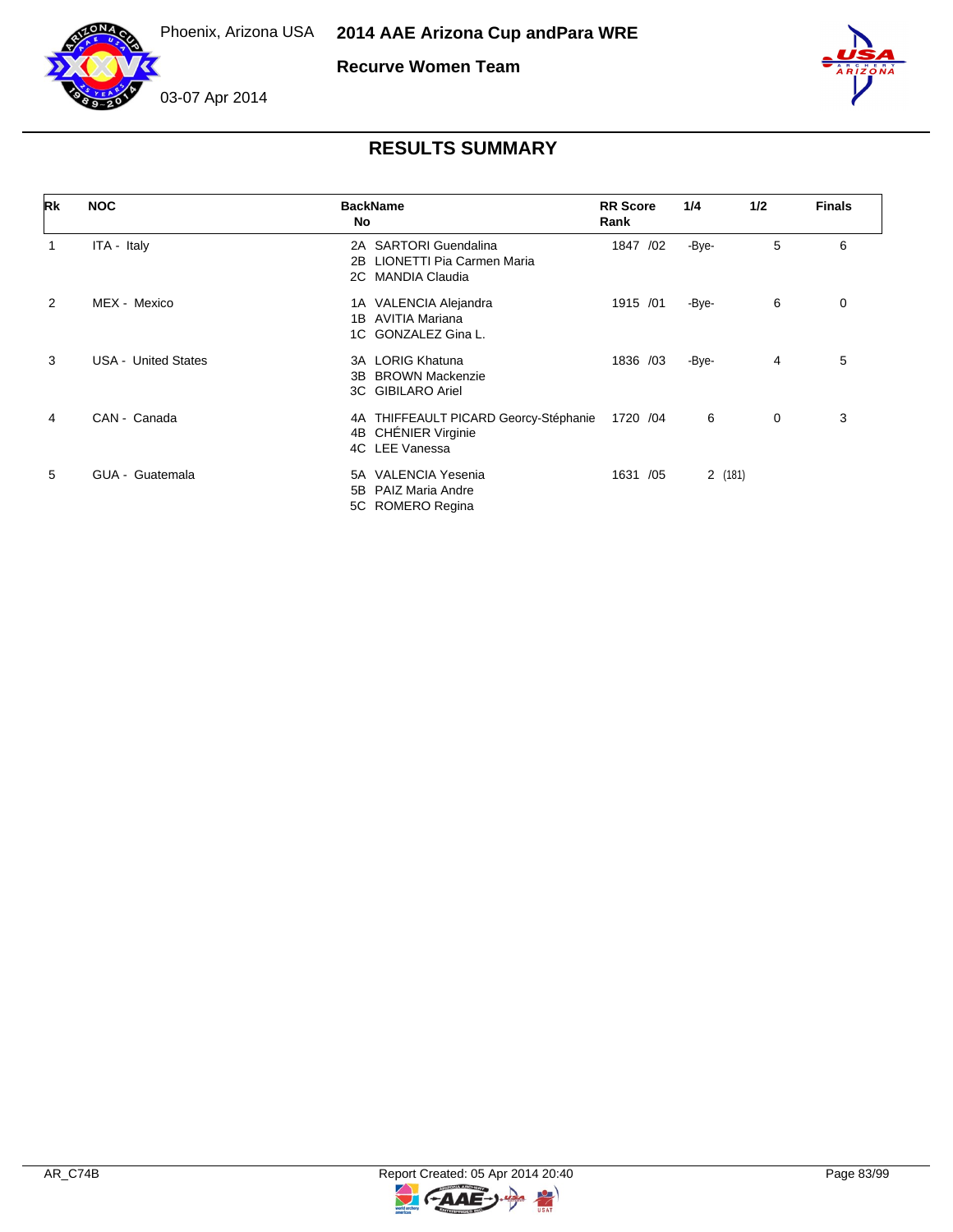Phoenix, Arizona USA

# 2014 AAE Arizona Cup andPara WRE

## Recurve Women Team

03-07 Apr 2014

## RESULTS SUMMARY

| Rk | NOC | BackName No | RR Score Rank | 1/4 | 1/2 | Finals |
|---|---|---|---|---|---|---|
| 1 | ITA - Italy | 2A SARTORI Guendalina<br>2B LIONETTI Pia Carmen Maria<br>2C MANDIA Claudia | 1847 /02 | -Bye- | 5 | 6 |
| 2 | MEX - Mexico | 1A VALENCIA Alejandra<br>1B AVITIA Mariana<br>1C GONZALEZ Gina L. | 1915 /01 | -Bye- | 6 | 0 |
| 3 | USA - United States | 3A LORIG Khatuna<br>3B BROWN Mackenzie<br>3C GIBILARO Ariel | 1836 /03 | -Bye- | 4 | 5 |
| 4 | CAN - Canada | 4A THIFFEAULT PICARD Georcy-Stéphanie<br>4B CHÉNIER Virginie<br>4C LEE Vanessa | 1720 /04 | 6 | 0 | 3 |
| 5 | GUA - Guatemala | 5A VALENCIA Yesenia<br>5B PAIZ Maria Andre<br>5C ROMERO Regina | 1631 /05 | 2 (181) | | |

AR_C74B

Report Created: 05 Apr 2014 20:40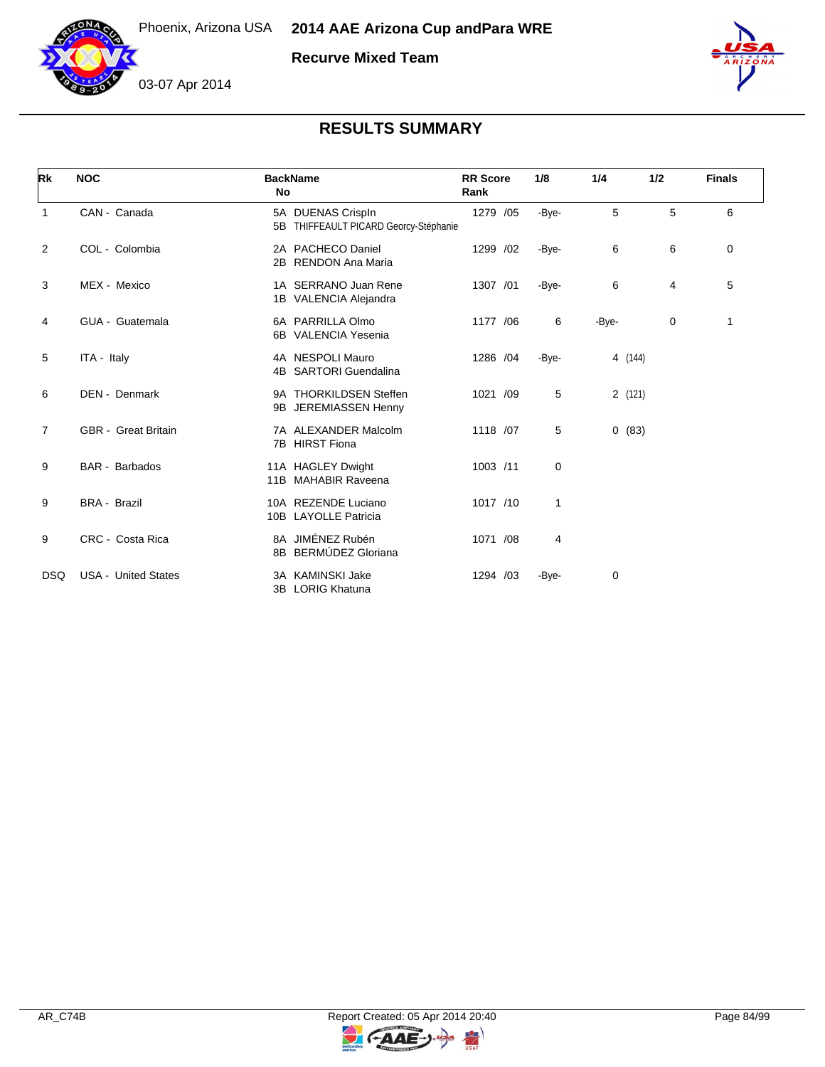# 2014 AAE Arizona Cup andPara WRE

Phoenix, Arizona USA

03-07 Apr 2014

## Recurve Mixed Team

## RESULTS SUMMARY

| Rk | NOC | BackName No | RR Score Rank | 1/8 | 1/4 | 1/2 | Finals |
|---|---|---|---|---|---|---|---|
| 1 | CAN - Canada | 5A DUENAS Crispln<br>5B THIFFEAULT PICARD Georcy-Stéphanie | 1279 /05 | -Bye- | 5 | 5 | 6 |
| 2 | COL - Colombia | 2A PACHECO Daniel<br>2B RENDON Ana Maria | 1299 /02 | -Bye- | 6 | 6 | 0 |
| 3 | MEX - Mexico | 1A SERRANO Juan Rene<br>1B VALENCIA Alejandra | 1307 /01 | -Bye- | 6 | 4 | 5 |
| 4 | GUA - Guatemala | 6A PARRILLA Olmo<br>6B VALENCIA Yesenia | 1177 /06 | 6 | -Bye- | 0 | 1 |
| 5 | ITA - Italy | 4A NESPOLI Mauro<br>4B SARTORI Guendalina | 1286 /04 | -Bye- | 4 (144) | | |
| 6 | DEN - Denmark | 9A THORKILDSEN Steffen<br>9B JEREMIASSEN Henny | 1021 /09 | 5 | 2 (121) | | |
| 7 | GBR - Great Britain | 7A ALEXANDER Malcolm<br>7B HIRST Fiona | 1118 /07 | 5 | 0 (83) | | |
| 9 | BAR - Barbados | 11A HAGLEY Dwight<br>11B MAHABIR Raveena | 1003 /11 | 0 | | | |
| 9 | BRA - Brazil | 10A REZENDE Luciano<br>10B LAYOLLE Patricia | 1017 /10 | 1 | | | |
| 9 | CRC - Costa Rica | 8A JIMÉNEZ Rubén<br>8B BERMÚDEZ Gloriana | 1071 /08 | 4 | | | |
| DSQ | USA - United States | 3A KAMINSKI Jake<br>3B LORIG Khatuna | 1294 /03 | -Bye- | 0 | | |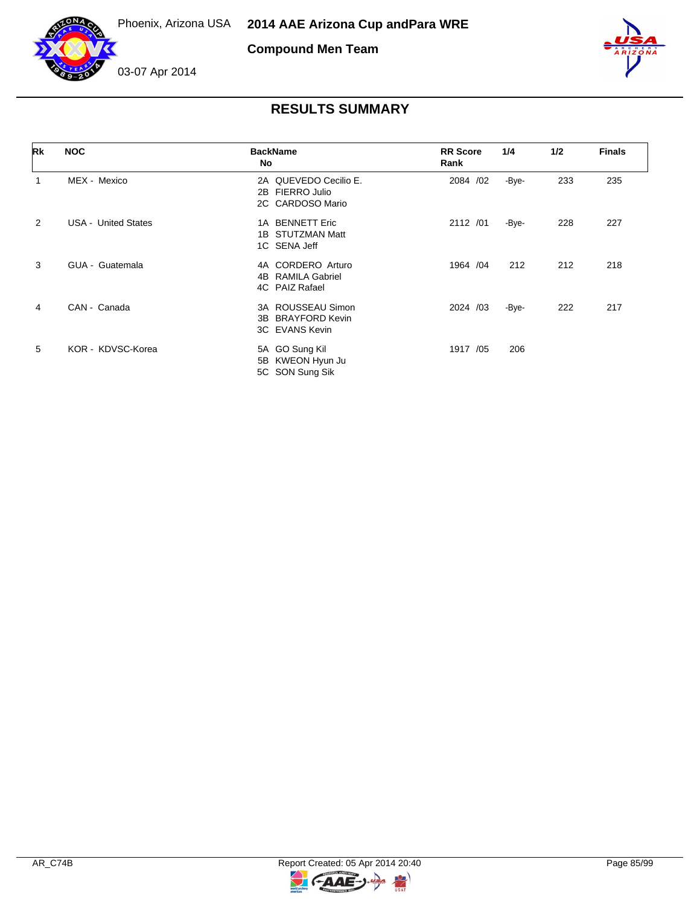Phoenix, Arizona USA

**2014 AAE Arizona Cup andPara WRE**

**Compound Men Team**

03-07 Apr 2014

## RESULTS SUMMARY

| Rk | NOC | BackName No | RR Score Rank | 1/4 | 1/2 | Finals |
|---|---|---|---|---|---|---|
| 1 | MEX - Mexico | 2A QUEVEDO Cecilio E.<br>2B FIERRO Julio<br>2C CARDOSO Mario | 2084 /02 | -Bye- | 233 | 235 |
| 2 | USA - United States | 1A BENNETT Eric<br>1B STUTZMAN Matt<br>1C SENA Jeff | 2112 /01 | -Bye- | 228 | 227 |
| 3 | GUA - Guatemala | 4A CORDERO Arturo<br>4B RAMILA Gabriel<br>4C PAIZ Rafael | 1964 /04 | 212 | 212 | 218 |
| 4 | CAN - Canada | 3A ROUSSEAU Simon<br>3B BRAYFORD Kevin<br>3C EVANS Kevin | 2024 /03 | -Bye- | 222 | 217 |
| 5 | KOR - KDVSC-Korea | 5A GO Sung Kil<br>5B KWEON Hyun Ju<br>5C SON Sung Sik | 1917 /05 | 206 | | |

AR_C74B

Report Created: 05 Apr 2014 20:40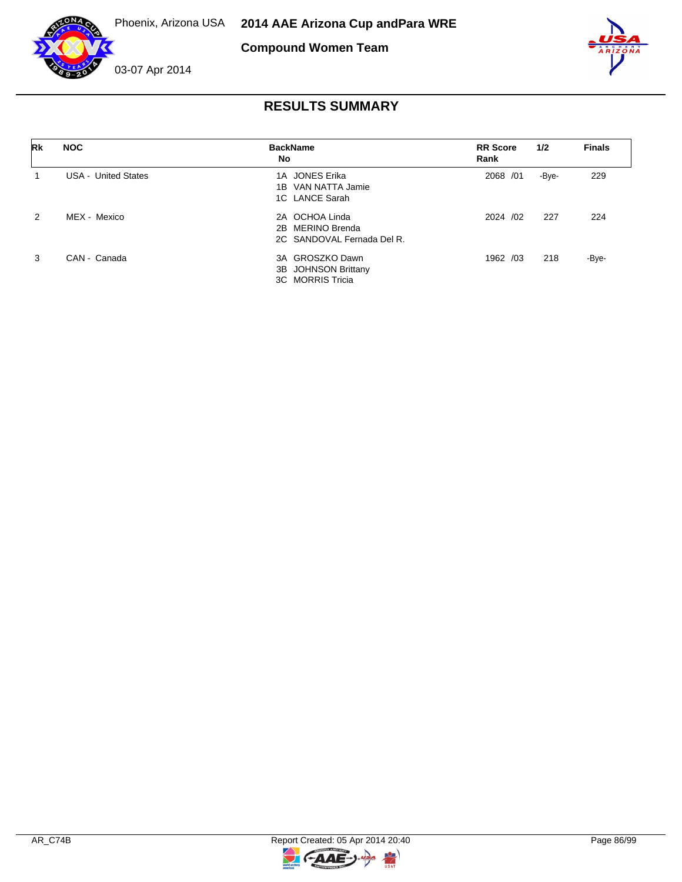Phoenix, Arizona USA **2014 AAE Arizona Cup andPara WRE**

**Compound Women Team**

03-07 Apr 2014

## RESULTS SUMMARY

| Rk | NOC | BackName No | RR Score Rank | 1/2 | Finals |
|---|---|---|---|---|---|
| 1 | USA - United States | 1A JONES Erika<br>1B VAN NATTA Jamie<br>1C LANCE Sarah | 2068 /01 | -Bye- | 229 |
| 2 | MEX - Mexico | 2A OCHOA Linda<br>2B MERINO Brenda<br>2C SANDOVAL Fernada Del R. | 2024 /02 | 227 | 224 |
| 3 | CAN - Canada | 3A GROSZKO Dawn<br>3B JOHNSON Brittany<br>3C MORRIS Tricia | 1962 /03 | 218 | -Bye- |

AR_C74B Report Created: 05 Apr 2014 20:40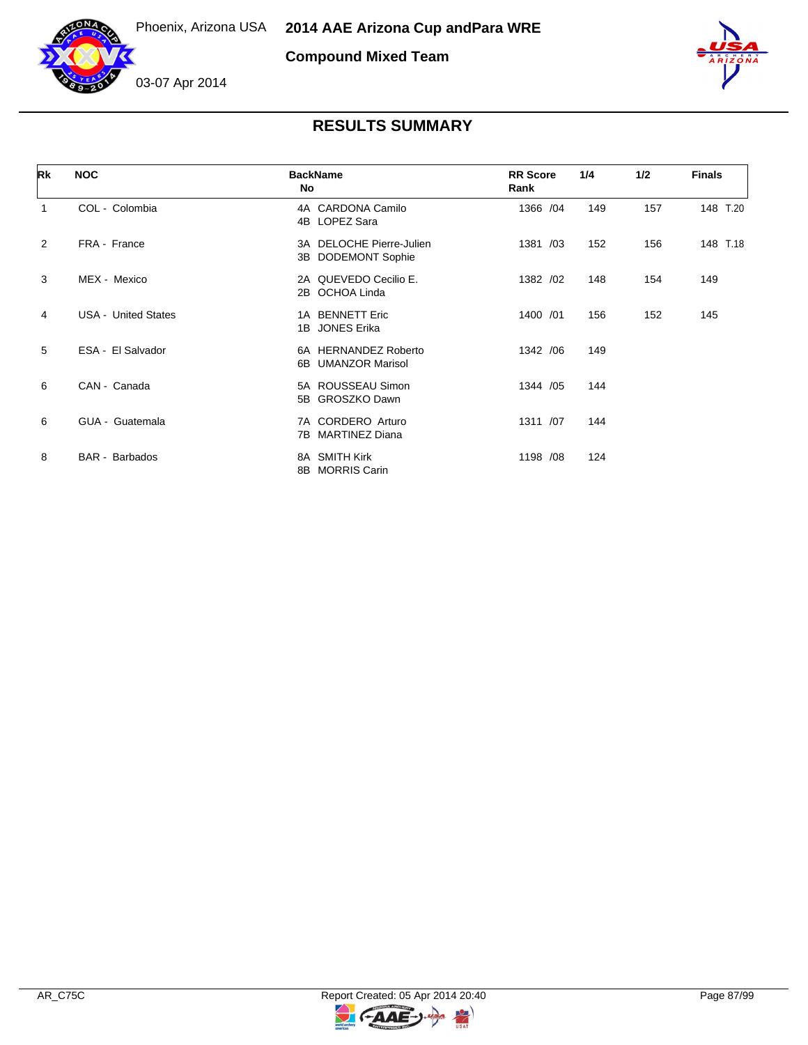# 2014 AAE Arizona Cup andPara WRE

Phoenix, Arizona USA

03-07 Apr 2014

## Compound Mixed Team

## RESULTS SUMMARY

| Rk | NOC | BackName No | RR Score Rank | 1/4 | 1/2 | Finals |
|---|---|---|---|---|---|---|
| 1 | COL - Colombia | 4A CARDONA Camilo<br>4B LOPEZ Sara | 1366 /04 | 149 | 157 | 148 T.20 |
| 2 | FRA - France | 3A DELOCHE Pierre-Julien<br>3B DODEMONT Sophie | 1381 /03 | 152 | 156 | 148 T.18 |
| 3 | MEX - Mexico | 2A QUEVEDO Cecilio E.<br>2B OCHOA Linda | 1382 /02 | 148 | 154 | 149 |
| 4 | USA - United States | 1A BENNETT Eric<br>1B JONES Erika | 1400 /01 | 156 | 152 | 145 |
| 5 | ESA - El Salvador | 6A HERNANDEZ Roberto<br>6B UMANZOR Marisol | 1342 /06 | 149 | | |
| 6 | CAN - Canada | 5A ROUSSEAU Simon<br>5B GROSZKO Dawn | 1344 /05 | 144 | | |
| 6 | GUA - Guatemala | 7A CORDERO Arturo<br>7B MARTINEZ Diana | 1311 /07 | 144 | | |
| 8 | BAR - Barbados | 8A SMITH Kirk<br>8B MORRIS Carin | 1198 /08 | 124 | | |

AR_C75C

Report Created: 05 Apr 2014 20:40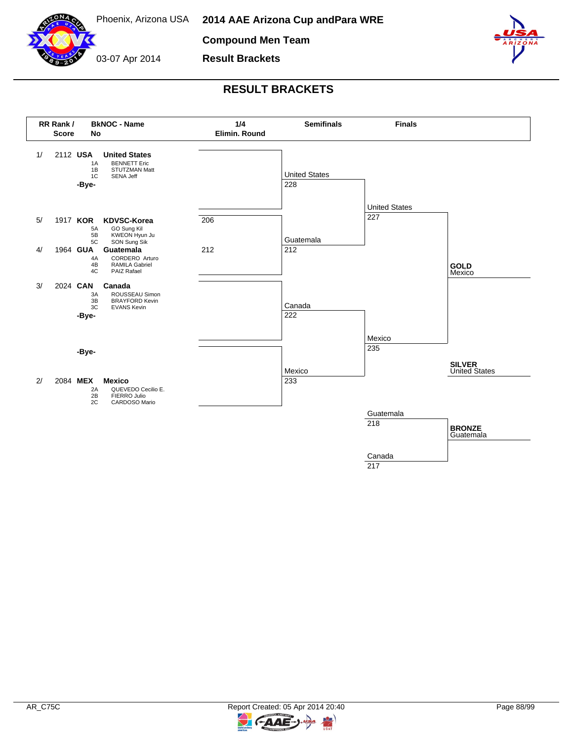Phoenix, Arizona USA

03-07 Apr 2014

# 2014 AAE Arizona Cup andPara WRE

## Compound Men Team

## Result Brackets

# RESULT BRACKETS

| RR Rank / Score | BkNOC - Name | 1/4 Elimin. Round |
|---|---|---|
| 1/ 2112 | **USA United States** (1A BENNETT Eric, 1B STUTZMAN Matt, 1C SENA Jeff) | |
| | -Bye- | |
| 5/ 1917 | **KOR KDVSC-Korea** (5A GO Sung Kil, 5B KWEON Hyun Ju, 5C SON Sung Sik) | 206 |
| 4/ 1964 | **GUA Guatemala** (4A CORDERO Arturo, 4B RAMILA Gabriel, 4C PAIZ Rafael) | 212 |
| 3/ 2024 | **CAN Canada** (3A ROUSSEAU Simon, 3B BRAYFORD Kevin, 3C EVANS Kevin) | |
| | -Bye- | |
| | -Bye- | |
| 2/ 2084 | **MEX Mexico** (2A QUEVEDO Cecilio E., 2B FIERRO Julio, 2C CARDOSO Mario) | |

**Semifinals**

| Team | Score |
|---|---|
| United States | 228 |
| Guatemala | 212 |
| Canada | 222 |
| Mexico | 233 |

**Finals**

| Match | Team | Score |
|---|---|---|
| Gold Medal Match | United States | 227 |
| Gold Medal Match | Mexico | 235 |
| Bronze Medal Match | Guatemala | 218 |
| Bronze Medal Match | Canada | 217 |

**GOLD** Mexico

**SILVER** United States

**BRONZE** Guatemala

AR_C75C

Report Created: 05 Apr 2014 20:40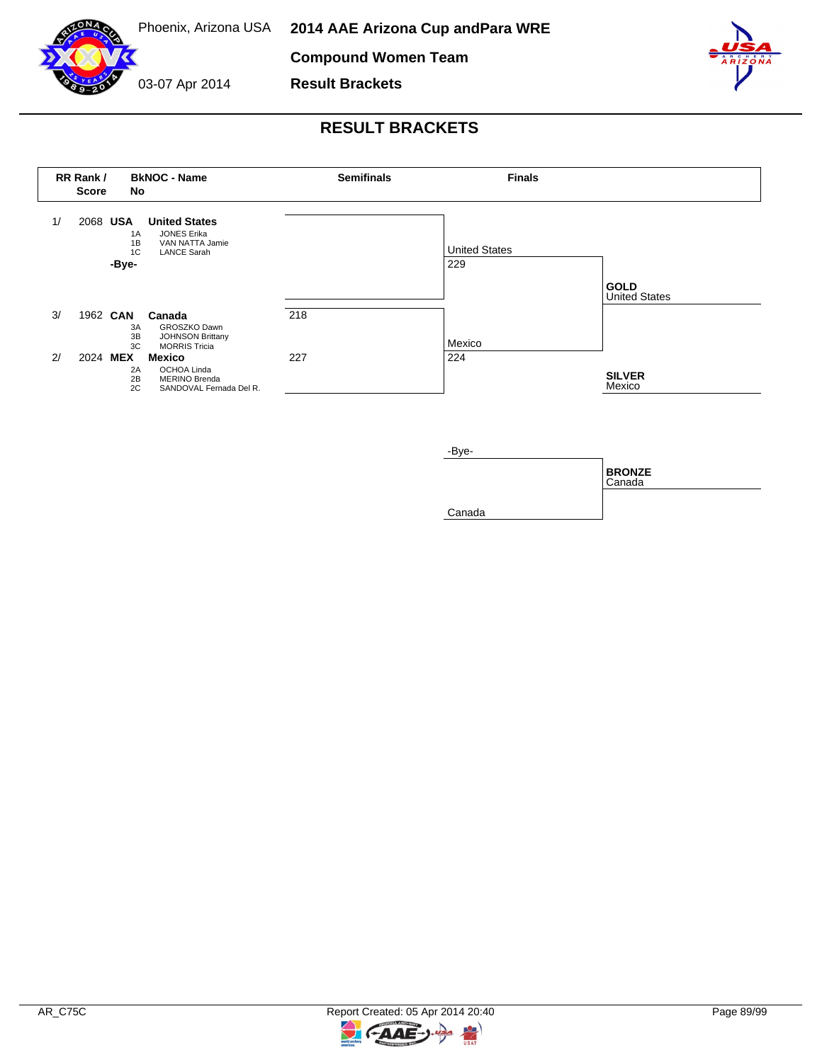# RESULT BRACKETS

2014 AAE Arizona Cup andPara WRE — Compound Women Team — Result Brackets

Phoenix, Arizona USA, 03-07 Apr 2014

| RR Rank / Score | BkNOC - Name No | | Semifinals | Finals | |
|---|---|---|---|---|---|
| 1/ 2068 | USA | **United States** | | United States 229 | **GOLD** United States |
| | 1A | JONES Erika | | | |
| | 1B | VAN NATTA Jamie | | | |
| | 1C | LANCE Sarah | | | |
| | -Bye- | | | | |
| 3/ 1962 | CAN | **Canada** | 218 | | |
| | 3A | GROSZKO Dawn | | | |
| | 3B | JOHNSON Brittany | | | |
| | 3C | MORRIS Tricia | | | |
| 2/ 2024 | MEX | **Mexico** | 227 | Mexico 224 | **SILVER** Mexico |
| | 2A | OCHOA Linda | | | |
| | 2B | MERINO Brenda | | | |
| | 2C | SANDOVAL Fernada Del R. | | | |

**Bronze match:**

| Finals | |
|---|---|
| -Bye- | **BRONZE** Canada |
| Canada | |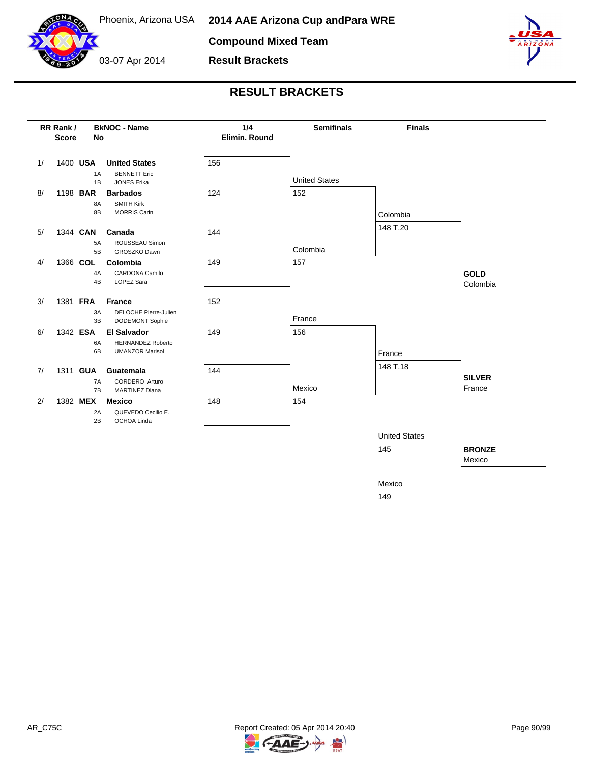Phoenix, Arizona USA

03-07 Apr 2014

# 2014 AAE Arizona Cup andPara WRE

## Compound Mixed Team

## Result Brackets

## RESULT BRACKETS

| RR Rank / Score | BkNOC - No | Name | 1/4 Elimin. Round | Semifinals | Finals |
|---|---|---|---|---|---|
| 1/ 1400 | USA | **United States** (1A BENNETT Eric, 1B JONES Erika) | 156 | United States 152 | Colombia 148 T.20 |
| 8/ 1198 | BAR | **Barbados** (8A SMITH Kirk, 8B MORRIS Carin) | 124 | | |
| 5/ 1344 | CAN | **Canada** (5A ROUSSEAU Simon, 5B GROSZKO Dawn) | 144 | Colombia 157 | |
| 4/ 1366 | COL | **Colombia** (4A CARDONA Camilo, 4B LOPEZ Sara) | 149 | | |
| 3/ 1381 | FRA | **France** (3A DELOCHE Pierre-Julien, 3B DODEMONT Sophie) | 152 | France 156 | France 148 T.18 |
| 6/ 1342 | ESA | **El Salvador** (6A HERNANDEZ Roberto, 6B UMANZOR Marisol) | 149 | | |
| 7/ 1311 | GUA | **Guatemala** (7A CORDERO Arturo, 7B MARTINEZ Diana) | 144 | Mexico 154 | |
| 2/ 1382 | MEX | **Mexico** (2A QUEVEDO Cecilio E., 2B OCHOA Linda) | 148 | | |

**GOLD** Colombia

**SILVER** France

Bronze match: United States 145 – Mexico 149

**BRONZE** Mexico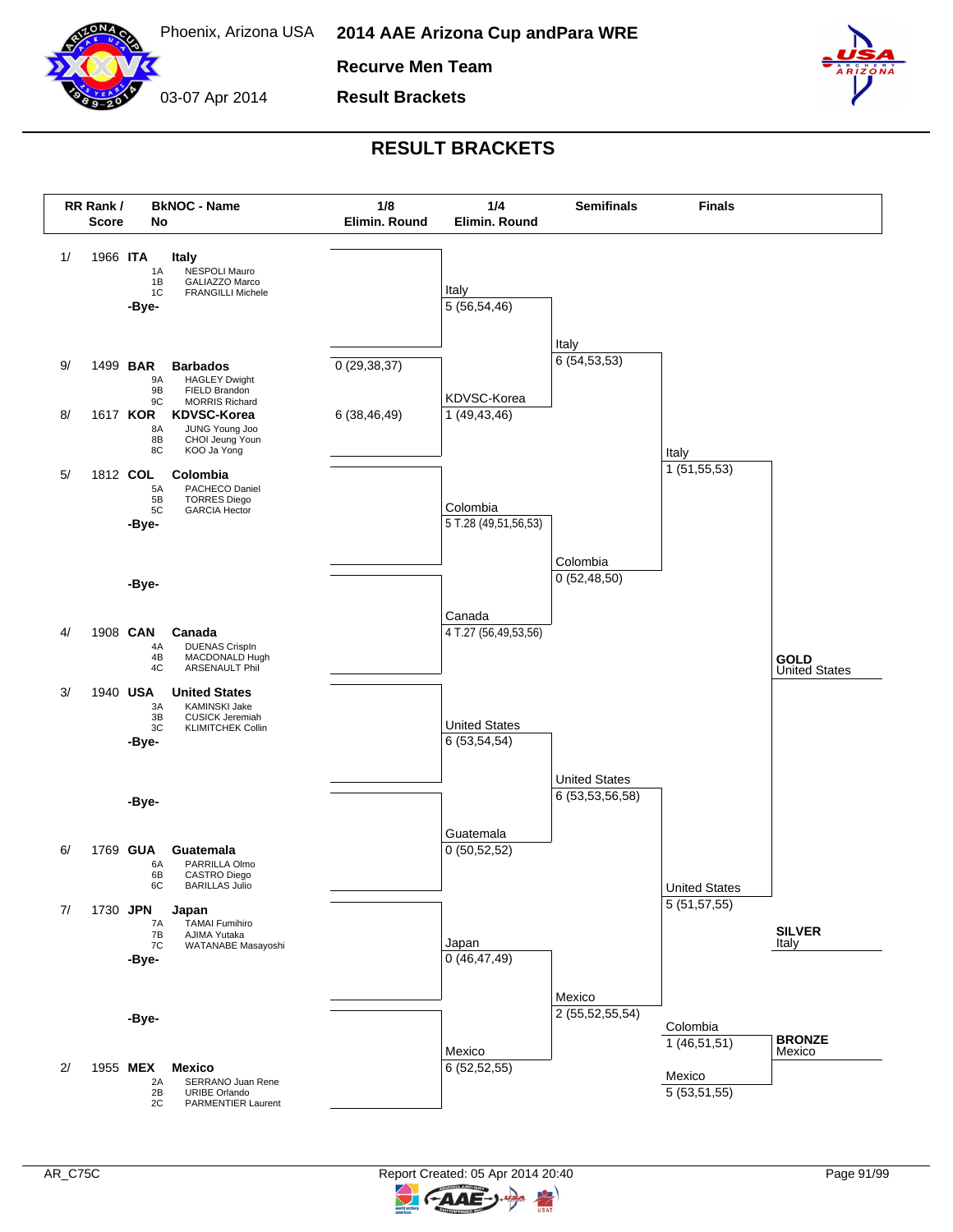# 2014 AAE Arizona Cup andPara WRE

Phoenix, Arizona USA

03-07 Apr 2014

## Recurve Men Team

## Result Brackets

## RESULT BRACKETS

| RR Rank / Score | BkNOC - Name | 1/8 Elimin. Round | 1/4 Elimin. Round | Semifinals | Finals |
|---|---|---|---|---|---|
| 1/ 1966 | **ITA** **Italy** 1A NESPOLI Mauro, 1B GALIAZZO Marco, 1C FRANGILLI Michele | | Italy 5 (56,54,46) | Italy 6 (54,53,53) | Italy 1 (51,55,53) |
| | -Bye- | | | | |
| 9/ 1499 | **BAR** **Barbados** 9A HAGLEY Dwight, 9B FIELD Brandon, 9C MORRIS Richard | 0 (29,38,37) | | | |
| 8/ 1617 | **KOR** **KDVSC-Korea** 8A JUNG Young Joo, 8B CHOI Jeung Youn, 8C KOO Ja Yong | 6 (38,46,49) | KDVSC-Korea 1 (49,43,46) | | |
| 5/ 1812 | **COL** **Colombia** 5A PACHECO Daniel, 5B TORRES Diego, 5C GARCIA Hector | | Colombia 5 T.28 (49,51,56,53) | Colombia 0 (52,48,50) | |
| | -Bye- | | | | |
| | -Bye- | | | | |
| 4/ 1908 | **CAN** **Canada** 4A DUENAS Crispln, 4B MACDONALD Hugh, 4C ARSENAULT Phil | | Canada 4 T.27 (56,49,53,56) | | |
| 3/ 1940 | **USA** **United States** 3A KAMINSKI Jake, 3B CUSICK Jeremiah, 3C KLIMITCHEK Collin | | United States 6 (53,54,54) | United States 6 (53,53,56,58) | United States 5 (51,57,55) |
| | -Bye- | | | | |
| | -Bye- | | | | |
| 6/ 1769 | **GUA** **Guatemala** 6A PARRILLA Olmo, 6B CASTRO Diego, 6C BARILLAS Julio | | Guatemala 0 (50,52,52) | | |
| 7/ 1730 | **JPN** **Japan** 7A TAMAI Fumihiro, 7B AJIMA Yutaka, 7C WATANABE Masayoshi | | Japan 0 (46,47,49) | Mexico 2 (55,52,55,54) | |
| | -Bye- | | | | |
| | -Bye- | | | | |
| 2/ 1955 | **MEX** **Mexico** 2A SERRANO Juan Rene, 2B URIBE Orlando, 2C PARMENTIER Laurent | | Mexico 6 (52,52,55) | | |

**Bronze Medal Match:** Colombia 1 (46,51,51) – Mexico 5 (53,51,55)

**GOLD** United States

**SILVER** Italy

**BRONZE** Mexico

AR_C75C

Report Created: 05 Apr 2014 20:40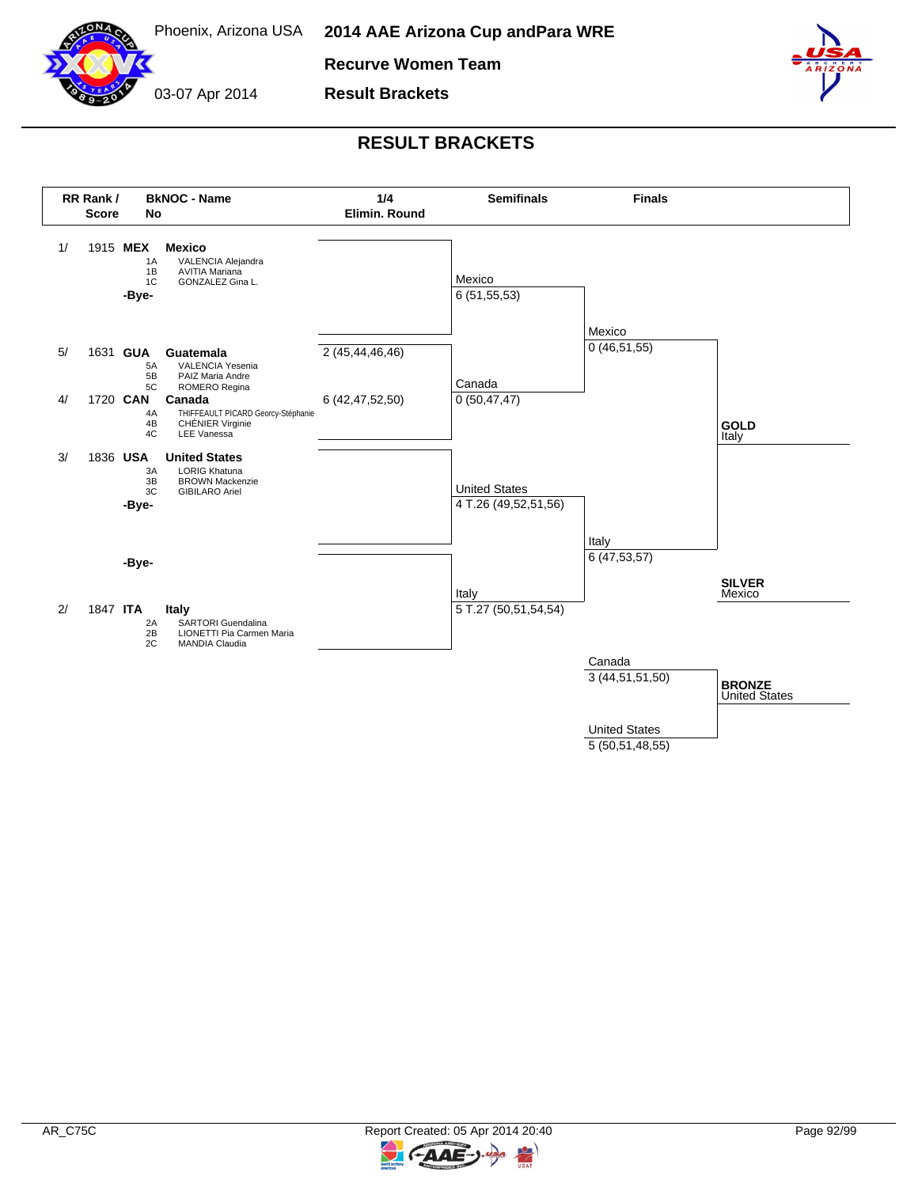Phoenix, Arizona USA

03-07 Apr 2014

# 2014 AAE Arizona Cup andPara WRE

## Recurve Women Team

## Result Brackets

## RESULT BRACKETS

| RR Rank / Score | BkNOC - Name No | 1/4 Elimin. Round | Semifinals | Finals |
|---|---|---|---|---|
| 1/ 1915 | **MEX** **Mexico** 1A VALENCIA Alejandra, 1B AVITIA Mariana, 1C GONZALEZ Gina L. | | Mexico 6 (51,55,53) | Mexico 0 (46,51,55) |
| | -Bye- | | | |
| 5/ 1631 | **GUA** **Guatemala** 5A VALENCIA Yesenia, 5B PAIZ Maria Andre, 5C ROMERO Regina | 2 (45,44,46,46) | | |
| 4/ 1720 | **CAN** **Canada** 4A THIFFEAULT PICARD Georcy-Stéphanie, 4B CHÉNIER Virginie, 4C LEE Vanessa | 6 (42,47,52,50) | Canada 0 (50,47,47) | |
| 3/ 1836 | **USA** **United States** 3A LORIG Khatuna, 3B BROWN Mackenzie, 3C GIBILARO Ariel | | United States 4 T.26 (49,52,51,56) | Italy 6 (47,53,57) |
| | -Bye- | | | |
| | -Bye- | | | |
| 2/ 1847 | **ITA** **Italy** 2A SARTORI Guendalina, 2B LIONETTI Pia Carmen Maria, 2C MANDIA Claudia | | Italy 5 T.27 (50,51,54,54) | |

**Bronze match:** Canada 3 (44,51,51,50) – United States 5 (50,51,48,55)

**GOLD** Italy

**SILVER** Mexico

**BRONZE** United States

AR_C75C

Report Created: 05 Apr 2014 20:40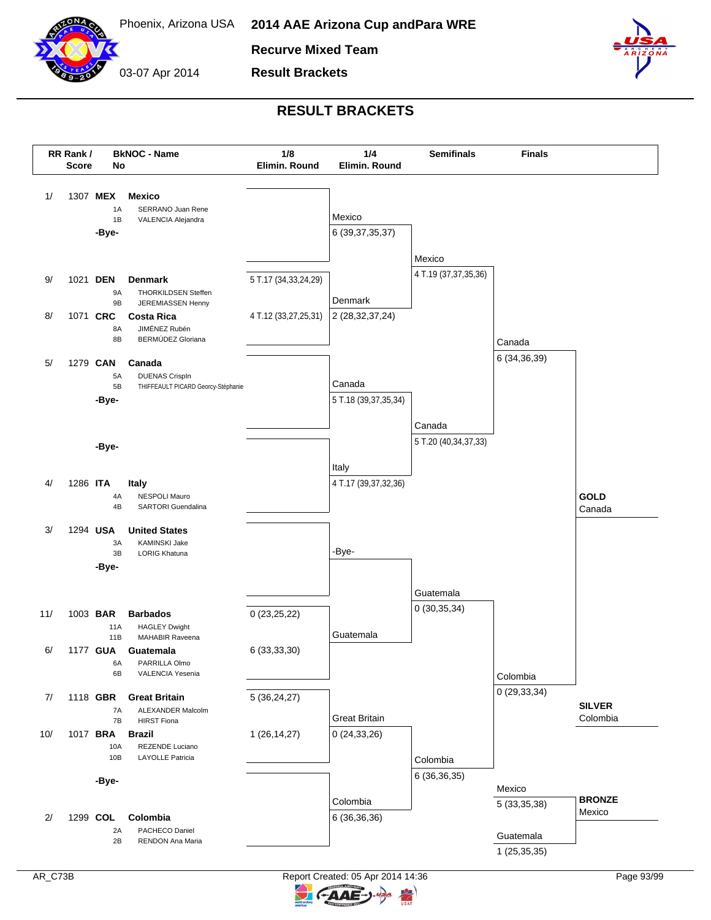Phoenix, Arizona USA

03-07 Apr 2014

# 2014 AAE Arizona Cup andPara WRE

**Recurve Mixed Team**

**Result Brackets**

## RESULT BRACKETS

| RR Rank / Score | BkNOC - No | Name | 1/8 Elimin. Round |
|---|---|---|---|
| 1/ 1307 | MEX | **Mexico** | |
| | 1A | SERRANO Juan Rene | |
| | 1B | VALENCIA Alejandra | |
| | | -Bye- | |
| 9/ 1021 | DEN | **Denmark** | 5 T.17 (34,33,24,29) |
| | 9A | THORKILDSEN Steffen | |
| | 9B | JEREMIASSEN Henny | |
| 8/ 1071 | CRC | **Costa Rica** | 4 T.12 (33,27,25,31) |
| | 8A | JIMÉNEZ Rubén | |
| | 8B | BERMÚDEZ Gloriana | |
| 5/ 1279 | CAN | **Canada** | |
| | 5A | DUENAS Crispln | |
| | 5B | THIFFEAULT PICARD Georcy-Stéphanie | |
| | | -Bye- | |
| | | -Bye- | |
| 4/ 1286 | ITA | **Italy** | |
| | 4A | NESPOLI Mauro | |
| | 4B | SARTORI Guendalina | |
| 3/ 1294 | USA | **United States** | |
| | 3A | KAMINSKI Jake | |
| | 3B | LORIG Khatuna | |
| | | -Bye- | |
| 11/ 1003 | BAR | **Barbados** | 0 (23,25,22) |
| | 11A | HAGLEY Dwight | |
| | 11B | MAHABIR Raveena | |
| 6/ 1177 | GUA | **Guatemala** | 6 (33,33,30) |
| | 6A | PARRILLA Olmo | |
| | 6B | VALENCIA Yesenia | |
| 7/ 1118 | GBR | **Great Britain** | 5 (36,24,27) |
| | 7A | ALEXANDER Malcolm | |
| | 7B | HIRST Fiona | |
| 10/ 1017 | BRA | **Brazil** | 1 (26,14,27) |
| | 10A | REZENDE Luciano | |
| | 10B | LAYOLLE Patricia | |
| | | -Bye- | |
| 2/ 1299 | COL | **Colombia** | |
| | 2A | PACHECO Daniel | |
| | 2B | RENDON Ana Maria | |

**1/4 Elimin. Round**

| Match | Team | Result |
|---|---|---|
| 1 | Mexico | 6 (39,37,35,37) |
| | Denmark | 2 (28,32,37,24) |
| 2 | Canada | 5 T.18 (39,37,35,34) |
| | Italy | 4 T.17 (39,37,32,36) |
| 3 | -Bye- | |
| | Guatemala | |
| 4 | Great Britain | 0 (24,33,26) |
| | Colombia | 6 (36,36,36) |

**Semifinals**

| Match | Team | Result |
|---|---|---|
| 1 | Mexico | 4 T.19 (37,37,35,36) |
| | Canada | 5 T.20 (40,34,37,33) |
| 2 | Guatemala | 0 (30,35,34) |
| | Colombia | 6 (36,36,35) |

**Finals**

| Match | Team | Result |
|---|---|---|
| Gold | Canada | 6 (34,36,39) |
| | Colombia | 0 (29,33,34) |
| Bronze | Mexico | 5 (33,35,38) |
| | Guatemala | 1 (25,35,35) |

**GOLD** Canada

**SILVER** Colombia

**BRONZE** Mexico

AR_C73B

Report Created: 05 Apr 2014 14:36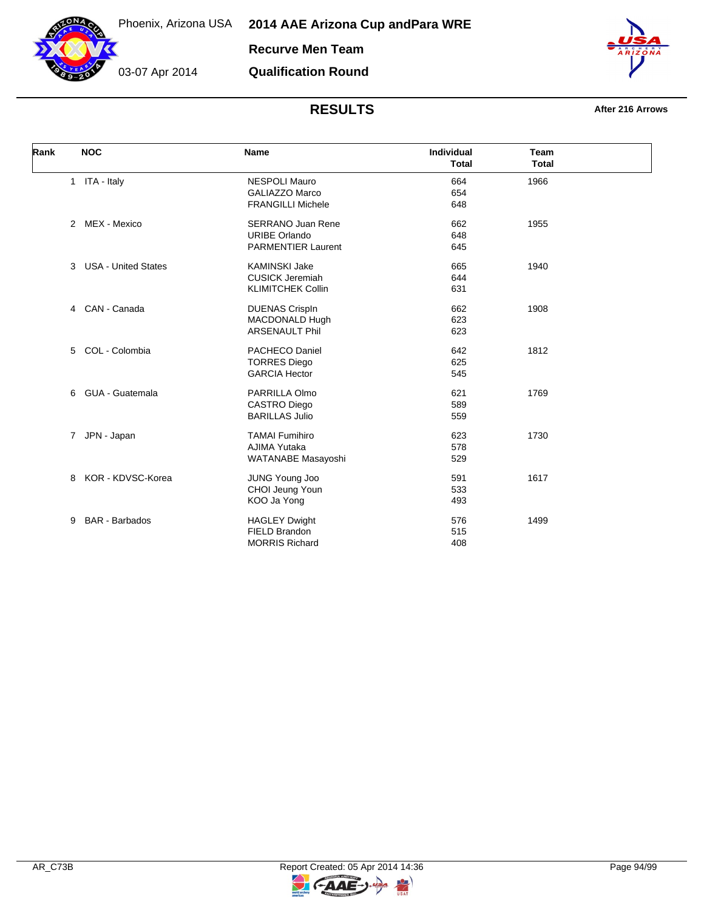Phoenix, Arizona USA

03-07 Apr 2014

# 2014 AAE Arizona Cup andPara WRE

## Recurve Men Team

## Qualification Round

### RESULTS

After 216 Arrows

| Rank | NOC | Name | Individual Total | Team Total |
|---|---|---|---|---|
| 1 | ITA - Italy | NESPOLI Mauro | 664 | 1966 |
| | | GALIAZZO Marco | 654 | |
| | | FRANGILLI Michele | 648 | |
| 2 | MEX - Mexico | SERRANO Juan Rene | 662 | 1955 |
| | | URIBE Orlando | 648 | |
| | | PARMENTIER Laurent | 645 | |
| 3 | USA - United States | KAMINSKI Jake | 665 | 1940 |
| | | CUSICK Jeremiah | 644 | |
| | | KLIMITCHEK Collin | 631 | |
| 4 | CAN - Canada | DUENAS Crispln | 662 | 1908 |
| | | MACDONALD Hugh | 623 | |
| | | ARSENAULT Phil | 623 | |
| 5 | COL - Colombia | PACHECO Daniel | 642 | 1812 |
| | | TORRES Diego | 625 | |
| | | GARCIA Hector | 545 | |
| 6 | GUA - Guatemala | PARRILLA Olmo | 621 | 1769 |
| | | CASTRO Diego | 589 | |
| | | BARILLAS Julio | 559 | |
| 7 | JPN - Japan | TAMAI Fumihiro | 623 | 1730 |
| | | AJIMA Yutaka | 578 | |
| | | WATANABE Masayoshi | 529 | |
| 8 | KOR - KDVSC-Korea | JUNG Young Joo | 591 | 1617 |
| | | CHOI Jeung Youn | 533 | |
| | | KOO Ja Yong | 493 | |
| 9 | BAR - Barbados | HAGLEY Dwight | 576 | 1499 |
| | | FIELD Brandon | 515 | |
| | | MORRIS Richard | 408 | |

AR_C73B

Report Created: 05 Apr 2014 14:36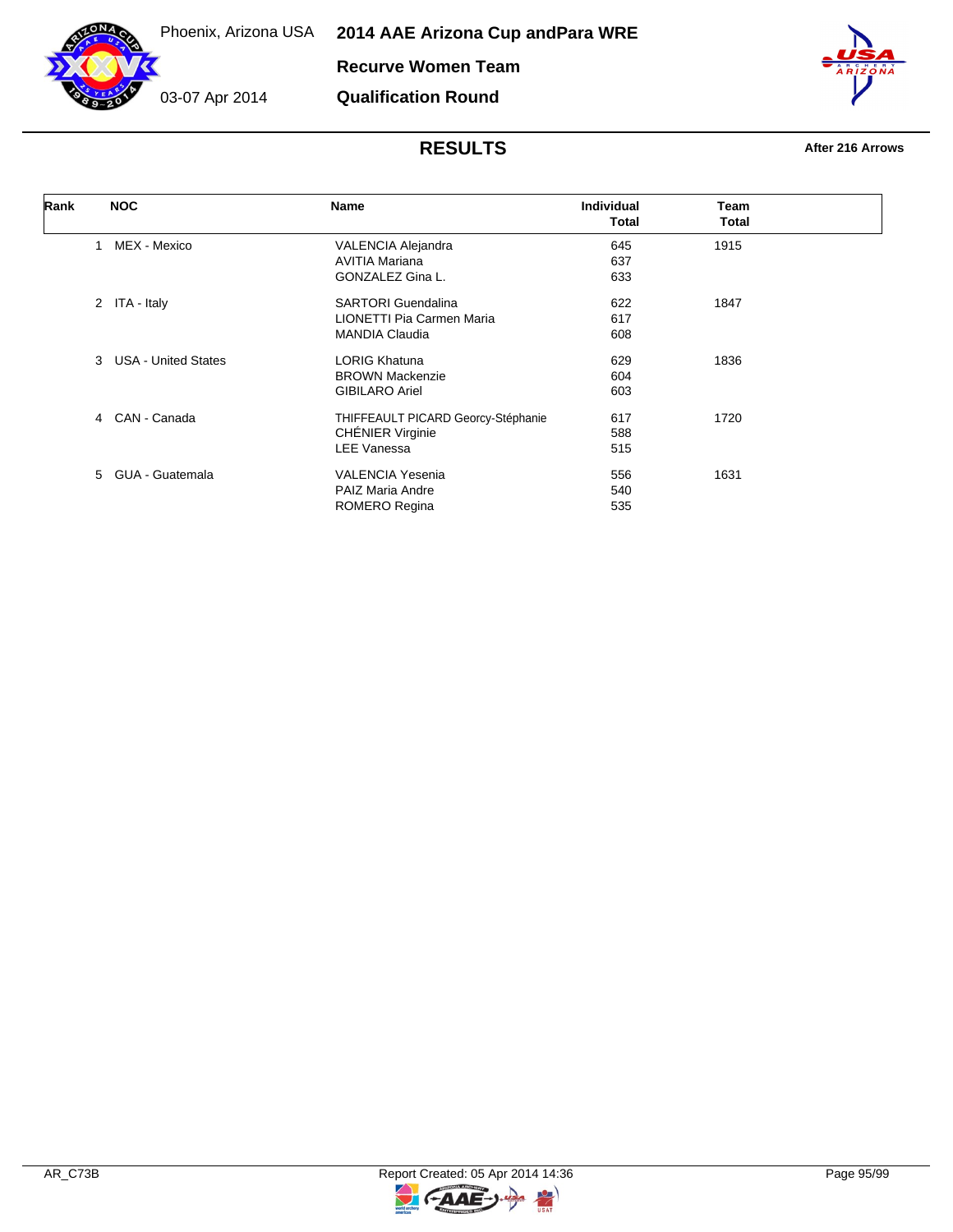Phoenix, Arizona USA

03-07 Apr 2014

# 2014 AAE Arizona Cup andPara WRE

## Recurve Women Team

## Qualification Round

## RESULTS

**After 216 Arrows**

| Rank | NOC | Name | Individual Total | Team Total |
|---|---|---|---|---|
| 1 | MEX - Mexico | VALENCIA Alejandra | 645 | 1915 |
| | | AVITIA Mariana | 637 | |
| | | GONZALEZ Gina L. | 633 | |
| 2 | ITA - Italy | SARTORI Guendalina | 622 | 1847 |
| | | LIONETTI Pia Carmen Maria | 617 | |
| | | MANDIA Claudia | 608 | |
| 3 | USA - United States | LORIG Khatuna | 629 | 1836 |
| | | BROWN Mackenzie | 604 | |
| | | GIBILARO Ariel | 603 | |
| 4 | CAN - Canada | THIFFEAULT PICARD Georcy-Stéphanie | 617 | 1720 |
| | | CHÉNIER Virginie | 588 | |
| | | LEE Vanessa | 515 | |
| 5 | GUA - Guatemala | VALENCIA Yesenia | 556 | 1631 |
| | | PAIZ Maria Andre | 540 | |
| | | ROMERO Regina | 535 | |

AR_C73B    Report Created: 05 Apr 2014 14:36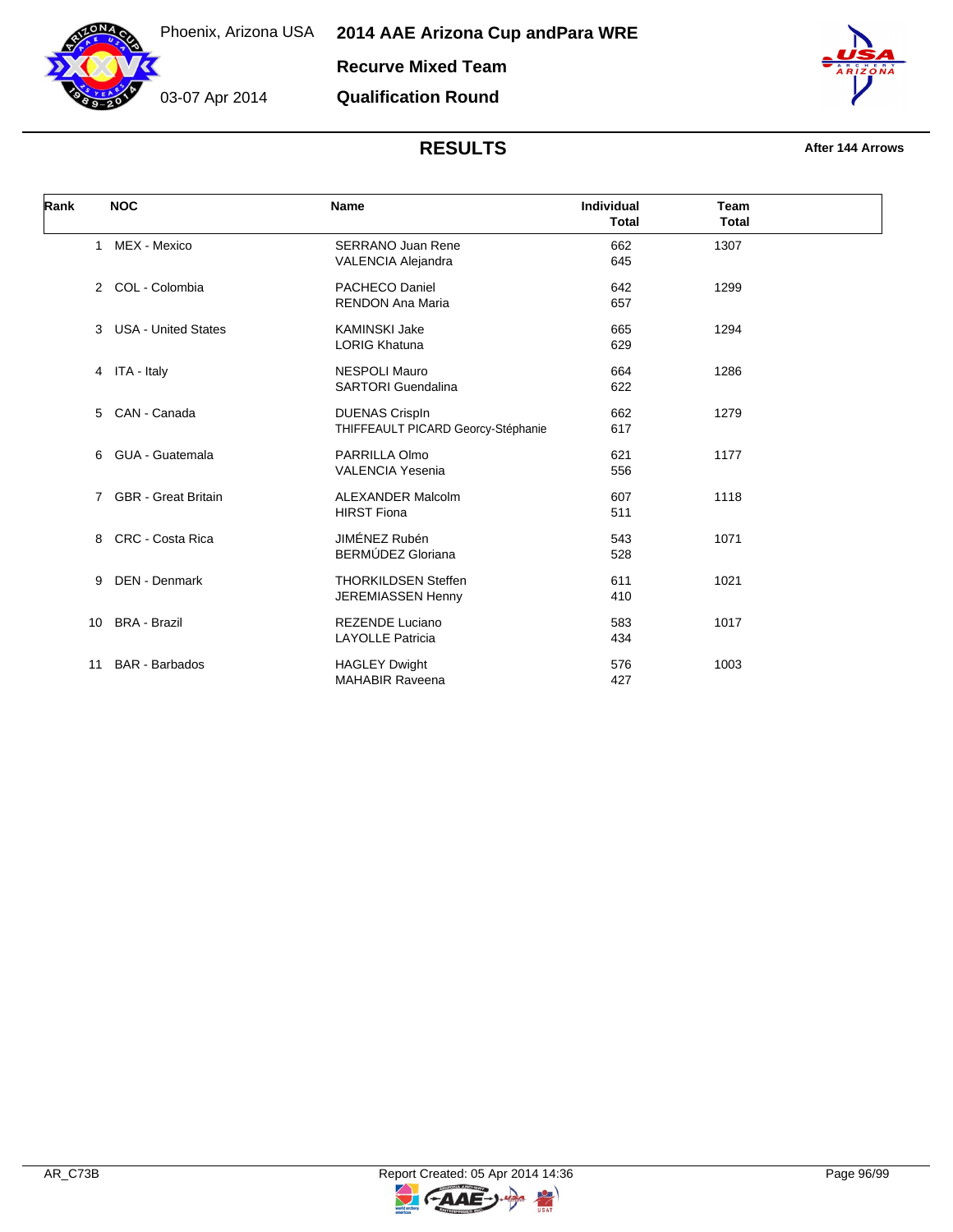Phoenix, Arizona USA

03-07 Apr 2014

# 2014 AAE Arizona Cup andPara WRE

## Recurve Mixed Team

## Qualification Round

### RESULTS

**After 144 Arrows**

| Rank | NOC | Name | Individual Total | Team Total |
|---|---|---|---|---|
| 1 | MEX - Mexico | SERRANO Juan Rene<br>VALENCIA Alejandra | 662<br>645 | 1307 |
| 2 | COL - Colombia | PACHECO Daniel<br>RENDON Ana Maria | 642<br>657 | 1299 |
| 3 | USA - United States | KAMINSKI Jake<br>LORIG Khatuna | 665<br>629 | 1294 |
| 4 | ITA - Italy | NESPOLI Mauro<br>SARTORI Guendalina | 664<br>622 | 1286 |
| 5 | CAN - Canada | DUENAS CrispIn<br>THIFFEAULT PICARD Georcy-Stéphanie | 662<br>617 | 1279 |
| 6 | GUA - Guatemala | PARRILLA Olmo<br>VALENCIA Yesenia | 621<br>556 | 1177 |
| 7 | GBR - Great Britain | ALEXANDER Malcolm<br>HIRST Fiona | 607<br>511 | 1118 |
| 8 | CRC - Costa Rica | JIMÉNEZ Rubén<br>BERMÚDEZ Gloriana | 543<br>528 | 1071 |
| 9 | DEN - Denmark | THORKILDSEN Steffen<br>JEREMIASSEN Henny | 611<br>410 | 1021 |
| 10 | BRA - Brazil | REZENDE Luciano<br>LAYOLLE Patricia | 583<br>434 | 1017 |
| 11 | BAR - Barbados | HAGLEY Dwight<br>MAHABIR Raveena | 576<br>427 | 1003 |

AR_C73B

Report Created: 05 Apr 2014 14:36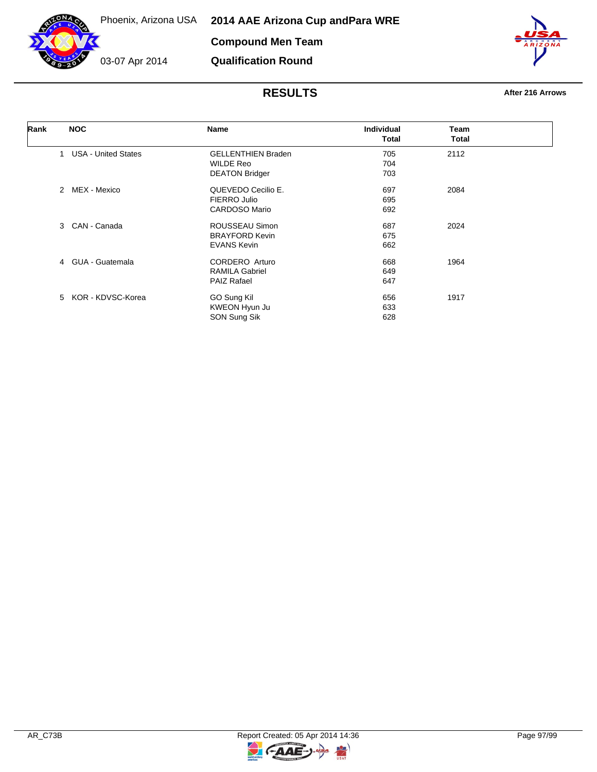Phoenix, Arizona USA

03-07 Apr 2014

# 2014 AAE Arizona Cup andPara WRE

## Compound Men Team

## Qualification Round

### RESULTS

**After 216 Arrows**

| Rank | NOC | Name | Individual Total | Team Total |
|---|---|---|---|---|
| 1 | USA - United States | GELLENTHIEN Braden | 705 | 2112 |
| | | WILDE Reo | 704 | |
| | | DEATON Bridger | 703 | |
| 2 | MEX - Mexico | QUEVEDO Cecilio E. | 697 | 2084 |
| | | FIERRO Julio | 695 | |
| | | CARDOSO Mario | 692 | |
| 3 | CAN - Canada | ROUSSEAU Simon | 687 | 2024 |
| | | BRAYFORD Kevin | 675 | |
| | | EVANS Kevin | 662 | |
| 4 | GUA - Guatemala | CORDERO Arturo | 668 | 1964 |
| | | RAMILA Gabriel | 649 | |
| | | PAIZ Rafael | 647 | |
| 5 | KOR - KDVSC-Korea | GO Sung Kil | 656 | 1917 |
| | | KWEON Hyun Ju | 633 | |
| | | SON Sung Sik | 628 | |

AR_C73B

Report Created: 05 Apr 2014 14:36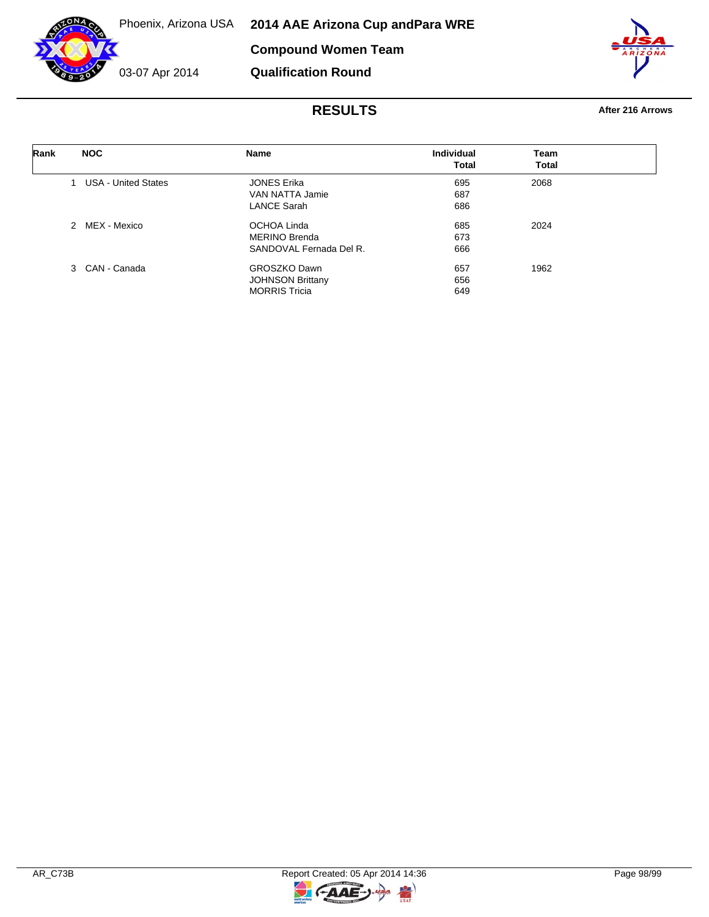Phoenix, Arizona USA

03-07 Apr 2014

# 2014 AAE Arizona Cup andPara WRE

## Compound Women Team

## Qualification Round

## RESULTS

**After 216 Arrows**

| Rank | NOC | Name | Individual Total | Team Total |
|---|---|---|---|---|
| 1 | USA - United States | JONES Erika | 695 | 2068 |
| | | VAN NATTA Jamie | 687 | |
| | | LANCE Sarah | 686 | |
| 2 | MEX - Mexico | OCHOA Linda | 685 | 2024 |
| | | MERINO Brenda | 673 | |
| | | SANDOVAL Fernada Del R. | 666 | |
| 3 | CAN - Canada | GROSZKO Dawn | 657 | 1962 |
| | | JOHNSON Brittany | 656 | |
| | | MORRIS Tricia | 649 | |

AR_C73B

Report Created: 05 Apr 2014 14:36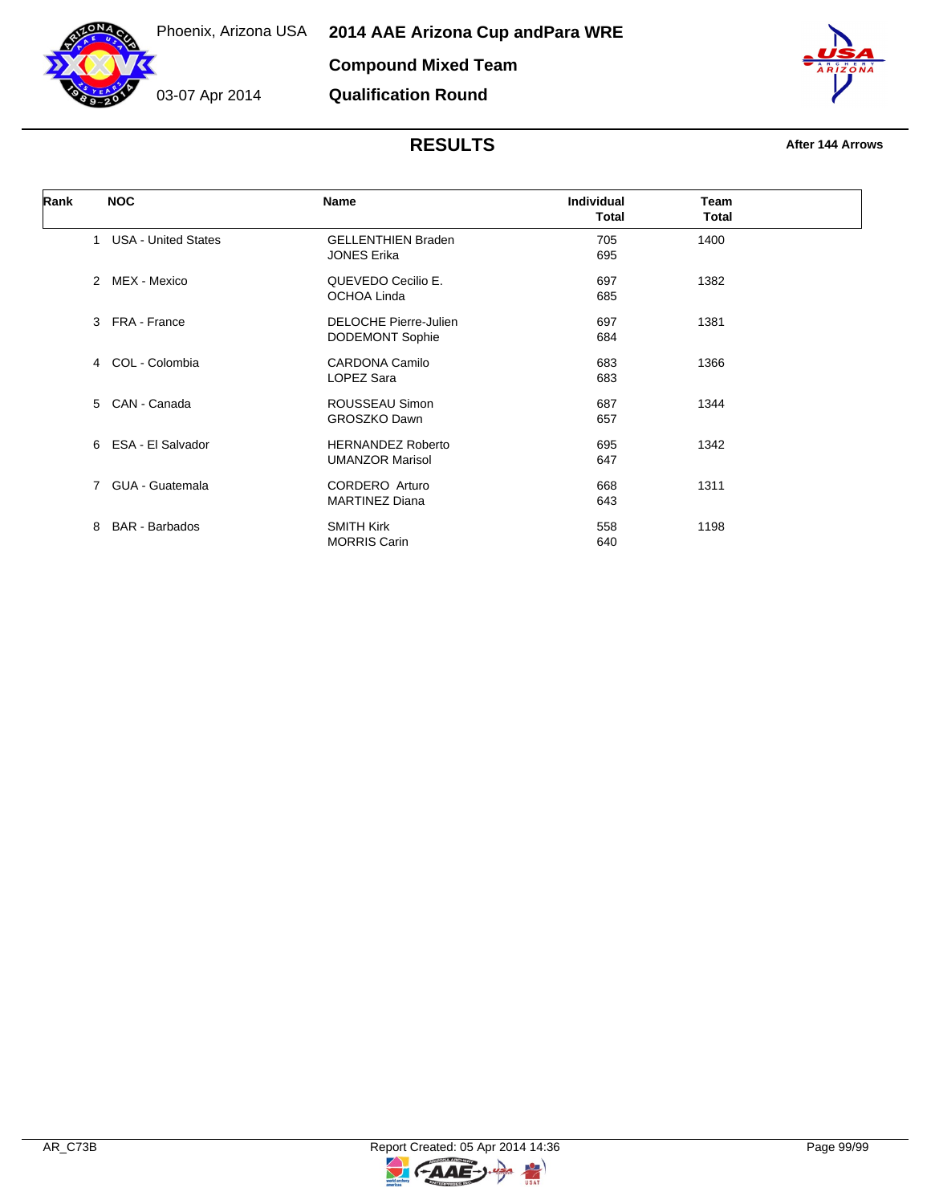Phoenix, Arizona USA

03-07 Apr 2014

# 2014 AAE Arizona Cup andPara WRE

## Compound Mixed Team

## Qualification Round

### RESULTS

**After 144 Arrows**

| Rank | NOC | Name | Individual Total | Team Total |
|---|---|---|---|---|
| 1 | USA - United States | GELLENTHIEN Braden<br>JONES Erika | 705<br>695 | 1400 |
| 2 | MEX - Mexico | QUEVEDO Cecilio E.<br>OCHOA Linda | 697<br>685 | 1382 |
| 3 | FRA - France | DELOCHE Pierre-Julien<br>DODEMONT Sophie | 697<br>684 | 1381 |
| 4 | COL - Colombia | CARDONA Camilo<br>LOPEZ Sara | 683<br>683 | 1366 |
| 5 | CAN - Canada | ROUSSEAU Simon<br>GROSZKO Dawn | 687<br>657 | 1344 |
| 6 | ESA - El Salvador | HERNANDEZ Roberto<br>UMANZOR Marisol | 695<br>647 | 1342 |
| 7 | GUA - Guatemala | CORDERO Arturo<br>MARTINEZ Diana | 668<br>643 | 1311 |
| 8 | BAR - Barbados | SMITH Kirk<br>MORRIS Carin | 558<br>640 | 1198 |

AR_C73B

Report Created: 05 Apr 2014 14:36